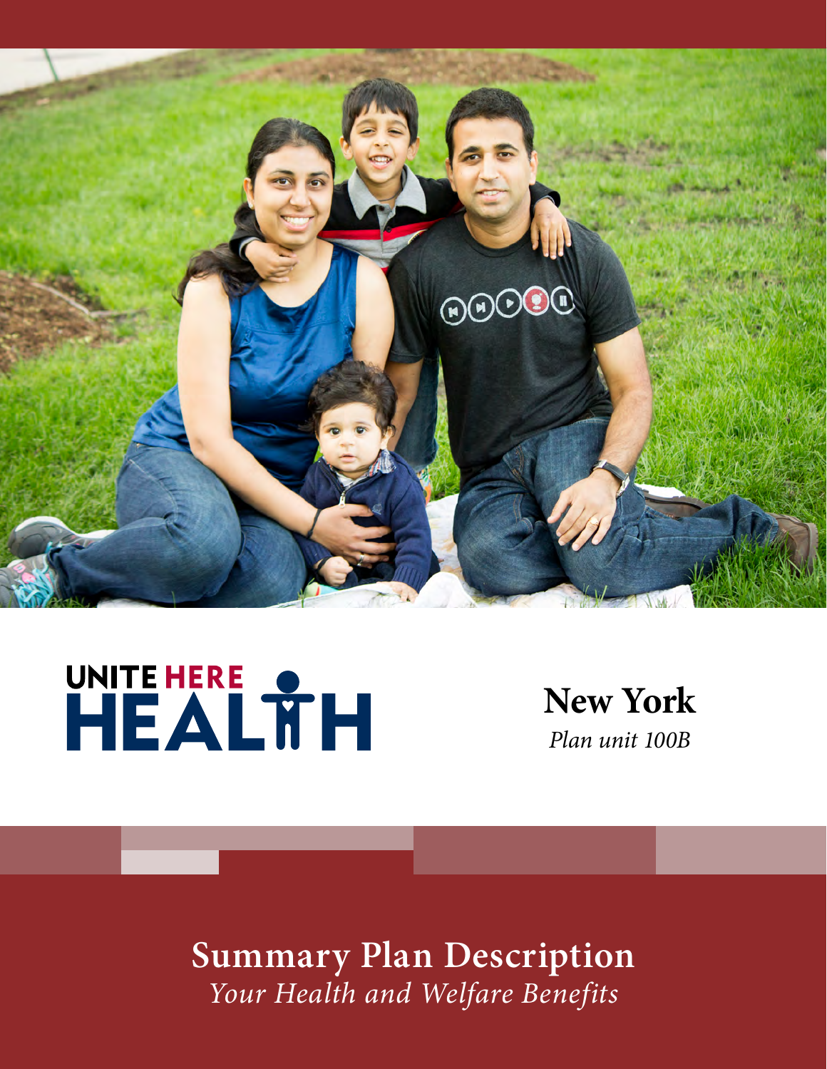UNITE HERE HEALTH

# New York

*Plan unit 100B*

# Summary Plan Description

*Your Health and Welfare Benefits*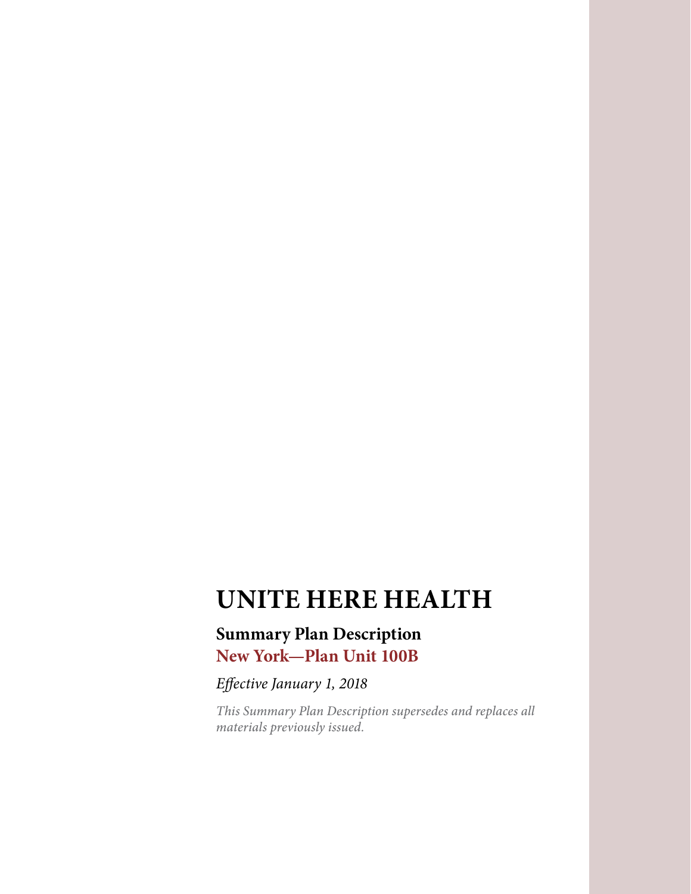# UNITE HERE HEALTH

## Summary Plan Description

**New York—Plan Unit 100B**

*Effective January 1, 2018*

*This Summary Plan Description supersedes and replaces all materials previously issued.*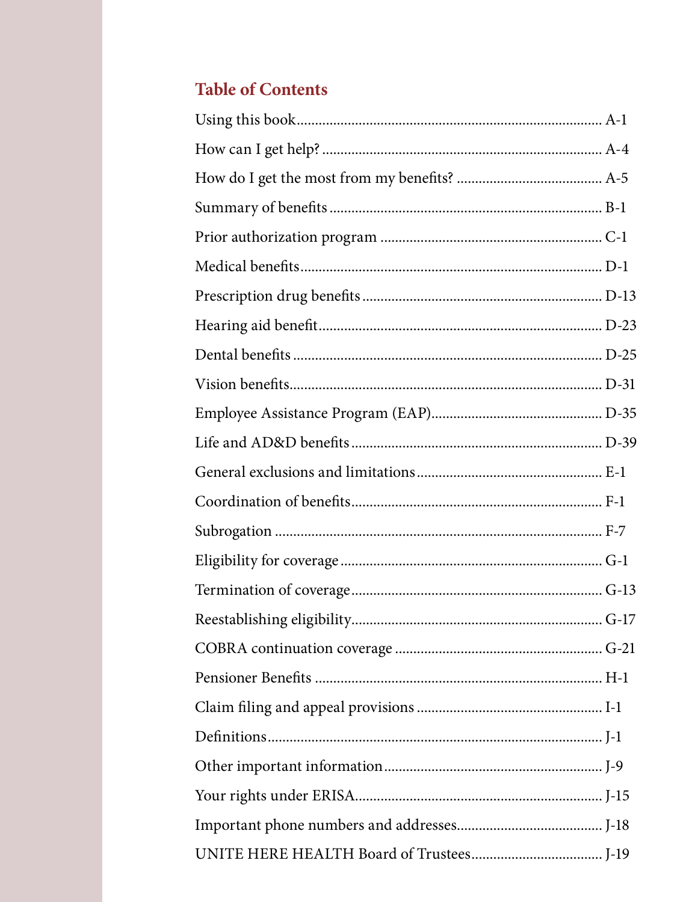## Table of Contents

| Section | Page |
|---|---|
| Using this book | A-1 |
| How can I get help? | A-4 |
| How do I get the most from my benefits? | A-5 |
| Summary of benefits | B-1 |
| Prior authorization program | C-1 |
| Medical benefits | D-1 |
| Prescription drug benefits | D-13 |
| Hearing aid benefit | D-23 |
| Dental benefits | D-25 |
| Vision benefits | D-31 |
| Employee Assistance Program (EAP) | D-35 |
| Life and AD&D benefits | D-39 |
| General exclusions and limitations | E-1 |
| Coordination of benefits | F-1 |
| Subrogation | F-7 |
| Eligibility for coverage | G-1 |
| Termination of coverage | G-13 |
| Reestablishing eligibility | G-17 |
| COBRA continuation coverage | G-21 |
| Pensioner Benefits | H-1 |
| Claim filing and appeal provisions | I-1 |
| Definitions | J-1 |
| Other important information | J-9 |
| Your rights under ERISA | J-15 |
| Important phone numbers and addresses | J-18 |
| UNITE HERE HEALTH Board of Trustees | J-19 |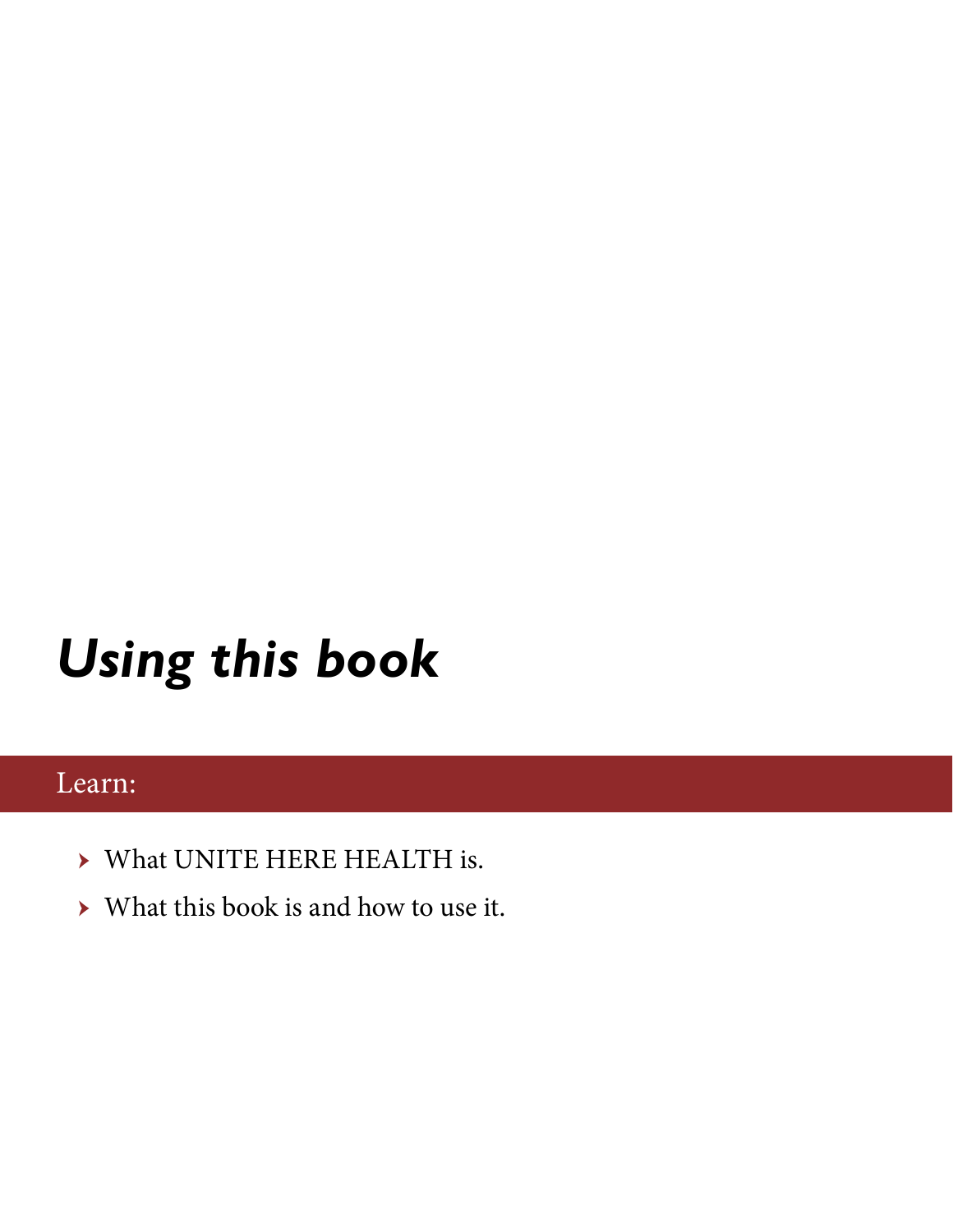# *Using this book*

**Learn:**

- What UNITE HERE HEALTH is.
- What this book is and how to use it.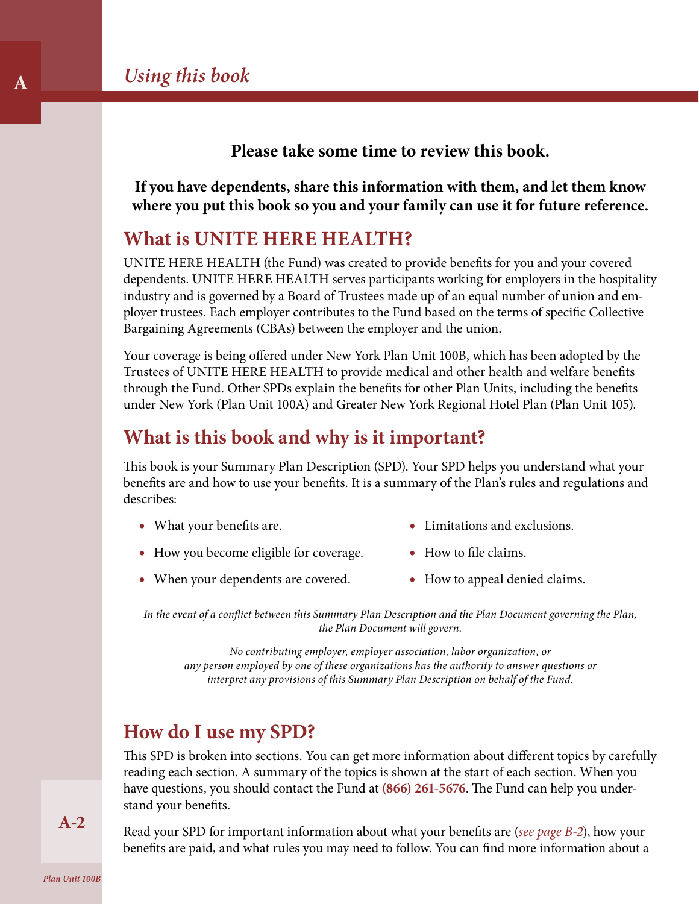# Using this book

**<u>Please take some time to review this book.</u>**

**If you have dependents, share this information with them, and let them know where you put this book so you and your family can use it for future reference.**

## What is UNITE HERE HEALTH?

UNITE HERE HEALTH (the Fund) was created to provide benefits for you and your covered dependents. UNITE HERE HEALTH serves participants working for employers in the hospitality industry and is governed by a Board of Trustees made up of an equal number of union and employer trustees. Each employer contributes to the Fund based on the terms of specific Collective Bargaining Agreements (CBAs) between the employer and the union.

Your coverage is being offered under New York Plan Unit 100B, which has been adopted by the Trustees of UNITE HERE HEALTH to provide medical and other health and welfare benefits through the Fund. Other SPDs explain the benefits for other Plan Units, including the benefits under New York (Plan Unit 100A) and Greater New York Regional Hotel Plan (Plan Unit 105).

## What is this book and why is it important?

This book is your Summary Plan Description (SPD). Your SPD helps you understand what your benefits are and how to use your benefits. It is a summary of the Plan's rules and regulations and describes:

- What your benefits are.
- How you become eligible for coverage.
- When your dependents are covered.
- Limitations and exclusions.
- How to file claims.
- How to appeal denied claims.

*In the event of a conflict between this Summary Plan Description and the Plan Document governing the Plan, the Plan Document will govern.*

*No contributing employer, employer association, labor organization, or any person employed by one of these organizations has the authority to answer questions or interpret any provisions of this Summary Plan Description on behalf of the Fund.*

## How do I use my SPD?

This SPD is broken into sections. You can get more information about different topics by carefully reading each section. A summary of the topics is shown at the start of each section. When you have questions, you should contact the Fund at **(866) 261-5676**. The Fund can help you understand your benefits.

Read your SPD for important information about what your benefits are (*see page B-2*), how your benefits are paid, and what rules you may need to follow. You can find more information about a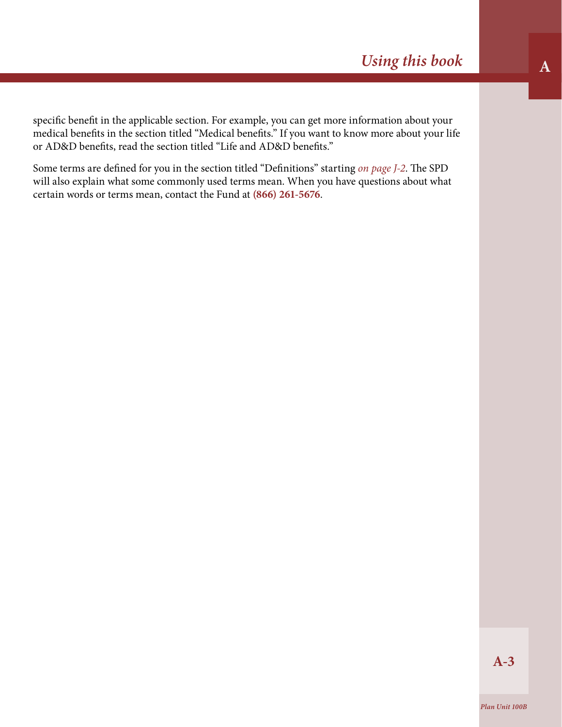specific benefit in the applicable section. For example, you can get more information about your medical benefits in the section titled "Medical benefits." If you want to know more about your life or AD&D benefits, read the section titled "Life and AD&D benefits."

Some terms are defined for you in the section titled "Definitions" starting *on page J-2*. The SPD will also explain what some commonly used terms mean. When you have questions about what certain words or terms mean, contact the Fund at **(866) 261-5676**.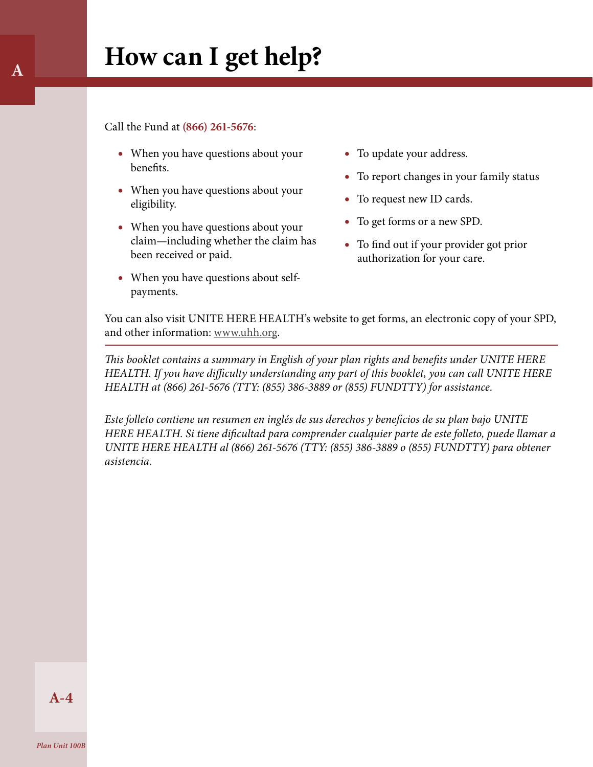# How can I get help?

Call the Fund at **(866) 261-5676**:

- When you have questions about your benefits.
- When you have questions about your eligibility.
- When you have questions about your claim—including whether the claim has been received or paid.
- When you have questions about self-payments.
- To update your address.
- To report changes in your family status
- To request new ID cards.
- To get forms or a new SPD.
- To find out if your provider got prior authorization for your care.

You can also visit UNITE HERE HEALTH's website to get forms, an electronic copy of your SPD, and other information: www.uhh.org.

---

*This booklet contains a summary in English of your plan rights and benefits under UNITE HERE HEALTH. If you have difficulty understanding any part of this booklet, you can call UNITE HERE HEALTH at (866) 261-5676 (TTY: (855) 386-3889 or (855) FUNDTTY) for assistance.*

*Este folleto contiene un resumen en inglés de sus derechos y beneficios de su plan bajo UNITE HERE HEALTH. Si tiene dificultad para comprender cualquier parte de este folleto, puede llamar a UNITE HERE HEALTH al (866) 261-5676 (TTY: (855) 386-3889 o (855) FUNDTTY) para obtener asistencia.*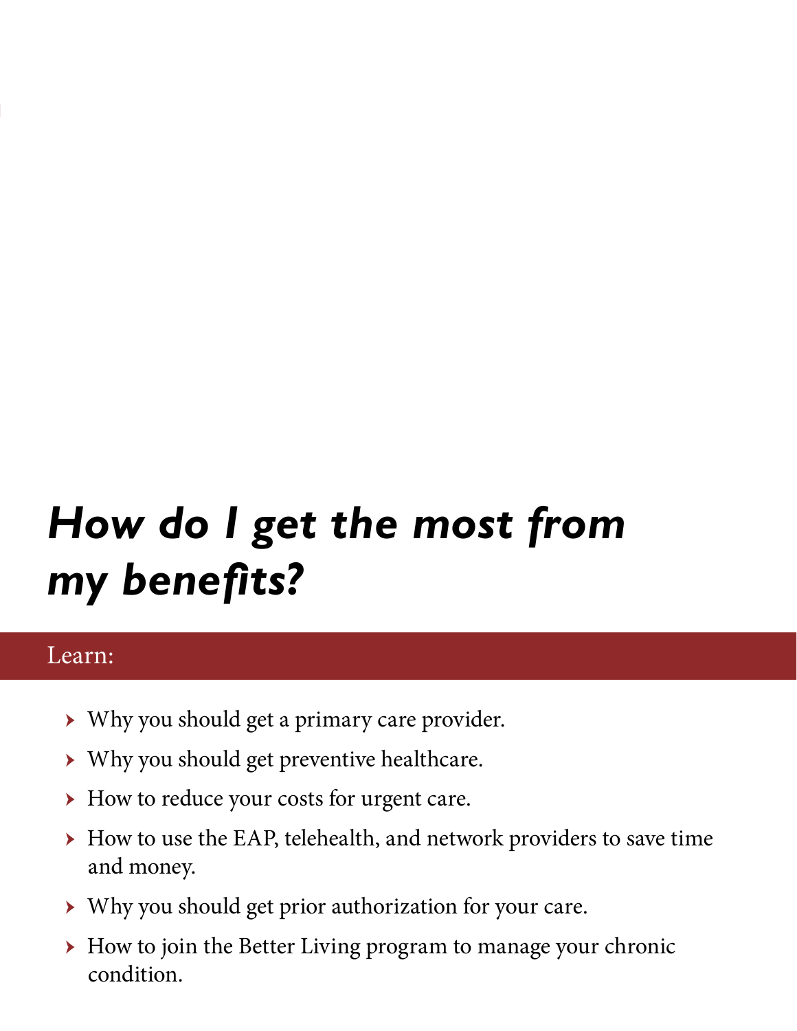# *How do I get the most from my benefits?*

Learn:

- Why you should get a primary care provider.
- Why you should get preventive healthcare.
- How to reduce your costs for urgent care.
- How to use the EAP, telehealth, and network providers to save time and money.
- Why you should get prior authorization for your care.
- How to join the Better Living program to manage your chronic condition.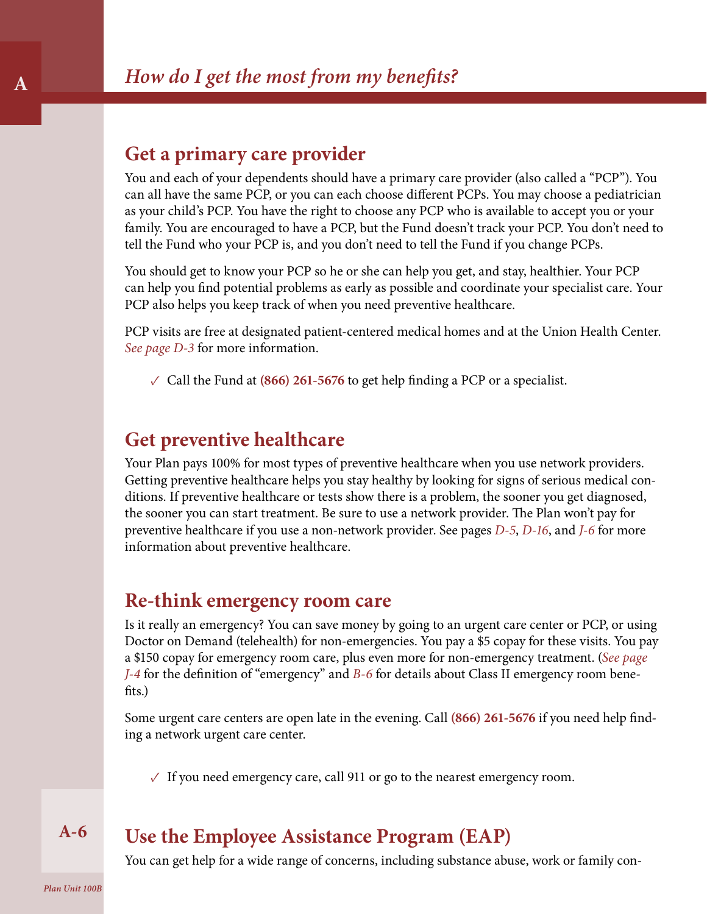# How do I get the most from my benefits?

## Get a primary care provider

You and each of your dependents should have a primary care provider (also called a "PCP"). You can all have the same PCP, or you can each choose different PCPs. You may choose a pediatrician as your child's PCP. You have the right to choose any PCP who is available to accept you or your family. You are encouraged to have a PCP, but the Fund doesn't track your PCP. You don't need to tell the Fund who your PCP is, and you don't need to tell the Fund if you change PCPs.

You should get to know your PCP so he or she can help you get, and stay, healthier. Your PCP can help you find potential problems as early as possible and coordinate your specialist care. Your PCP also helps you keep track of when you need preventive healthcare.

PCP visits are free at designated patient-centered medical homes and at the Union Health Center. *See page D-3* for more information.

✓ Call the Fund at **(866) 261-5676** to get help finding a PCP or a specialist.

## Get preventive healthcare

Your Plan pays 100% for most types of preventive healthcare when you use network providers. Getting preventive healthcare helps you stay healthy by looking for signs of serious medical conditions. If preventive healthcare or tests show there is a problem, the sooner you get diagnosed, the sooner you can start treatment. Be sure to use a network provider. The Plan won't pay for preventive healthcare if you use a non-network provider. See pages *D-5*, *D-16*, and *J-6* for more information about preventive healthcare.

## Re-think emergency room care

Is it really an emergency? You can save money by going to an urgent care center or PCP, or using Doctor on Demand (telehealth) for non-emergencies. You pay a $5 copay for these visits. You pay a $150 copay for emergency room care, plus even more for non-emergency treatment. (*See page J-4* for the definition of "emergency" and *B-6* for details about Class II emergency room benefits.)

Some urgent care centers are open late in the evening. Call **(866) 261-5676** if you need help finding a network urgent care center.

✓ If you need emergency care, call 911 or go to the nearest emergency room.

## Use the Employee Assistance Program (EAP)

You can get help for a wide range of concerns, including substance abuse, work or family con-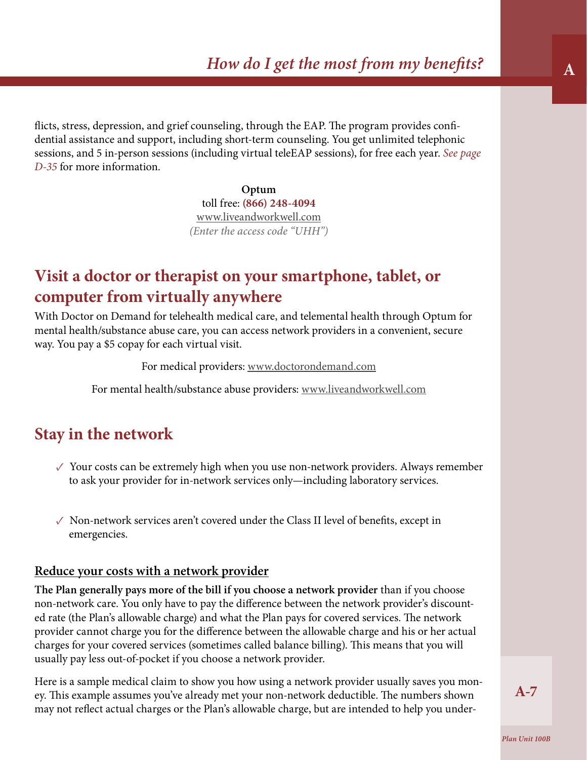flicts, stress, depression, and grief counseling, through the EAP. The program provides confidential assistance and support, including short-term counseling. You get unlimited telephonic sessions, and 5 in-person sessions (including virtual teleEAP sessions), for free each year. *See page D-35* for more information.

**Optum**
toll free: **(866) 248-4094**
www.liveandworkwell.com
*(Enter the access code "UHH")*

## Visit a doctor or therapist on your smartphone, tablet, or computer from virtually anywhere

With Doctor on Demand for telehealth medical care, and telemental health through Optum for mental health/substance abuse care, you can access network providers in a convenient, secure way. You pay a $5 copay for each virtual visit.

For medical providers: www.doctorondemand.com

For mental health/substance abuse providers: www.liveandworkwell.com

## Stay in the network

- ✓ Your costs can be extremely high when you use non-network providers. Always remember to ask your provider for in-network services only—including laboratory services.
- ✓ Non-network services aren't covered under the Class II level of benefits, except in emergencies.

### Reduce your costs with a network provider

**The Plan generally pays more of the bill if you choose a network provider** than if you choose non-network care. You only have to pay the difference between the network provider's discounted rate (the Plan's allowable charge) and what the Plan pays for covered services. The network provider cannot charge you for the difference between the allowable charge and his or her actual charges for your covered services (sometimes called balance billing). This means that you will usually pay less out-of-pocket if you choose a network provider.

Here is a sample medical claim to show you how using a network provider usually saves you money. This example assumes you've already met your non-network deductible. The numbers shown may not reflect actual charges or the Plan's allowable charge, but are intended to help you under-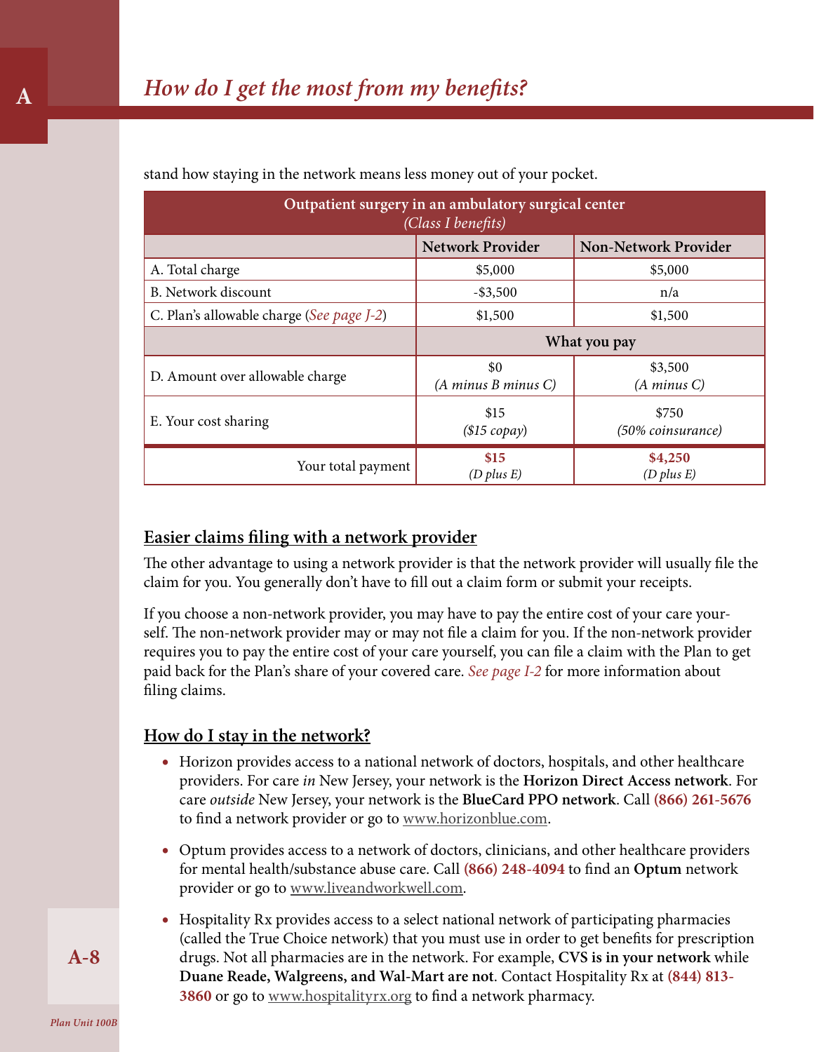stand how staying in the network means less money out of your pocket.

| Outpatient surgery in an ambulatory surgical center *(Class I benefits)* | | |
|---|---|---|
| | **Network Provider** | **Non-Network Provider** |
| A. Total charge | $5,000 | $5,000 |
| B. Network discount | -$3,500 | n/a |
| C. Plan's allowable charge (*See page J-2*) | $1,500 | $1,500 |
| | **What you pay** | |
| D. Amount over allowable charge | $0 *(A minus B minus C)* | $3,500 *(A minus C)* |
| E. Your cost sharing | $15 *($15 copay)* | $750 *(50% coinsurance)* |
| Your total payment | **$15** *(D plus E)* | **$4,250** *(D plus E)* |

## Easier claims filing with a network provider

The other advantage to using a network provider is that the network provider will usually file the claim for you. You generally don't have to fill out a claim form or submit your receipts.

If you choose a non-network provider, you may have to pay the entire cost of your care yourself. The non-network provider may or may not file a claim for you. If the non-network provider requires you to pay the entire cost of your care yourself, you can file a claim with the Plan to get paid back for the Plan's share of your covered care. *See page I-2* for more information about filing claims.

## How do I stay in the network?

- Horizon provides access to a national network of doctors, hospitals, and other healthcare providers. For care *in* New Jersey, your network is the **Horizon Direct Access network**. For care *outside* New Jersey, your network is the **BlueCard PPO network**. Call **(866) 261-5676** to find a network provider or go to www.horizonblue.com.
- Optum provides access to a network of doctors, clinicians, and other healthcare providers for mental health/substance abuse care. Call **(866) 248-4094** to find an **Optum** network provider or go to www.liveandworkwell.com.
- Hospitality Rx provides access to a select national network of participating pharmacies (called the True Choice network) that you must use in order to get benefits for prescription drugs. Not all pharmacies are in the network. For example, **CVS is in your network** while **Duane Reade, Walgreens, and Wal-Mart are not**. Contact Hospitality Rx at **(844) 813-3860** or go to www.hospitalityrx.org to find a network pharmacy.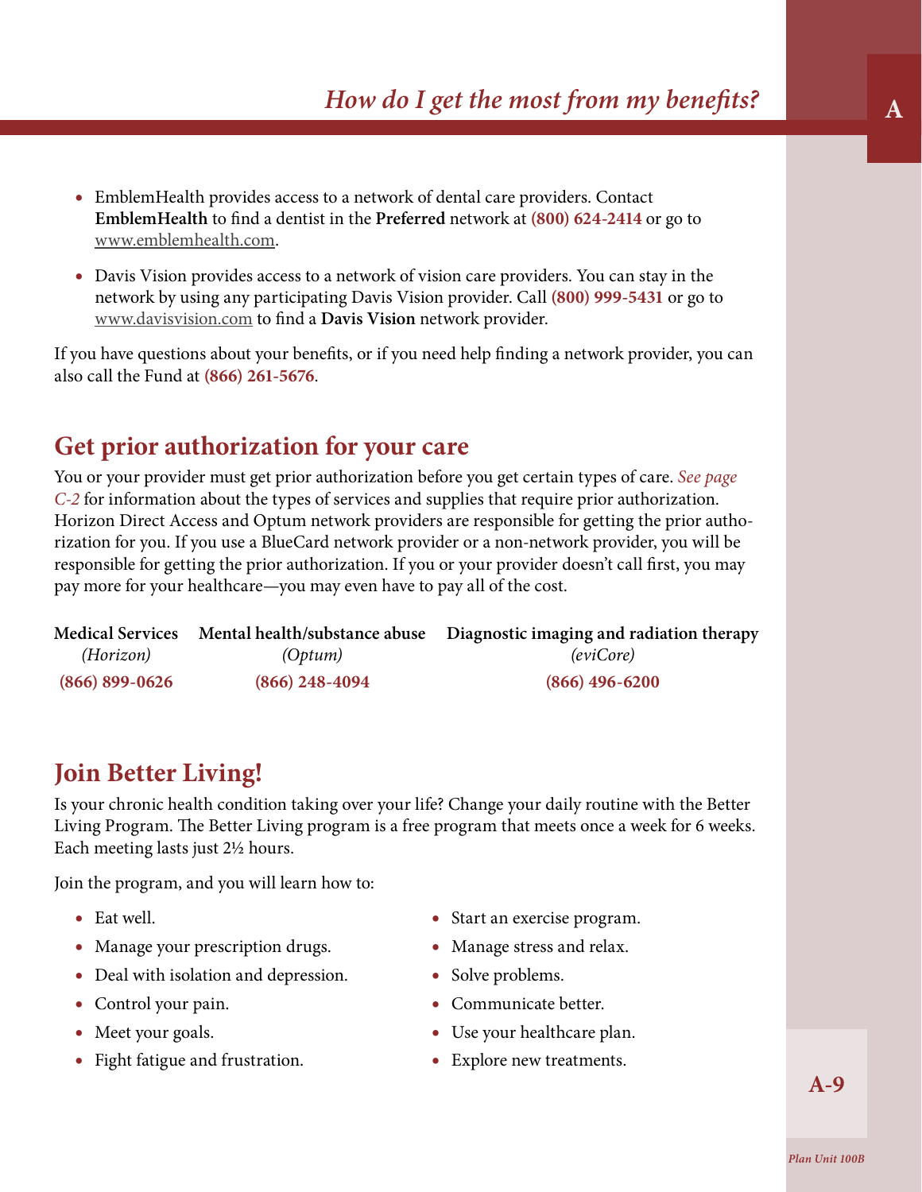- EmblemHealth provides access to a network of dental care providers. Contact **EmblemHealth** to find a dentist in the **Preferred** network at **(800) 624-2414** or go to www.emblemhealth.com.
- Davis Vision provides access to a network of vision care providers. You can stay in the network by using any participating Davis Vision provider. Call **(800) 999-5431** or go to www.davisvision.com to find a **Davis Vision** network provider.

If you have questions about your benefits, or if you need help finding a network provider, you can also call the Fund at **(866) 261-5676**.

## Get prior authorization for your care

You or your provider must get prior authorization before you get certain types of care. *See page C-2* for information about the types of services and supplies that require prior authorization. Horizon Direct Access and Optum network providers are responsible for getting the prior authorization for you. If you use a BlueCard network provider or a non-network provider, you will be responsible for getting the prior authorization. If you or your provider doesn't call first, you may pay more for your healthcare—you may even have to pay all of the cost.

| Medical Services *(Horizon)* | Mental health/substance abuse *(Optum)* | Diagnostic imaging and radiation therapy *(eviCore)* |
|---|---|---|
| **(866) 899-0626** | **(866) 248-4094** | **(866) 496-6200** |

## Join Better Living!

Is your chronic health condition taking over your life? Change your daily routine with the Better Living Program. The Better Living program is a free program that meets once a week for 6 weeks. Each meeting lasts just 2½ hours.

Join the program, and you will learn how to:

- Eat well.
- Manage your prescription drugs.
- Deal with isolation and depression.
- Control your pain.
- Meet your goals.
- Fight fatigue and frustration.
- Start an exercise program.
- Manage stress and relax.
- Solve problems.
- Communicate better.
- Use your healthcare plan.
- Explore new treatments.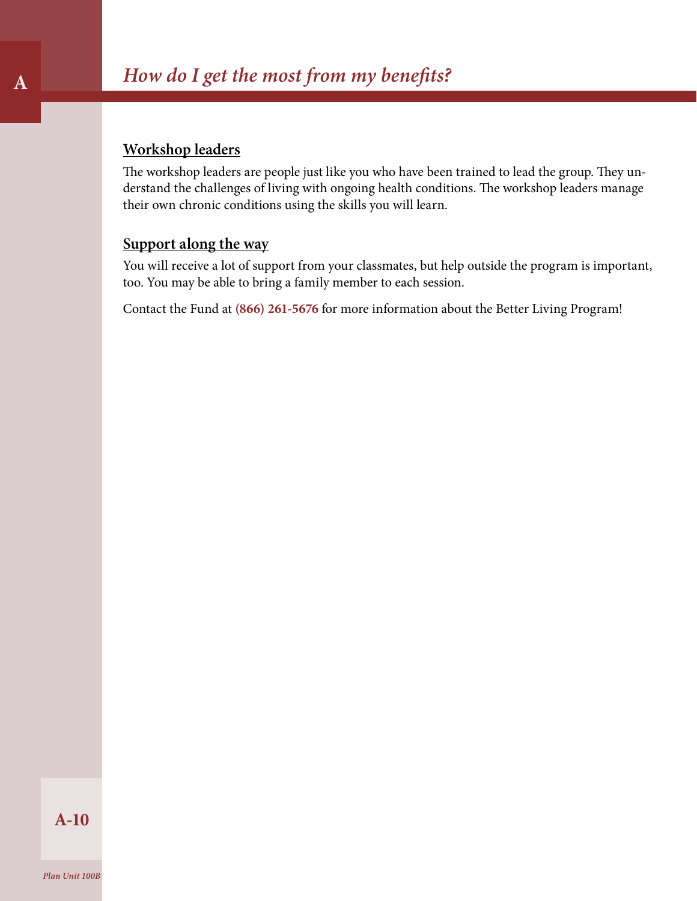## Workshop leaders

The workshop leaders are people just like you who have been trained to lead the group. They understand the challenges of living with ongoing health conditions. The workshop leaders manage their own chronic conditions using the skills you will learn.

## Support along the way

You will receive a lot of support from your classmates, but help outside the program is important, too. You may be able to bring a family member to each session.

Contact the Fund at **(866) 261-5676** for more information about the Better Living Program!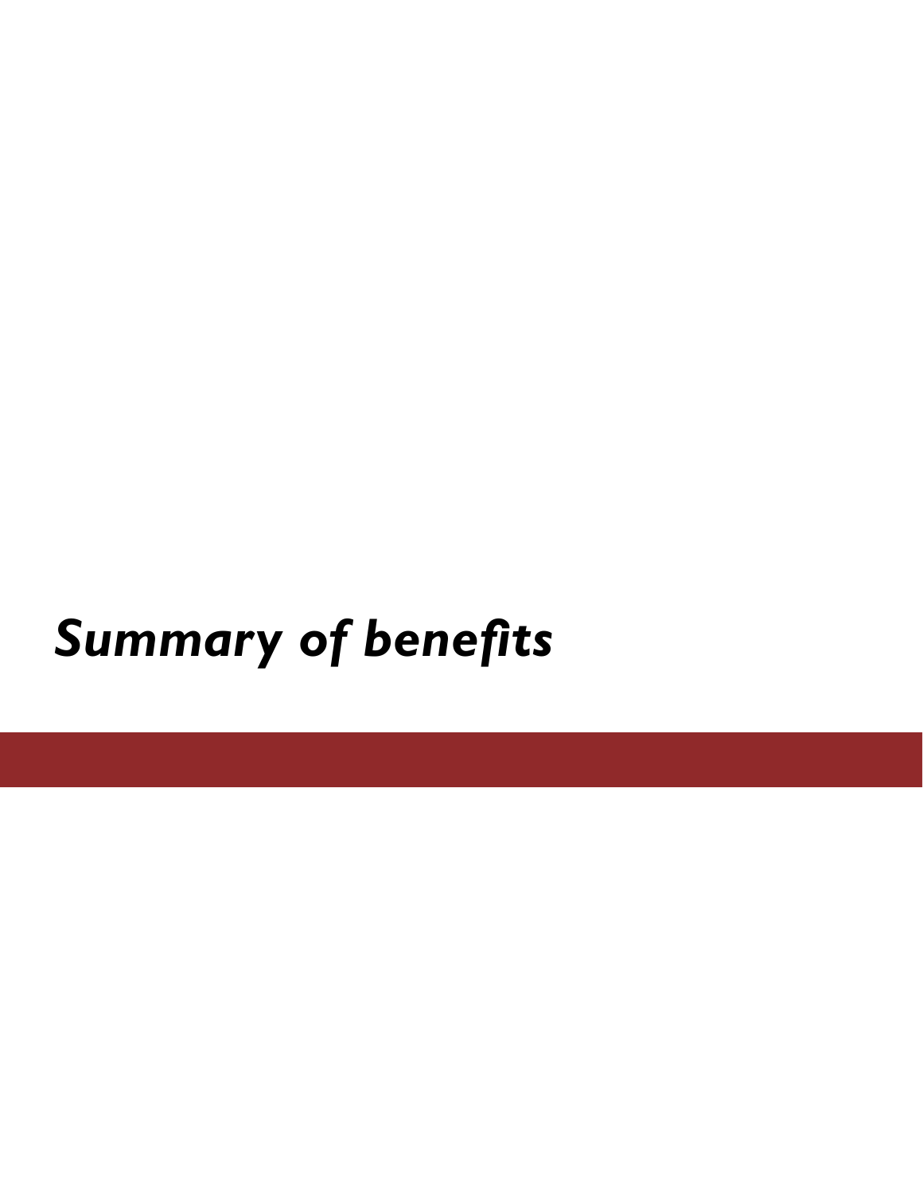# *Summary of benefits*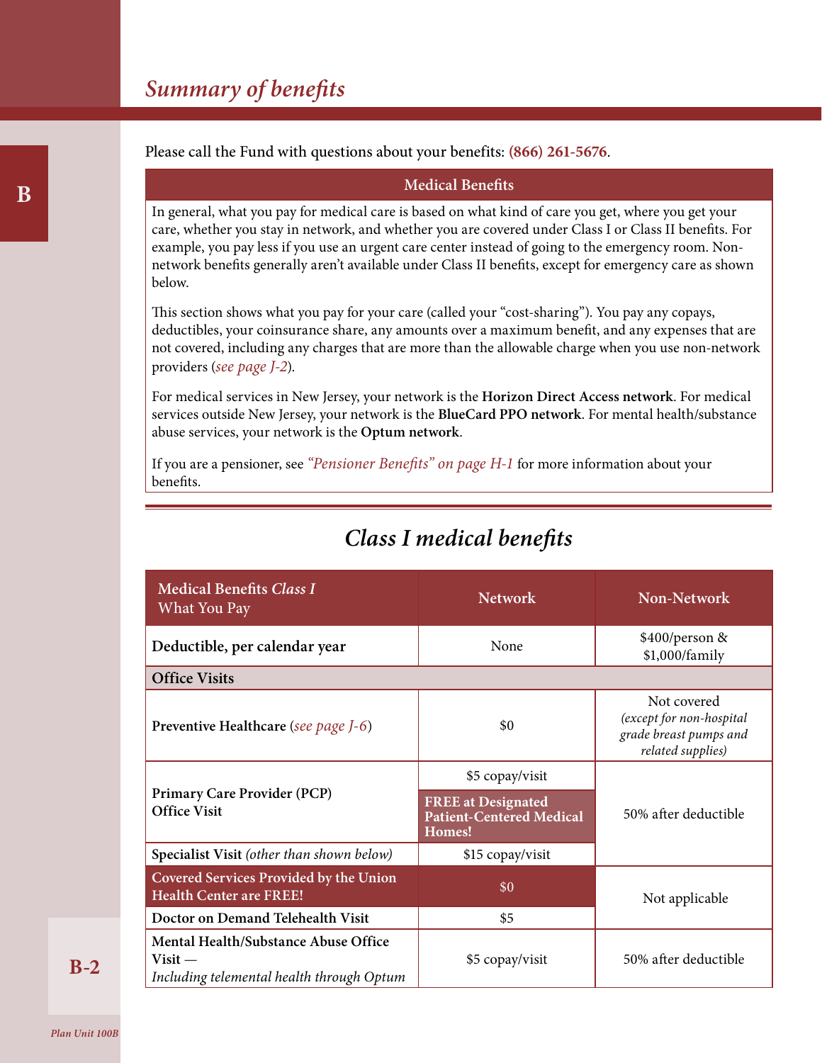# Summary of benefits

Please call the Fund with questions about your benefits: **(866) 261-5676**.

## Medical Benefits

In general, what you pay for medical care is based on what kind of care you get, where you get your care, whether you stay in network, and whether you are covered under Class I or Class II benefits. For example, you pay less if you use an urgent care center instead of going to the emergency room. Non-network benefits generally aren't available under Class II benefits, except for emergency care as shown below.

This section shows what you pay for your care (called your "cost-sharing"). You pay any copays, deductibles, your coinsurance share, any amounts over a maximum benefit, and any expenses that are not covered, including any charges that are more than the allowable charge when you use non-network providers (*see page J-2*).

For medical services in New Jersey, your network is the **Horizon Direct Access network**. For medical services outside New Jersey, your network is the **BlueCard PPO network**. For mental health/substance abuse services, your network is the **Optum network**.

If you are a pensioner, see *"Pensioner Benefits" on page H-1* for more information about your benefits.

## Class I medical benefits

| Medical Benefits *Class I* What You Pay | Network | Non-Network |
|---|---|---|
| **Deductible, per calendar year** | None | $400/person & $1,000/family |
| **Office Visits** | | |
| **Preventive Healthcare** (*see page J-6*) | $0 | Not covered *(except for non-hospital grade breast pumps and related supplies)* |
| **Primary Care Provider (PCP) Office Visit** | $5 copay/visit<br>**FREE at Designated Patient-Centered Medical Homes!** | 50% after deductible |
| **Specialist Visit** *(other than shown below)* | $15 copay/visit | 50% after deductible |
| **Covered Services Provided by the Union Health Center are FREE!** | $0 | Not applicable |
| **Doctor on Demand Telehealth Visit** | $5 | Not applicable |
| **Mental Health/Substance Abuse Office Visit** — *Including telemental health through Optum* | $5 copay/visit | 50% after deductible |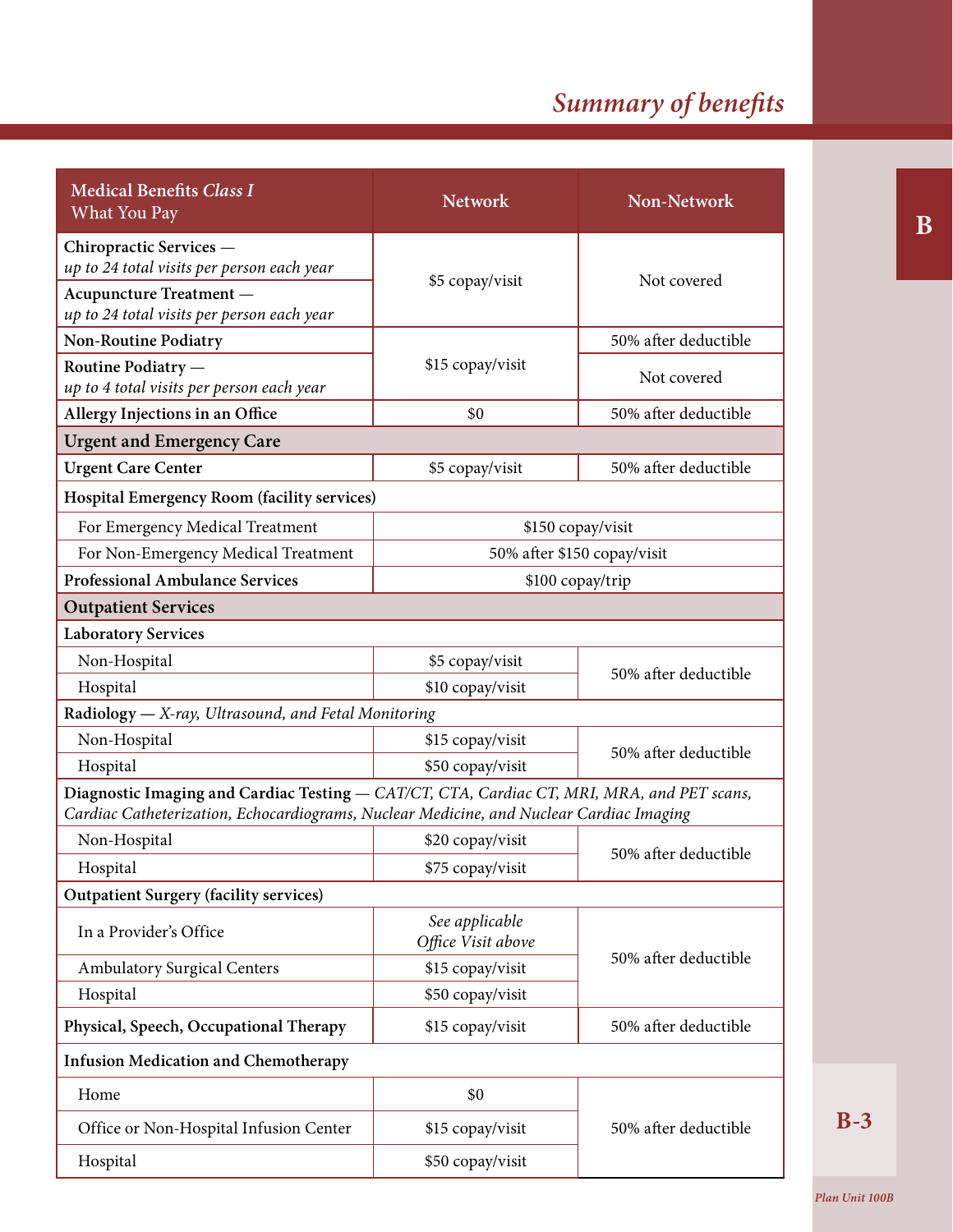## Summary of benefits

| Medical Benefits *Class I* What You Pay | Network | Non-Network |
|---|---|---|
| **Chiropractic Services** — *up to 24 total visits per person each year* | $5 copay/visit | Not covered |
| **Acupuncture Treatment** — *up to 24 total visits per person each year* | $5 copay/visit | Not covered |
| **Non-Routine Podiatry** | $15 copay/visit | 50% after deductible |
| **Routine Podiatry** — *up to 4 total visits per person each year* | $15 copay/visit | Not covered |
| **Allergy Injections in an Office** | $0 | 50% after deductible |
| **Urgent and Emergency Care** | | |
| **Urgent Care Center** | $5 copay/visit | 50% after deductible |
| **Hospital Emergency Room (facility services)** | | |
| For Emergency Medical Treatment | $150 copay/visit | $150 copay/visit |
| For Non-Emergency Medical Treatment | 50% after $150 copay/visit | 50% after $150 copay/visit |
| **Professional Ambulance Services** | $100 copay/trip | $100 copay/trip |
| **Outpatient Services** | | |
| **Laboratory Services** | | |
| Non-Hospital | $5 copay/visit | 50% after deductible |
| Hospital | $10 copay/visit | 50% after deductible |
| **Radiology** — *X-ray, Ultrasound, and Fetal Monitoring* | | |
| Non-Hospital | $15 copay/visit | 50% after deductible |
| Hospital | $50 copay/visit | 50% after deductible |
| **Diagnostic Imaging and Cardiac Testing** — *CAT/CT, CTA, Cardiac CT, MRI, MRA, and PET scans, Cardiac Catheterization, Echocardiograms, Nuclear Medicine, and Nuclear Cardiac Imaging* | | |
| Non-Hospital | $20 copay/visit | 50% after deductible |
| Hospital | $75 copay/visit | 50% after deductible |
| **Outpatient Surgery (facility services)** | | |
| In a Provider's Office | *See applicable Office Visit above* | 50% after deductible |
| Ambulatory Surgical Centers | $15 copay/visit | 50% after deductible |
| Hospital | $50 copay/visit | 50% after deductible |
| **Physical, Speech, Occupational Therapy** | $15 copay/visit | 50% after deductible |
| **Infusion Medication and Chemotherapy** | | |
| Home | $0 | 50% after deductible |
| Office or Non-Hospital Infusion Center | $15 copay/visit | 50% after deductible |
| Hospital | $50 copay/visit | 50% after deductible |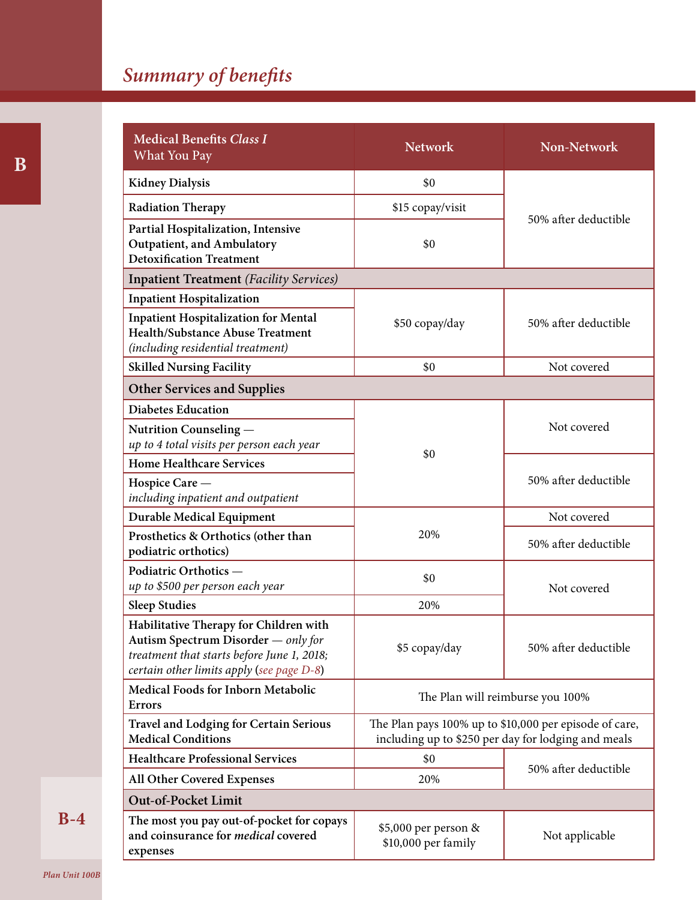## Summary of benefits

| Medical Benefits *Class I* What You Pay | Network | Non-Network |
|---|---|---|
| **Kidney Dialysis** | $0 | 50% after deductible |
| **Radiation Therapy** | $15 copay/visit | 50% after deductible |
| **Partial Hospitalization, Intensive Outpatient, and Ambulatory Detoxification Treatment** | $0 | 50% after deductible |
| **Inpatient Treatment** *(Facility Services)* | | |
| **Inpatient Hospitalization** | $50 copay/day | 50% after deductible |
| **Inpatient Hospitalization for Mental Health/Substance Abuse Treatment** *(including residential treatment)* | $50 copay/day | 50% after deductible |
| **Skilled Nursing Facility** | $0 | Not covered |
| **Other Services and Supplies** | | |
| **Diabetes Education** | $0 | Not covered |
| **Nutrition Counseling** — *up to 4 total visits per person each year* | $0 | Not covered |
| **Home Healthcare Services** | $0 | 50% after deductible |
| **Hospice Care** — *including inpatient and outpatient* | $0 | 50% after deductible |
| **Durable Medical Equipment** | 20% | Not covered |
| **Prosthetics & Orthotics (other than podiatric orthotics)** | 20% | 50% after deductible |
| **Podiatric Orthotics** — *up to $500 per person each year* | $0 | Not covered |
| **Sleep Studies** | 20% | Not covered |
| **Habilitative Therapy for Children with Autism Spectrum Disorder** — *only for treatment that starts before June 1, 2018; certain other limits apply (see page D-8)* | $5 copay/day | 50% after deductible |
| **Medical Foods for Inborn Metabolic Errors** | The Plan will reimburse you 100% | |
| **Travel and Lodging for Certain Serious Medical Conditions** | The Plan pays 100% up to $10,000 per episode of care, including up to $250 per day for lodging and meals | |
| **Healthcare Professional Services** | $0 | 50% after deductible |
| **All Other Covered Expenses** | 20% | 50% after deductible |
| **Out-of-Pocket Limit** | | |
| **The most you pay out-of-pocket for copays and coinsurance for *medical* covered expenses** | $5,000 per person & $10,000 per family | Not applicable |

*Plan Unit 100B*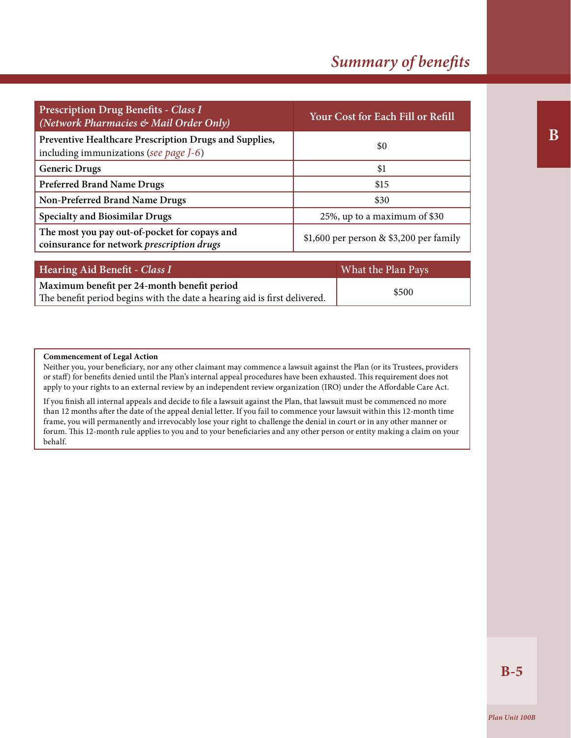## Summary of benefits

| Prescription Drug Benefits - *Class I* *(Network Pharmacies & Mail Order Only)* | Your Cost for Each Fill or Refill |
|---|---|
| **Preventive Healthcare Prescription Drugs and Supplies,** including immunizations (*see page J-6*) | $0 |
| **Generic Drugs** | $1 |
| **Preferred Brand Name Drugs** | $15 |
| **Non-Preferred Brand Name Drugs** | $30 |
| **Specialty and Biosimilar Drugs** | 25%, up to a maximum of $30 |
| **The most you pay out-of-pocket for copays and coinsurance for network *prescription drugs*** | $1,600 per person & $3,200 per family |

| Hearing Aid Benefit - *Class I* | What the Plan Pays |
|---|---|
| **Maximum benefit per 24-month benefit period** The benefit period begins with the date a hearing aid is first delivered. | $500 |

**Commencement of Legal Action**

Neither you, your beneficiary, nor any other claimant may commence a lawsuit against the Plan (or its Trustees, providers or staff) for benefits denied until the Plan's internal appeal procedures have been exhausted. This requirement does not apply to your rights to an external review by an independent review organization (IRO) under the Affordable Care Act.

If you finish all internal appeals and decide to file a lawsuit against the Plan, that lawsuit must be commenced no more than 12 months after the date of the appeal denial letter. If you fail to commence your lawsuit within this 12-month time frame, you will permanently and irrevocably lose your right to challenge the denial in court or in any other manner or forum. This 12-month rule applies to you and to your beneficiaries and any other person or entity making a claim on your behalf.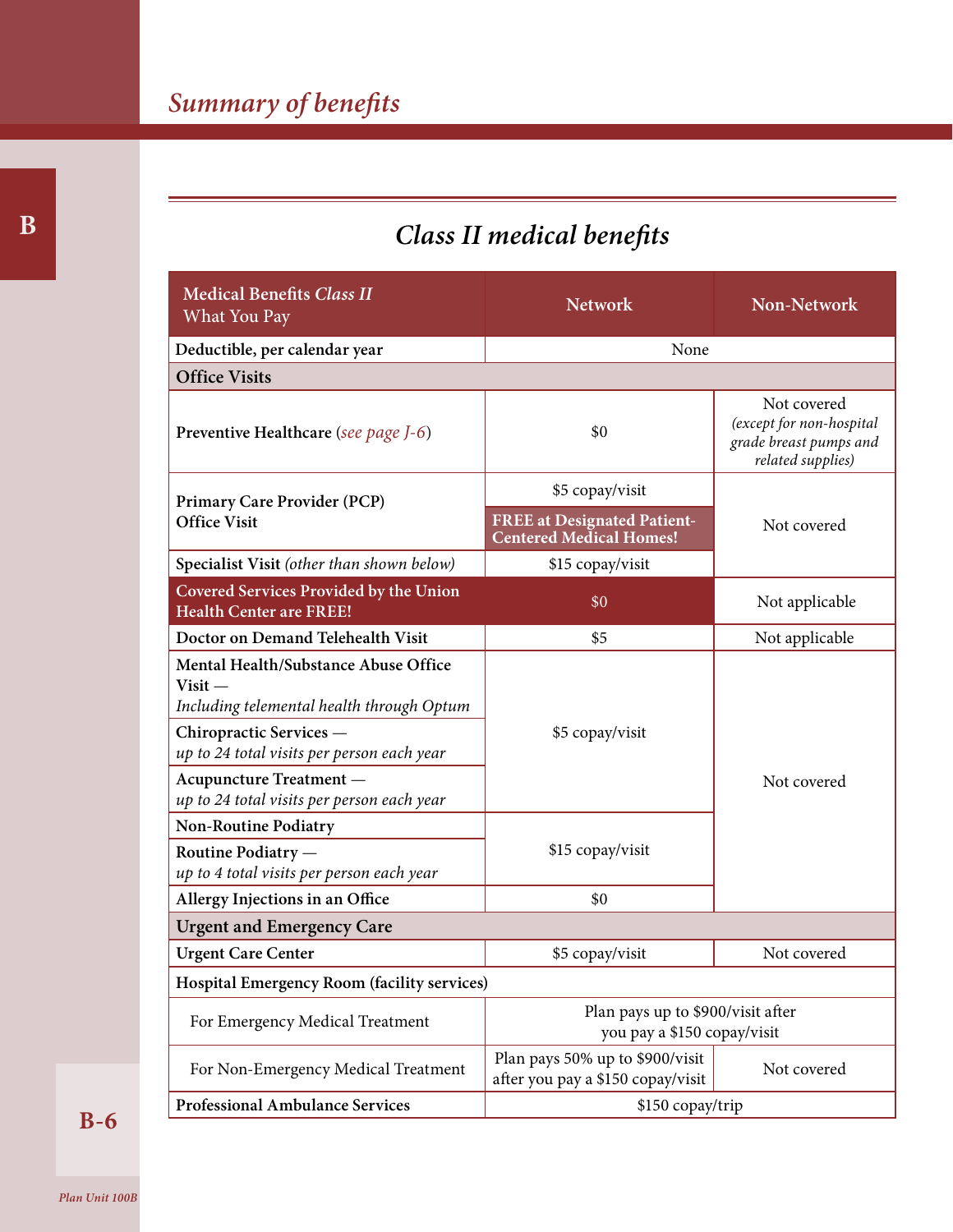# Summary of benefits

## Class II medical benefits

| Medical Benefits *Class II* What You Pay | Network | Non-Network |
|---|---|---|
| **Deductible, per calendar year** | None | None |
| **Office Visits** | | |
| **Preventive Healthcare** (*see page J-6*) | $0 | Not covered *(except for non-hospital grade breast pumps and related supplies)* |
| **Primary Care Provider (PCP) Office Visit** | $5 copay/visit<br>**FREE at Designated Patient-Centered Medical Homes!** | Not covered |
| **Specialist Visit** *(other than shown below)* | $15 copay/visit | Not covered |
| **Covered Services Provided by the Union Health Center are FREE!** | $0 | Not applicable |
| **Doctor on Demand Telehealth Visit** | $5 | Not applicable |
| **Mental Health/Substance Abuse Office Visit** — *Including telemental health through Optum* | $5 copay/visit | Not covered |
| **Chiropractic Services** — *up to 24 total visits per person each year* | $5 copay/visit | Not covered |
| **Acupuncture Treatment** — *up to 24 total visits per person each year* | $5 copay/visit | Not covered |
| **Non-Routine Podiatry** | $15 copay/visit | Not covered |
| **Routine Podiatry** — *up to 4 total visits per person each year* | $15 copay/visit | Not covered |
| **Allergy Injections in an Office** | $0 | Not covered |
| **Urgent and Emergency Care** | | |
| **Urgent Care Center** | $5 copay/visit | Not covered |
| **Hospital Emergency Room (facility services)** | | |
| For Emergency Medical Treatment | Plan pays up to $900/visit after you pay a $150 copay/visit | Plan pays up to $900/visit after you pay a $150 copay/visit |
| For Non-Emergency Medical Treatment | Plan pays 50% up to $900/visit after you pay a $150 copay/visit | Not covered |
| **Professional Ambulance Services** | $150 copay/trip | $150 copay/trip |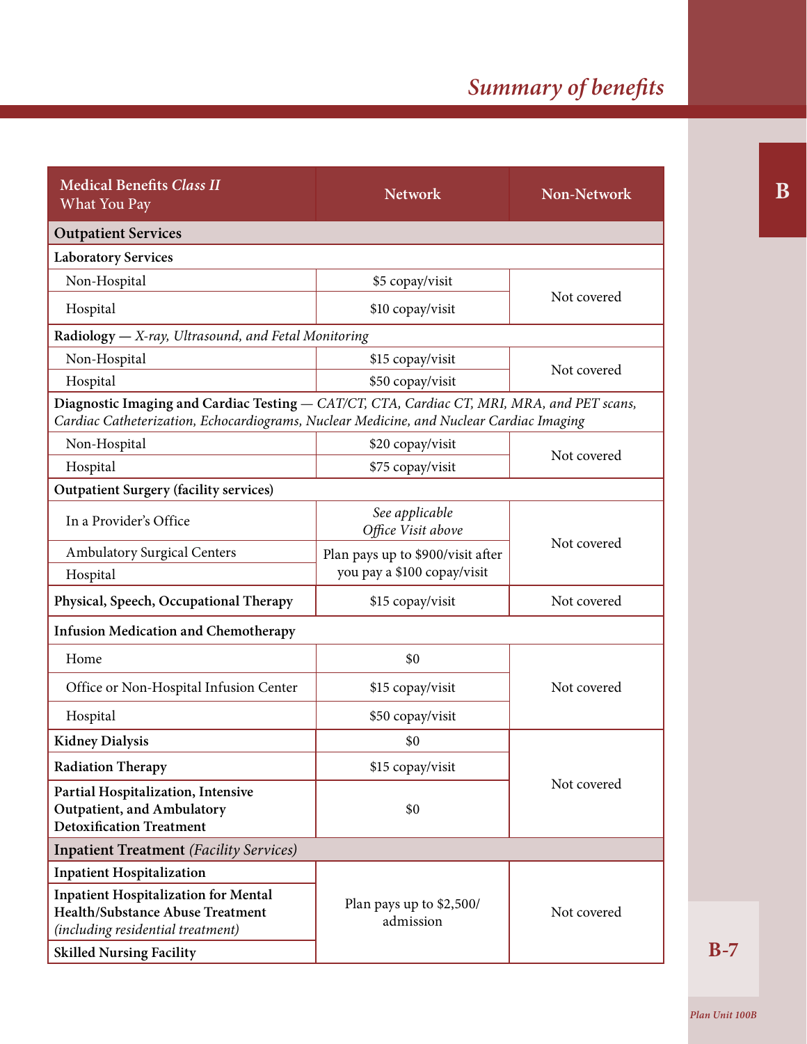## Summary of benefits

| Medical Benefits *Class II* What You Pay | Network | Non-Network |
|---|---|---|
| **Outpatient Services** | | |
| **Laboratory Services** | | |
| Non-Hospital | $5 copay/visit | Not covered |
| Hospital | $10 copay/visit | Not covered |
| **Radiology** — *X-ray, Ultrasound, and Fetal Monitoring* | | |
| Non-Hospital | $15 copay/visit | Not covered |
| Hospital | $50 copay/visit | Not covered |
| **Diagnostic Imaging and Cardiac Testing** — *CAT/CT, CTA, Cardiac CT, MRI, MRA, and PET scans, Cardiac Catheterization, Echocardiograms, Nuclear Medicine, and Nuclear Cardiac Imaging* | | |
| Non-Hospital | $20 copay/visit | Not covered |
| Hospital | $75 copay/visit | Not covered |
| **Outpatient Surgery (facility services)** | | |
| In a Provider's Office | *See applicable Office Visit above* | Not covered |
| Ambulatory Surgical Centers | Plan pays up to $900/visit after you pay a $100 copay/visit | Not covered |
| Hospital | Plan pays up to $900/visit after you pay a $100 copay/visit | Not covered |
| **Physical, Speech, Occupational Therapy** | $15 copay/visit | Not covered |
| **Infusion Medication and Chemotherapy** | | |
| Home | $0 | Not covered |
| Office or Non-Hospital Infusion Center | $15 copay/visit | Not covered |
| Hospital | $50 copay/visit | Not covered |
| **Kidney Dialysis** | $0 | Not covered |
| **Radiation Therapy** | $15 copay/visit | Not covered |
| **Partial Hospitalization, Intensive Outpatient, and Ambulatory Detoxification Treatment** | $0 | Not covered |
| **Inpatient Treatment** *(Facility Services)* | | |
| **Inpatient Hospitalization** | Plan pays up to $2,500/admission | Not covered |
| **Inpatient Hospitalization for Mental Health/Substance Abuse Treatment** *(including residential treatment)* | Plan pays up to $2,500/admission | Not covered |
| **Skilled Nursing Facility** | Plan pays up to $2,500/admission | Not covered |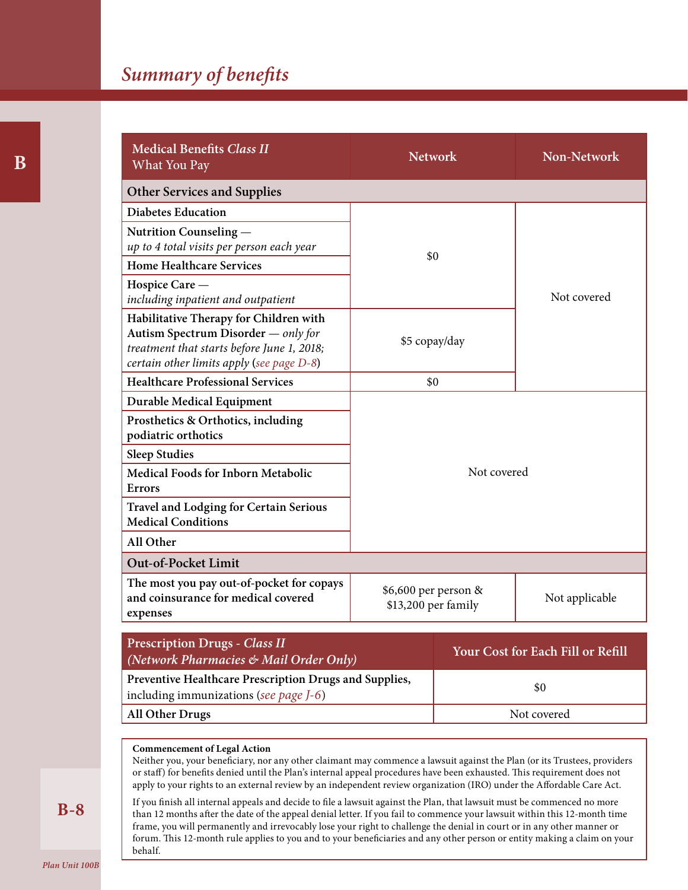## Summary of benefits

| Medical Benefits *Class II* What You Pay | Network | Non-Network |
|---|---|---|
| **Other Services and Supplies** | | |
| **Diabetes Education** | $0 | Not covered |
| **Nutrition Counseling** — *up to 4 total visits per person each year* | $0 | Not covered |
| **Home Healthcare Services** | $0 | Not covered |
| **Hospice Care** — *including inpatient and outpatient* | $0 | Not covered |
| **Habilitative Therapy for Children with Autism Spectrum Disorder** — *only for treatment that starts before June 1, 2018; certain other limits apply* (*see page D-8*) | $5 copay/day | Not covered |
| **Healthcare Professional Services** | $0 | Not covered |
| **Durable Medical Equipment** | Not covered | Not covered |
| **Prosthetics & Orthotics, including podiatric orthotics** | Not covered | Not covered |
| **Sleep Studies** | Not covered | Not covered |
| **Medical Foods for Inborn Metabolic Errors** | Not covered | Not covered |
| **Travel and Lodging for Certain Serious Medical Conditions** | Not covered | Not covered |
| **All Other** | Not covered | Not covered |
| **Out-of-Pocket Limit** | | |
| **The most you pay out-of-pocket for copays and coinsurance for medical covered expenses** | $6,600 per person & $13,200 per family | Not applicable |

| Prescription Drugs - *Class II (Network Pharmacies & Mail Order Only)* | Your Cost for Each Fill or Refill |
|---|---|
| **Preventive Healthcare Prescription Drugs and Supplies,** including immunizations (*see page J-6*) | $0 |
| **All Other Drugs** | Not covered |

**Commencement of Legal Action**

Neither you, your beneficiary, nor any other claimant may commence a lawsuit against the Plan (or its Trustees, providers or staff) for benefits denied until the Plan's internal appeal procedures have been exhausted. This requirement does not apply to your rights to an external review by an independent review organization (IRO) under the Affordable Care Act.

If you finish all internal appeals and decide to file a lawsuit against the Plan, that lawsuit must be commenced no more than 12 months after the date of the appeal denial letter. If you fail to commence your lawsuit within this 12-month time frame, you will permanently and irrevocably lose your right to challenge the denial in court or in any other manner or forum. This 12-month rule applies to you and to your beneficiaries and any other person or entity making a claim on your behalf.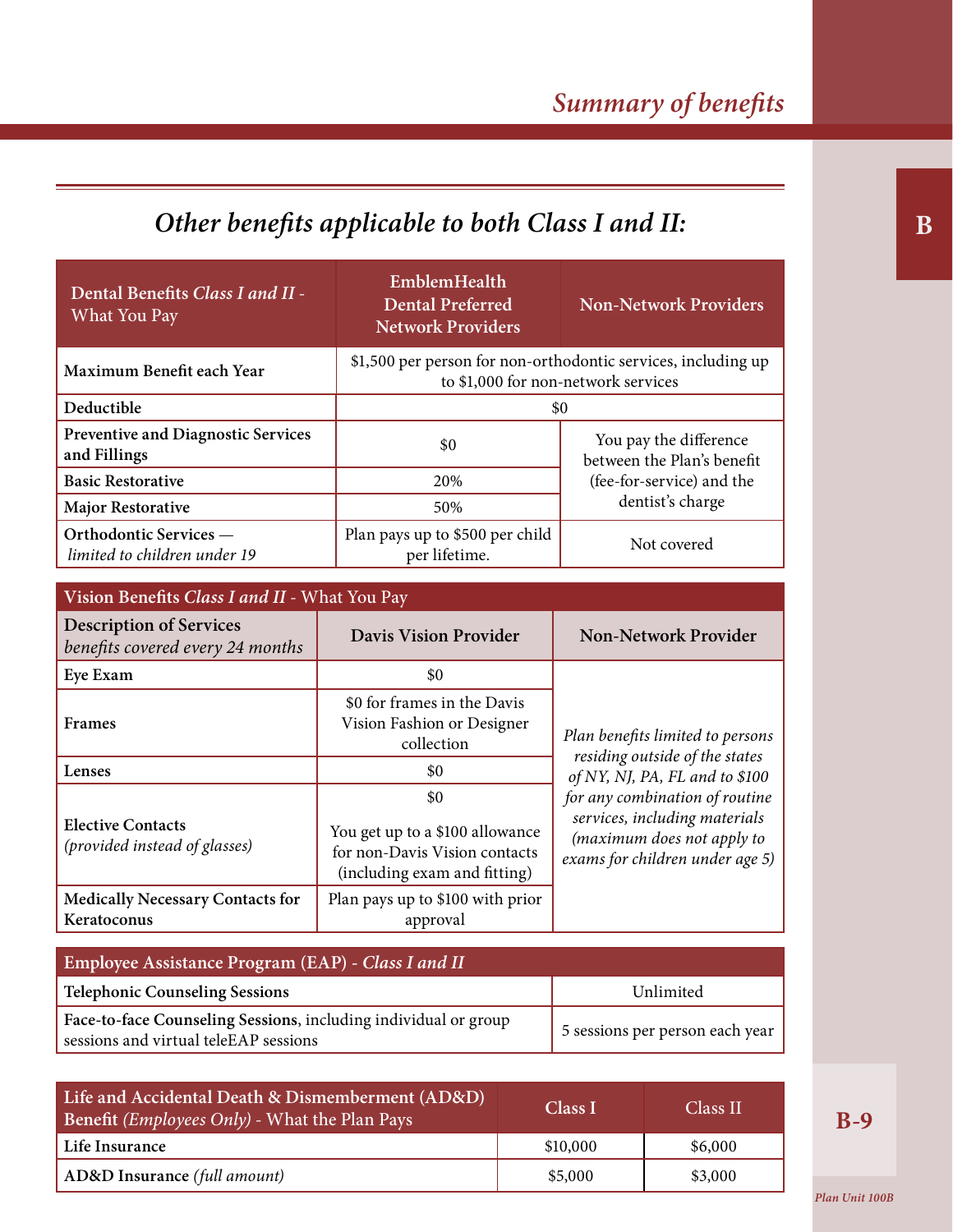## Other benefits applicable to both Class I and II:

| Dental Benefits *Class I and II* - What You Pay | EmblemHealth Dental Preferred Network Providers | Non-Network Providers |
|---|---|---|
| **Maximum Benefit each Year** | $1,500 per person for non-orthodontic services, including up to $1,000 for non-network services | |
| **Deductible** | $0 | |
| **Preventive and Diagnostic Services and Fillings** | $0 | You pay the difference between the Plan's benefit (fee-for-service) and the dentist's charge |
| **Basic Restorative** | 20% | |
| **Major Restorative** | 50% | |
| **Orthodontic Services** — *limited to children under 19* | Plan pays up to $500 per child per lifetime. | Not covered |

| Vision Benefits *Class I and II* - What You Pay | | |
|---|---|---|
| **Description of Services** *benefits covered every 24 months* | **Davis Vision Provider** | **Non-Network Provider** |
| **Eye Exam** | $0 | *Plan benefits limited to persons residing outside of the states of NY, NJ, PA, FL and to $100 for any combination of routine services, including materials (maximum does not apply to exams for children under age 5)* |
| **Frames** | $0 for frames in the Davis Vision Fashion or Designer collection | |
| **Lenses** | $0 | |
| **Elective Contacts** *(provided instead of glasses)* | $0<br>You get up to a $100 allowance for non-Davis Vision contacts (including exam and fitting) | |
| **Medically Necessary Contacts for Keratoconus** | Plan pays up to $100 with prior approval | |

| Employee Assistance Program (EAP) - *Class I and II* | |
|---|---|
| **Telephonic Counseling Sessions** | Unlimited |
| **Face-to-face Counseling Sessions**, including individual or group sessions and virtual teleEAP sessions | 5 sessions per person each year |

| Life and Accidental Death & Dismemberment (AD&D) Benefit *(Employees Only)* - What the Plan Pays | Class I | Class II |
|---|---|---|
| **Life Insurance** | $10,000 | $6,000 |
| **AD&D Insurance** *(full amount)* | $5,000 | $3,000 |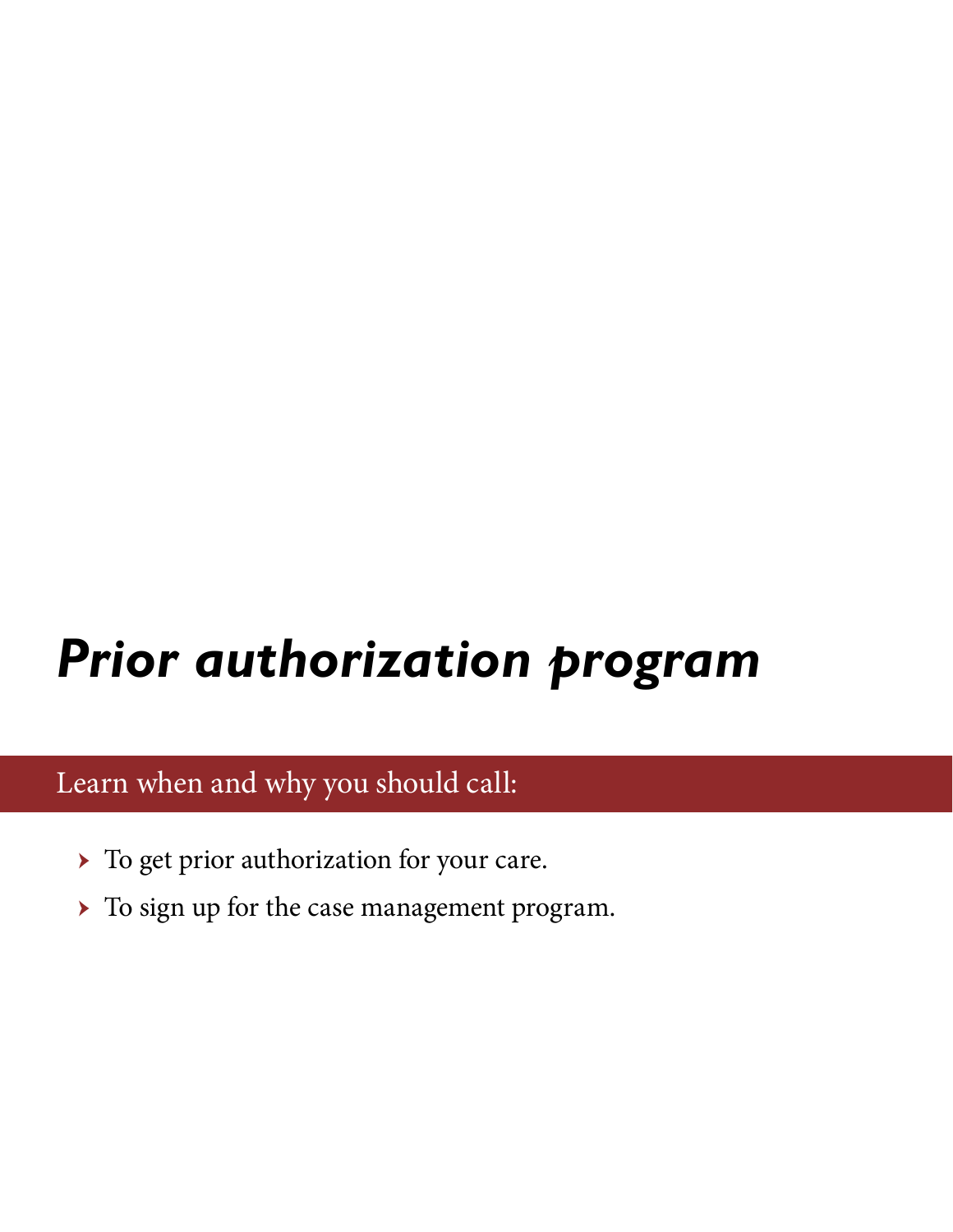# *Prior authorization program*

## Learn when and why you should call:

- To get prior authorization for your care.
- To sign up for the case management program.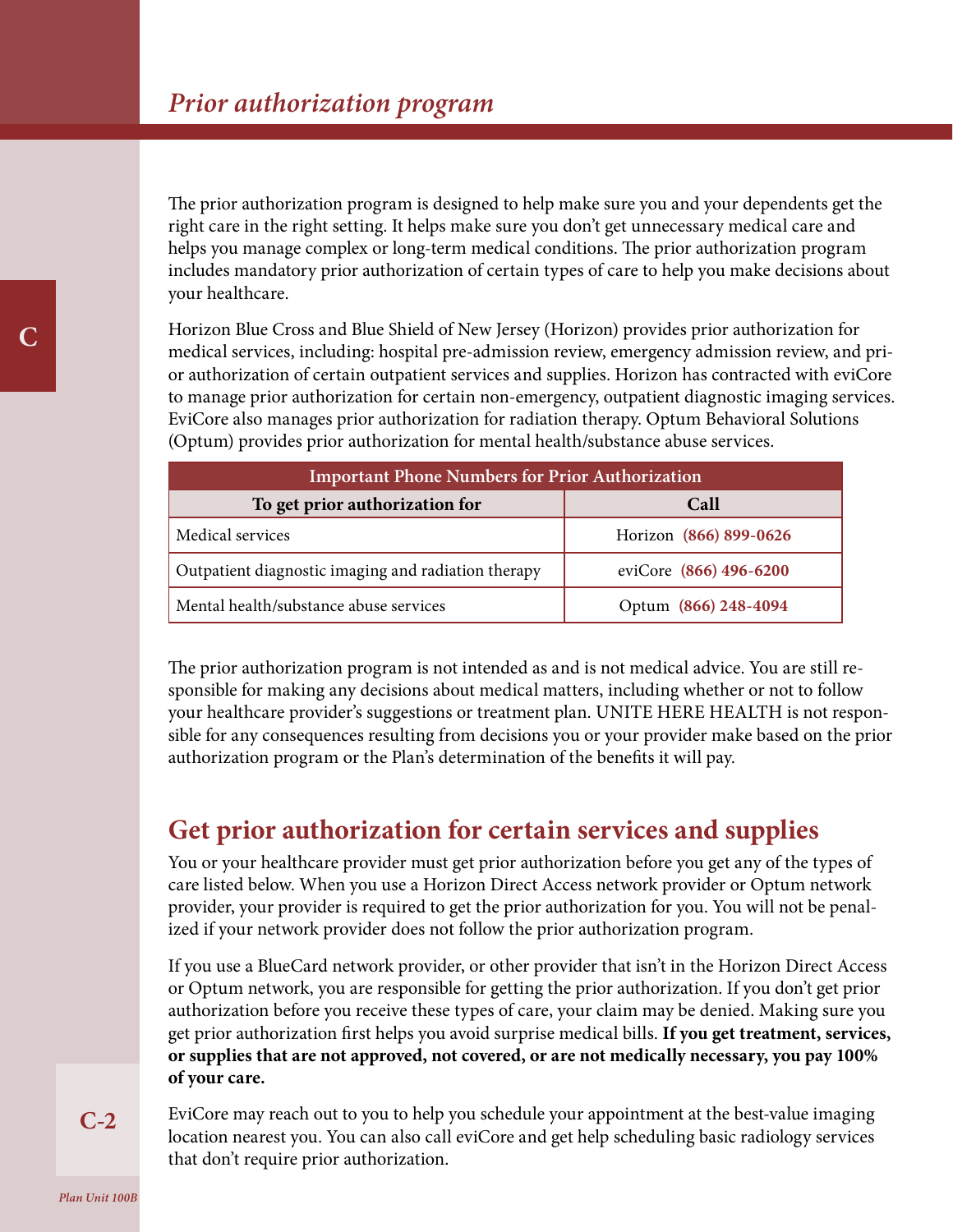# *Prior authorization program*

The prior authorization program is designed to help make sure you and your dependents get the right care in the right setting. It helps make sure you don't get unnecessary medical care and helps you manage complex or long-term medical conditions. The prior authorization program includes mandatory prior authorization of certain types of care to help you make decisions about your healthcare.

Horizon Blue Cross and Blue Shield of New Jersey (Horizon) provides prior authorization for medical services, including: hospital pre-admission review, emergency admission review, and prior authorization of certain outpatient services and supplies. Horizon has contracted with eviCore to manage prior authorization for certain non-emergency, outpatient diagnostic imaging services. EviCore also manages prior authorization for radiation therapy. Optum Behavioral Solutions (Optum) provides prior authorization for mental health/substance abuse services.

| Important Phone Numbers for Prior Authorization | |
|---|---|
| **To get prior authorization for** | **Call** |
| Medical services | Horizon **(866) 899-0626** |
| Outpatient diagnostic imaging and radiation therapy | eviCore **(866) 496-6200** |
| Mental health/substance abuse services | Optum **(866) 248-4094** |

The prior authorization program is not intended as and is not medical advice. You are still responsible for making any decisions about medical matters, including whether or not to follow your healthcare provider's suggestions or treatment plan. UNITE HERE HEALTH is not responsible for any consequences resulting from decisions you or your provider make based on the prior authorization program or the Plan's determination of the benefits it will pay.

## Get prior authorization for certain services and supplies

You or your healthcare provider must get prior authorization before you get any of the types of care listed below. When you use a Horizon Direct Access network provider or Optum network provider, your provider is required to get the prior authorization for you. You will not be penalized if your network provider does not follow the prior authorization program.

If you use a BlueCard network provider, or other provider that isn't in the Horizon Direct Access or Optum network, you are responsible for getting the prior authorization. If you don't get prior authorization before you receive these types of care, your claim may be denied. Making sure you get prior authorization first helps you avoid surprise medical bills. **If you get treatment, services, or supplies that are not approved, not covered, or are not medically necessary, you pay 100% of your care.**

EviCore may reach out to you to help you schedule your appointment at the best-value imaging location nearest you. You can also call eviCore and get help scheduling basic radiology services that don't require prior authorization.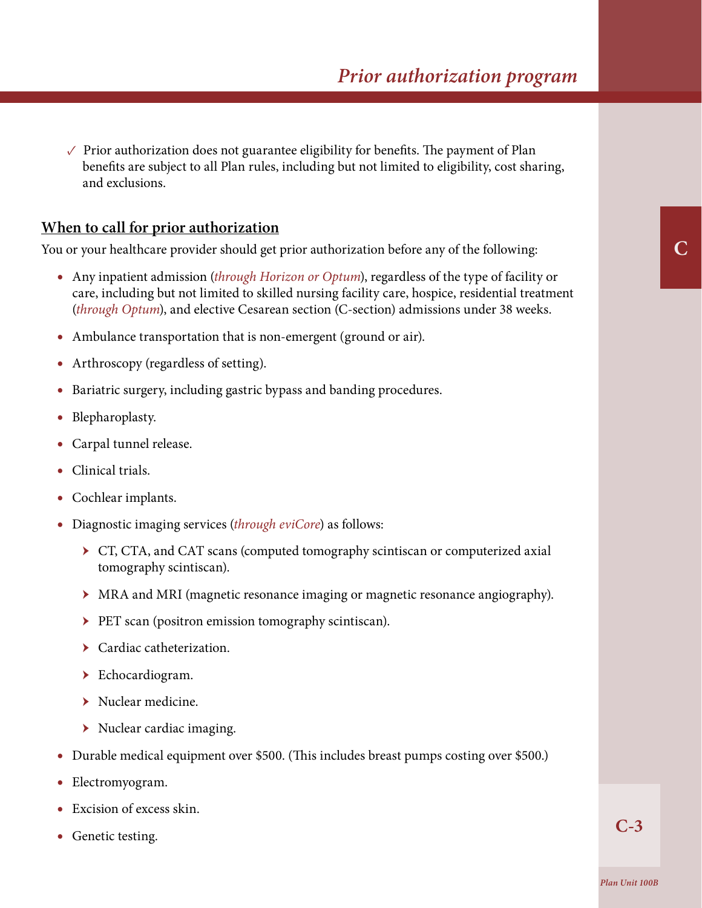✓ Prior authorization does not guarantee eligibility for benefits. The payment of Plan benefits are subject to all Plan rules, including but not limited to eligibility, cost sharing, and exclusions.

## When to call for prior authorization

You or your healthcare provider should get prior authorization before any of the following:

- Any inpatient admission (*through Horizon or Optum*), regardless of the type of facility or care, including but not limited to skilled nursing facility care, hospice, residential treatment (*through Optum*), and elective Cesarean section (C-section) admissions under 38 weeks.
- Ambulance transportation that is non-emergent (ground or air).
- Arthroscopy (regardless of setting).
- Bariatric surgery, including gastric bypass and banding procedures.
- Blepharoplasty.
- Carpal tunnel release.
- Clinical trials.
- Cochlear implants.
- Diagnostic imaging services (*through eviCore*) as follows:
  - CT, CTA, and CAT scans (computed tomography scintiscan or computerized axial tomography scintiscan).
  - MRA and MRI (magnetic resonance imaging or magnetic resonance angiography).
  - PET scan (positron emission tomography scintiscan).
  - Cardiac catheterization.
  - Echocardiogram.
  - Nuclear medicine.
  - Nuclear cardiac imaging.
- Durable medical equipment over $500. (This includes breast pumps costing over $500.)
- Electromyogram.
- Excision of excess skin.
- Genetic testing.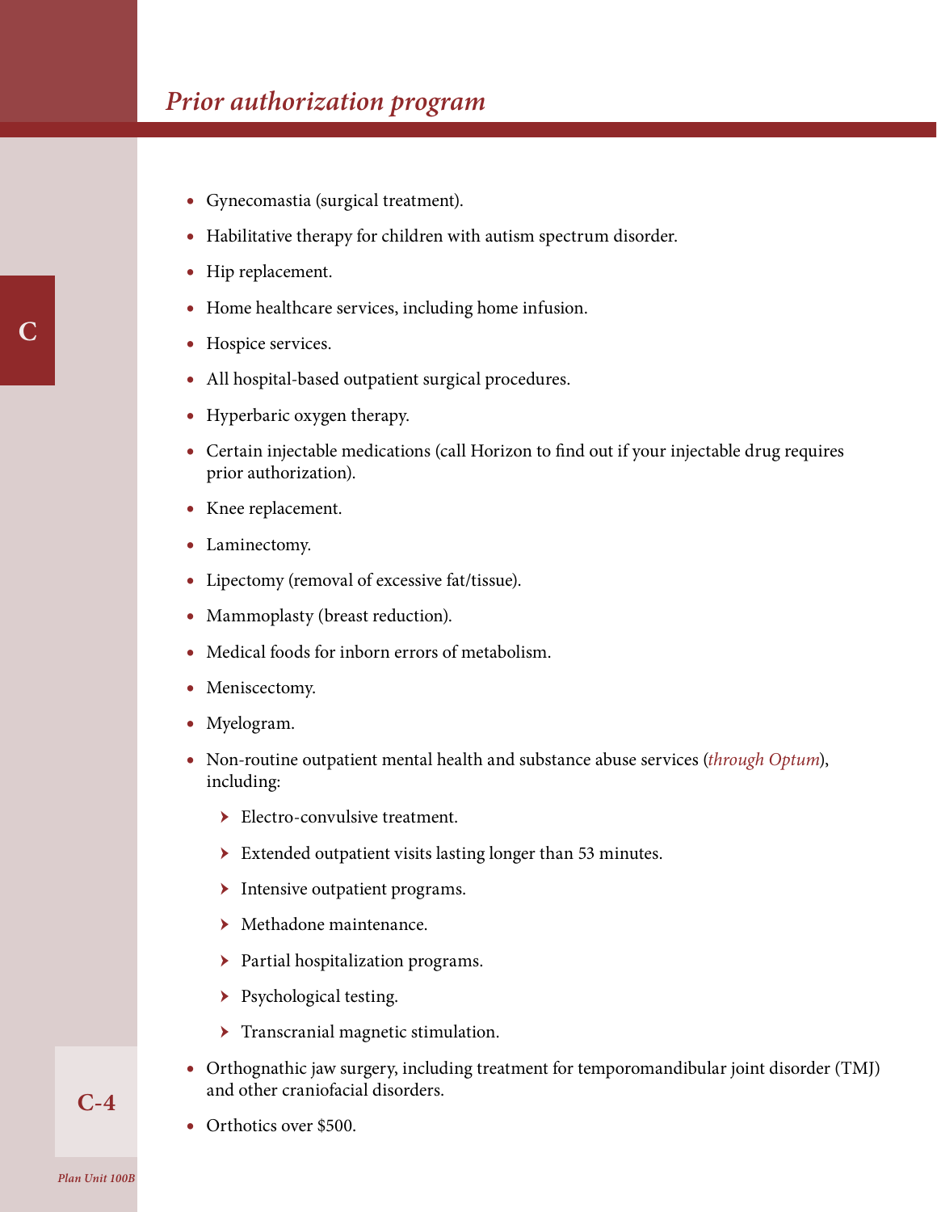## *Prior authorization program*

- Gynecomastia (surgical treatment).
- Habilitative therapy for children with autism spectrum disorder.
- Hip replacement.
- Home healthcare services, including home infusion.
- Hospice services.
- All hospital-based outpatient surgical procedures.
- Hyperbaric oxygen therapy.
- Certain injectable medications (call Horizon to find out if your injectable drug requires prior authorization).
- Knee replacement.
- Laminectomy.
- Lipectomy (removal of excessive fat/tissue).
- Mammoplasty (breast reduction).
- Medical foods for inborn errors of metabolism.
- Meniscectomy.
- Myelogram.
- Non-routine outpatient mental health and substance abuse services (*through Optum*), including:
  - Electro-convulsive treatment.
  - Extended outpatient visits lasting longer than 53 minutes.
  - Intensive outpatient programs.
  - Methadone maintenance.
  - Partial hospitalization programs.
  - Psychological testing.
  - Transcranial magnetic stimulation.
- Orthognathic jaw surgery, including treatment for temporomandibular joint disorder (TMJ) and other craniofacial disorders.
- Orthotics over $500.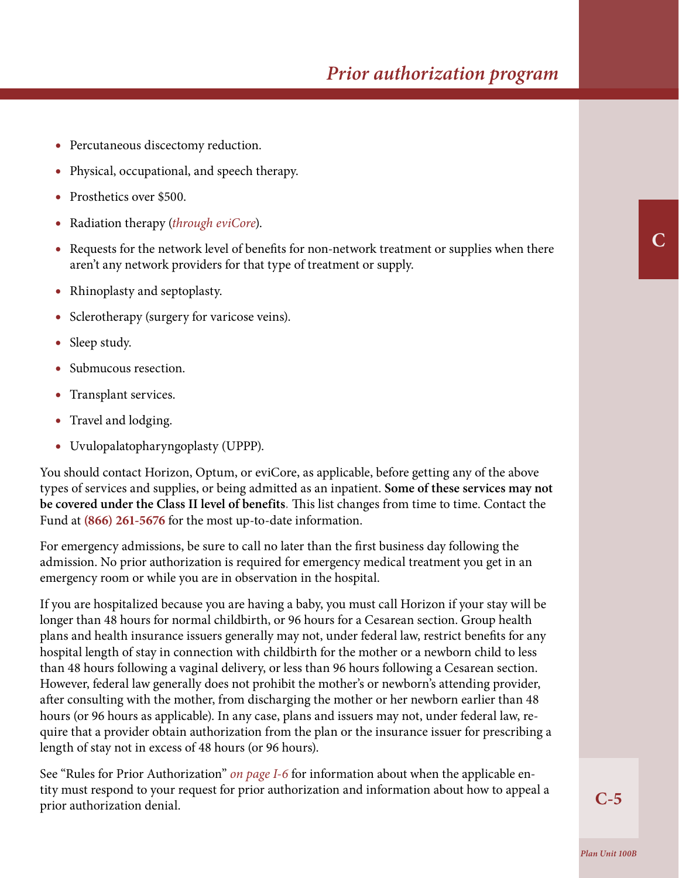- Percutaneous discectomy reduction.
- Physical, occupational, and speech therapy.
- Prosthetics over $500.
- Radiation therapy (*through eviCore*).
- Requests for the network level of benefits for non-network treatment or supplies when there aren't any network providers for that type of treatment or supply.
- Rhinoplasty and septoplasty.
- Sclerotherapy (surgery for varicose veins).
- Sleep study.
- Submucous resection.
- Transplant services.
- Travel and lodging.
- Uvulopalatopharyngoplasty (UPPP).

You should contact Horizon, Optum, or eviCore, as applicable, before getting any of the above types of services and supplies, or being admitted as an inpatient. **Some of these services may not be covered under the Class II level of benefits**. This list changes from time to time. Contact the Fund at **(866) 261-5676** for the most up-to-date information.

For emergency admissions, be sure to call no later than the first business day following the admission. No prior authorization is required for emergency medical treatment you get in an emergency room or while you are in observation in the hospital.

If you are hospitalized because you are having a baby, you must call Horizon if your stay will be longer than 48 hours for normal childbirth, or 96 hours for a Cesarean section. Group health plans and health insurance issuers generally may not, under federal law, restrict benefits for any hospital length of stay in connection with childbirth for the mother or a newborn child to less than 48 hours following a vaginal delivery, or less than 96 hours following a Cesarean section. However, federal law generally does not prohibit the mother's or newborn's attending provider, after consulting with the mother, from discharging the mother or her newborn earlier than 48 hours (or 96 hours as applicable). In any case, plans and issuers may not, under federal law, require that a provider obtain authorization from the plan or the insurance issuer for prescribing a length of stay not in excess of 48 hours (or 96 hours).

See "Rules for Prior Authorization" *on page I-6* for information about when the applicable entity must respond to your request for prior authorization and information about how to appeal a prior authorization denial.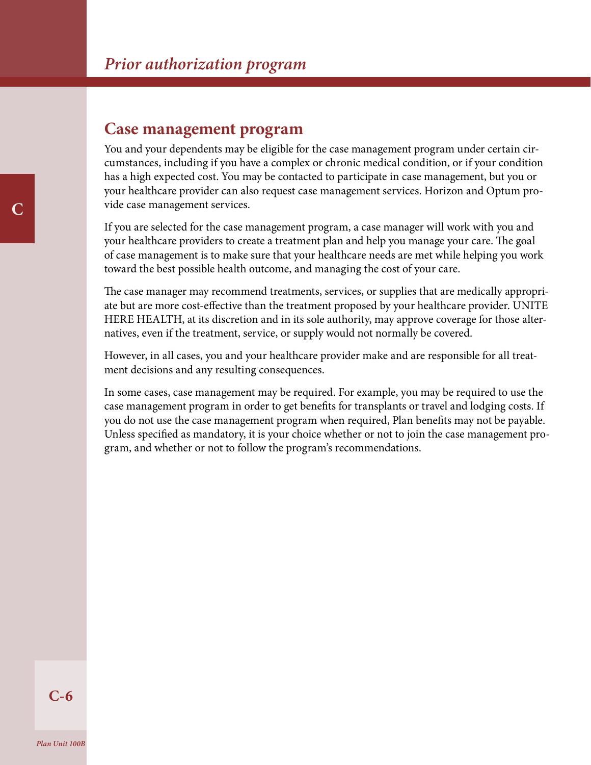## Case management program

You and your dependents may be eligible for the case management program under certain circumstances, including if you have a complex or chronic medical condition, or if your condition has a high expected cost. You may be contacted to participate in case management, but you or your healthcare provider can also request case management services. Horizon and Optum provide case management services.

If you are selected for the case management program, a case manager will work with you and your healthcare providers to create a treatment plan and help you manage your care. The goal of case management is to make sure that your healthcare needs are met while helping you work toward the best possible health outcome, and managing the cost of your care.

The case manager may recommend treatments, services, or supplies that are medically appropriate but are more cost-effective than the treatment proposed by your healthcare provider. UNITE HERE HEALTH, at its discretion and in its sole authority, may approve coverage for those alternatives, even if the treatment, service, or supply would not normally be covered.

However, in all cases, you and your healthcare provider make and are responsible for all treatment decisions and any resulting consequences.

In some cases, case management may be required. For example, you may be required to use the case management program in order to get benefits for transplants or travel and lodging costs. If you do not use the case management program when required, Plan benefits may not be payable. Unless specified as mandatory, it is your choice whether or not to join the case management program, and whether or not to follow the program's recommendations.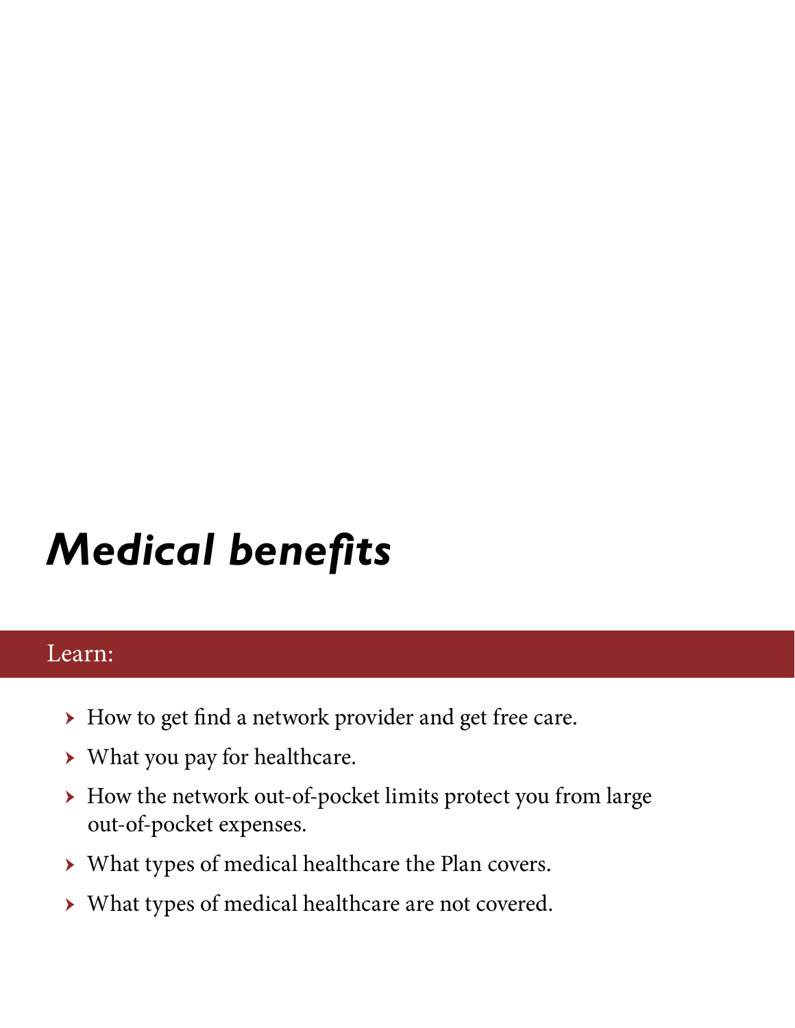# *Medical benefits*

Learn:

- How to get find a network provider and get free care.
- What you pay for healthcare.
- How the network out-of-pocket limits protect you from large out-of-pocket expenses.
- What types of medical healthcare the Plan covers.
- What types of medical healthcare are not covered.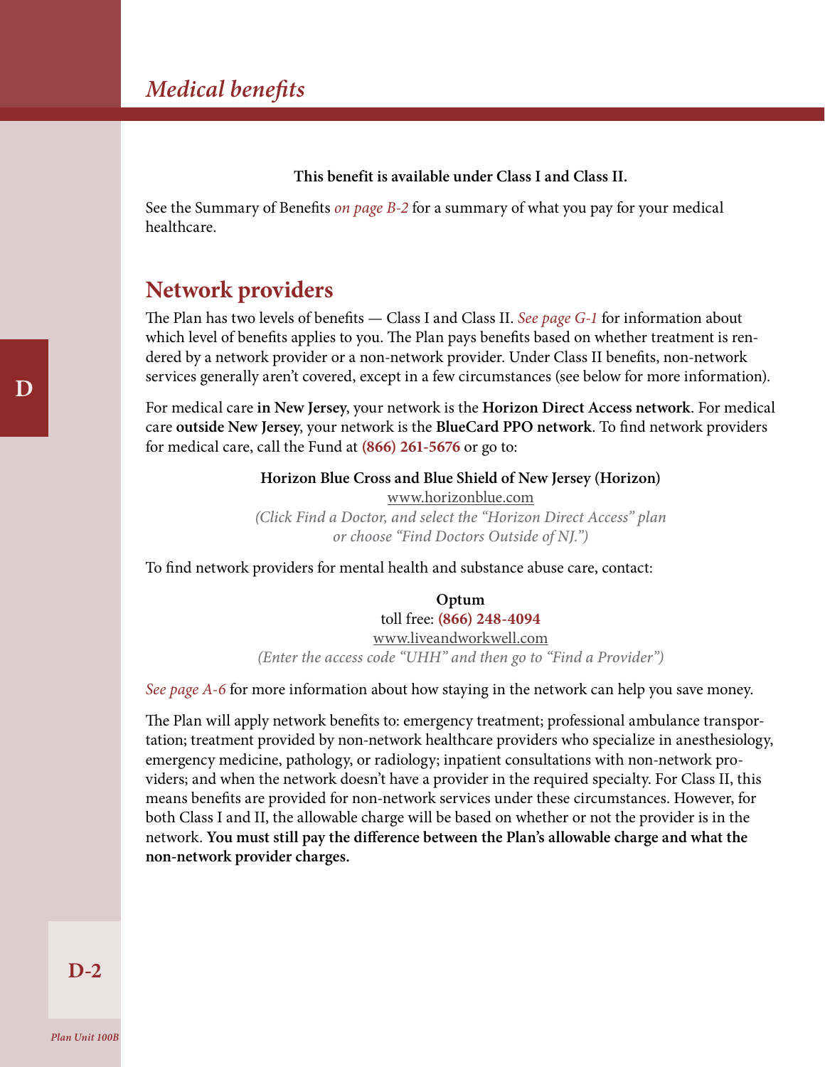# Medical benefits

**This benefit is available under Class I and Class II.**

See the Summary of Benefits *on page B-2* for a summary of what you pay for your medical healthcare.

## Network providers

The Plan has two levels of benefits — Class I and Class II. *See page G-1* for information about which level of benefits applies to you. The Plan pays benefits based on whether treatment is rendered by a network provider or a non-network provider. Under Class II benefits, non-network services generally aren't covered, except in a few circumstances (see below for more information).

For medical care **in New Jersey**, your network is the **Horizon Direct Access network**. For medical care **outside New Jersey**, your network is the **BlueCard PPO network**. To find network providers for medical care, call the Fund at **(866) 261-5676** or go to:

**Horizon Blue Cross and Blue Shield of New Jersey (Horizon)**
www.horizonblue.com
*(Click Find a Doctor, and select the "Horizon Direct Access" plan or choose "Find Doctors Outside of NJ.")*

To find network providers for mental health and substance abuse care, contact:

**Optum**
toll free: **(866) 248-4094**
www.liveandworkwell.com
*(Enter the access code "UHH" and then go to "Find a Provider")*

*See page A-6* for more information about how staying in the network can help you save money.

The Plan will apply network benefits to: emergency treatment; professional ambulance transportation; treatment provided by non-network healthcare providers who specialize in anesthesiology, emergency medicine, pathology, or radiology; inpatient consultations with non-network providers; and when the network doesn't have a provider in the required specialty. For Class II, this means benefits are provided for non-network services under these circumstances. However, for both Class I and II, the allowable charge will be based on whether or not the provider is in the network. **You must still pay the difference between the Plan's allowable charge and what the non-network provider charges.**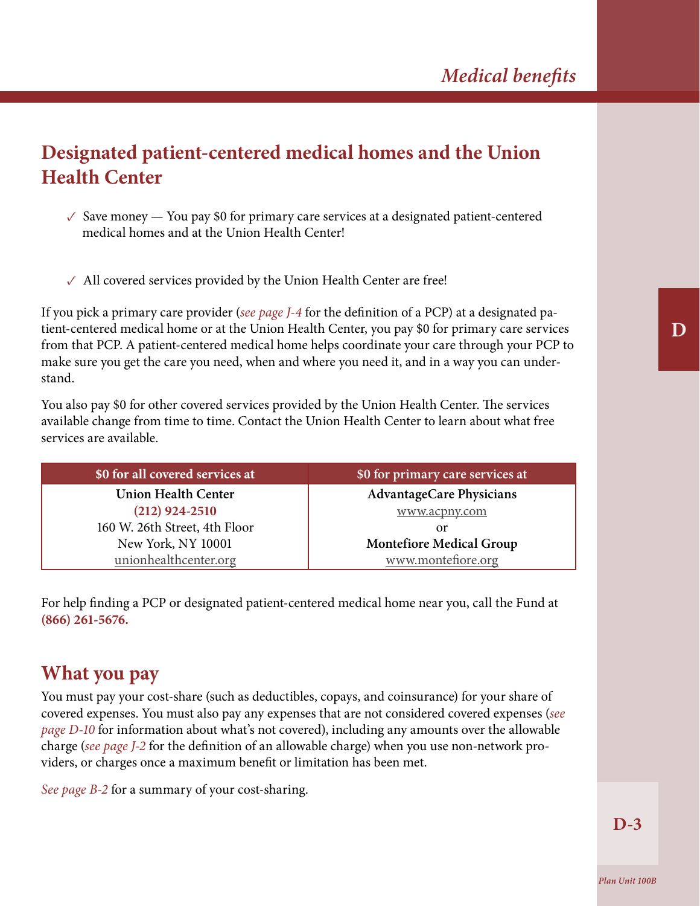## Designated patient-centered medical homes and the Union Health Center

✓ Save money — You pay $0 for primary care services at a designated patient-centered medical homes and at the Union Health Center!

✓ All covered services provided by the Union Health Center are free!

If you pick a primary care provider (*see page J-4* for the definition of a PCP) at a designated patient-centered medical home or at the Union Health Center, you pay $0 for primary care services from that PCP. A patient-centered medical home helps coordinate your care through your PCP to make sure you get the care you need, when and where you need it, and in a way you can understand.

You also pay $0 for other covered services provided by the Union Health Center. The services available change from time to time. Contact the Union Health Center to learn about what free services are available.

| $0 for all covered services at | $0 for primary care services at |
|---|---|
| **Union Health Center**<br>**(212) 924-2510**<br>160 W. 26th Street, 4th Floor<br>New York, NY 10001<br>unionhealthcenter.org | **AdvantageCare Physicians**<br>www.acpny.com<br>or<br>**Montefiore Medical Group**<br>www.montefiore.org |

For help finding a PCP or designated patient-centered medical home near you, call the Fund at **(866) 261-5676.**

## What you pay

You must pay your cost-share (such as deductibles, copays, and coinsurance) for your share of covered expenses. You must also pay any expenses that are not considered covered expenses (*see page D-10* for information about what's not covered), including any amounts over the allowable charge (*see page J-2* for the definition of an allowable charge) when you use non-network providers, or charges once a maximum benefit or limitation has been met.

*See page B-2* for a summary of your cost-sharing.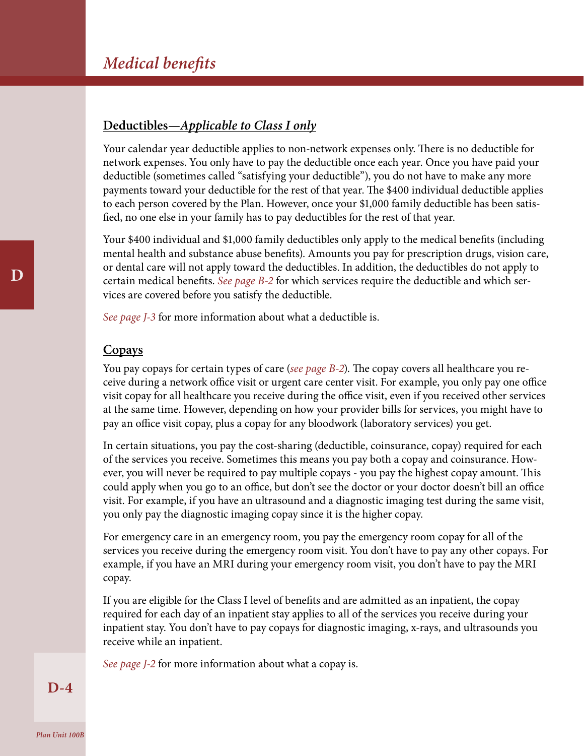## Deductibles—*Applicable to Class I only*

Your calendar year deductible applies to non-network expenses only. There is no deductible for network expenses. You only have to pay the deductible once each year. Once you have paid your deductible (sometimes called "satisfying your deductible"), you do not have to make any more payments toward your deductible for the rest of that year. The $400 individual deductible applies to each person covered by the Plan. However, once your $1,000 family deductible has been satisfied, no one else in your family has to pay deductibles for the rest of that year.

Your $400 individual and $1,000 family deductibles only apply to the medical benefits (including mental health and substance abuse benefits). Amounts you pay for prescription drugs, vision care, or dental care will not apply toward the deductibles. In addition, the deductibles do not apply to certain medical benefits. *See page B-2* for which services require the deductible and which services are covered before you satisfy the deductible.

*See page J-3* for more information about what a deductible is.

## Copays

You pay copays for certain types of care (*see page B-2*). The copay covers all healthcare you receive during a network office visit or urgent care center visit. For example, you only pay one office visit copay for all healthcare you receive during the office visit, even if you received other services at the same time. However, depending on how your provider bills for services, you might have to pay an office visit copay, plus a copay for any bloodwork (laboratory services) you get.

In certain situations, you pay the cost-sharing (deductible, coinsurance, copay) required for each of the services you receive. Sometimes this means you pay both a copay and coinsurance. However, you will never be required to pay multiple copays - you pay the highest copay amount. This could apply when you go to an office, but don't see the doctor or your doctor doesn't bill an office visit. For example, if you have an ultrasound and a diagnostic imaging test during the same visit, you only pay the diagnostic imaging copay since it is the higher copay.

For emergency care in an emergency room, you pay the emergency room copay for all of the services you receive during the emergency room visit. You don't have to pay any other copays. For example, if you have an MRI during your emergency room visit, you don't have to pay the MRI copay.

If you are eligible for the Class I level of benefits and are admitted as an inpatient, the copay required for each day of an inpatient stay applies to all of the services you receive during your inpatient stay. You don't have to pay copays for diagnostic imaging, x-rays, and ultrasounds you receive while an inpatient.

*See page J-2* for more information about what a copay is.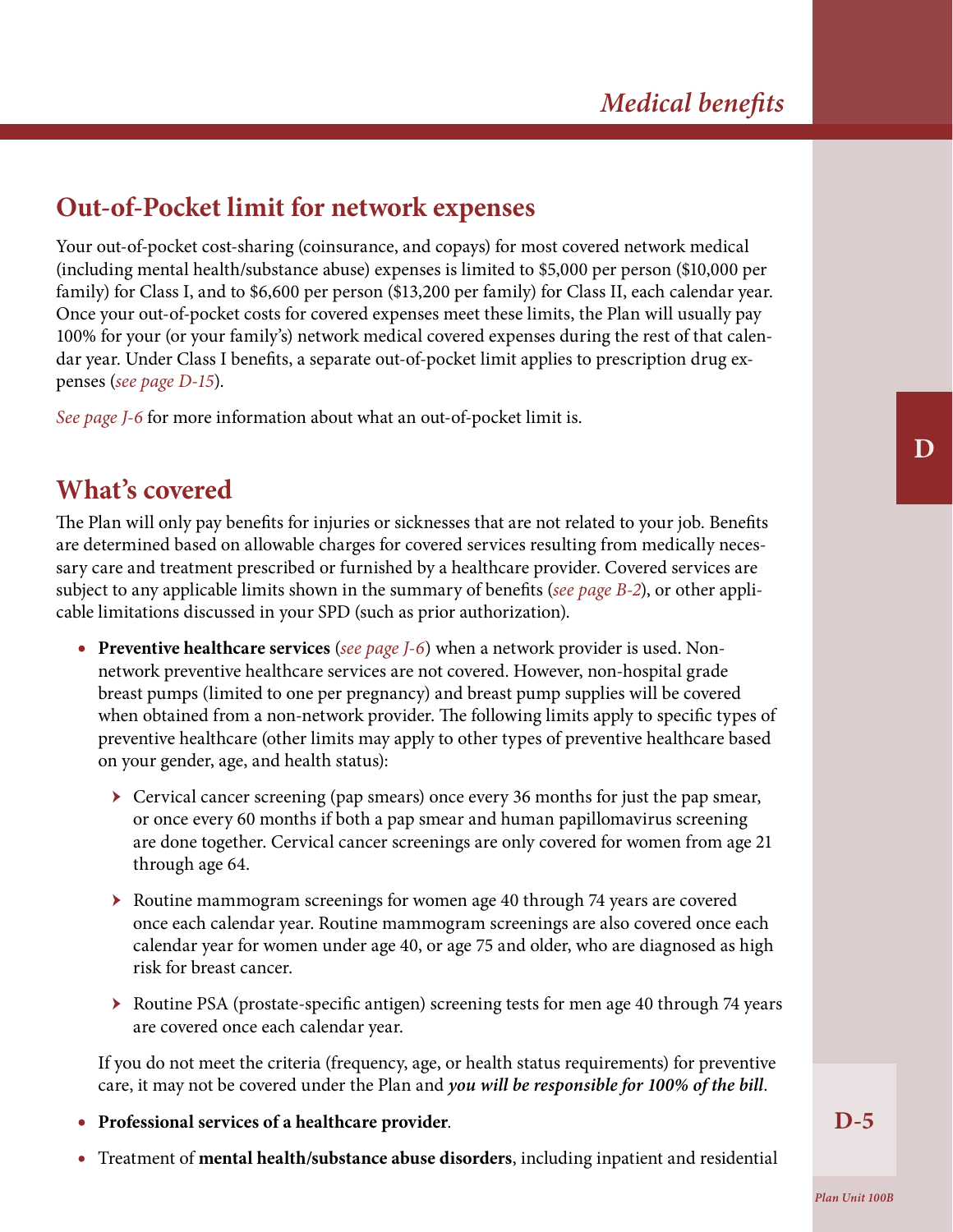## Out-of-Pocket limit for network expenses

Your out-of-pocket cost-sharing (coinsurance, and copays) for most covered network medical (including mental health/substance abuse) expenses is limited to $5,000 per person ($10,000 per family) for Class I, and to $6,600 per person ($13,200 per family) for Class II, each calendar year. Once your out-of-pocket costs for covered expenses meet these limits, the Plan will usually pay 100% for your (or your family's) network medical covered expenses during the rest of that calendar year. Under Class I benefits, a separate out-of-pocket limit applies to prescription drug expenses (*see page D-15*).

*See page J-6* for more information about what an out-of-pocket limit is.

## What's covered

The Plan will only pay benefits for injuries or sicknesses that are not related to your job. Benefits are determined based on allowable charges for covered services resulting from medically necessary care and treatment prescribed or furnished by a healthcare provider. Covered services are subject to any applicable limits shown in the summary of benefits (*see page B-2*), or other applicable limitations discussed in your SPD (such as prior authorization).

- **Preventive healthcare services** (*see page J-6*) when a network provider is used. Non-network preventive healthcare services are not covered. However, non-hospital grade breast pumps (limited to one per pregnancy) and breast pump supplies will be covered when obtained from a non-network provider. The following limits apply to specific types of preventive healthcare (other limits may apply to other types of preventive healthcare based on your gender, age, and health status):
  - Cervical cancer screening (pap smears) once every 36 months for just the pap smear, or once every 60 months if both a pap smear and human papillomavirus screening are done together. Cervical cancer screenings are only covered for women from age 21 through age 64.
  - Routine mammogram screenings for women age 40 through 74 years are covered once each calendar year. Routine mammogram screenings are also covered once each calendar year for women under age 40, or age 75 and older, who are diagnosed as high risk for breast cancer.
  - Routine PSA (prostate-specific antigen) screening tests for men age 40 through 74 years are covered once each calendar year.

  If you do not meet the criteria (frequency, age, or health status requirements) for preventive care, it may not be covered under the Plan and ***you will be responsible for 100% of the bill***.

- **Professional services of a healthcare provider**.
- Treatment of **mental health/substance abuse disorders**, including inpatient and residential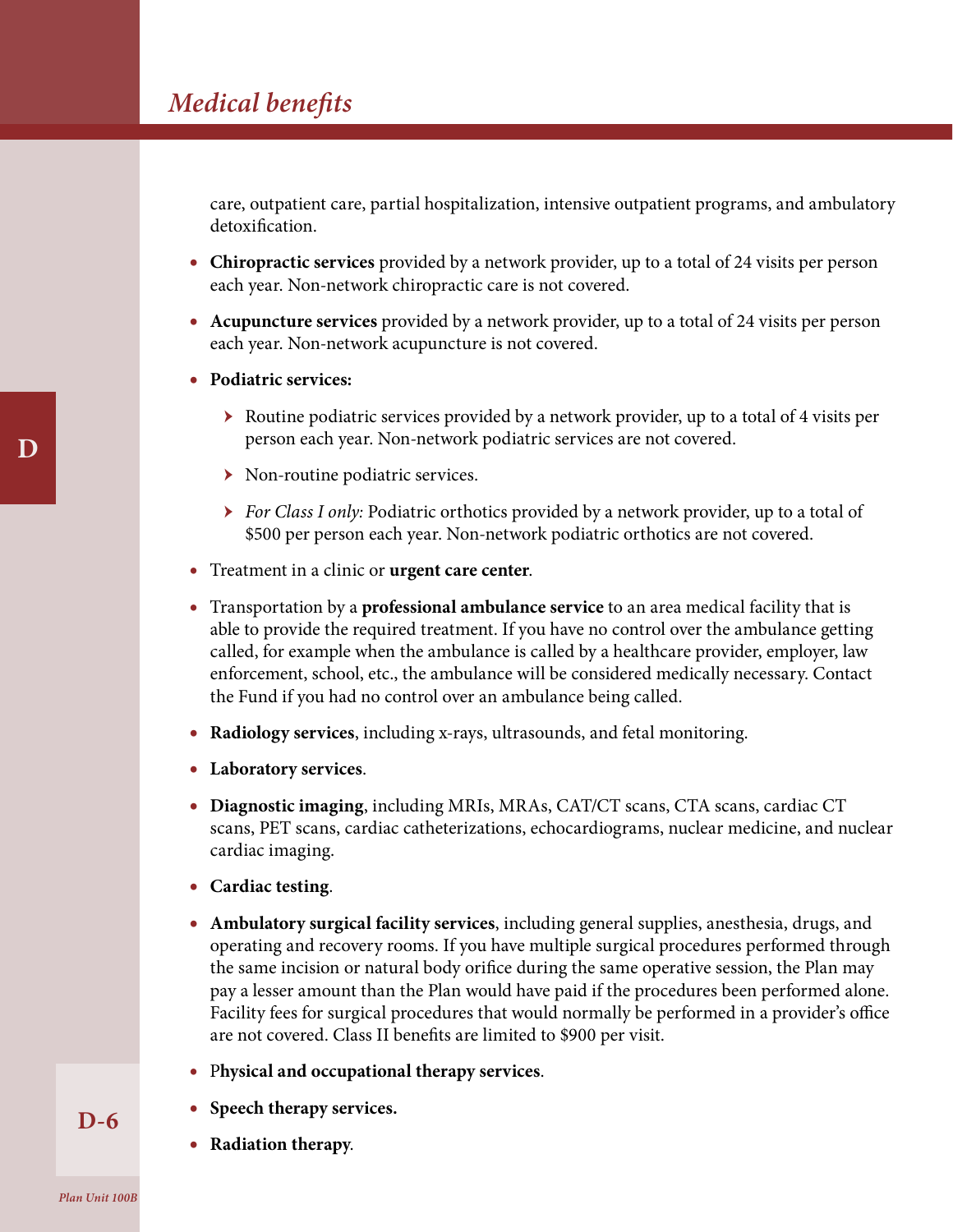care, outpatient care, partial hospitalization, intensive outpatient programs, and ambulatory detoxification.

- **Chiropractic services** provided by a network provider, up to a total of 24 visits per person each year. Non-network chiropractic care is not covered.
- **Acupuncture services** provided by a network provider, up to a total of 24 visits per person each year. Non-network acupuncture is not covered.
- **Podiatric services:**
  - Routine podiatric services provided by a network provider, up to a total of 4 visits per person each year. Non-network podiatric services are not covered.
  - Non-routine podiatric services.
  - *For Class I only:* Podiatric orthotics provided by a network provider, up to a total of $500 per person each year. Non-network podiatric orthotics are not covered.
- Treatment in a clinic or **urgent care center**.
- Transportation by a **professional ambulance service** to an area medical facility that is able to provide the required treatment. If you have no control over the ambulance getting called, for example when the ambulance is called by a healthcare provider, employer, law enforcement, school, etc., the ambulance will be considered medically necessary. Contact the Fund if you had no control over an ambulance being called.
- **Radiology services**, including x-rays, ultrasounds, and fetal monitoring.
- **Laboratory services**.
- **Diagnostic imaging**, including MRIs, MRAs, CAT/CT scans, CTA scans, cardiac CT scans, PET scans, cardiac catheterizations, echocardiograms, nuclear medicine, and nuclear cardiac imaging.
- **Cardiac testing**.
- **Ambulatory surgical facility services**, including general supplies, anesthesia, drugs, and operating and recovery rooms. If you have multiple surgical procedures performed through the same incision or natural body orifice during the same operative session, the Plan may pay a lesser amount than the Plan would have paid if the procedures been performed alone. Facility fees for surgical procedures that would normally be performed in a provider's office are not covered. Class II benefits are limited to $900 per visit.
- P**hysical and occupational therapy services**.
- **Speech therapy services.**
- **Radiation therapy**.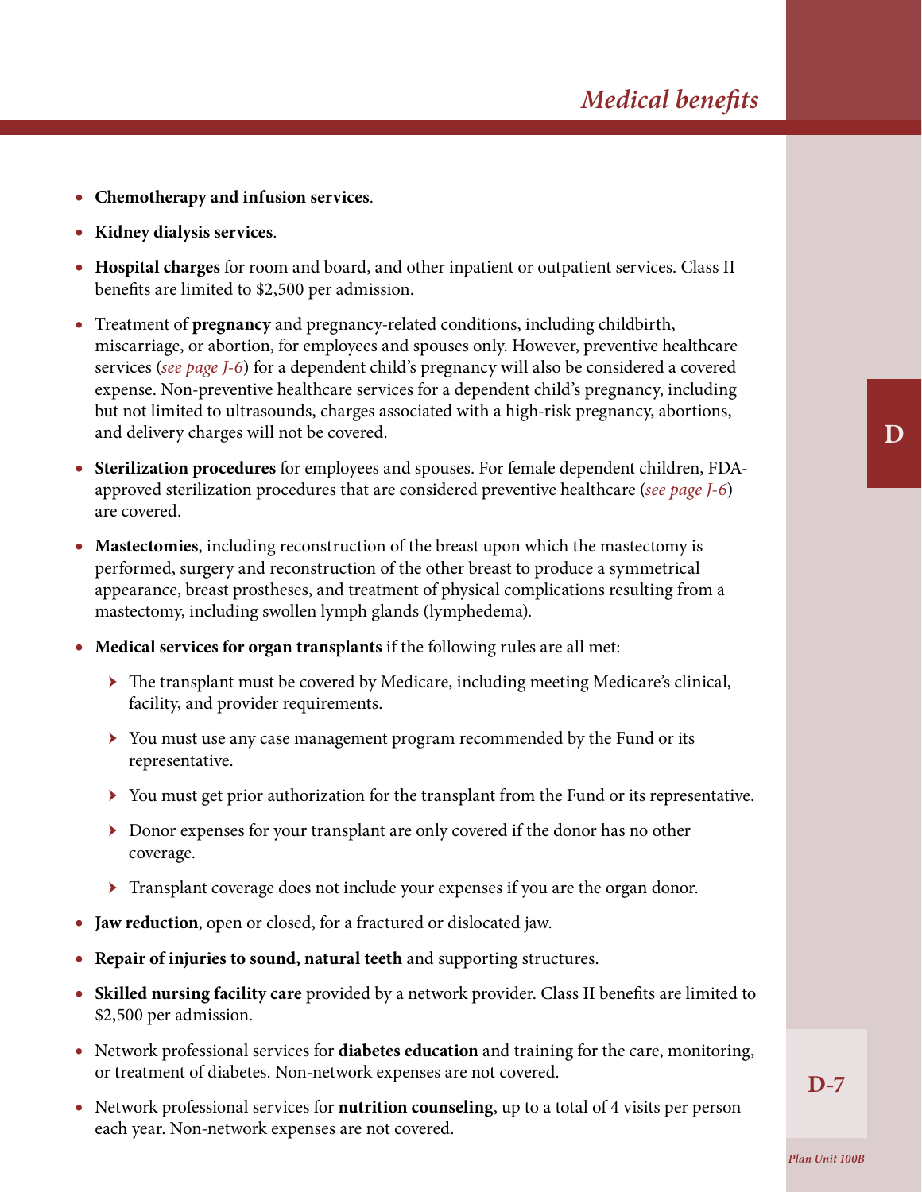- **Chemotherapy and infusion services**.
- **Kidney dialysis services**.
- **Hospital charges** for room and board, and other inpatient or outpatient services. Class II benefits are limited to $2,500 per admission.
- Treatment of **pregnancy** and pregnancy-related conditions, including childbirth, miscarriage, or abortion, for employees and spouses only. However, preventive healthcare services (*see page J-6*) for a dependent child's pregnancy will also be considered a covered expense. Non-preventive healthcare services for a dependent child's pregnancy, including but not limited to ultrasounds, charges associated with a high-risk pregnancy, abortions, and delivery charges will not be covered.
- **Sterilization procedures** for employees and spouses. For female dependent children, FDA-approved sterilization procedures that are considered preventive healthcare (*see page J-6*) are covered.
- **Mastectomies**, including reconstruction of the breast upon which the mastectomy is performed, surgery and reconstruction of the other breast to produce a symmetrical appearance, breast prostheses, and treatment of physical complications resulting from a mastectomy, including swollen lymph glands (lymphedema).
- **Medical services for organ transplants** if the following rules are all met:
  - The transplant must be covered by Medicare, including meeting Medicare's clinical, facility, and provider requirements.
  - You must use any case management program recommended by the Fund or its representative.
  - You must get prior authorization for the transplant from the Fund or its representative.
  - Donor expenses for your transplant are only covered if the donor has no other coverage.
  - Transplant coverage does not include your expenses if you are the organ donor.
- **Jaw reduction**, open or closed, for a fractured or dislocated jaw.
- **Repair of injuries to sound, natural teeth** and supporting structures.
- **Skilled nursing facility care** provided by a network provider. Class II benefits are limited to $2,500 per admission.
- Network professional services for **diabetes education** and training for the care, monitoring, or treatment of diabetes. Non-network expenses are not covered.
- Network professional services for **nutrition counseling**, up to a total of 4 visits per person each year. Non-network expenses are not covered.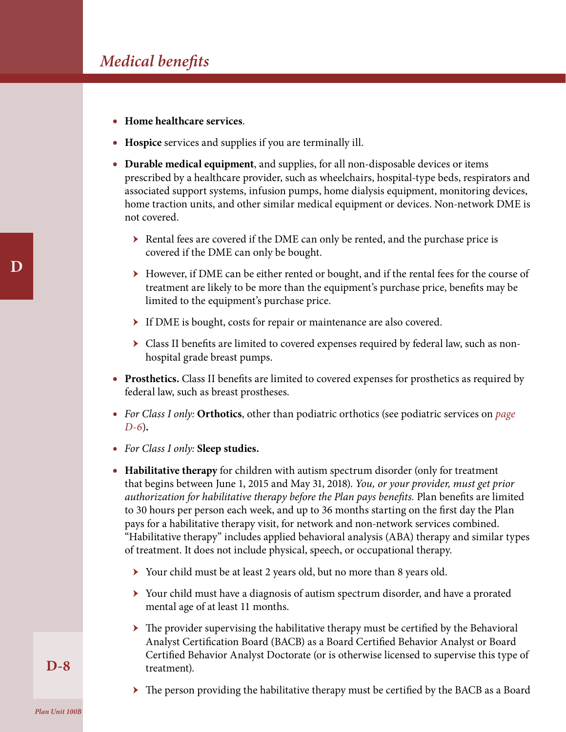- **Home healthcare services**.
- **Hospice** services and supplies if you are terminally ill.
- **Durable medical equipment**, and supplies, for all non-disposable devices or items prescribed by a healthcare provider, such as wheelchairs, hospital-type beds, respirators and associated support systems, infusion pumps, home dialysis equipment, monitoring devices, home traction units, and other similar medical equipment or devices. Non-network DME is not covered.
  - Rental fees are covered if the DME can only be rented, and the purchase price is covered if the DME can only be bought.
  - However, if DME can be either rented or bought, and if the rental fees for the course of treatment are likely to be more than the equipment's purchase price, benefits may be limited to the equipment's purchase price.
  - If DME is bought, costs for repair or maintenance are also covered.
  - Class II benefits are limited to covered expenses required by federal law, such as non-hospital grade breast pumps.
- **Prosthetics.** Class II benefits are limited to covered expenses for prosthetics as required by federal law, such as breast prostheses.
- *For Class I only:* **Orthotics**, other than podiatric orthotics (see podiatric services on *page D-6*)**.**
- *For Class I only:* **Sleep studies.**
- **Habilitative therapy** for children with autism spectrum disorder (only for treatment that begins between June 1, 2015 and May 31, 2018). *You, or your provider, must get prior authorization for habilitative therapy before the Plan pays benefits.* Plan benefits are limited to 30 hours per person each week, and up to 36 months starting on the first day the Plan pays for a habilitative therapy visit, for network and non-network services combined. "Habilitative therapy" includes applied behavioral analysis (ABA) therapy and similar types of treatment. It does not include physical, speech, or occupational therapy.
  - Your child must be at least 2 years old, but no more than 8 years old.
  - Your child must have a diagnosis of autism spectrum disorder, and have a prorated mental age of at least 11 months.
  - The provider supervising the habilitative therapy must be certified by the Behavioral Analyst Certification Board (BACB) as a Board Certified Behavior Analyst or Board Certified Behavior Analyst Doctorate (or is otherwise licensed to supervise this type of treatment).
  - The person providing the habilitative therapy must be certified by the BACB as a Board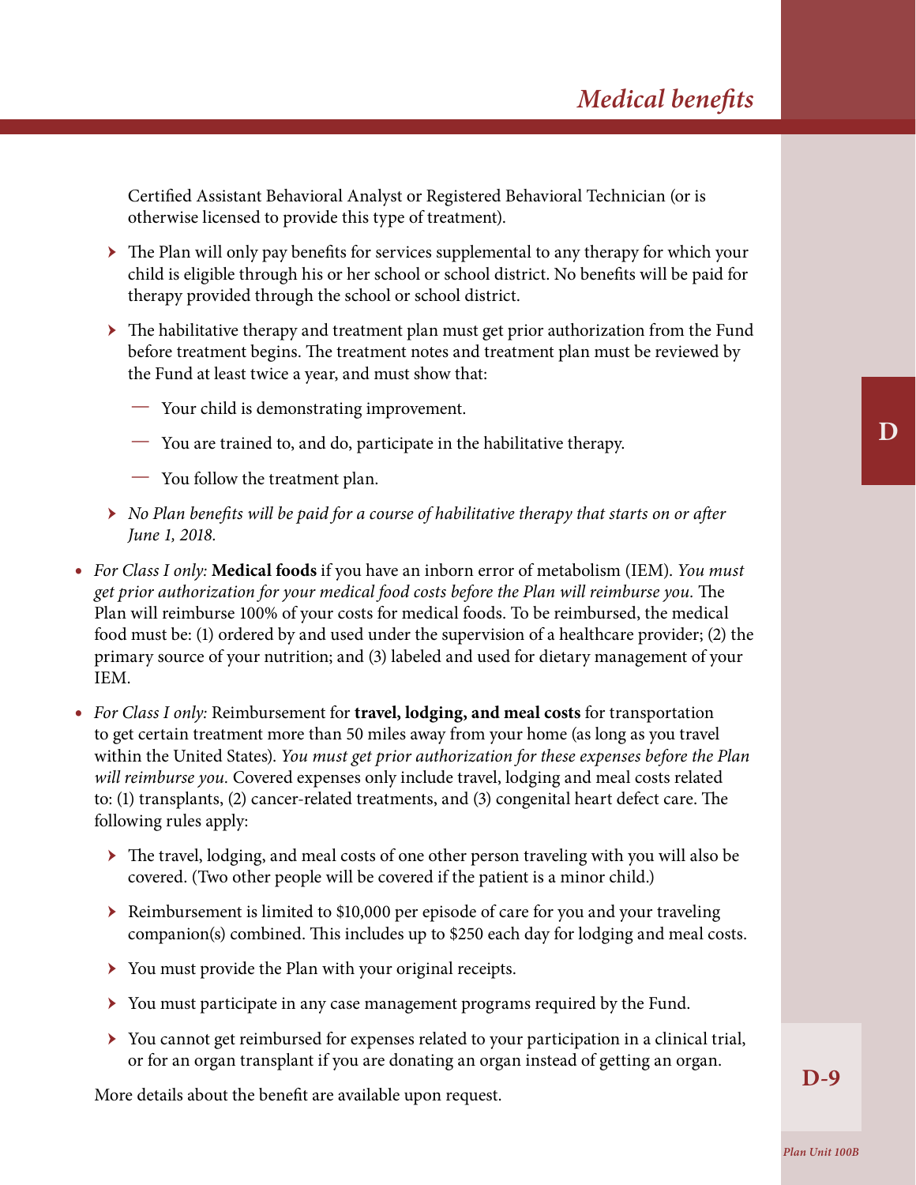Certified Assistant Behavioral Analyst or Registered Behavioral Technician (or is otherwise licensed to provide this type of treatment).

   - The Plan will only pay benefits for services supplemental to any therapy for which your child is eligible through his or her school or school district. No benefits will be paid for therapy provided through the school or school district.
   - The habilitative therapy and treatment plan must get prior authorization from the Fund before treatment begins. The treatment notes and treatment plan must be reviewed by the Fund at least twice a year, and must show that:
     - Your child is demonstrating improvement.
     - You are trained to, and do, participate in the habilitative therapy.
     - You follow the treatment plan.
   - *No Plan benefits will be paid for a course of habilitative therapy that starts on or after June 1, 2018.*

- *For Class I only:* **Medical foods** if you have an inborn error of metabolism (IEM). *You must get prior authorization for your medical food costs before the Plan will reimburse you.* The Plan will reimburse 100% of your costs for medical foods. To be reimbursed, the medical food must be: (1) ordered by and used under the supervision of a healthcare provider; (2) the primary source of your nutrition; and (3) labeled and used for dietary management of your IEM.
- *For Class I only:* Reimbursement for **travel, lodging, and meal costs** for transportation to get certain treatment more than 50 miles away from your home (as long as you travel within the United States). *You must get prior authorization for these expenses before the Plan will reimburse you.* Covered expenses only include travel, lodging and meal costs related to: (1) transplants, (2) cancer-related treatments, and (3) congenital heart defect care. The following rules apply:
   - The travel, lodging, and meal costs of one other person traveling with you will also be covered. (Two other people will be covered if the patient is a minor child.)
   - Reimbursement is limited to $10,000 per episode of care for you and your traveling companion(s) combined. This includes up to $250 each day for lodging and meal costs.
   - You must provide the Plan with your original receipts.
   - You must participate in any case management programs required by the Fund.
   - You cannot get reimbursed for expenses related to your participation in a clinical trial, or for an organ transplant if you are donating an organ instead of getting an organ.

  More details about the benefit are available upon request.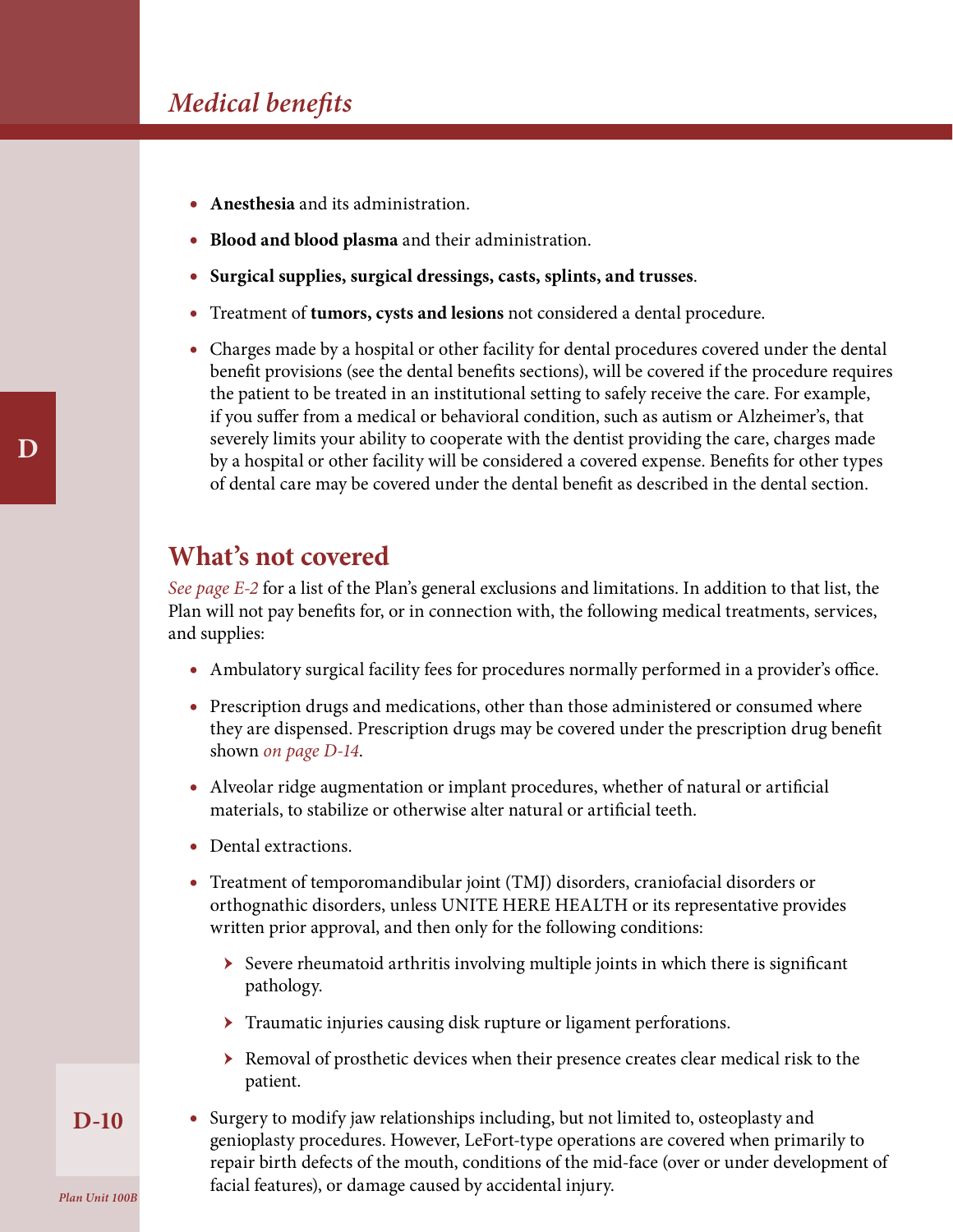- **Anesthesia** and its administration.
- **Blood and blood plasma** and their administration.
- **Surgical supplies, surgical dressings, casts, splints, and trusses**.
- Treatment of **tumors, cysts and lesions** not considered a dental procedure.
- Charges made by a hospital or other facility for dental procedures covered under the dental benefit provisions (see the dental benefits sections), will be covered if the procedure requires the patient to be treated in an institutional setting to safely receive the care. For example, if you suffer from a medical or behavioral condition, such as autism or Alzheimer's, that severely limits your ability to cooperate with the dentist providing the care, charges made by a hospital or other facility will be considered a covered expense. Benefits for other types of dental care may be covered under the dental benefit as described in the dental section.

## What's not covered

*See page E-2* for a list of the Plan's general exclusions and limitations. In addition to that list, the Plan will not pay benefits for, or in connection with, the following medical treatments, services, and supplies:

- Ambulatory surgical facility fees for procedures normally performed in a provider's office.
- Prescription drugs and medications, other than those administered or consumed where they are dispensed. Prescription drugs may be covered under the prescription drug benefit shown *on page D-14*.
- Alveolar ridge augmentation or implant procedures, whether of natural or artificial materials, to stabilize or otherwise alter natural or artificial teeth.
- Dental extractions.
- Treatment of temporomandibular joint (TMJ) disorders, craniofacial disorders or orthognathic disorders, unless UNITE HERE HEALTH or its representative provides written prior approval, and then only for the following conditions:
  - Severe rheumatoid arthritis involving multiple joints in which there is significant pathology.
  - Traumatic injuries causing disk rupture or ligament perforations.
  - Removal of prosthetic devices when their presence creates clear medical risk to the patient.
- Surgery to modify jaw relationships including, but not limited to, osteoplasty and genioplasty procedures. However, LeFort-type operations are covered when primarily to repair birth defects of the mouth, conditions of the mid-face (over or under development of facial features), or damage caused by accidental injury.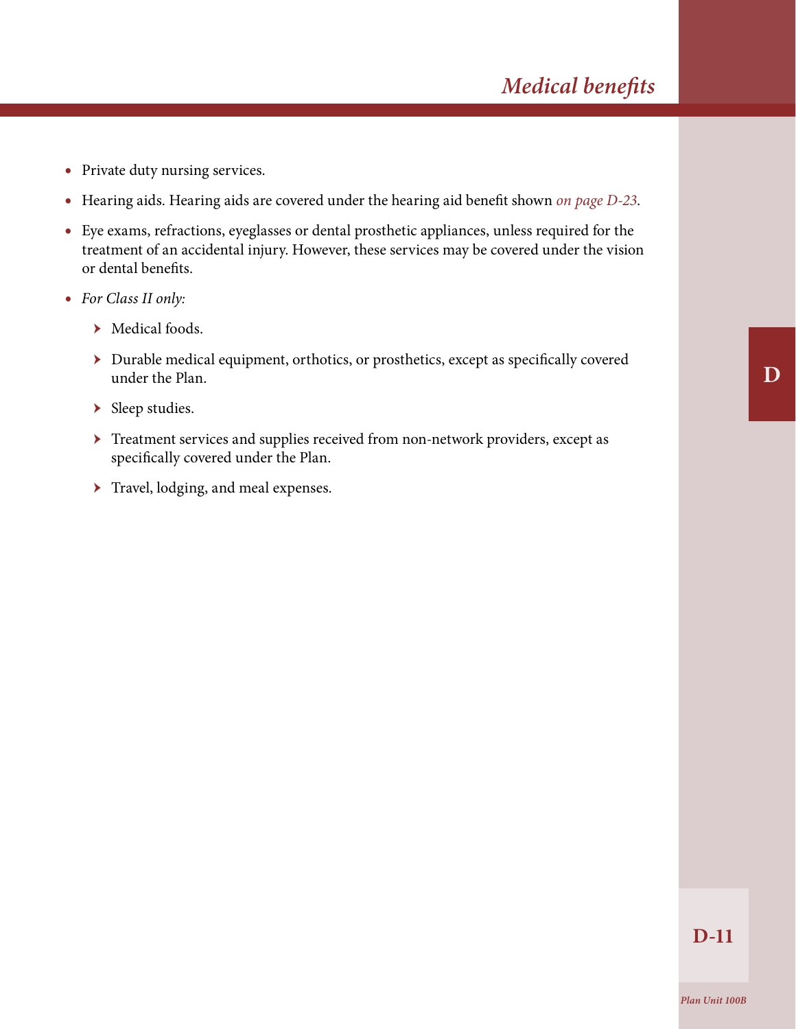- Private duty nursing services.
- Hearing aids. Hearing aids are covered under the hearing aid benefit shown *on page D-23*.
- Eye exams, refractions, eyeglasses or dental prosthetic appliances, unless required for the treatment of an accidental injury. However, these services may be covered under the vision or dental benefits.
- *For Class II only:*
  - Medical foods.
  - Durable medical equipment, orthotics, or prosthetics, except as specifically covered under the Plan.
  - Sleep studies.
  - Treatment services and supplies received from non-network providers, except as specifically covered under the Plan.
  - Travel, lodging, and meal expenses.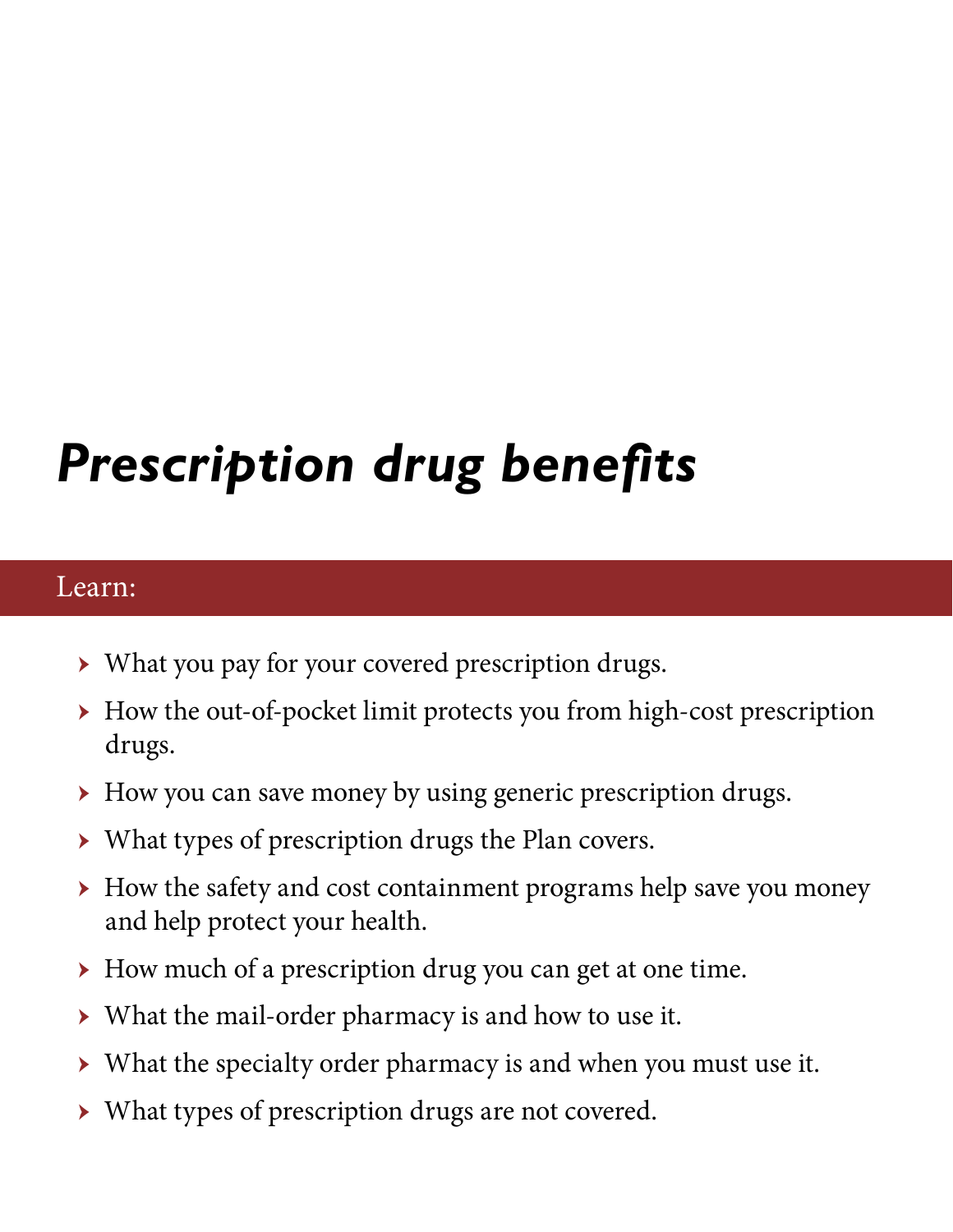# *Prescription drug benefits*

Learn:

- What you pay for your covered prescription drugs.
- How the out-of-pocket limit protects you from high-cost prescription drugs.
- How you can save money by using generic prescription drugs.
- What types of prescription drugs the Plan covers.
- How the safety and cost containment programs help save you money and help protect your health.
- How much of a prescription drug you can get at one time.
- What the mail-order pharmacy is and how to use it.
- What the specialty order pharmacy is and when you must use it.
- What types of prescription drugs are not covered.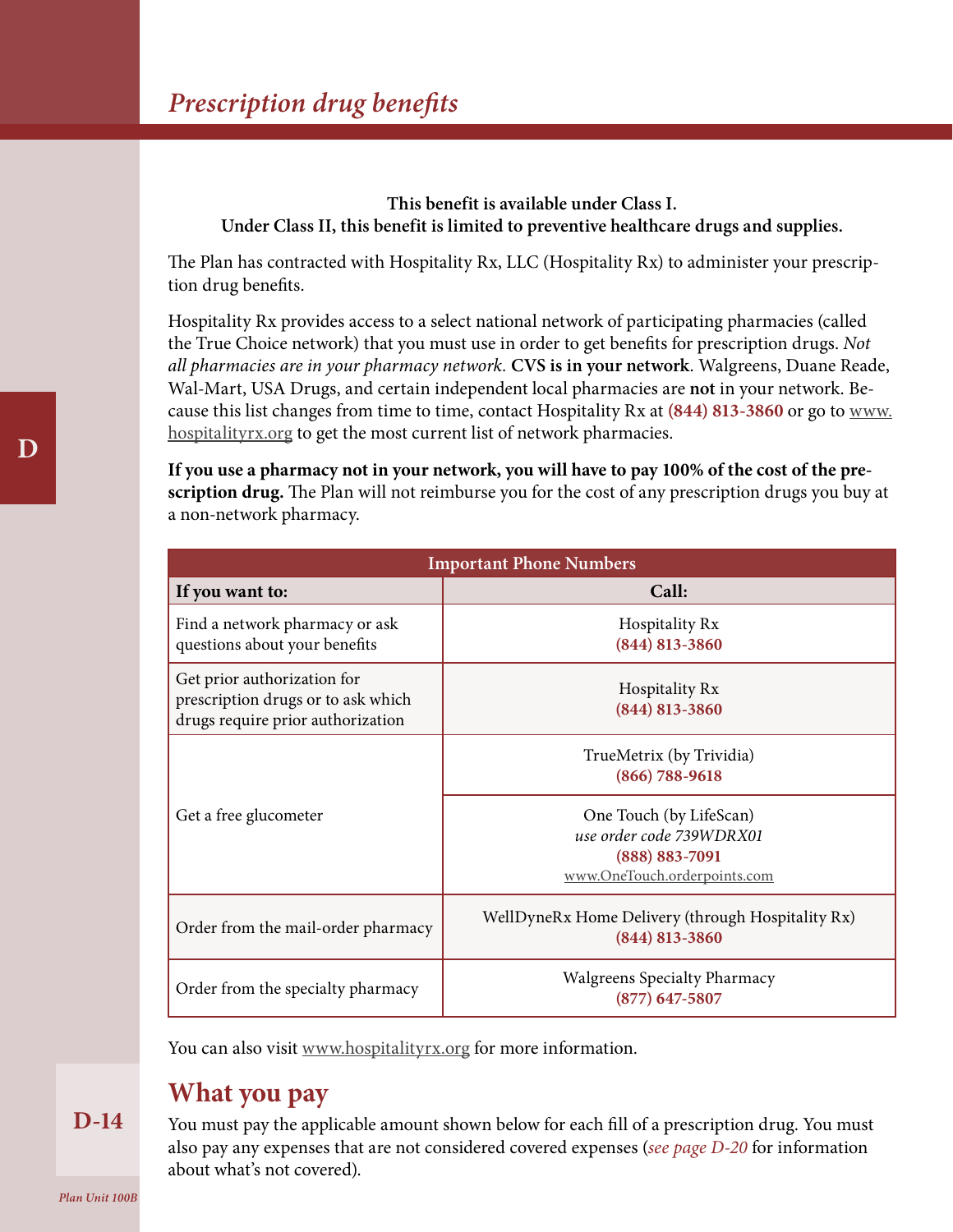## *Prescription drug benefits*

**This benefit is available under Class I.**
**Under Class II, this benefit is limited to preventive healthcare drugs and supplies.**

The Plan has contracted with Hospitality Rx, LLC (Hospitality Rx) to administer your prescription drug benefits.

Hospitality Rx provides access to a select national network of participating pharmacies (called the True Choice network) that you must use in order to get benefits for prescription drugs. *Not all pharmacies are in your pharmacy network.* **CVS is in your network**. Walgreens, Duane Reade, Wal-Mart, USA Drugs, and certain independent local pharmacies are **not** in your network. Because this list changes from time to time, contact Hospitality Rx at **(844) 813-3860** or go to www.hospitalityrx.org to get the most current list of network pharmacies.

**If you use a pharmacy not in your network, you will have to pay 100% of the cost of the prescription drug.** The Plan will not reimburse you for the cost of any prescription drugs you buy at a non-network pharmacy.

| Important Phone Numbers | |
|---|---|
| **If you want to:** | **Call:** |
| Find a network pharmacy or ask questions about your benefits | Hospitality Rx **(844) 813-3860** |
| Get prior authorization for prescription drugs or to ask which drugs require prior authorization | Hospitality Rx **(844) 813-3860** |
| Get a free glucometer | TrueMetrix (by Trividia) **(866) 788-9618** |
| | One Touch (by LifeScan) *use order code 739WDRX01* **(888) 883-7091** www.OneTouch.orderpoints.com |
| Order from the mail-order pharmacy | WellDyneRx Home Delivery (through Hospitality Rx) **(844) 813-3860** |
| Order from the specialty pharmacy | Walgreens Specialty Pharmacy **(877) 647-5807** |

You can also visit www.hospitalityrx.org for more information.

## What you pay

You must pay the applicable amount shown below for each fill of a prescription drug. You must also pay any expenses that are not considered covered expenses (*see page D-20* for information about what's not covered).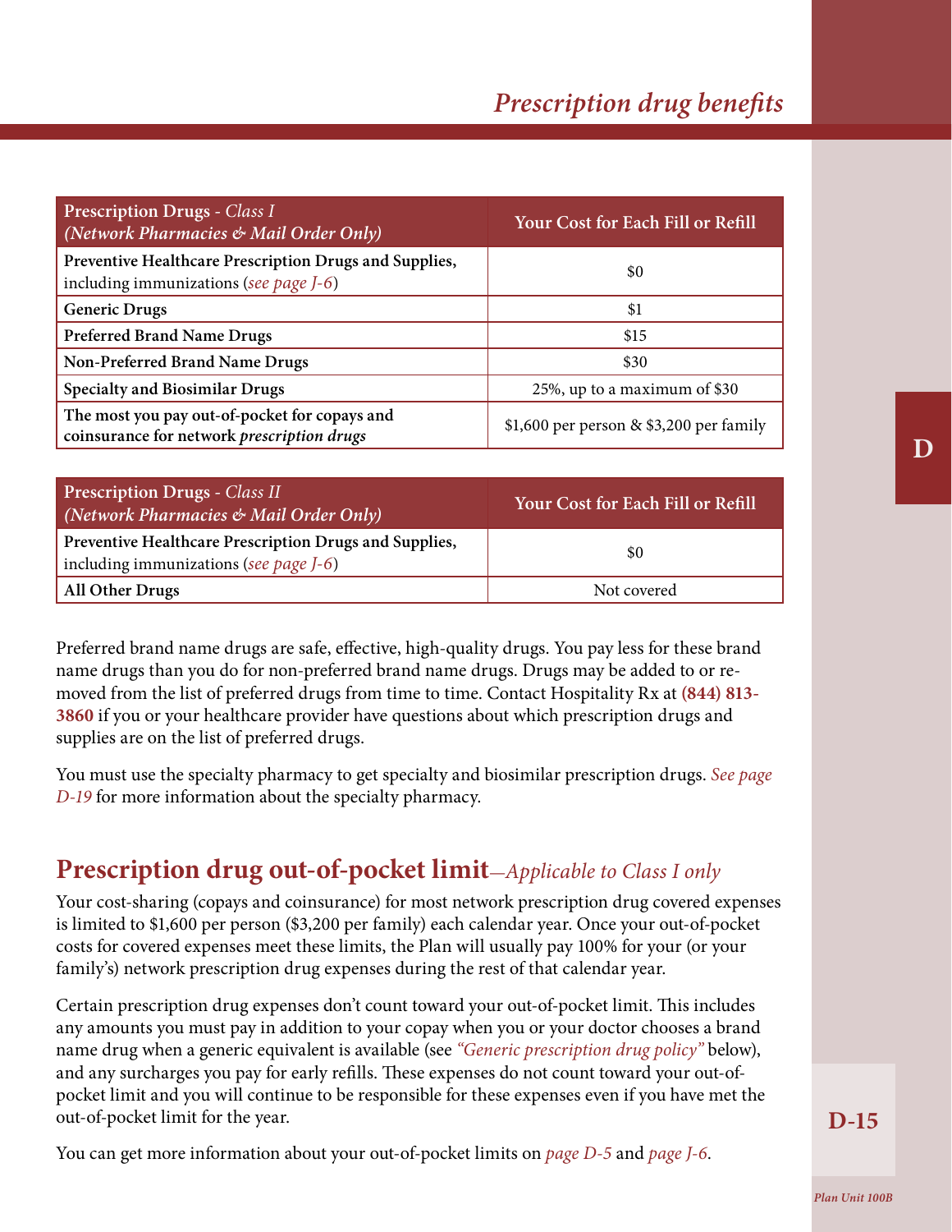| **Prescription Drugs** - *Class I (Network Pharmacies & Mail Order Only)* | **Your Cost for Each Fill or Refill** |
|---|---|
| **Preventive Healthcare Prescription Drugs and Supplies,** including immunizations (*see page J-6*) | $0 |
| **Generic Drugs** | $1 |
| **Preferred Brand Name Drugs** | $15 |
| **Non-Preferred Brand Name Drugs** | $30 |
| **Specialty and Biosimilar Drugs** | 25%, up to a maximum of $30 |
| **The most you pay out-of-pocket for copays and coinsurance for network *prescription drugs*** | $1,600 per person & $3,200 per family |

| **Prescription Drugs** - *Class II (Network Pharmacies & Mail Order Only)* | **Your Cost for Each Fill or Refill** |
|---|---|
| **Preventive Healthcare Prescription Drugs and Supplies,** including immunizations (*see page J-6*) | $0 |
| **All Other Drugs** | Not covered |

Preferred brand name drugs are safe, effective, high-quality drugs. You pay less for these brand name drugs than you do for non-preferred brand name drugs. Drugs may be added to or removed from the list of preferred drugs from time to time. Contact Hospitality Rx at **(844) 813-3860** if you or your healthcare provider have questions about which prescription drugs and supplies are on the list of preferred drugs.

You must use the specialty pharmacy to get specialty and biosimilar prescription drugs. *See page D-19* for more information about the specialty pharmacy.

## Prescription drug out-of-pocket limit—*Applicable to Class I only*

Your cost-sharing (copays and coinsurance) for most network prescription drug covered expenses is limited to $1,600 per person ($3,200 per family) each calendar year. Once your out-of-pocket costs for covered expenses meet these limits, the Plan will usually pay 100% for your (or your family's) network prescription drug expenses during the rest of that calendar year.

Certain prescription drug expenses don't count toward your out-of-pocket limit. This includes any amounts you must pay in addition to your copay when you or your doctor chooses a brand name drug when a generic equivalent is available (see *"Generic prescription drug policy"* below), and any surcharges you pay for early refills. These expenses do not count toward your out-of-pocket limit and you will continue to be responsible for these expenses even if you have met the out-of-pocket limit for the year.

You can get more information about your out-of-pocket limits on *page D-5* and *page J-6*.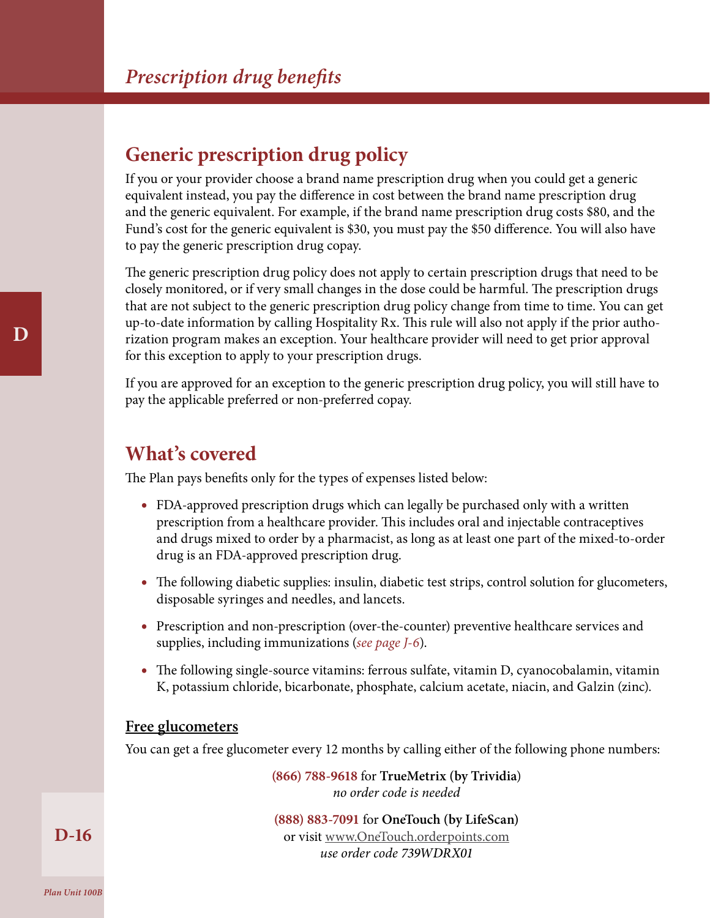## Generic prescription drug policy

If you or your provider choose a brand name prescription drug when you could get a generic equivalent instead, you pay the difference in cost between the brand name prescription drug and the generic equivalent. For example, if the brand name prescription drug costs $80, and the Fund's cost for the generic equivalent is $30, you must pay the $50 difference. You will also have to pay the generic prescription drug copay.

The generic prescription drug policy does not apply to certain prescription drugs that need to be closely monitored, or if very small changes in the dose could be harmful. The prescription drugs that are not subject to the generic prescription drug policy change from time to time. You can get up-to-date information by calling Hospitality Rx. This rule will also not apply if the prior authorization program makes an exception. Your healthcare provider will need to get prior approval for this exception to apply to your prescription drugs.

If you are approved for an exception to the generic prescription drug policy, you will still have to pay the applicable preferred or non-preferred copay.

## What's covered

The Plan pays benefits only for the types of expenses listed below:

- FDA-approved prescription drugs which can legally be purchased only with a written prescription from a healthcare provider. This includes oral and injectable contraceptives and drugs mixed to order by a pharmacist, as long as at least one part of the mixed-to-order drug is an FDA-approved prescription drug.
- The following diabetic supplies: insulin, diabetic test strips, control solution for glucometers, disposable syringes and needles, and lancets.
- Prescription and non-prescription (over-the-counter) preventive healthcare services and supplies, including immunizations (*see page J-6*).
- The following single-source vitamins: ferrous sulfate, vitamin D, cyanocobalamin, vitamin K, potassium chloride, bicarbonate, phosphate, calcium acetate, niacin, and Galzin (zinc).

### Free glucometers

You can get a free glucometer every 12 months by calling either of the following phone numbers:

**(866) 788-9618** for **TrueMetrix (by Trividia)**
*no order code is needed*

**(888) 883-7091** for **OneTouch (by LifeScan)**
or visit www.OneTouch.orderpoints.com
*use order code 739WDRX01*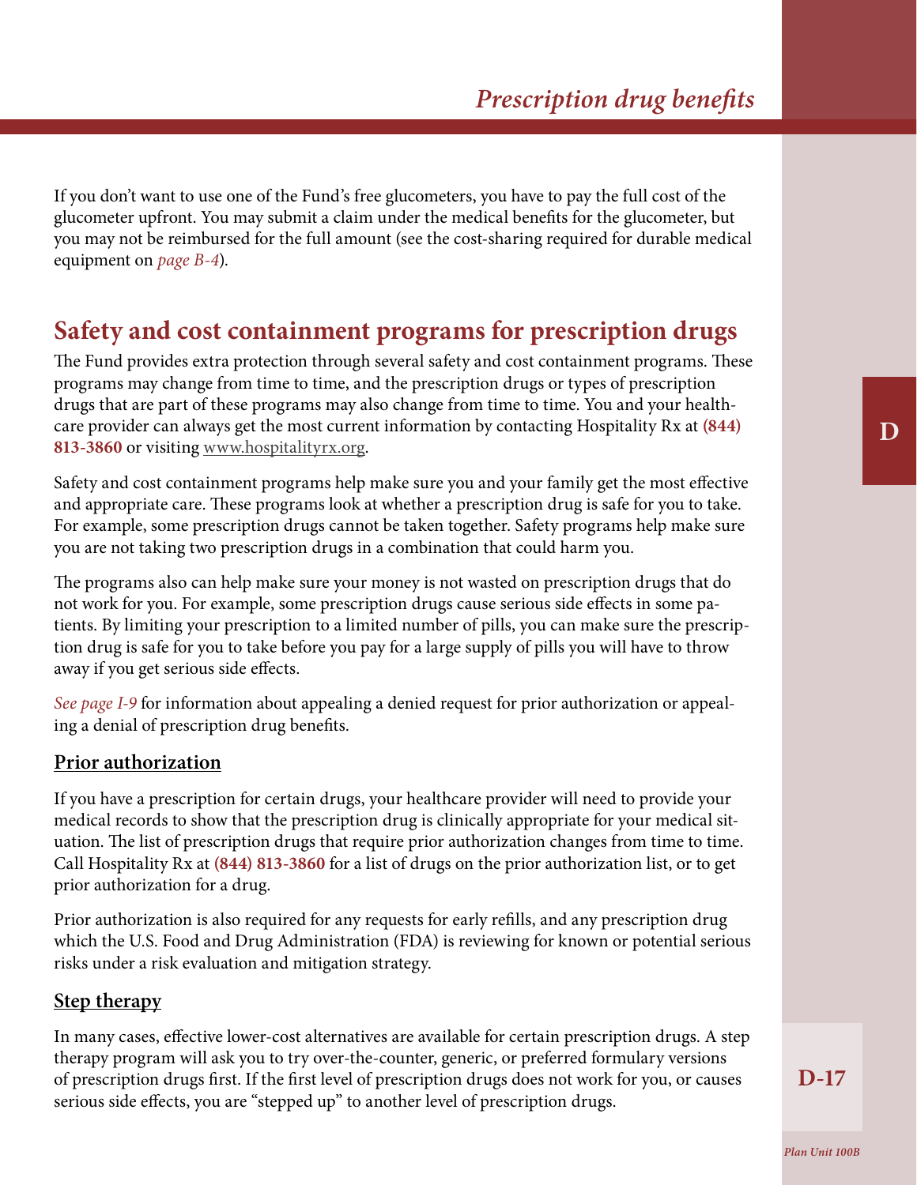If you don't want to use one of the Fund's free glucometers, you have to pay the full cost of the glucometer upfront. You may submit a claim under the medical benefits for the glucometer, but you may not be reimbursed for the full amount (see the cost-sharing required for durable medical equipment on *page B-4*).

## Safety and cost containment programs for prescription drugs

The Fund provides extra protection through several safety and cost containment programs. These programs may change from time to time, and the prescription drugs or types of prescription drugs that are part of these programs may also change from time to time. You and your healthcare provider can always get the most current information by contacting Hospitality Rx at **(844) 813-3860** or visiting www.hospitalityrx.org.

Safety and cost containment programs help make sure you and your family get the most effective and appropriate care. These programs look at whether a prescription drug is safe for you to take. For example, some prescription drugs cannot be taken together. Safety programs help make sure you are not taking two prescription drugs in a combination that could harm you.

The programs also can help make sure your money is not wasted on prescription drugs that do not work for you. For example, some prescription drugs cause serious side effects in some patients. By limiting your prescription to a limited number of pills, you can make sure the prescription drug is safe for you to take before you pay for a large supply of pills you will have to throw away if you get serious side effects.

*See page I-9* for information about appealing a denied request for prior authorization or appealing a denial of prescription drug benefits.

### Prior authorization

If you have a prescription for certain drugs, your healthcare provider will need to provide your medical records to show that the prescription drug is clinically appropriate for your medical situation. The list of prescription drugs that require prior authorization changes from time to time. Call Hospitality Rx at **(844) 813-3860** for a list of drugs on the prior authorization list, or to get prior authorization for a drug.

Prior authorization is also required for any requests for early refills, and any prescription drug which the U.S. Food and Drug Administration (FDA) is reviewing for known or potential serious risks under a risk evaluation and mitigation strategy.

### Step therapy

In many cases, effective lower-cost alternatives are available for certain prescription drugs. A step therapy program will ask you to try over-the-counter, generic, or preferred formulary versions of prescription drugs first. If the first level of prescription drugs does not work for you, or causes serious side effects, you are "stepped up" to another level of prescription drugs.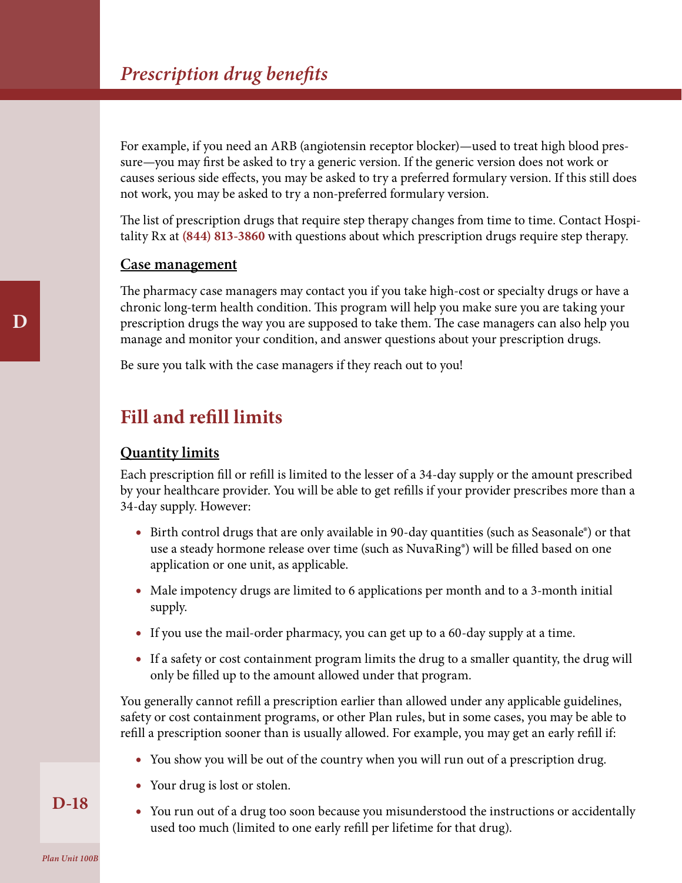For example, if you need an ARB (angiotensin receptor blocker)—used to treat high blood pressure—you may first be asked to try a generic version. If the generic version does not work or causes serious side effects, you may be asked to try a preferred formulary version. If this still does not work, you may be asked to try a non-preferred formulary version.

The list of prescription drugs that require step therapy changes from time to time. Contact Hospitality Rx at **(844) 813-3860** with questions about which prescription drugs require step therapy.

### Case management

The pharmacy case managers may contact you if you take high-cost or specialty drugs or have a chronic long-term health condition. This program will help you make sure you are taking your prescription drugs the way you are supposed to take them. The case managers can also help you manage and monitor your condition, and answer questions about your prescription drugs.

Be sure you talk with the case managers if they reach out to you!

## Fill and refill limits

### Quantity limits

Each prescription fill or refill is limited to the lesser of a 34-day supply or the amount prescribed by your healthcare provider. You will be able to get refills if your provider prescribes more than a 34-day supply. However:

- Birth control drugs that are only available in 90-day quantities (such as Seasonale®) or that use a steady hormone release over time (such as NuvaRing®) will be filled based on one application or one unit, as applicable.
- Male impotency drugs are limited to 6 applications per month and to a 3-month initial supply.
- If you use the mail-order pharmacy, you can get up to a 60-day supply at a time.
- If a safety or cost containment program limits the drug to a smaller quantity, the drug will only be filled up to the amount allowed under that program.

You generally cannot refill a prescription earlier than allowed under any applicable guidelines, safety or cost containment programs, or other Plan rules, but in some cases, you may be able to refill a prescription sooner than is usually allowed. For example, you may get an early refill if:

- You show you will be out of the country when you will run out of a prescription drug.
- Your drug is lost or stolen.
- You run out of a drug too soon because you misunderstood the instructions or accidentally used too much (limited to one early refill per lifetime for that drug).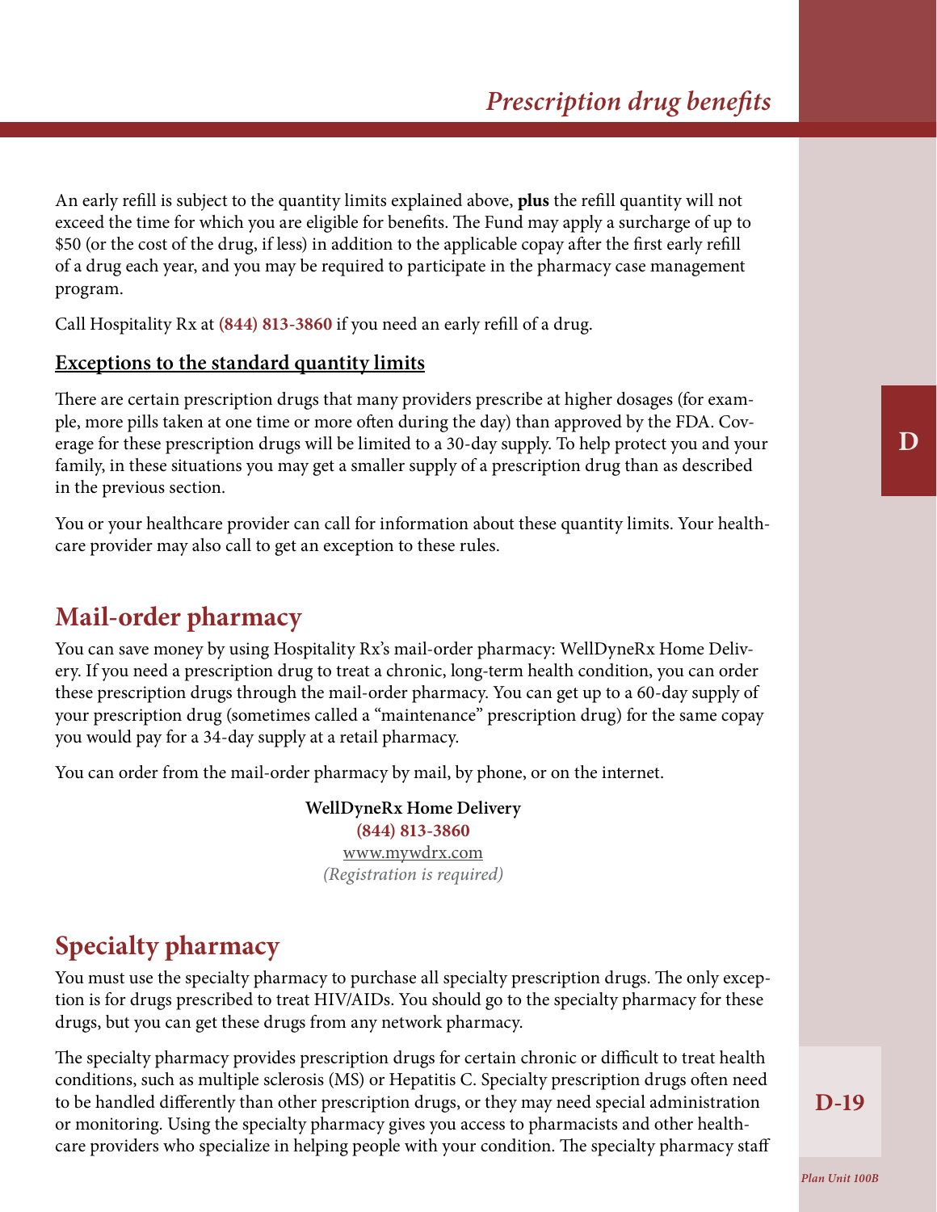An early refill is subject to the quantity limits explained above, **plus** the refill quantity will not exceed the time for which you are eligible for benefits. The Fund may apply a surcharge of up to $50 (or the cost of the drug, if less) in addition to the applicable copay after the first early refill of a drug each year, and you may be required to participate in the pharmacy case management program.

Call Hospitality Rx at **(844) 813-3860** if you need an early refill of a drug.

### Exceptions to the standard quantity limits

There are certain prescription drugs that many providers prescribe at higher dosages (for example, more pills taken at one time or more often during the day) than approved by the FDA. Coverage for these prescription drugs will be limited to a 30-day supply. To help protect you and your family, in these situations you may get a smaller supply of a prescription drug than as described in the previous section.

You or your healthcare provider can call for information about these quantity limits. Your healthcare provider may also call to get an exception to these rules.

## Mail-order pharmacy

You can save money by using Hospitality Rx's mail-order pharmacy: WellDyneRx Home Delivery. If you need a prescription drug to treat a chronic, long-term health condition, you can order these prescription drugs through the mail-order pharmacy. You can get up to a 60-day supply of your prescription drug (sometimes called a "maintenance" prescription drug) for the same copay you would pay for a 34-day supply at a retail pharmacy.

You can order from the mail-order pharmacy by mail, by phone, or on the internet.

**WellDyneRx Home Delivery**
**(844) 813-3860**
www.mywdrx.com
*(Registration is required)*

## Specialty pharmacy

You must use the specialty pharmacy to purchase all specialty prescription drugs. The only exception is for drugs prescribed to treat HIV/AIDs. You should go to the specialty pharmacy for these drugs, but you can get these drugs from any network pharmacy.

The specialty pharmacy provides prescription drugs for certain chronic or difficult to treat health conditions, such as multiple sclerosis (MS) or Hepatitis C. Specialty prescription drugs often need to be handled differently than other prescription drugs, or they may need special administration or monitoring. Using the specialty pharmacy gives you access to pharmacists and other healthcare providers who specialize in helping people with your condition. The specialty pharmacy staff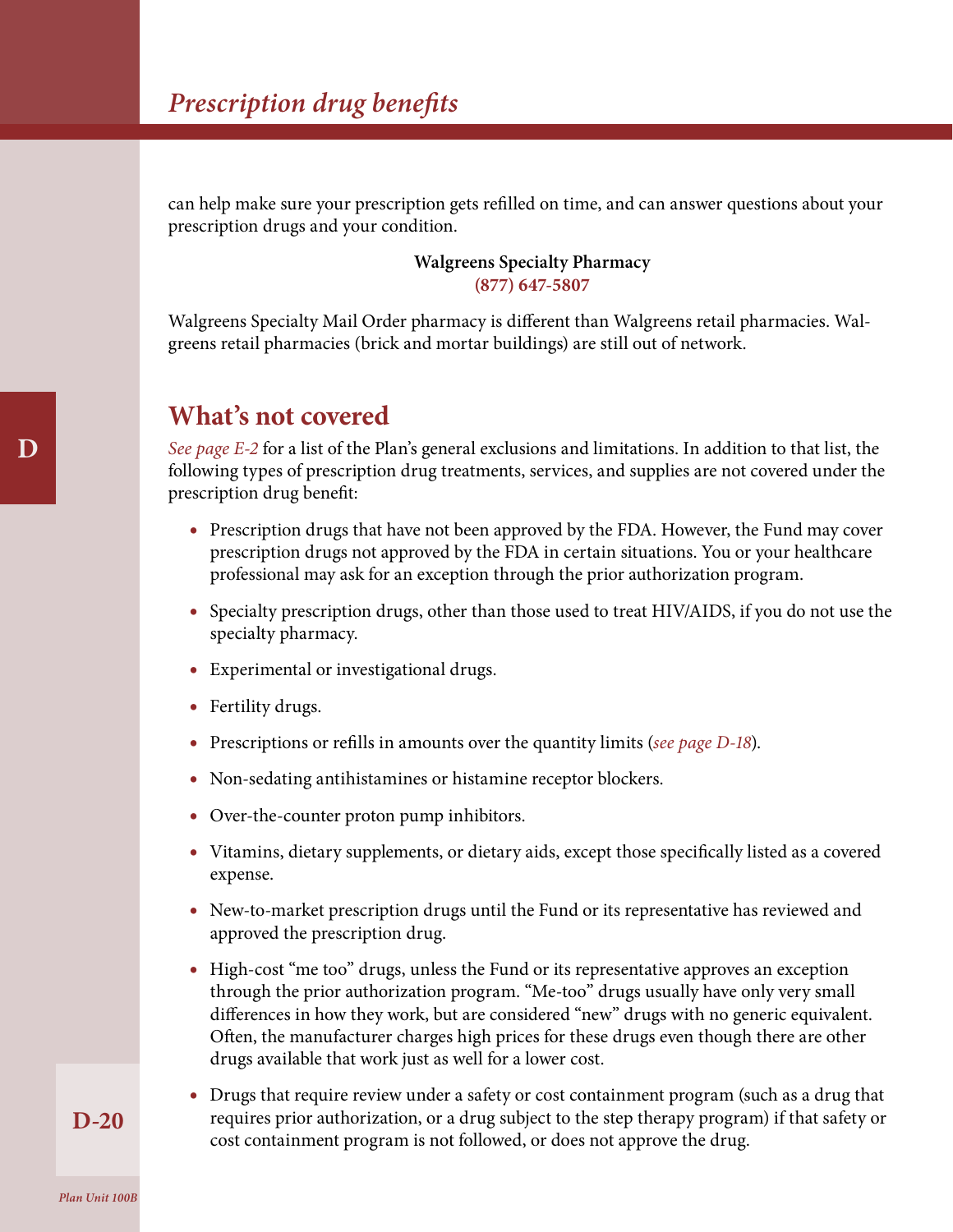can help make sure your prescription gets refilled on time, and can answer questions about your prescription drugs and your condition.

**Walgreens Specialty Pharmacy**
**(877) 647-5807**

Walgreens Specialty Mail Order pharmacy is different than Walgreens retail pharmacies. Walgreens retail pharmacies (brick and mortar buildings) are still out of network.

## What's not covered

*See page E-2* for a list of the Plan's general exclusions and limitations. In addition to that list, the following types of prescription drug treatments, services, and supplies are not covered under the prescription drug benefit:

- Prescription drugs that have not been approved by the FDA. However, the Fund may cover prescription drugs not approved by the FDA in certain situations. You or your healthcare professional may ask for an exception through the prior authorization program.
- Specialty prescription drugs, other than those used to treat HIV/AIDS, if you do not use the specialty pharmacy.
- Experimental or investigational drugs.
- Fertility drugs.
- Prescriptions or refills in amounts over the quantity limits (*see page D-18*).
- Non-sedating antihistamines or histamine receptor blockers.
- Over-the-counter proton pump inhibitors.
- Vitamins, dietary supplements, or dietary aids, except those specifically listed as a covered expense.
- New-to-market prescription drugs until the Fund or its representative has reviewed and approved the prescription drug.
- High-cost "me too" drugs, unless the Fund or its representative approves an exception through the prior authorization program. "Me-too" drugs usually have only very small differences in how they work, but are considered "new" drugs with no generic equivalent. Often, the manufacturer charges high prices for these drugs even though there are other drugs available that work just as well for a lower cost.
- Drugs that require review under a safety or cost containment program (such as a drug that requires prior authorization, or a drug subject to the step therapy program) if that safety or cost containment program is not followed, or does not approve the drug.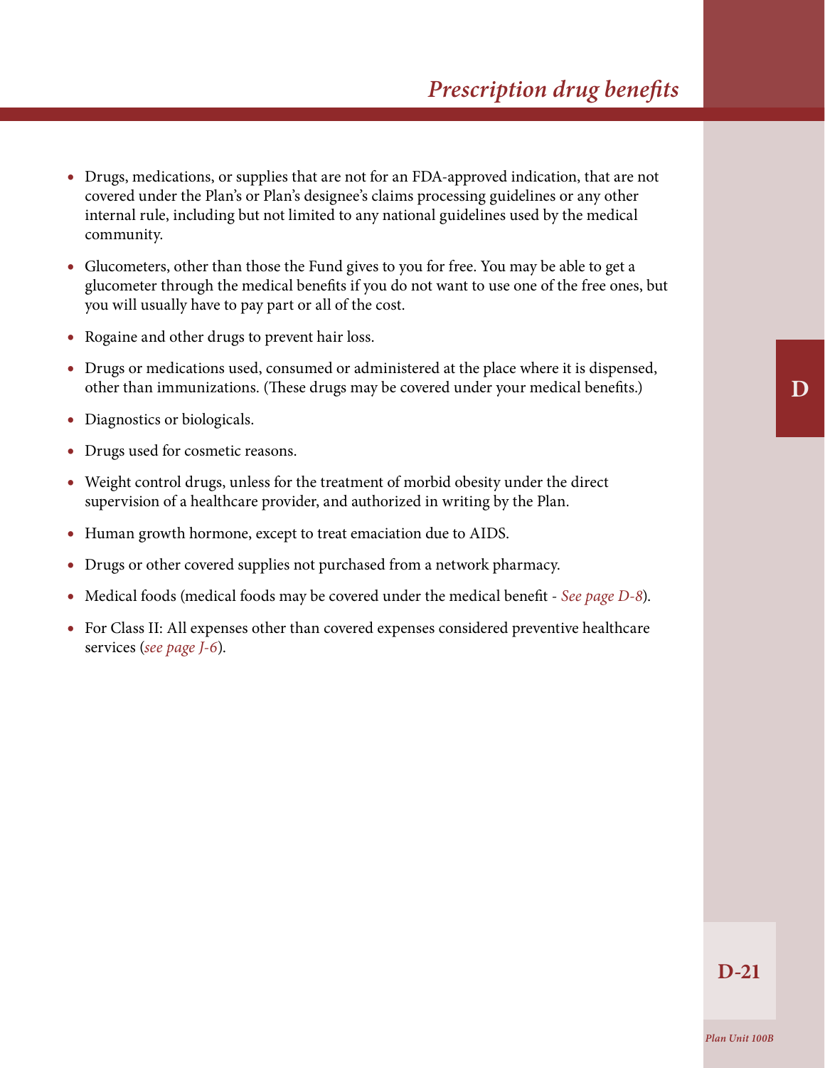- Drugs, medications, or supplies that are not for an FDA-approved indication, that are not covered under the Plan's or Plan's designee's claims processing guidelines or any other internal rule, including but not limited to any national guidelines used by the medical community.
- Glucometers, other than those the Fund gives to you for free. You may be able to get a glucometer through the medical benefits if you do not want to use one of the free ones, but you will usually have to pay part or all of the cost.
- Rogaine and other drugs to prevent hair loss.
- Drugs or medications used, consumed or administered at the place where it is dispensed, other than immunizations. (These drugs may be covered under your medical benefits.)
- Diagnostics or biologicals.
- Drugs used for cosmetic reasons.
- Weight control drugs, unless for the treatment of morbid obesity under the direct supervision of a healthcare provider, and authorized in writing by the Plan.
- Human growth hormone, except to treat emaciation due to AIDS.
- Drugs or other covered supplies not purchased from a network pharmacy.
- Medical foods (medical foods may be covered under the medical benefit - *See page D-8*).
- For Class II: All expenses other than covered expenses considered preventive healthcare services (*see page J-6*).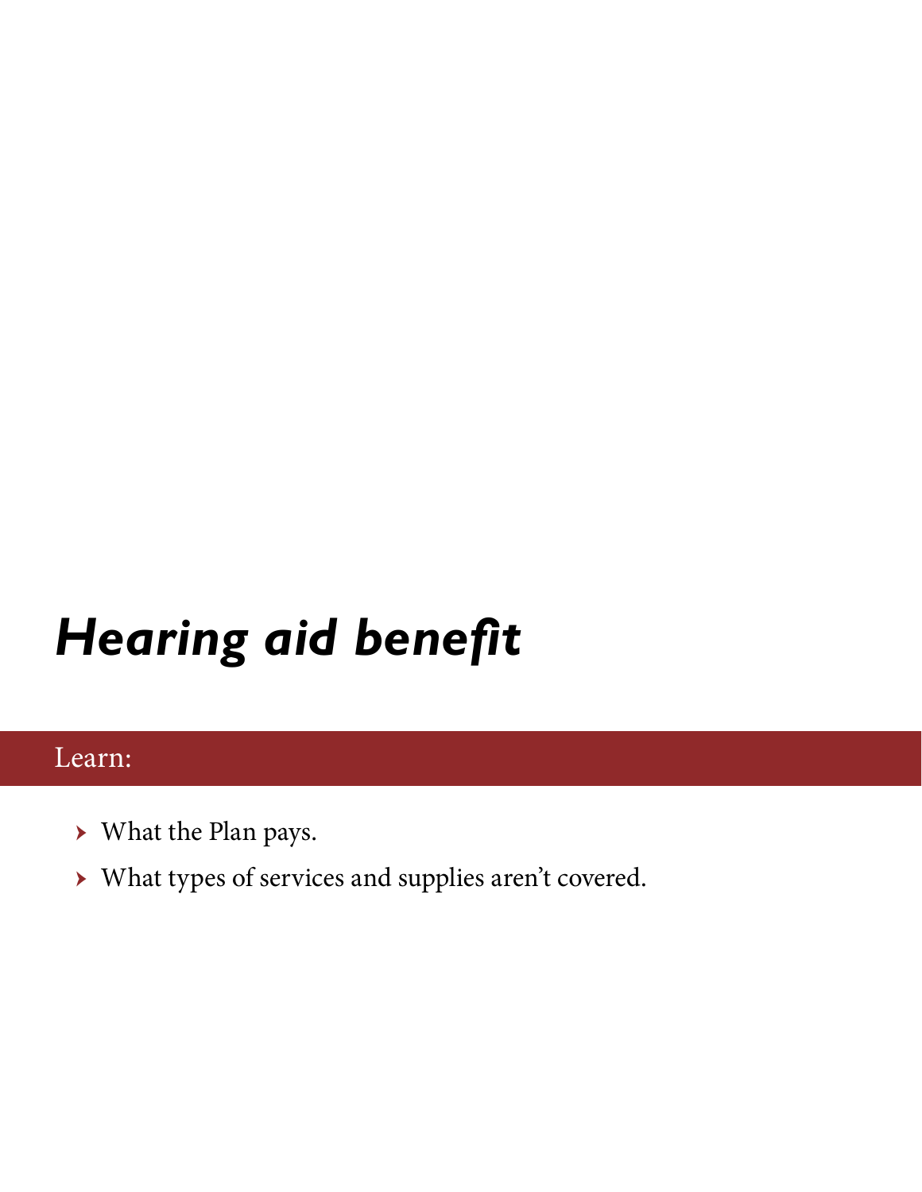# *Hearing aid benefit*

Learn:

- What the Plan pays.
- What types of services and supplies aren't covered.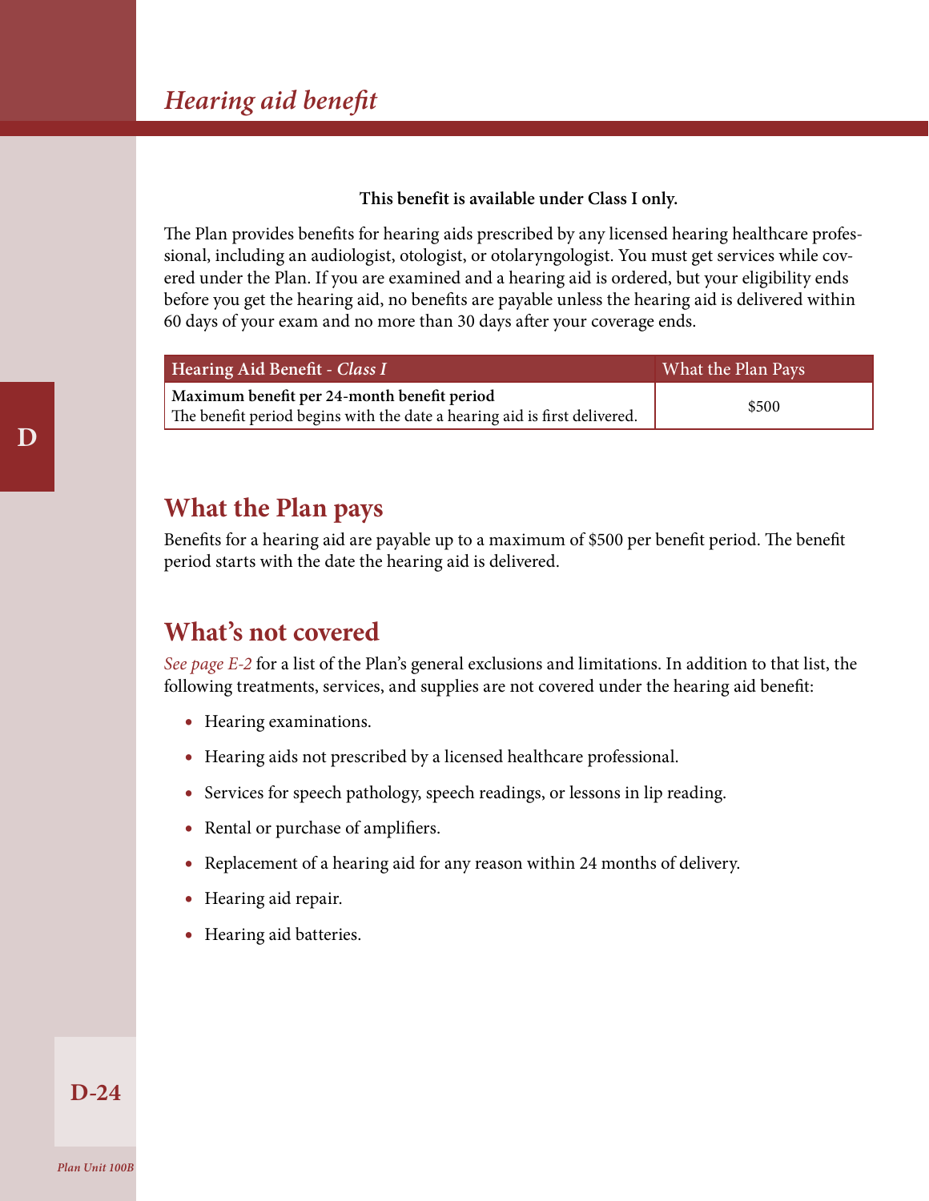# Hearing aid benefit

**This benefit is available under Class I only.**

The Plan provides benefits for hearing aids prescribed by any licensed hearing healthcare professional, including an audiologist, otologist, or otolaryngologist. You must get services while covered under the Plan. If you are examined and a hearing aid is ordered, but your eligibility ends before you get the hearing aid, no benefits are payable unless the hearing aid is delivered within 60 days of your exam and no more than 30 days after your coverage ends.

| Hearing Aid Benefit - *Class I* | What the Plan Pays |
|---|---|
| **Maximum benefit per 24-month benefit period**<br>The benefit period begins with the date a hearing aid is first delivered. | $500 |

## What the Plan pays

Benefits for a hearing aid are payable up to a maximum of $500 per benefit period. The benefit period starts with the date the hearing aid is delivered.

## What's not covered

*See page E-2* for a list of the Plan's general exclusions and limitations. In addition to that list, the following treatments, services, and supplies are not covered under the hearing aid benefit:

- Hearing examinations.
- Hearing aids not prescribed by a licensed healthcare professional.
- Services for speech pathology, speech readings, or lessons in lip reading.
- Rental or purchase of amplifiers.
- Replacement of a hearing aid for any reason within 24 months of delivery.
- Hearing aid repair.
- Hearing aid batteries.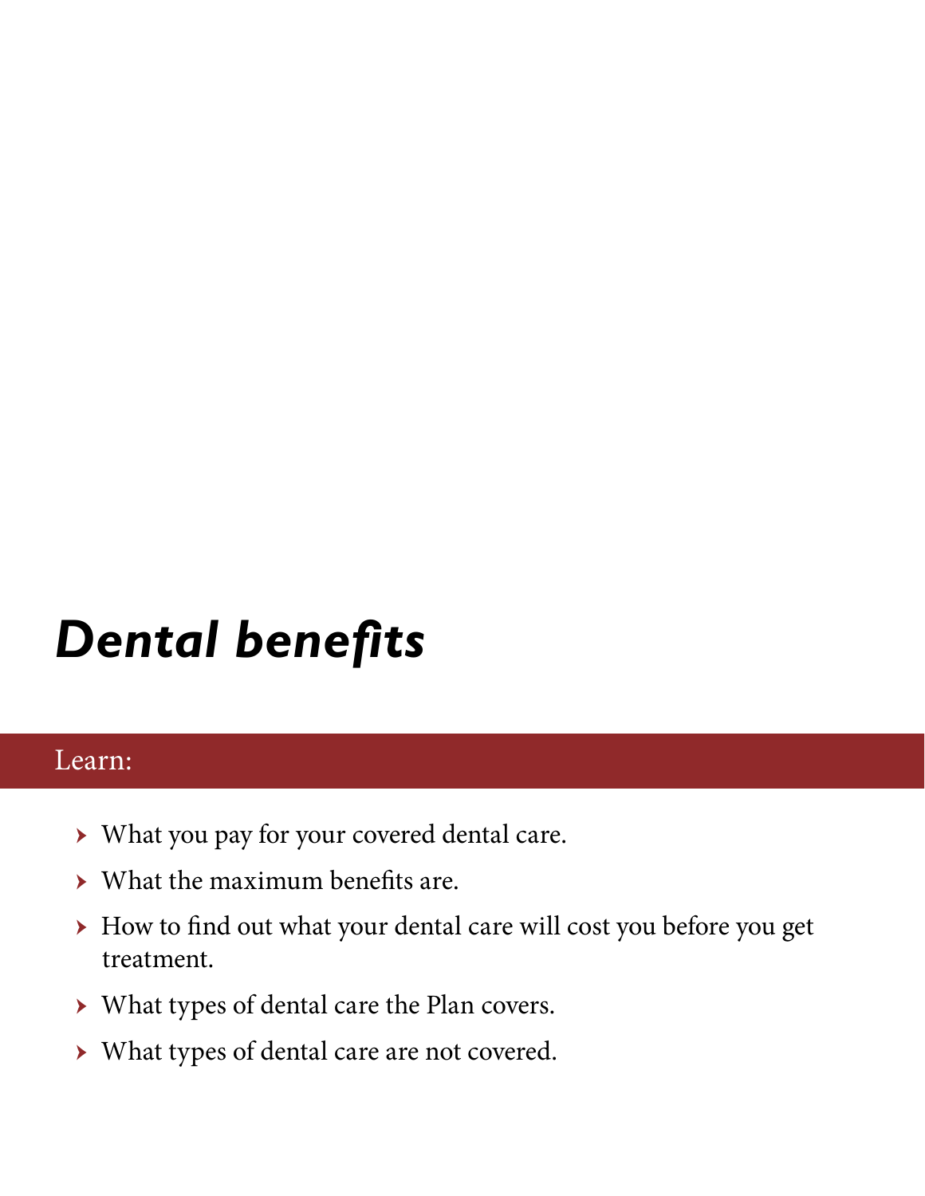# *Dental benefits*

Learn:

- What you pay for your covered dental care.
- What the maximum benefits are.
- How to find out what your dental care will cost you before you get treatment.
- What types of dental care the Plan covers.
- What types of dental care are not covered.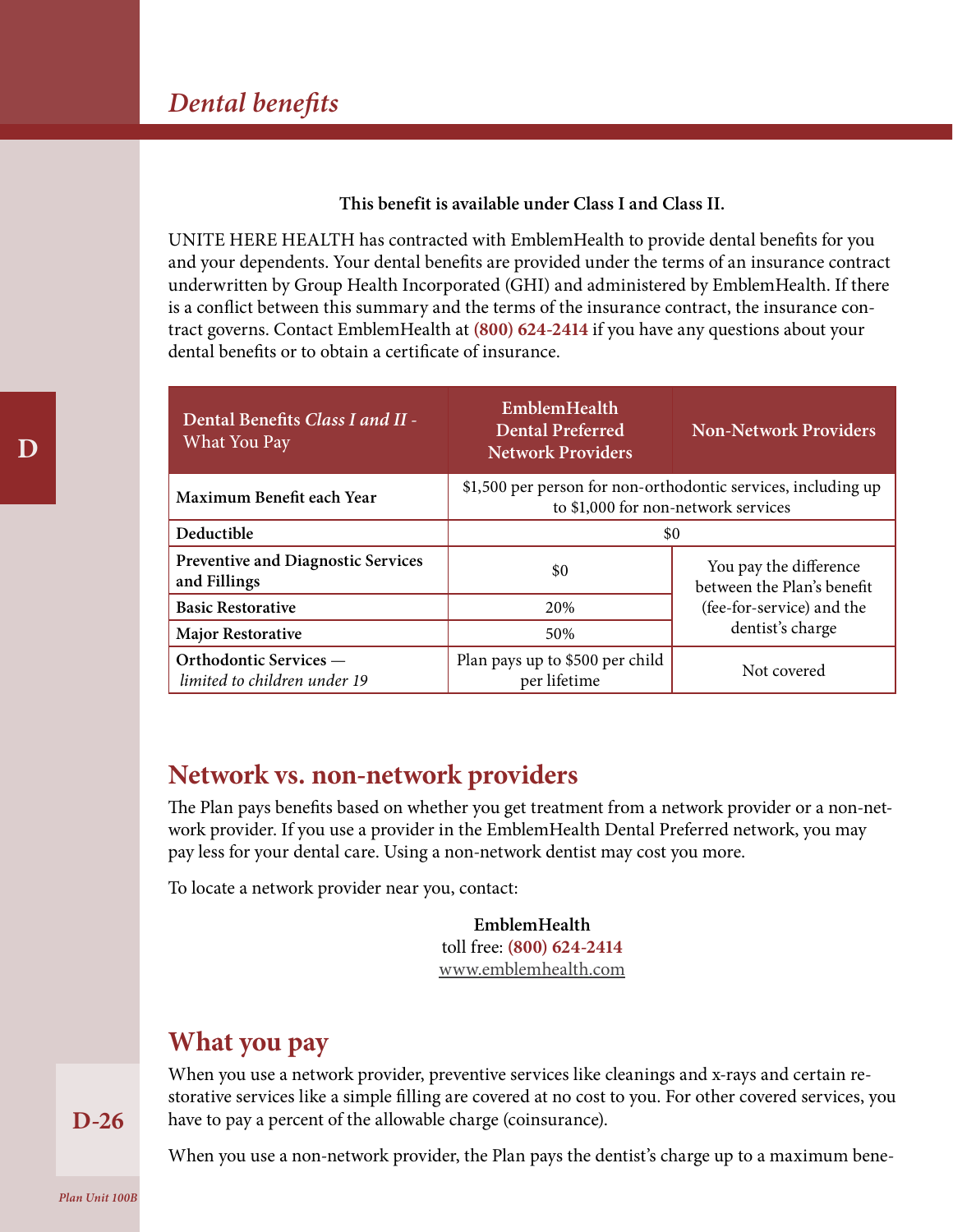# Dental benefits

**This benefit is available under Class I and Class II.**

UNITE HERE HEALTH has contracted with EmblemHealth to provide dental benefits for you and your dependents. Your dental benefits are provided under the terms of an insurance contract underwritten by Group Health Incorporated (GHI) and administered by EmblemHealth. If there is a conflict between this summary and the terms of the insurance contract, the insurance contract governs. Contact EmblemHealth at **(800) 624-2414** if you have any questions about your dental benefits or to obtain a certificate of insurance.

| Dental Benefits *Class I and II* - What You Pay | EmblemHealth Dental Preferred Network Providers | Non-Network Providers |
|---|---|---|
| **Maximum Benefit each Year** | $1,500 per person for non-orthodontic services, including up to $1,000 for non-network services | |
| **Deductible** | $0 | |
| **Preventive and Diagnostic Services and Fillings** | $0 | You pay the difference between the Plan's benefit (fee-for-service) and the dentist's charge |
| **Basic Restorative** | 20% | |
| **Major Restorative** | 50% | |
| **Orthodontic Services** — *limited to children under 19* | Plan pays up to $500 per child per lifetime | Not covered |

## Network vs. non-network providers

The Plan pays benefits based on whether you get treatment from a network provider or a non-network provider. If you use a provider in the EmblemHealth Dental Preferred network, you may pay less for your dental care. Using a non-network dentist may cost you more.

To locate a network provider near you, contact:

**EmblemHealth**  
toll free: **(800) 624-2414**  
www.emblemhealth.com

## What you pay

When you use a network provider, preventive services like cleanings and x-rays and certain restorative services like a simple filling are covered at no cost to you. For other covered services, you have to pay a percent of the allowable charge (coinsurance).

When you use a non-network provider, the Plan pays the dentist's charge up to a maximum bene-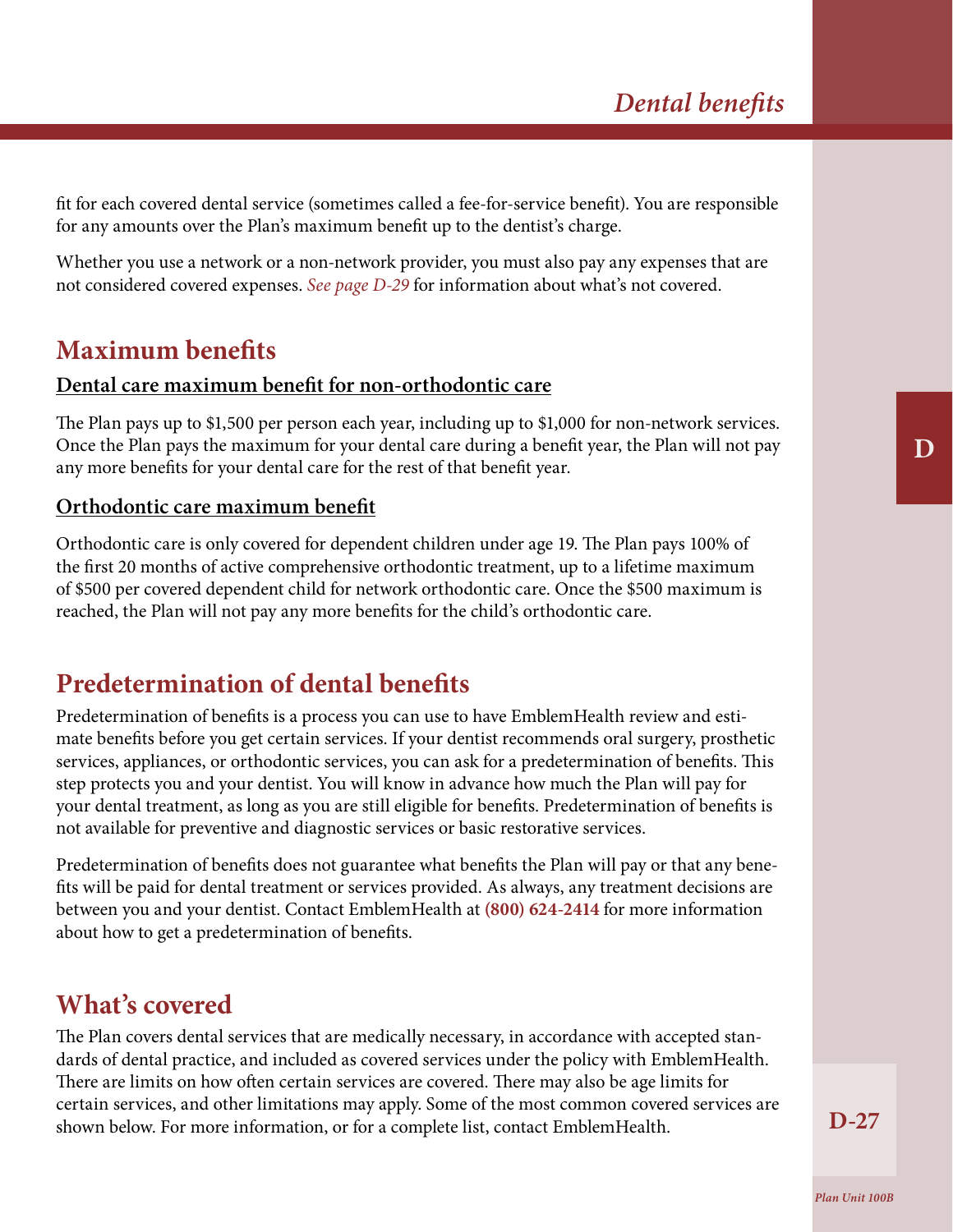fit for each covered dental service (sometimes called a fee-for-service benefit). You are responsible for any amounts over the Plan's maximum benefit up to the dentist's charge.

Whether you use a network or a non-network provider, you must also pay any expenses that are not considered covered expenses. *See page D-29* for information about what's not covered.

## Maximum benefits

### Dental care maximum benefit for non-orthodontic care

The Plan pays up to $1,500 per person each year, including up to $1,000 for non-network services. Once the Plan pays the maximum for your dental care during a benefit year, the Plan will not pay any more benefits for your dental care for the rest of that benefit year.

### Orthodontic care maximum benefit

Orthodontic care is only covered for dependent children under age 19. The Plan pays 100% of the first 20 months of active comprehensive orthodontic treatment, up to a lifetime maximum of $500 per covered dependent child for network orthodontic care. Once the $500 maximum is reached, the Plan will not pay any more benefits for the child's orthodontic care.

## Predetermination of dental benefits

Predetermination of benefits is a process you can use to have EmblemHealth review and estimate benefits before you get certain services. If your dentist recommends oral surgery, prosthetic services, appliances, or orthodontic services, you can ask for a predetermination of benefits. This step protects you and your dentist. You will know in advance how much the Plan will pay for your dental treatment, as long as you are still eligible for benefits. Predetermination of benefits is not available for preventive and diagnostic services or basic restorative services.

Predetermination of benefits does not guarantee what benefits the Plan will pay or that any benefits will be paid for dental treatment or services provided. As always, any treatment decisions are between you and your dentist. Contact EmblemHealth at **(800) 624-2414** for more information about how to get a predetermination of benefits.

## What's covered

The Plan covers dental services that are medically necessary, in accordance with accepted standards of dental practice, and included as covered services under the policy with EmblemHealth. There are limits on how often certain services are covered. There may also be age limits for certain services, and other limitations may apply. Some of the most common covered services are shown below. For more information, or for a complete list, contact EmblemHealth.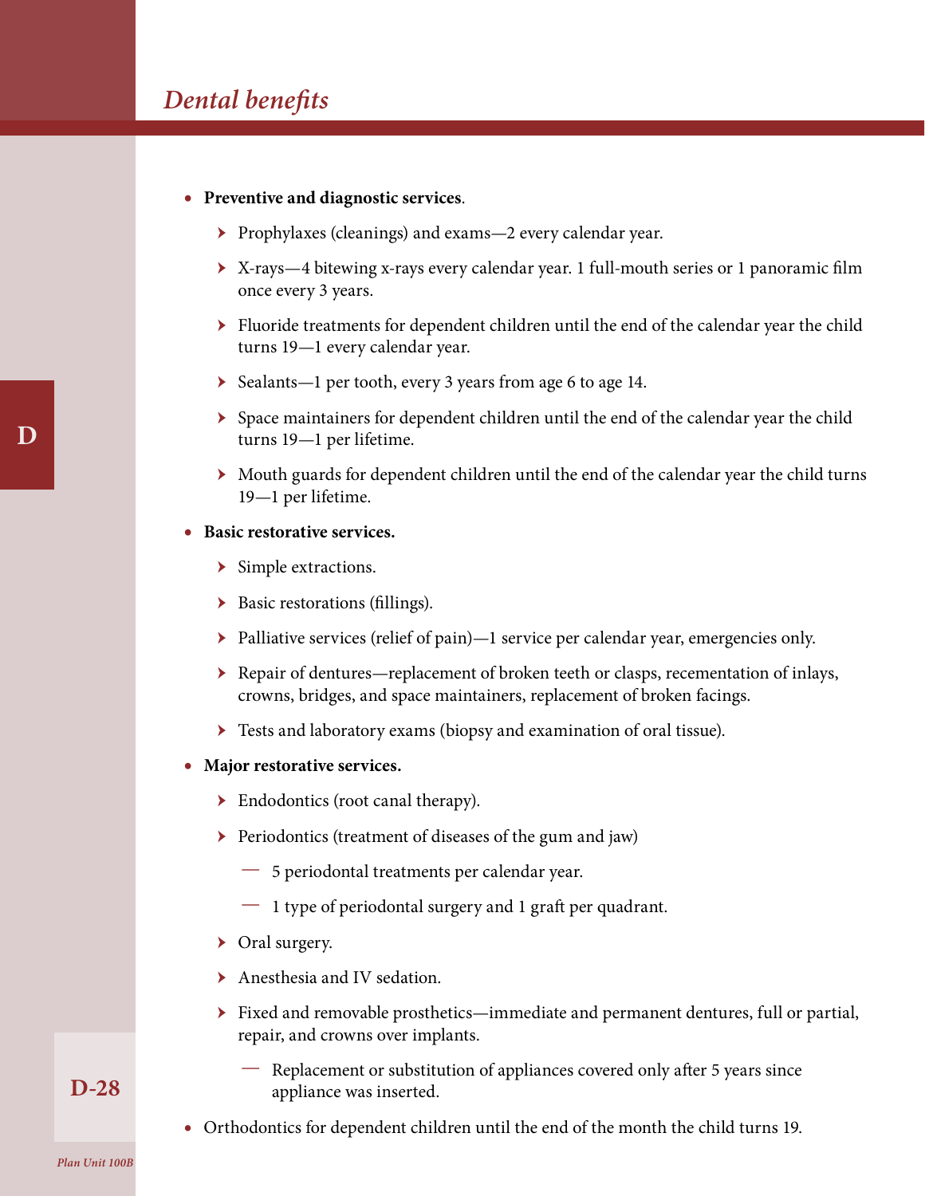## Dental benefits

- **Preventive and diagnostic services**.
  - Prophylaxes (cleanings) and exams—2 every calendar year.
  - X-rays—4 bitewing x-rays every calendar year. 1 full-mouth series or 1 panoramic film once every 3 years.
  - Fluoride treatments for dependent children until the end of the calendar year the child turns 19—1 every calendar year.
  - Sealants—1 per tooth, every 3 years from age 6 to age 14.
  - Space maintainers for dependent children until the end of the calendar year the child turns 19—1 per lifetime.
  - Mouth guards for dependent children until the end of the calendar year the child turns 19—1 per lifetime.
- **Basic restorative services.**
  - Simple extractions.
  - Basic restorations (fillings).
  - Palliative services (relief of pain)—1 service per calendar year, emergencies only.
  - Repair of dentures—replacement of broken teeth or clasps, recementation of inlays, crowns, bridges, and space maintainers, replacement of broken facings.
  - Tests and laboratory exams (biopsy and examination of oral tissue).
- **Major restorative services.**
  - Endodontics (root canal therapy).
  - Periodontics (treatment of diseases of the gum and jaw)
    - 5 periodontal treatments per calendar year.
    - 1 type of periodontal surgery and 1 graft per quadrant.
  - Oral surgery.
  - Anesthesia and IV sedation.
  - Fixed and removable prosthetics—immediate and permanent dentures, full or partial, repair, and crowns over implants.
    - Replacement or substitution of appliances covered only after 5 years since appliance was inserted.
- Orthodontics for dependent children until the end of the month the child turns 19.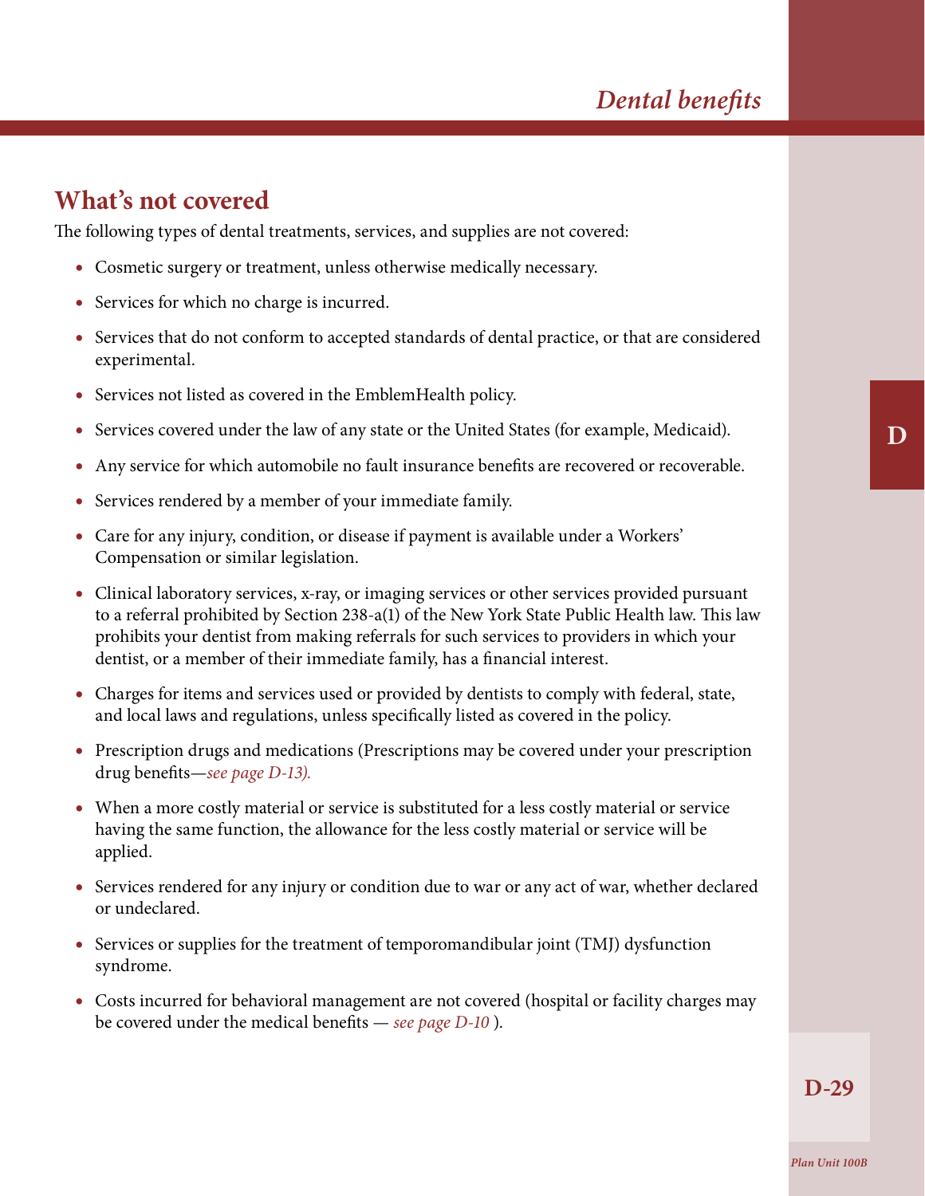## What's not covered

The following types of dental treatments, services, and supplies are not covered:

- Cosmetic surgery or treatment, unless otherwise medically necessary.
- Services for which no charge is incurred.
- Services that do not conform to accepted standards of dental practice, or that are considered experimental.
- Services not listed as covered in the EmblemHealth policy.
- Services covered under the law of any state or the United States (for example, Medicaid).
- Any service for which automobile no fault insurance benefits are recovered or recoverable.
- Services rendered by a member of your immediate family.
- Care for any injury, condition, or disease if payment is available under a Workers' Compensation or similar legislation.
- Clinical laboratory services, x-ray, or imaging services or other services provided pursuant to a referral prohibited by Section 238-a(1) of the New York State Public Health law. This law prohibits your dentist from making referrals for such services to providers in which your dentist, or a member of their immediate family, has a financial interest.
- Charges for items and services used or provided by dentists to comply with federal, state, and local laws and regulations, unless specifically listed as covered in the policy.
- Prescription drugs and medications (Prescriptions may be covered under your prescription drug benefits—*see page D-13).*
- When a more costly material or service is substituted for a less costly material or service having the same function, the allowance for the less costly material or service will be applied.
- Services rendered for any injury or condition due to war or any act of war, whether declared or undeclared.
- Services or supplies for the treatment of temporomandibular joint (TMJ) dysfunction syndrome.
- Costs incurred for behavioral management are not covered (hospital or facility charges may be covered under the medical benefits — *see page D-10* ).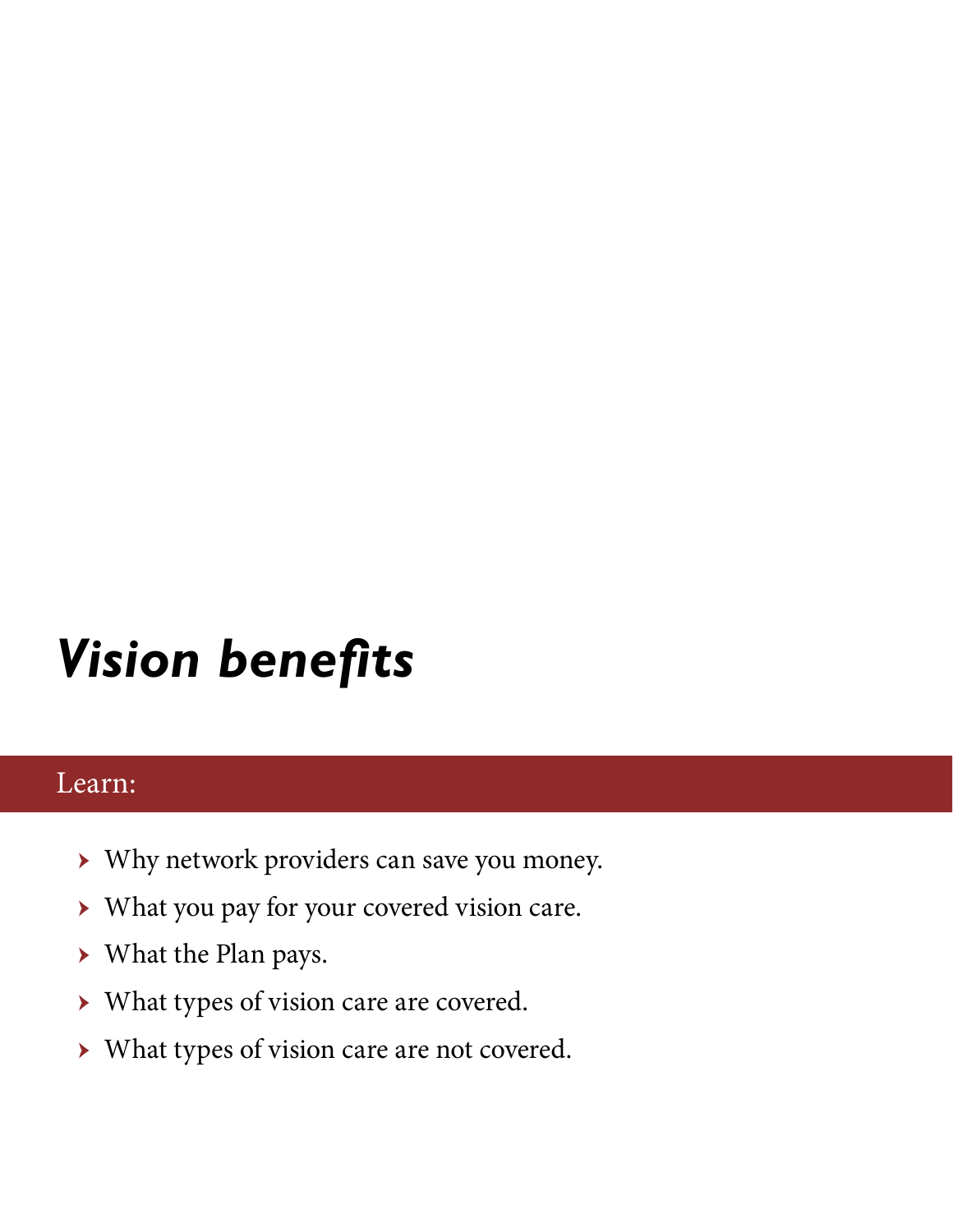# *Vision benefits*

Learn:

- Why network providers can save you money.
- What you pay for your covered vision care.
- What the Plan pays.
- What types of vision care are covered.
- What types of vision care are not covered.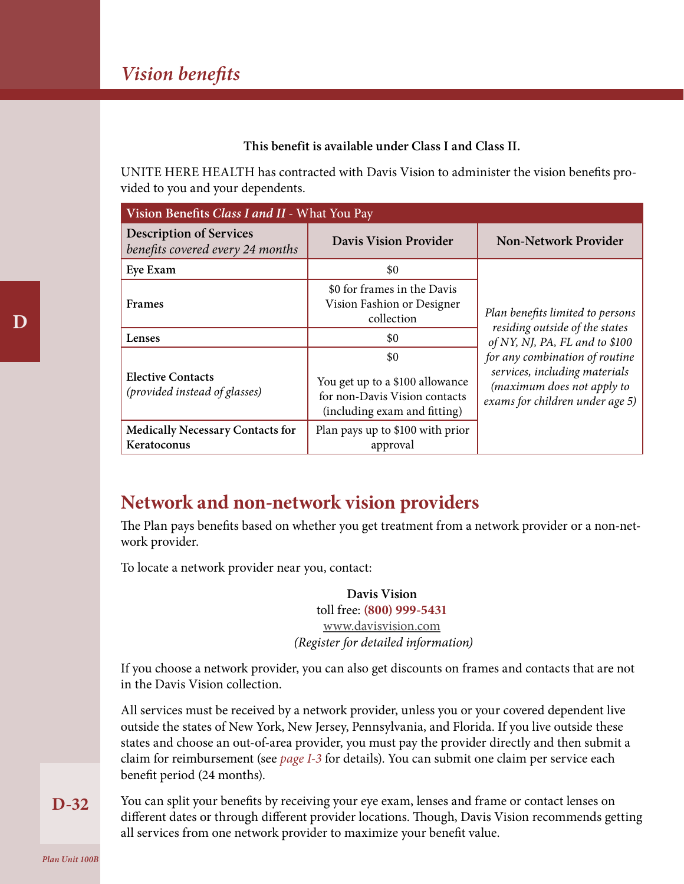# Vision benefits

**This benefit is available under Class I and Class II.**

UNITE HERE HEALTH has contracted with Davis Vision to administer the vision benefits provided to you and your dependents.

| Vision Benefits *Class I and II* - What You Pay | | |
|---|---|---|
| **Description of Services** *benefits covered every 24 months* | **Davis Vision Provider** | **Non-Network Provider** |
| **Eye Exam** | $0 | *Plan benefits limited to persons residing outside of the states of NY, NJ, PA, FL and to $100 for any combination of routine services, including materials (maximum does not apply to exams for children under age 5)* |
| **Frames** | $0 for frames in the Davis Vision Fashion or Designer collection | |
| **Lenses** | $0 | |
| **Elective Contacts** *(provided instead of glasses)* | $0<br><br>You get up to a $100 allowance for non-Davis Vision contacts (including exam and fitting) | |
| **Medically Necessary Contacts for Keratoconus** | Plan pays up to $100 with prior approval | |

## Network and non-network vision providers

The Plan pays benefits based on whether you get treatment from a network provider or a non-network provider.

To locate a network provider near you, contact:

**Davis Vision**
toll free: **(800) 999-5431**
www.davisvision.com
*(Register for detailed information)*

If you choose a network provider, you can also get discounts on frames and contacts that are not in the Davis Vision collection.

All services must be received by a network provider, unless you or your covered dependent live outside the states of New York, New Jersey, Pennsylvania, and Florida. If you live outside these states and choose an out-of-area provider, you must pay the provider directly and then submit a claim for reimbursement (see *page I-3* for details). You can submit one claim per service each benefit period (24 months).

You can split your benefits by receiving your eye exam, lenses and frame or contact lenses on different dates or through different provider locations. Though, Davis Vision recommends getting all services from one network provider to maximize your benefit value.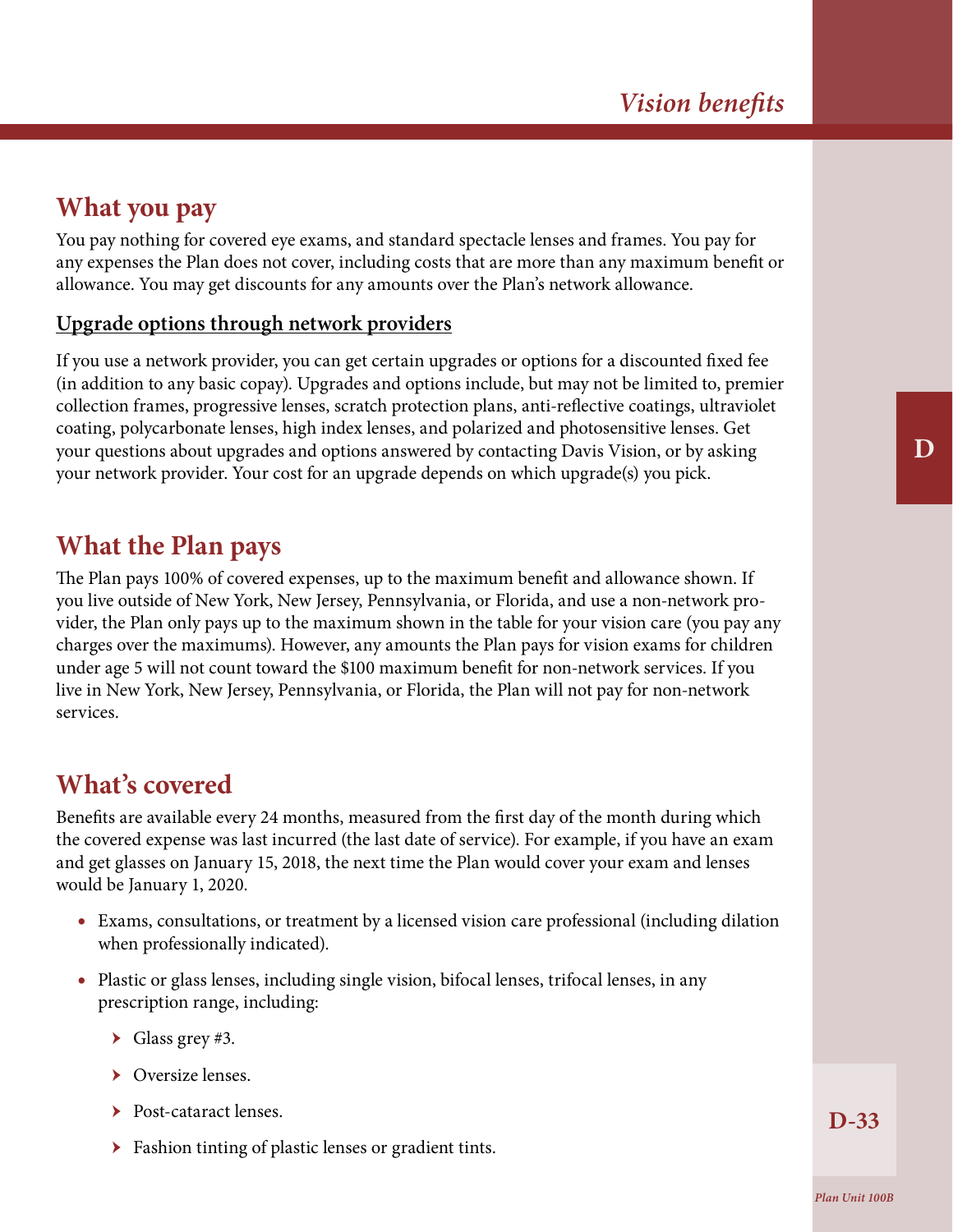## What you pay

You pay nothing for covered eye exams, and standard spectacle lenses and frames. You pay for any expenses the Plan does not cover, including costs that are more than any maximum benefit or allowance. You may get discounts for any amounts over the Plan's network allowance.

### Upgrade options through network providers

If you use a network provider, you can get certain upgrades or options for a discounted fixed fee (in addition to any basic copay). Upgrades and options include, but may not be limited to, premier collection frames, progressive lenses, scratch protection plans, anti-reflective coatings, ultraviolet coating, polycarbonate lenses, high index lenses, and polarized and photosensitive lenses. Get your questions about upgrades and options answered by contacting Davis Vision, or by asking your network provider. Your cost for an upgrade depends on which upgrade(s) you pick.

## What the Plan pays

The Plan pays 100% of covered expenses, up to the maximum benefit and allowance shown. If you live outside of New York, New Jersey, Pennsylvania, or Florida, and use a non-network provider, the Plan only pays up to the maximum shown in the table for your vision care (you pay any charges over the maximums). However, any amounts the Plan pays for vision exams for children under age 5 will not count toward the $100 maximum benefit for non-network services. If you live in New York, New Jersey, Pennsylvania, or Florida, the Plan will not pay for non-network services.

## What's covered

Benefits are available every 24 months, measured from the first day of the month during which the covered expense was last incurred (the last date of service). For example, if you have an exam and get glasses on January 15, 2018, the next time the Plan would cover your exam and lenses would be January 1, 2020.

- Exams, consultations, or treatment by a licensed vision care professional (including dilation when professionally indicated).
- Plastic or glass lenses, including single vision, bifocal lenses, trifocal lenses, in any prescription range, including:
  - Glass grey #3.
  - Oversize lenses.
  - Post-cataract lenses.
  - Fashion tinting of plastic lenses or gradient tints.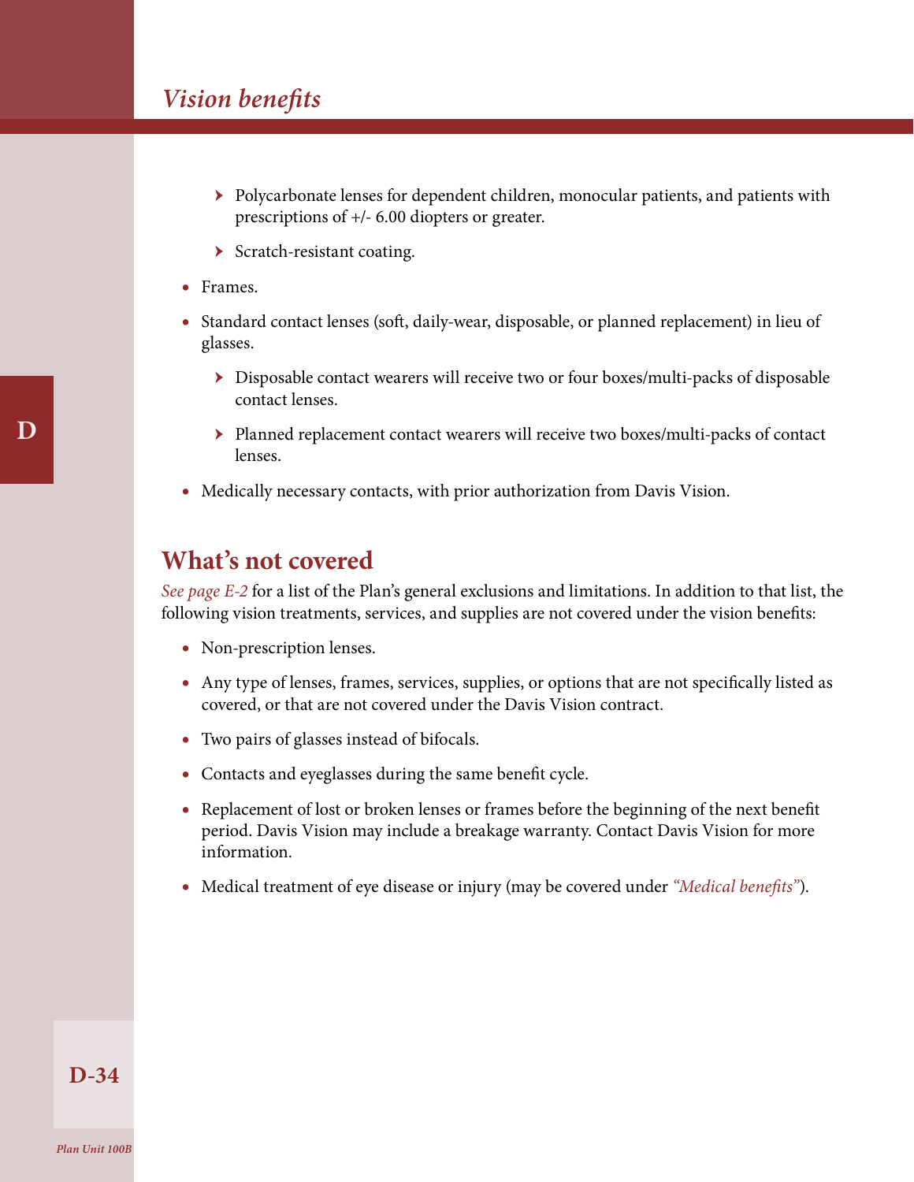- Polycarbonate lenses for dependent children, monocular patients, and patients with prescriptions of +/- 6.00 diopters or greater.
   - Scratch-resistant coating.
- Frames.
- Standard contact lenses (soft, daily-wear, disposable, or planned replacement) in lieu of glasses.
   - Disposable contact wearers will receive two or four boxes/multi-packs of disposable contact lenses.
   - Planned replacement contact wearers will receive two boxes/multi-packs of contact lenses.
- Medically necessary contacts, with prior authorization from Davis Vision.

## What's not covered

*See page E-2* for a list of the Plan's general exclusions and limitations. In addition to that list, the following vision treatments, services, and supplies are not covered under the vision benefits:

- Non-prescription lenses.
- Any type of lenses, frames, services, supplies, or options that are not specifically listed as covered, or that are not covered under the Davis Vision contract.
- Two pairs of glasses instead of bifocals.
- Contacts and eyeglasses during the same benefit cycle.
- Replacement of lost or broken lenses or frames before the beginning of the next benefit period. Davis Vision may include a breakage warranty. Contact Davis Vision for more information.
- Medical treatment of eye disease or injury (may be covered under *"Medical benefits"*).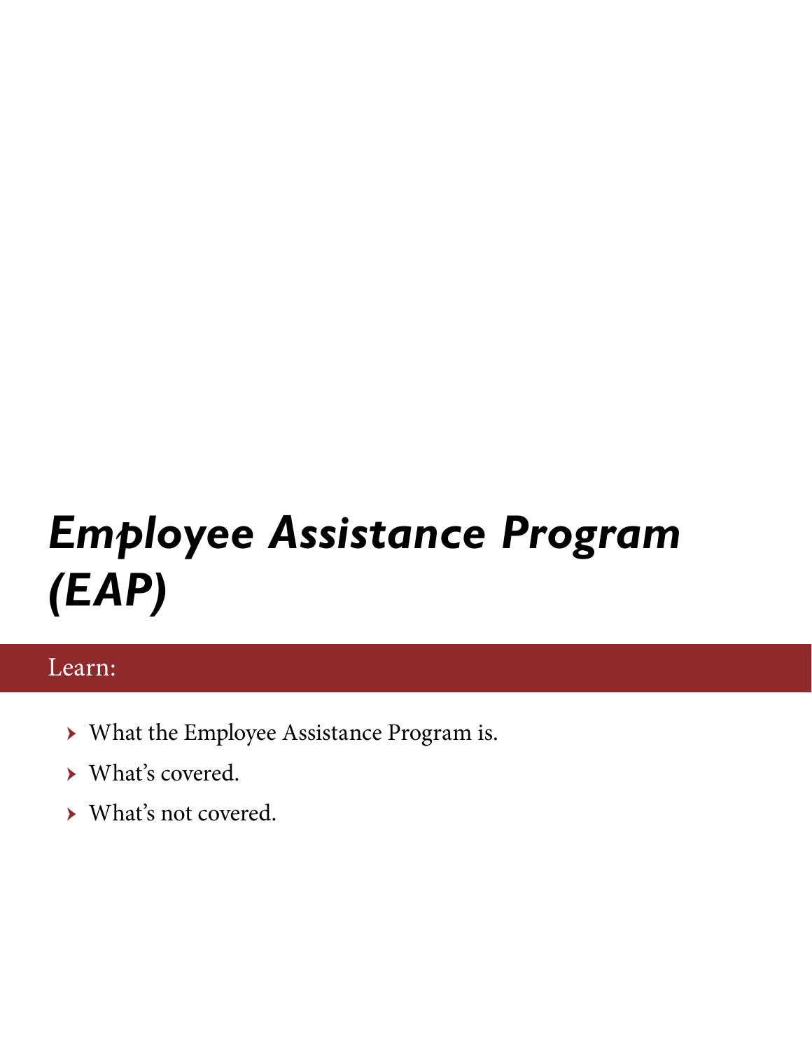# *Employee Assistance Program (EAP)*

Learn:

- What the Employee Assistance Program is.
- What's covered.
- What's not covered.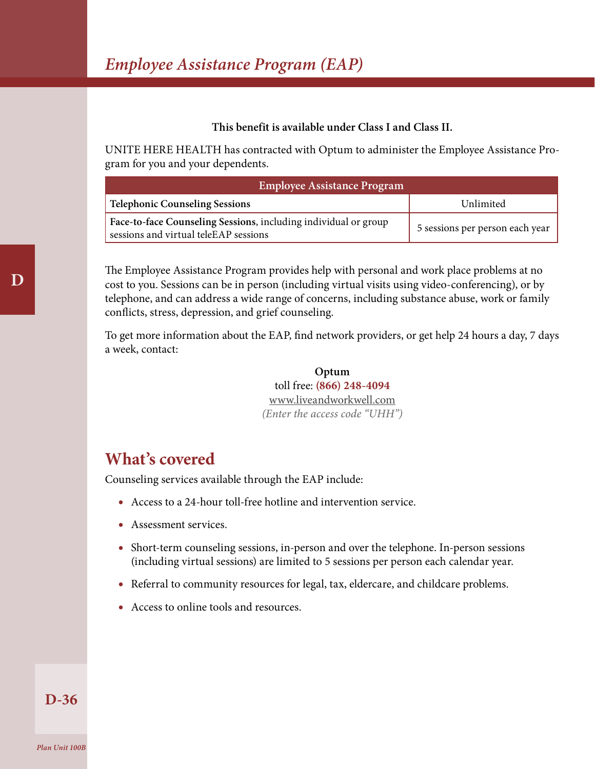# Employee Assistance Program (EAP)

**This benefit is available under Class I and Class II.**

UNITE HERE HEALTH has contracted with Optum to administer the Employee Assistance Program for you and your dependents.

| Employee Assistance Program | |
|---|---|
| **Telephonic Counseling Sessions** | Unlimited |
| **Face-to-face Counseling Sessions**, including individual or group sessions and virtual teleEAP sessions | 5 sessions per person each year |

The Employee Assistance Program provides help with personal and work place problems at no cost to you. Sessions can be in person (including virtual visits using video-conferencing), or by telephone, and can address a wide range of concerns, including substance abuse, work or family conflicts, stress, depression, and grief counseling.

To get more information about the EAP, find network providers, or get help 24 hours a day, 7 days a week, contact:

**Optum**
toll free: **(866) 248-4094**
www.liveandworkwell.com
*(Enter the access code "UHH")*

## What's covered

Counseling services available through the EAP include:

- Access to a 24-hour toll-free hotline and intervention service.
- Assessment services.
- Short-term counseling sessions, in-person and over the telephone. In-person sessions (including virtual sessions) are limited to 5 sessions per person each calendar year.
- Referral to community resources for legal, tax, eldercare, and childcare problems.
- Access to online tools and resources.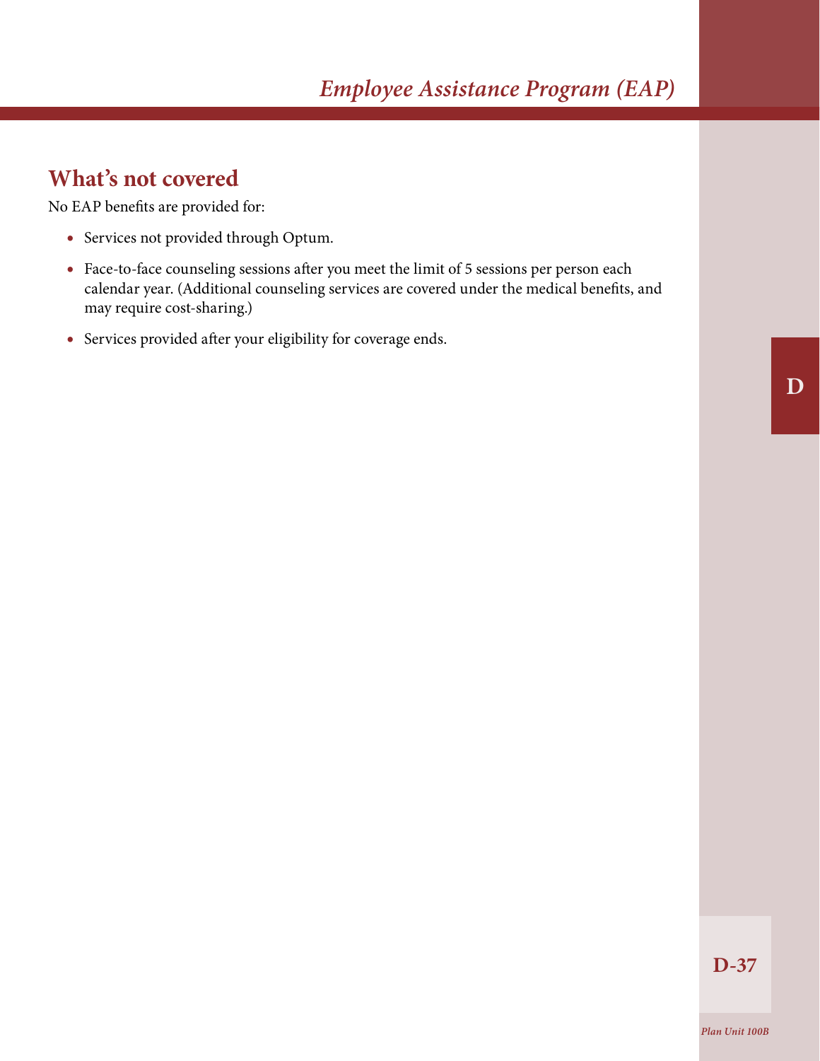## What's not covered

No EAP benefits are provided for:

- Services not provided through Optum.
- Face-to-face counseling sessions after you meet the limit of 5 sessions per person each calendar year. (Additional counseling services are covered under the medical benefits, and may require cost-sharing.)
- Services provided after your eligibility for coverage ends.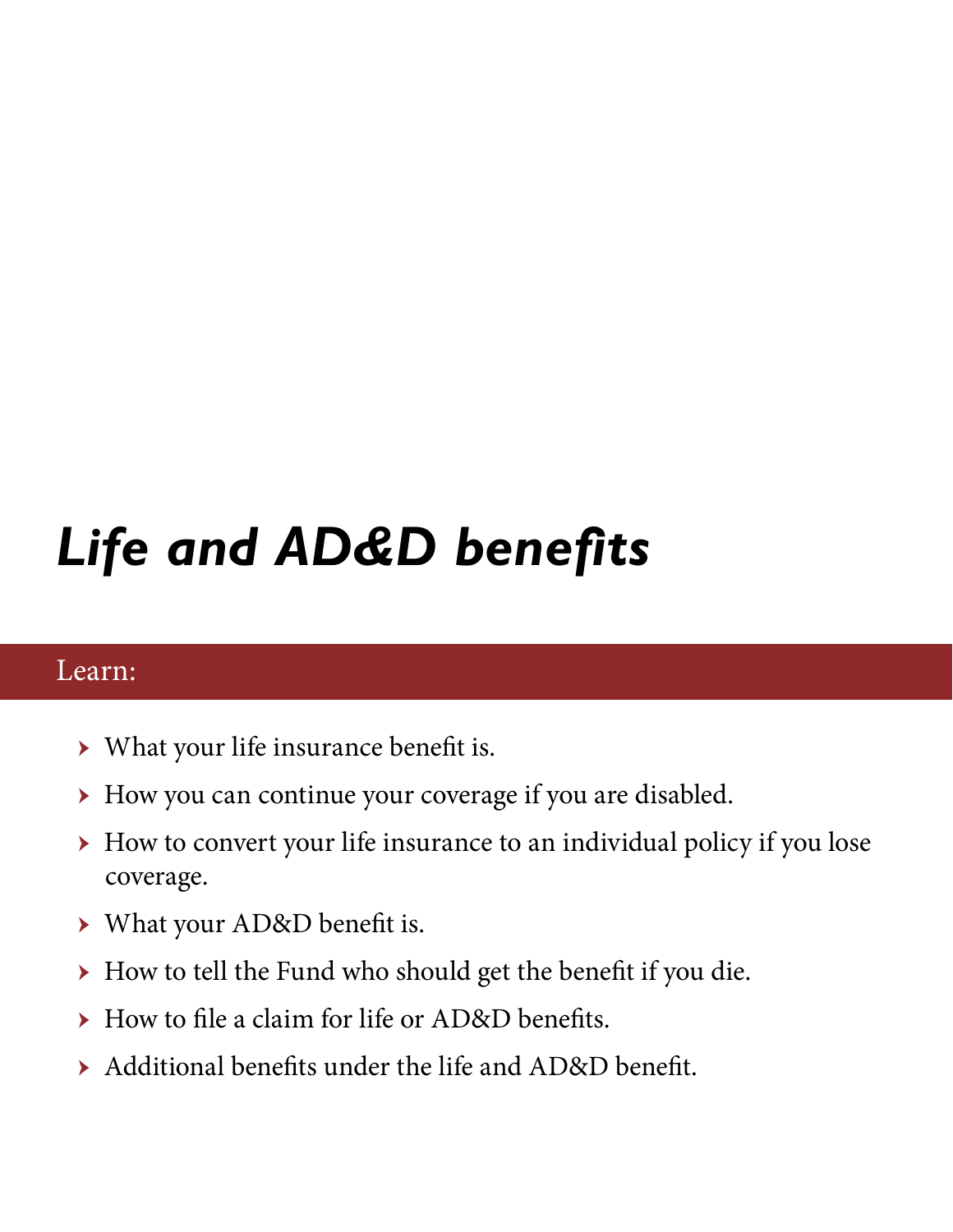# *Life and AD&D benefits*

## Learn:

- What your life insurance benefit is.
- How you can continue your coverage if you are disabled.
- How to convert your life insurance to an individual policy if you lose coverage.
- What your AD&D benefit is.
- How to tell the Fund who should get the benefit if you die.
- How to file a claim for life or AD&D benefits.
- Additional benefits under the life and AD&D benefit.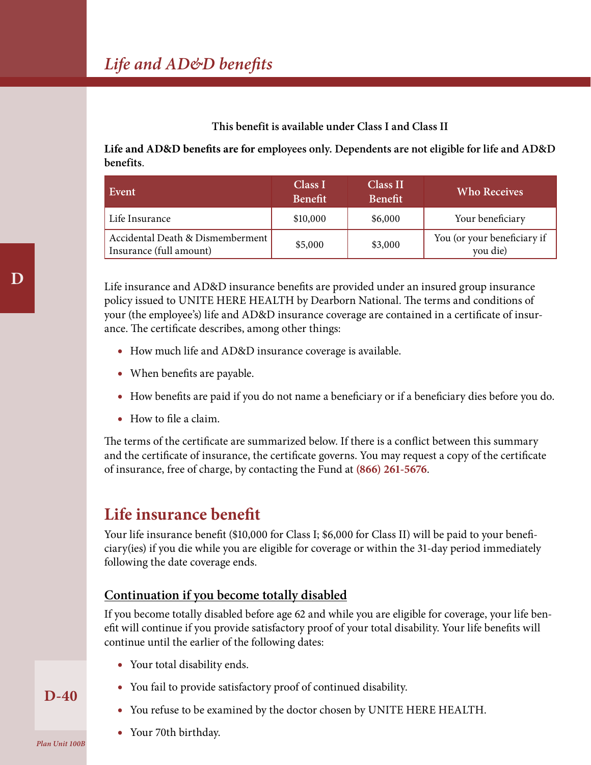# *Life and AD&D benefits*

**This benefit is available under Class I and Class II**

**Life and AD&D benefits are for employees only. Dependents are not eligible for life and AD&D benefits**.

| Event | Class I Benefit | Class II Benefit | Who Receives |
|---|---|---|---|
| Life Insurance | $10,000 | $6,000 | Your beneficiary |
| Accidental Death & Dismemberment Insurance (full amount) | $5,000 | $3,000 | You (or your beneficiary if you die) |

Life insurance and AD&D insurance benefits are provided under an insured group insurance policy issued to UNITE HERE HEALTH by Dearborn National. The terms and conditions of your (the employee's) life and AD&D insurance coverage are contained in a certificate of insurance. The certificate describes, among other things:

- How much life and AD&D insurance coverage is available.
- When benefits are payable.
- How benefits are paid if you do not name a beneficiary or if a beneficiary dies before you do.
- How to file a claim.

The terms of the certificate are summarized below. If there is a conflict between this summary and the certificate of insurance, the certificate governs. You may request a copy of the certificate of insurance, free of charge, by contacting the Fund at **(866) 261-5676**.

## Life insurance benefit

Your life insurance benefit ($10,000 for Class I; $6,000 for Class II) will be paid to your beneficiary(ies) if you die while you are eligible for coverage or within the 31-day period immediately following the date coverage ends.

### Continuation if you become totally disabled

If you become totally disabled before age 62 and while you are eligible for coverage, your life benefit will continue if you provide satisfactory proof of your total disability. Your life benefits will continue until the earlier of the following dates:

- Your total disability ends.
- You fail to provide satisfactory proof of continued disability.
- You refuse to be examined by the doctor chosen by UNITE HERE HEALTH.
- Your 70th birthday.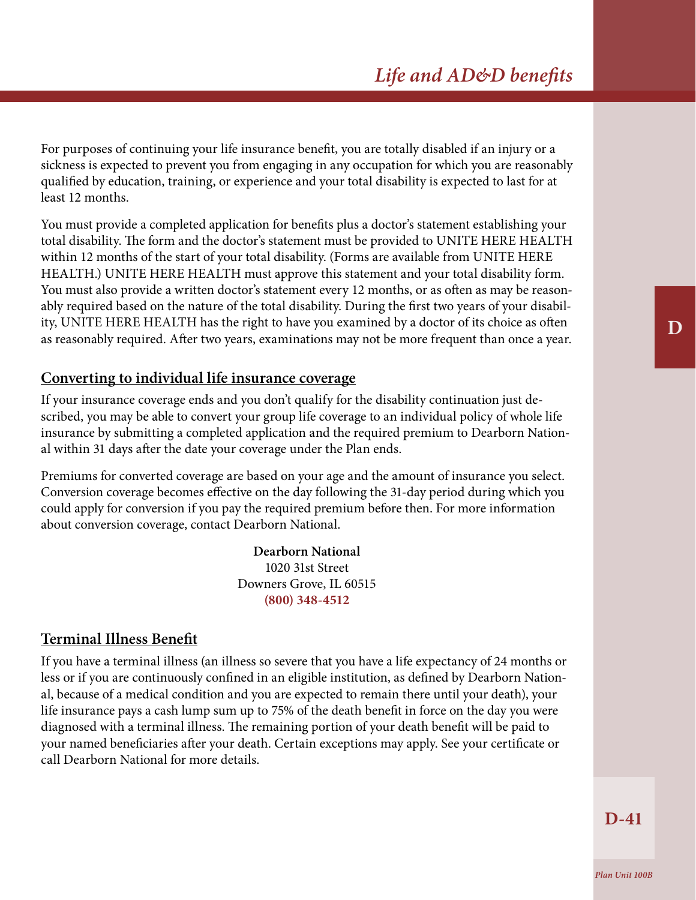For purposes of continuing your life insurance benefit, you are totally disabled if an injury or a sickness is expected to prevent you from engaging in any occupation for which you are reasonably qualified by education, training, or experience and your total disability is expected to last for at least 12 months.

You must provide a completed application for benefits plus a doctor's statement establishing your total disability. The form and the doctor's statement must be provided to UNITE HERE HEALTH within 12 months of the start of your total disability. (Forms are available from UNITE HERE HEALTH.) UNITE HERE HEALTH must approve this statement and your total disability form. You must also provide a written doctor's statement every 12 months, or as often as may be reasonably required based on the nature of the total disability. During the first two years of your disability, UNITE HERE HEALTH has the right to have you examined by a doctor of its choice as often as reasonably required. After two years, examinations may not be more frequent than once a year.

## Converting to individual life insurance coverage

If your insurance coverage ends and you don't qualify for the disability continuation just described, you may be able to convert your group life coverage to an individual policy of whole life insurance by submitting a completed application and the required premium to Dearborn National within 31 days after the date your coverage under the Plan ends.

Premiums for converted coverage are based on your age and the amount of insurance you select. Conversion coverage becomes effective on the day following the 31-day period during which you could apply for conversion if you pay the required premium before then. For more information about conversion coverage, contact Dearborn National.

**Dearborn National**
1020 31st Street
Downers Grove, IL 60515
**(800) 348-4512**

## Terminal Illness Benefit

If you have a terminal illness (an illness so severe that you have a life expectancy of 24 months or less or if you are continuously confined in an eligible institution, as defined by Dearborn National, because of a medical condition and you are expected to remain there until your death), your life insurance pays a cash lump sum up to 75% of the death benefit in force on the day you were diagnosed with a terminal illness. The remaining portion of your death benefit will be paid to your named beneficiaries after your death. Certain exceptions may apply. See your certificate or call Dearborn National for more details.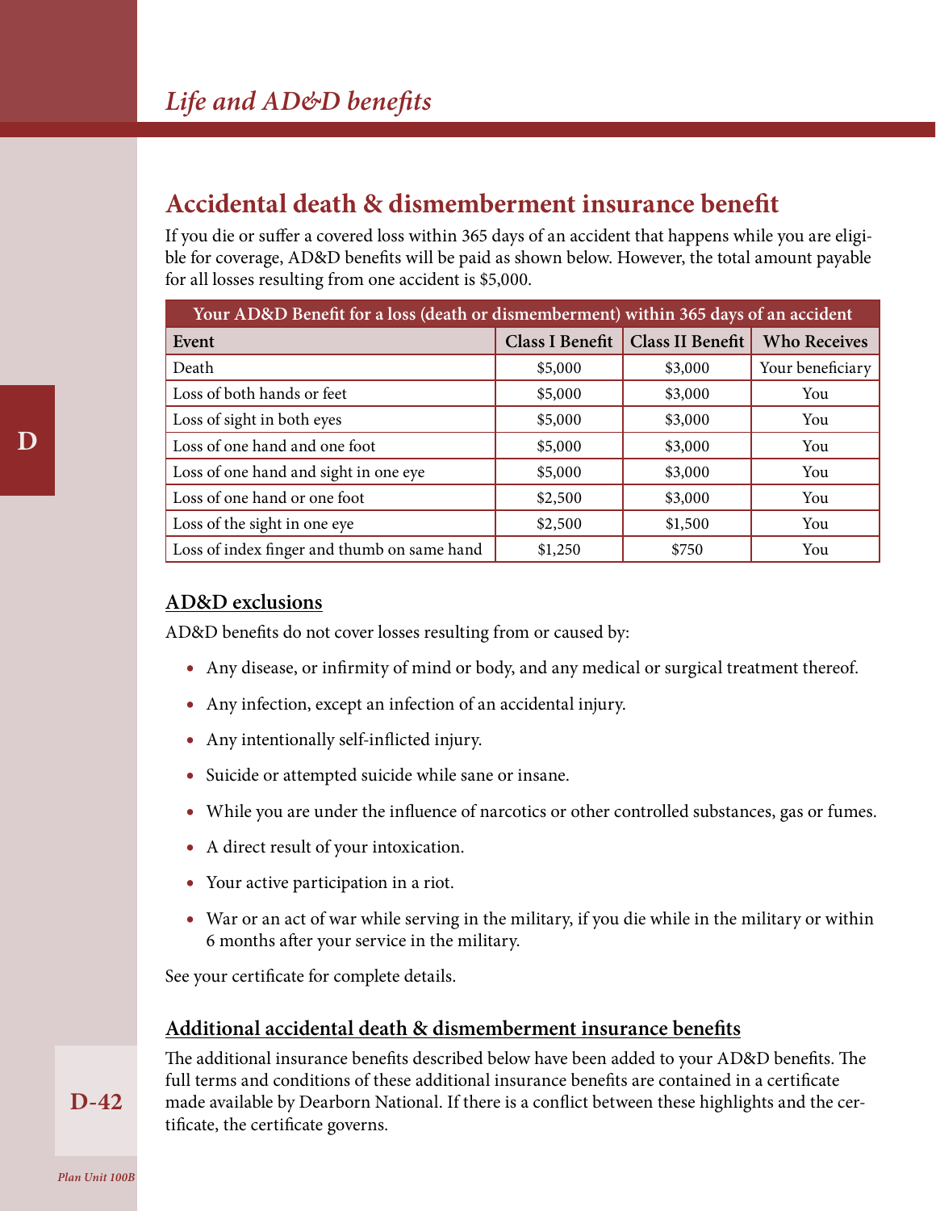## Accidental death & dismemberment insurance benefit

If you die or suffer a covered loss within 365 days of an accident that happens while you are eligible for coverage, AD&D benefits will be paid as shown below. However, the total amount payable for all losses resulting from one accident is $5,000.

| Your AD&D Benefit for a loss (death or dismemberment) within 365 days of an accident | | | |
|---|---|---|---|
| **Event** | **Class I Benefit** | **Class II Benefit** | **Who Receives** |
| Death | $5,000 | $3,000 | Your beneficiary |
| Loss of both hands or feet | $5,000 | $3,000 | You |
| Loss of sight in both eyes | $5,000 | $3,000 | You |
| Loss of one hand and one foot | $5,000 | $3,000 | You |
| Loss of one hand and sight in one eye | $5,000 | $3,000 | You |
| Loss of one hand or one foot | $2,500 | $3,000 | You |
| Loss of the sight in one eye | $2,500 | $1,500 | You |
| Loss of index finger and thumb on same hand | $1,250 | $750 | You |

### AD&D exclusions

AD&D benefits do not cover losses resulting from or caused by:

- Any disease, or infirmity of mind or body, and any medical or surgical treatment thereof.
- Any infection, except an infection of an accidental injury.
- Any intentionally self-inflicted injury.
- Suicide or attempted suicide while sane or insane.
- While you are under the influence of narcotics or other controlled substances, gas or fumes.
- A direct result of your intoxication.
- Your active participation in a riot.
- War or an act of war while serving in the military, if you die while in the military or within 6 months after your service in the military.

See your certificate for complete details.

### Additional accidental death & dismemberment insurance benefits

The additional insurance benefits described below have been added to your AD&D benefits. The full terms and conditions of these additional insurance benefits are contained in a certificate made available by Dearborn National. If there is a conflict between these highlights and the certificate, the certificate governs.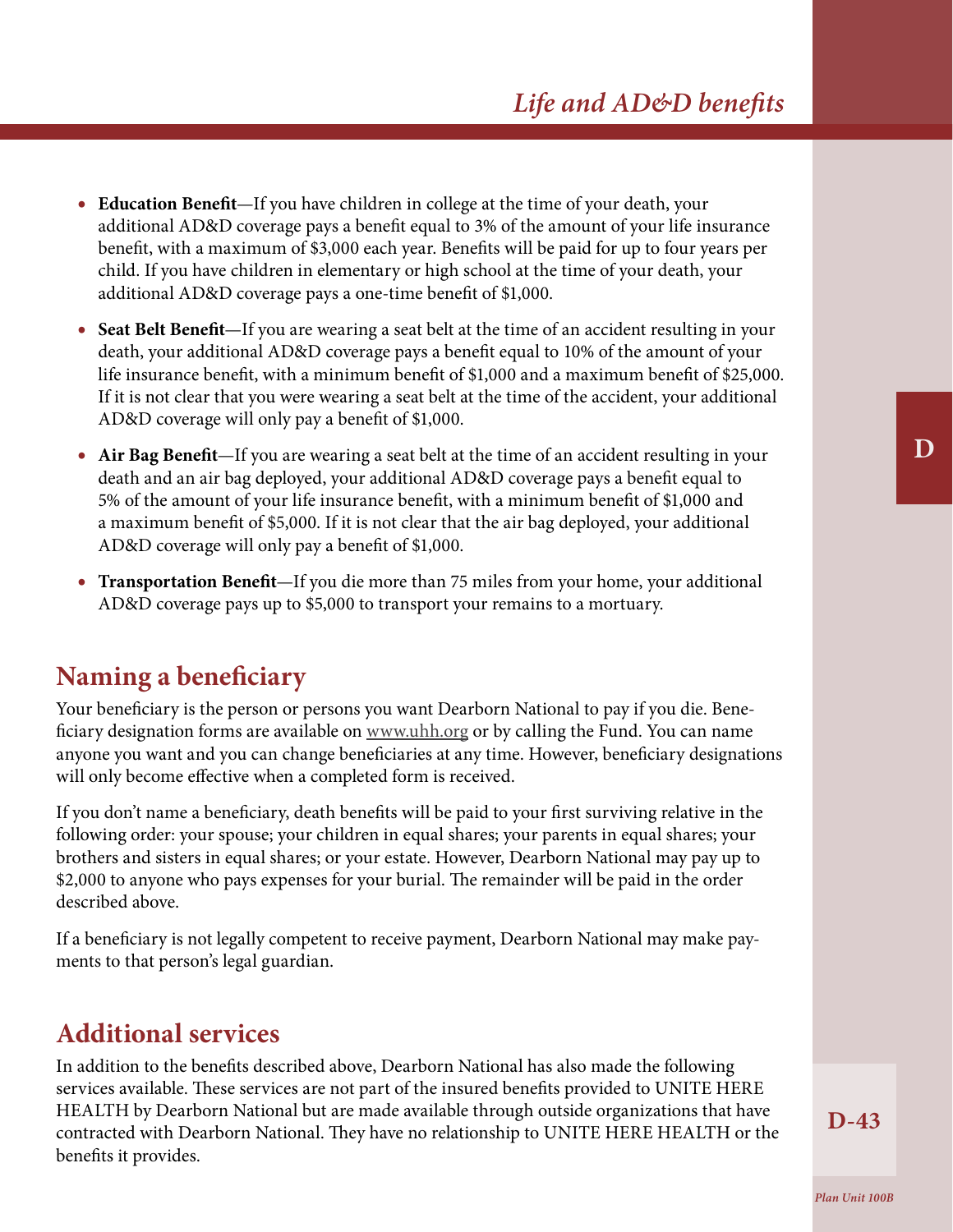- **Education Benefit**—If you have children in college at the time of your death, your additional AD&D coverage pays a benefit equal to 3% of the amount of your life insurance benefit, with a maximum of $3,000 each year. Benefits will be paid for up to four years per child. If you have children in elementary or high school at the time of your death, your additional AD&D coverage pays a one-time benefit of $1,000.
- **Seat Belt Benefit**—If you are wearing a seat belt at the time of an accident resulting in your death, your additional AD&D coverage pays a benefit equal to 10% of the amount of your life insurance benefit, with a minimum benefit of $1,000 and a maximum benefit of $25,000. If it is not clear that you were wearing a seat belt at the time of the accident, your additional AD&D coverage will only pay a benefit of $1,000.
- **Air Bag Benefit**—If you are wearing a seat belt at the time of an accident resulting in your death and an air bag deployed, your additional AD&D coverage pays a benefit equal to 5% of the amount of your life insurance benefit, with a minimum benefit of $1,000 and a maximum benefit of $5,000. If it is not clear that the air bag deployed, your additional AD&D coverage will only pay a benefit of $1,000.
- **Transportation Benefit**—If you die more than 75 miles from your home, your additional AD&D coverage pays up to $5,000 to transport your remains to a mortuary.

## Naming a beneficiary

Your beneficiary is the person or persons you want Dearborn National to pay if you die. Beneficiary designation forms are available on www.uhh.org or by calling the Fund. You can name anyone you want and you can change beneficiaries at any time. However, beneficiary designations will only become effective when a completed form is received.

If you don't name a beneficiary, death benefits will be paid to your first surviving relative in the following order: your spouse; your children in equal shares; your parents in equal shares; your brothers and sisters in equal shares; or your estate. However, Dearborn National may pay up to $2,000 to anyone who pays expenses for your burial. The remainder will be paid in the order described above.

If a beneficiary is not legally competent to receive payment, Dearborn National may make payments to that person's legal guardian.

## Additional services

In addition to the benefits described above, Dearborn National has also made the following services available. These services are not part of the insured benefits provided to UNITE HERE HEALTH by Dearborn National but are made available through outside organizations that have contracted with Dearborn National. They have no relationship to UNITE HERE HEALTH or the benefits it provides.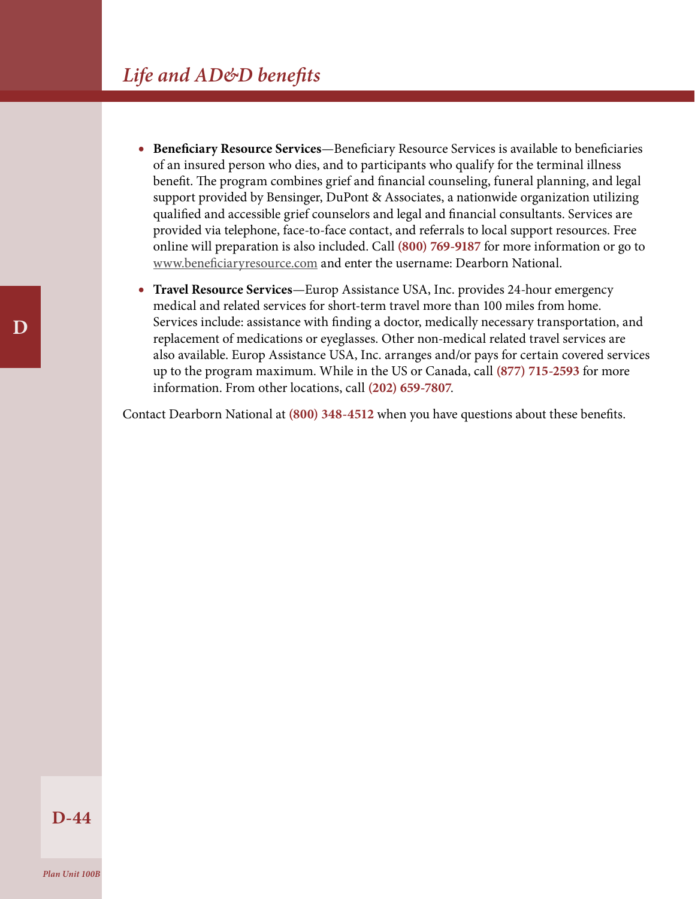- **Beneficiary Resource Services**—Beneficiary Resource Services is available to beneficiaries of an insured person who dies, and to participants who qualify for the terminal illness benefit. The program combines grief and financial counseling, funeral planning, and legal support provided by Bensinger, DuPont & Associates, a nationwide organization utilizing qualified and accessible grief counselors and legal and financial consultants. Services are provided via telephone, face-to-face contact, and referrals to local support resources. Free online will preparation is also included. Call **(800) 769-9187** for more information or go to www.beneficiaryresource.com and enter the username: Dearborn National.
- **Travel Resource Services**—Europ Assistance USA, Inc. provides 24-hour emergency medical and related services for short-term travel more than 100 miles from home. Services include: assistance with finding a doctor, medically necessary transportation, and replacement of medications or eyeglasses. Other non-medical related travel services are also available. Europ Assistance USA, Inc. arranges and/or pays for certain covered services up to the program maximum. While in the US or Canada, call **(877) 715-2593** for more information. From other locations, call **(202) 659-7807**.

Contact Dearborn National at **(800) 348-4512** when you have questions about these benefits.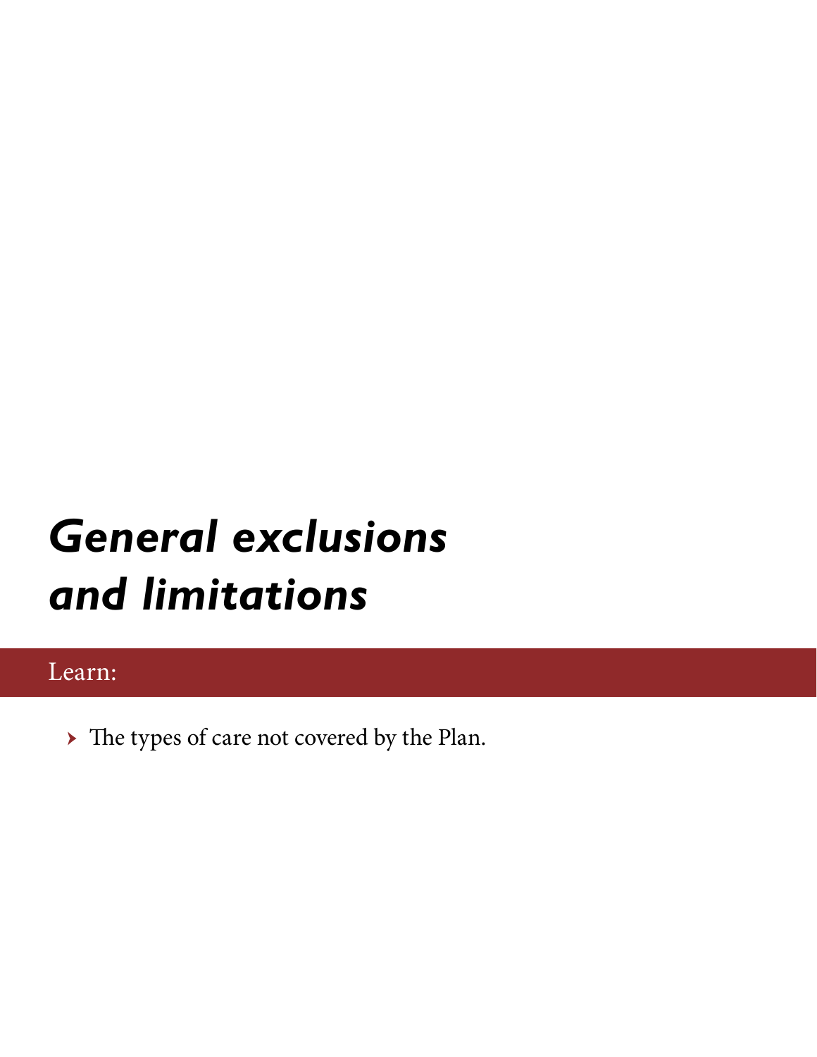# *General exclusions and limitations*

Learn:

- The types of care not covered by the Plan.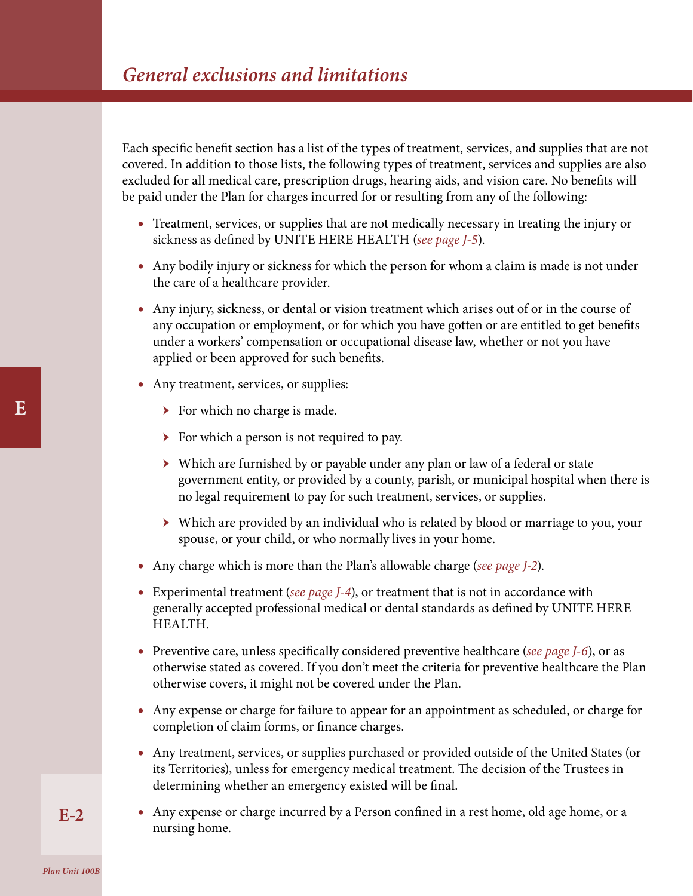## *General exclusions and limitations*

Each specific benefit section has a list of the types of treatment, services, and supplies that are not covered. In addition to those lists, the following types of treatment, services and supplies are also excluded for all medical care, prescription drugs, hearing aids, and vision care. No benefits will be paid under the Plan for charges incurred for or resulting from any of the following:

- Treatment, services, or supplies that are not medically necessary in treating the injury or sickness as defined by UNITE HERE HEALTH (*see page J-5*).
- Any bodily injury or sickness for which the person for whom a claim is made is not under the care of a healthcare provider.
- Any injury, sickness, or dental or vision treatment which arises out of or in the course of any occupation or employment, or for which you have gotten or are entitled to get benefits under a workers' compensation or occupational disease law, whether or not you have applied or been approved for such benefits.
- Any treatment, services, or supplies:
  - For which no charge is made.
  - For which a person is not required to pay.
  - Which are furnished by or payable under any plan or law of a federal or state government entity, or provided by a county, parish, or municipal hospital when there is no legal requirement to pay for such treatment, services, or supplies.
  - Which are provided by an individual who is related by blood or marriage to you, your spouse, or your child, or who normally lives in your home.
- Any charge which is more than the Plan's allowable charge (*see page J-2*).
- Experimental treatment (*see page J-4*), or treatment that is not in accordance with generally accepted professional medical or dental standards as defined by UNITE HERE HEALTH.
- Preventive care, unless specifically considered preventive healthcare (*see page J-6*), or as otherwise stated as covered. If you don't meet the criteria for preventive healthcare the Plan otherwise covers, it might not be covered under the Plan.
- Any expense or charge for failure to appear for an appointment as scheduled, or charge for completion of claim forms, or finance charges.
- Any treatment, services, or supplies purchased or provided outside of the United States (or its Territories), unless for emergency medical treatment. The decision of the Trustees in determining whether an emergency existed will be final.
- Any expense or charge incurred by a Person confined in a rest home, old age home, or a nursing home.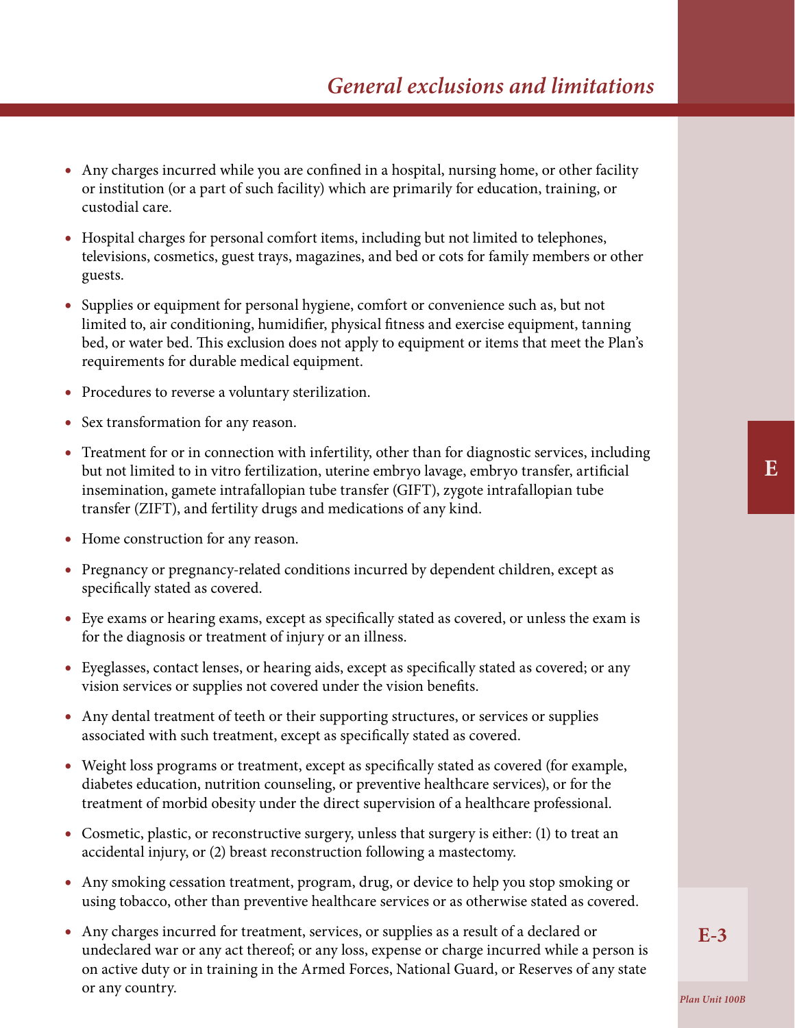- Any charges incurred while you are confined in a hospital, nursing home, or other facility or institution (or a part of such facility) which are primarily for education, training, or custodial care.
- Hospital charges for personal comfort items, including but not limited to telephones, televisions, cosmetics, guest trays, magazines, and bed or cots for family members or other guests.
- Supplies or equipment for personal hygiene, comfort or convenience such as, but not limited to, air conditioning, humidifier, physical fitness and exercise equipment, tanning bed, or water bed. This exclusion does not apply to equipment or items that meet the Plan's requirements for durable medical equipment.
- Procedures to reverse a voluntary sterilization.
- Sex transformation for any reason.
- Treatment for or in connection with infertility, other than for diagnostic services, including but not limited to in vitro fertilization, uterine embryo lavage, embryo transfer, artificial insemination, gamete intrafallopian tube transfer (GIFT), zygote intrafallopian tube transfer (ZIFT), and fertility drugs and medications of any kind.
- Home construction for any reason.
- Pregnancy or pregnancy-related conditions incurred by dependent children, except as specifically stated as covered.
- Eye exams or hearing exams, except as specifically stated as covered, or unless the exam is for the diagnosis or treatment of injury or an illness.
- Eyeglasses, contact lenses, or hearing aids, except as specifically stated as covered; or any vision services or supplies not covered under the vision benefits.
- Any dental treatment of teeth or their supporting structures, or services or supplies associated with such treatment, except as specifically stated as covered.
- Weight loss programs or treatment, except as specifically stated as covered (for example, diabetes education, nutrition counseling, or preventive healthcare services), or for the treatment of morbid obesity under the direct supervision of a healthcare professional.
- Cosmetic, plastic, or reconstructive surgery, unless that surgery is either: (1) to treat an accidental injury, or (2) breast reconstruction following a mastectomy.
- Any smoking cessation treatment, program, drug, or device to help you stop smoking or using tobacco, other than preventive healthcare services or as otherwise stated as covered.
- Any charges incurred for treatment, services, or supplies as a result of a declared or undeclared war or any act thereof; or any loss, expense or charge incurred while a person is on active duty or in training in the Armed Forces, National Guard, or Reserves of any state or any country.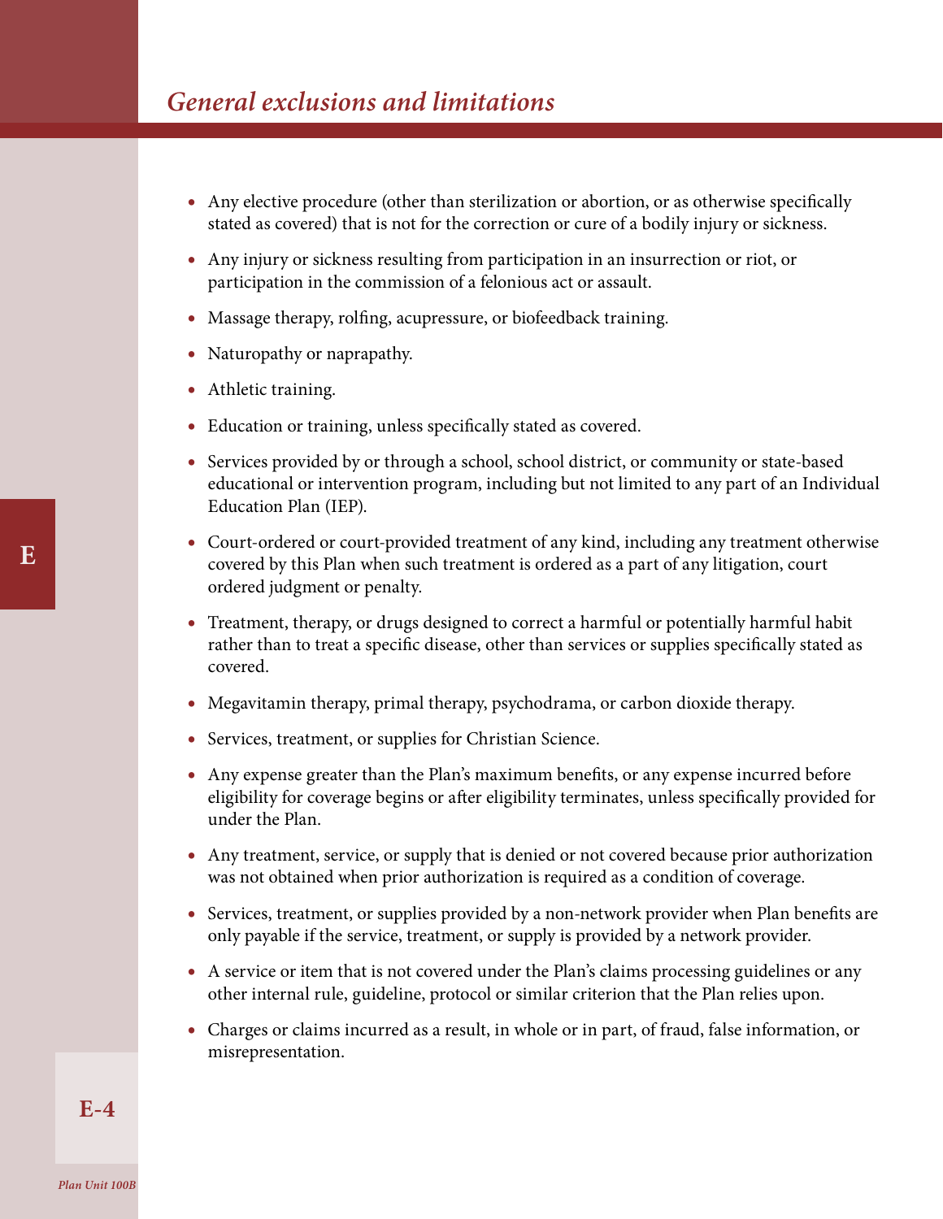## General exclusions and limitations

- Any elective procedure (other than sterilization or abortion, or as otherwise specifically stated as covered) that is not for the correction or cure of a bodily injury or sickness.
- Any injury or sickness resulting from participation in an insurrection or riot, or participation in the commission of a felonious act or assault.
- Massage therapy, rolfing, acupressure, or biofeedback training.
- Naturopathy or naprapathy.
- Athletic training.
- Education or training, unless specifically stated as covered.
- Services provided by or through a school, school district, or community or state-based educational or intervention program, including but not limited to any part of an Individual Education Plan (IEP).
- Court-ordered or court-provided treatment of any kind, including any treatment otherwise covered by this Plan when such treatment is ordered as a part of any litigation, court ordered judgment or penalty.
- Treatment, therapy, or drugs designed to correct a harmful or potentially harmful habit rather than to treat a specific disease, other than services or supplies specifically stated as covered.
- Megavitamin therapy, primal therapy, psychodrama, or carbon dioxide therapy.
- Services, treatment, or supplies for Christian Science.
- Any expense greater than the Plan's maximum benefits, or any expense incurred before eligibility for coverage begins or after eligibility terminates, unless specifically provided for under the Plan.
- Any treatment, service, or supply that is denied or not covered because prior authorization was not obtained when prior authorization is required as a condition of coverage.
- Services, treatment, or supplies provided by a non-network provider when Plan benefits are only payable if the service, treatment, or supply is provided by a network provider.
- A service or item that is not covered under the Plan's claims processing guidelines or any other internal rule, guideline, protocol or similar criterion that the Plan relies upon.
- Charges or claims incurred as a result, in whole or in part, of fraud, false information, or misrepresentation.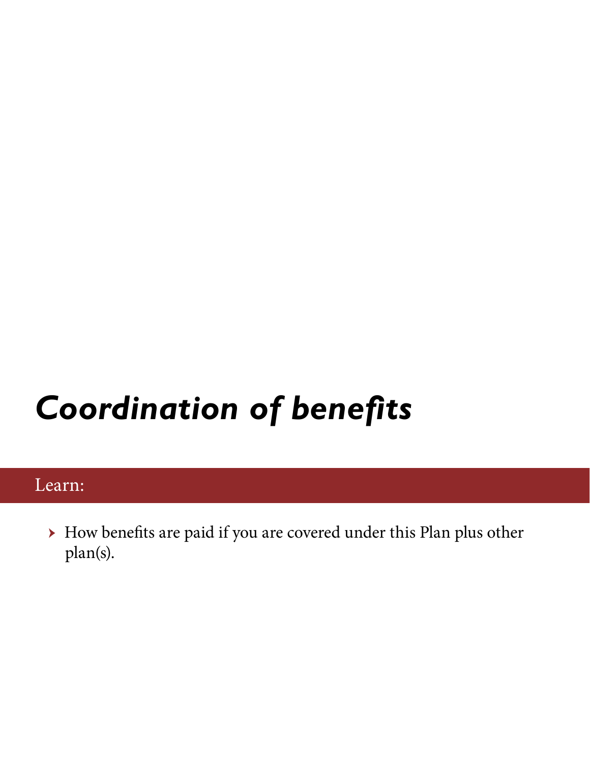# *Coordination of benefits*

Learn:

- How benefits are paid if you are covered under this Plan plus other plan(s).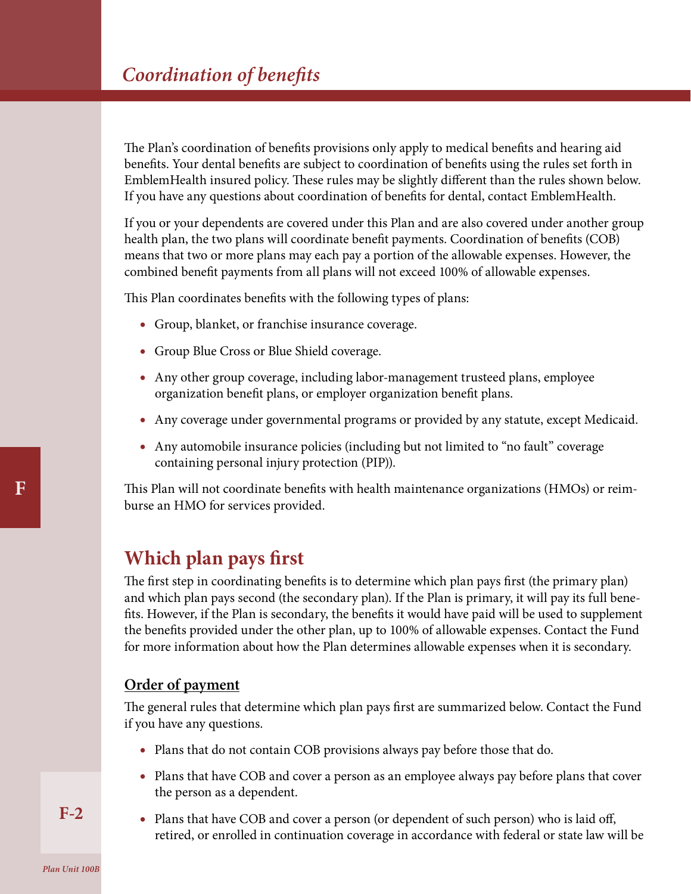# *Coordination of benefits*

The Plan's coordination of benefits provisions only apply to medical benefits and hearing aid benefits. Your dental benefits are subject to coordination of benefits using the rules set forth in EmblemHealth insured policy. These rules may be slightly different than the rules shown below. If you have any questions about coordination of benefits for dental, contact EmblemHealth.

If you or your dependents are covered under this Plan and are also covered under another group health plan, the two plans will coordinate benefit payments. Coordination of benefits (COB) means that two or more plans may each pay a portion of the allowable expenses. However, the combined benefit payments from all plans will not exceed 100% of allowable expenses.

This Plan coordinates benefits with the following types of plans:

- Group, blanket, or franchise insurance coverage.
- Group Blue Cross or Blue Shield coverage.
- Any other group coverage, including labor-management trusteed plans, employee organization benefit plans, or employer organization benefit plans.
- Any coverage under governmental programs or provided by any statute, except Medicaid.
- Any automobile insurance policies (including but not limited to "no fault" coverage containing personal injury protection (PIP)).

This Plan will not coordinate benefits with health maintenance organizations (HMOs) or reimburse an HMO for services provided.

## Which plan pays first

The first step in coordinating benefits is to determine which plan pays first (the primary plan) and which plan pays second (the secondary plan). If the Plan is primary, it will pay its full benefits. However, if the Plan is secondary, the benefits it would have paid will be used to supplement the benefits provided under the other plan, up to 100% of allowable expenses. Contact the Fund for more information about how the Plan determines allowable expenses when it is secondary.

### Order of payment

The general rules that determine which plan pays first are summarized below. Contact the Fund if you have any questions.

- Plans that do not contain COB provisions always pay before those that do.
- Plans that have COB and cover a person as an employee always pay before plans that cover the person as a dependent.
- Plans that have COB and cover a person (or dependent of such person) who is laid off, retired, or enrolled in continuation coverage in accordance with federal or state law will be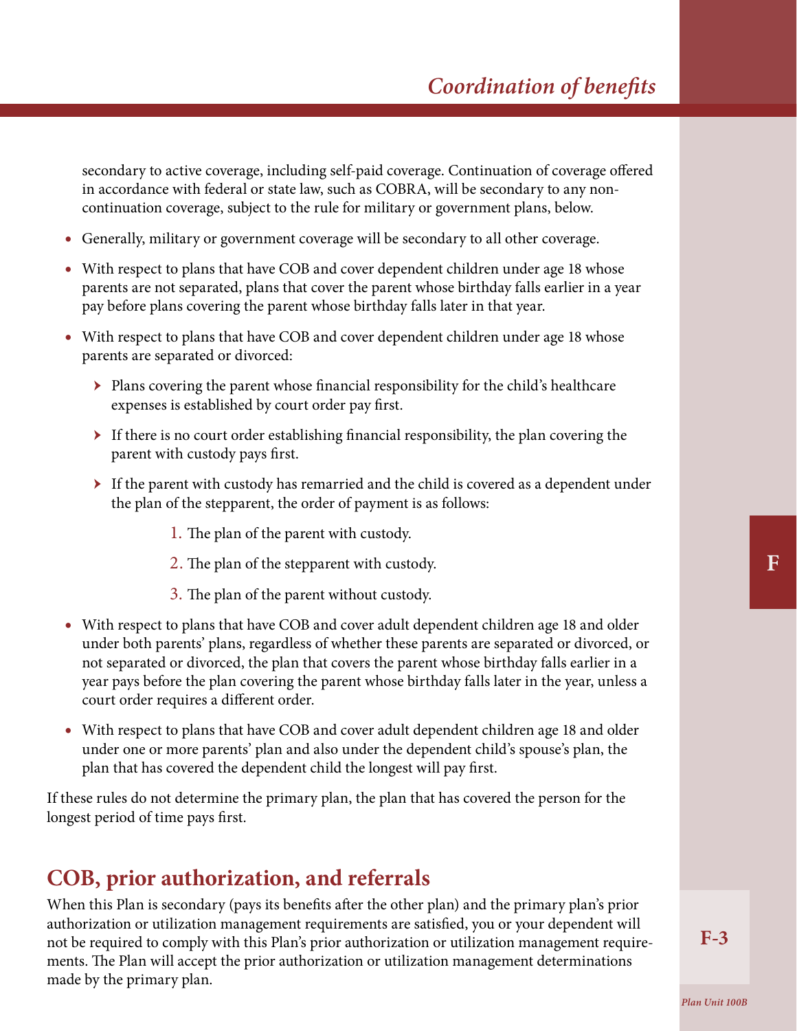secondary to active coverage, including self-paid coverage. Continuation of coverage offered in accordance with federal or state law, such as COBRA, will be secondary to any non-continuation coverage, subject to the rule for military or government plans, below.

- Generally, military or government coverage will be secondary to all other coverage.
- With respect to plans that have COB and cover dependent children under age 18 whose parents are not separated, plans that cover the parent whose birthday falls earlier in a year pay before plans covering the parent whose birthday falls later in that year.
- With respect to plans that have COB and cover dependent children under age 18 whose parents are separated or divorced:
  - Plans covering the parent whose financial responsibility for the child's healthcare expenses is established by court order pay first.
  - If there is no court order establishing financial responsibility, the plan covering the parent with custody pays first.
  - If the parent with custody has remarried and the child is covered as a dependent under the plan of the stepparent, the order of payment is as follows:
    1. The plan of the parent with custody.
    2. The plan of the stepparent with custody.
    3. The plan of the parent without custody.
- With respect to plans that have COB and cover adult dependent children age 18 and older under both parents' plans, regardless of whether these parents are separated or divorced, or not separated or divorced, the plan that covers the parent whose birthday falls earlier in a year pays before the plan covering the parent whose birthday falls later in the year, unless a court order requires a different order.
- With respect to plans that have COB and cover adult dependent children age 18 and older under one or more parents' plan and also under the dependent child's spouse's plan, the plan that has covered the dependent child the longest will pay first.

If these rules do not determine the primary plan, the plan that has covered the person for the longest period of time pays first.

## COB, prior authorization, and referrals

When this Plan is secondary (pays its benefits after the other plan) and the primary plan's prior authorization or utilization management requirements are satisfied, you or your dependent will not be required to comply with this Plan's prior authorization or utilization management requirements. The Plan will accept the prior authorization or utilization management determinations made by the primary plan.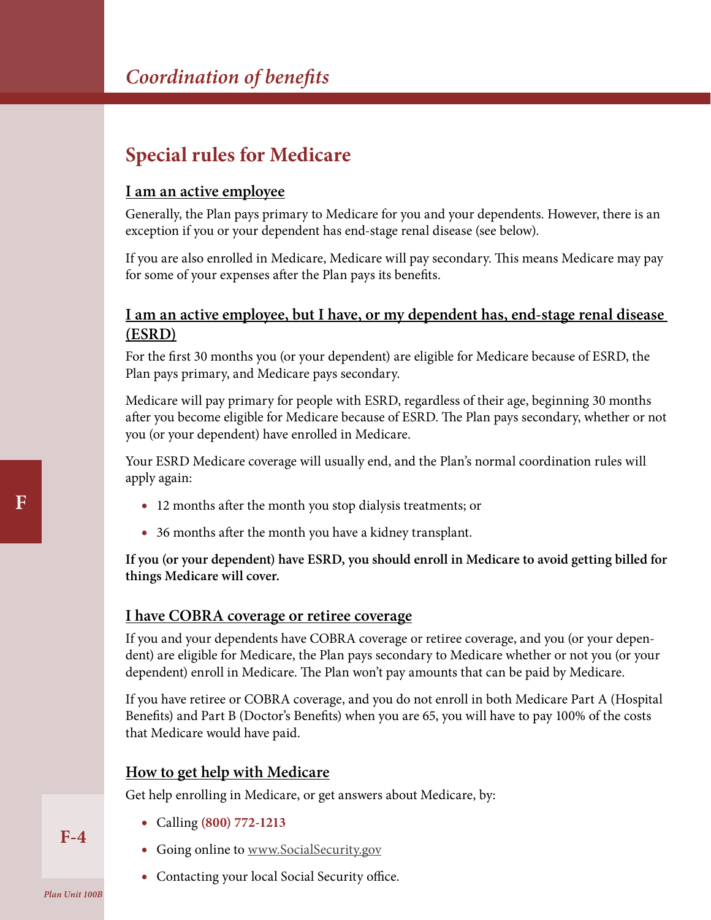## Special rules for Medicare

### I am an active employee

Generally, the Plan pays primary to Medicare for you and your dependents. However, there is an exception if you or your dependent has end-stage renal disease (see below).

If you are also enrolled in Medicare, Medicare will pay secondary. This means Medicare may pay for some of your expenses after the Plan pays its benefits.

### I am an active employee, but I have, or my dependent has, end-stage renal disease (ESRD)

For the first 30 months you (or your dependent) are eligible for Medicare because of ESRD, the Plan pays primary, and Medicare pays secondary.

Medicare will pay primary for people with ESRD, regardless of their age, beginning 30 months after you become eligible for Medicare because of ESRD. The Plan pays secondary, whether or not you (or your dependent) have enrolled in Medicare.

Your ESRD Medicare coverage will usually end, and the Plan's normal coordination rules will apply again:

- 12 months after the month you stop dialysis treatments; or
- 36 months after the month you have a kidney transplant.

**If you (or your dependent) have ESRD, you should enroll in Medicare to avoid getting billed for things Medicare will cover.**

### I have COBRA coverage or retiree coverage

If you and your dependents have COBRA coverage or retiree coverage, and you (or your dependent) are eligible for Medicare, the Plan pays secondary to Medicare whether or not you (or your dependent) enroll in Medicare. The Plan won't pay amounts that can be paid by Medicare.

If you have retiree or COBRA coverage, and you do not enroll in both Medicare Part A (Hospital Benefits) and Part B (Doctor's Benefits) when you are 65, you will have to pay 100% of the costs that Medicare would have paid.

### How to get help with Medicare

Get help enrolling in Medicare, or get answers about Medicare, by:

- Calling **(800) 772-1213**
- Going online to www.SocialSecurity.gov
- Contacting your local Social Security office.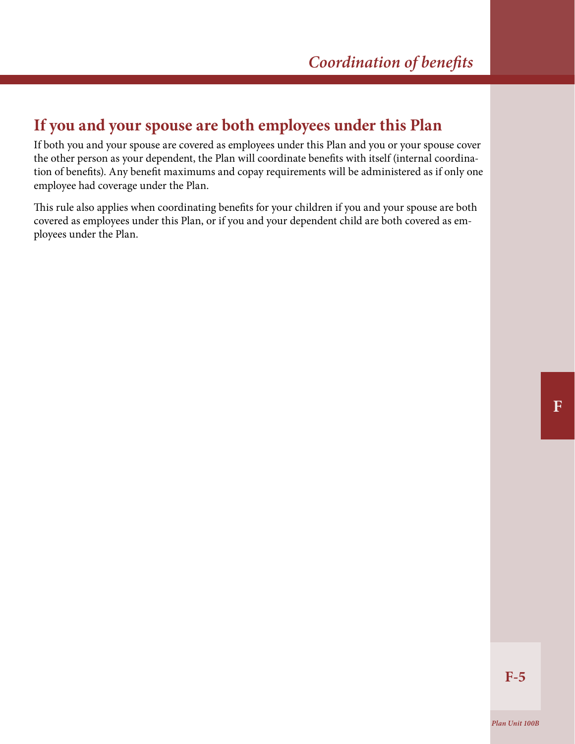## If you and your spouse are both employees under this Plan

If both you and your spouse are covered as employees under this Plan and you or your spouse cover the other person as your dependent, the Plan will coordinate benefits with itself (internal coordination of benefits). Any benefit maximums and copay requirements will be administered as if only one employee had coverage under the Plan.

This rule also applies when coordinating benefits for your children if you and your spouse are both covered as employees under this Plan, or if you and your dependent child are both covered as employees under the Plan.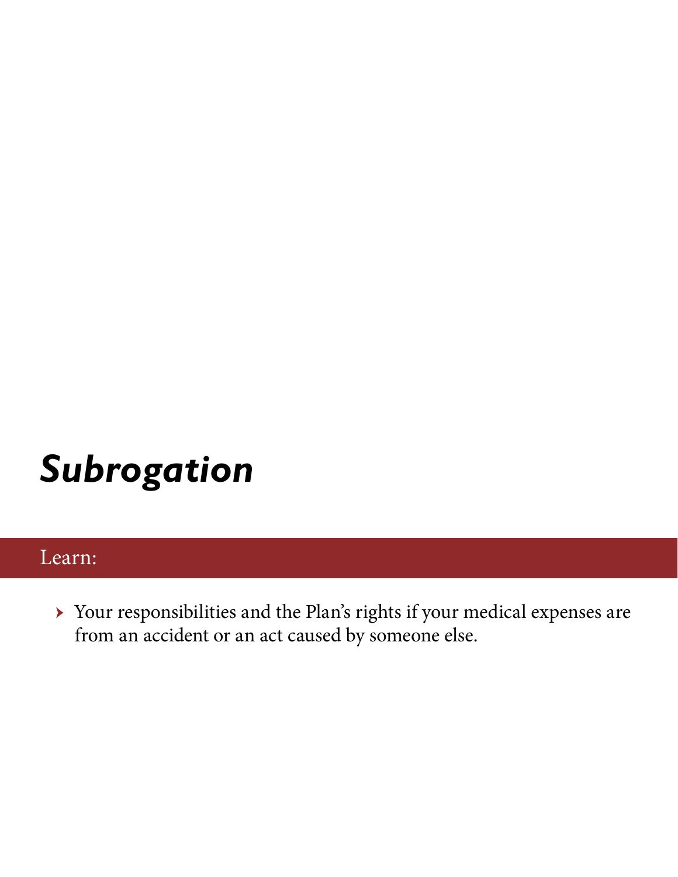# *Subrogation*

## Learn:

- Your responsibilities and the Plan's rights if your medical expenses are from an accident or an act caused by someone else.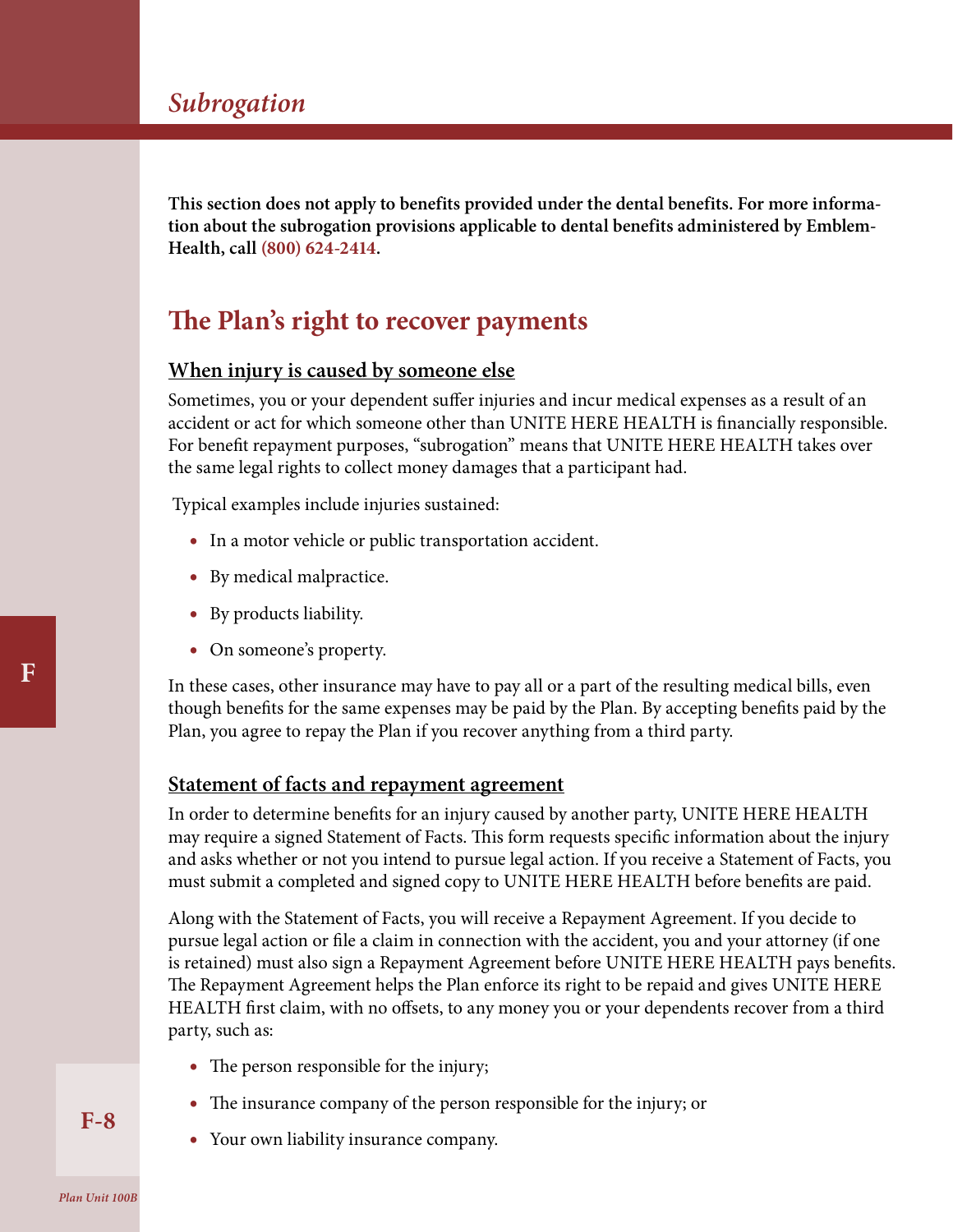# Subrogation

**This section does not apply to benefits provided under the dental benefits. For more information about the subrogation provisions applicable to dental benefits administered by EmblemHealth, call (800) 624-2414.**

## The Plan's right to recover payments

### When injury is caused by someone else

Sometimes, you or your dependent suffer injuries and incur medical expenses as a result of an accident or act for which someone other than UNITE HERE HEALTH is financially responsible. For benefit repayment purposes, "subrogation" means that UNITE HERE HEALTH takes over the same legal rights to collect money damages that a participant had.

Typical examples include injuries sustained:

- In a motor vehicle or public transportation accident.
- By medical malpractice.
- By products liability.
- On someone's property.

In these cases, other insurance may have to pay all or a part of the resulting medical bills, even though benefits for the same expenses may be paid by the Plan. By accepting benefits paid by the Plan, you agree to repay the Plan if you recover anything from a third party.

### Statement of facts and repayment agreement

In order to determine benefits for an injury caused by another party, UNITE HERE HEALTH may require a signed Statement of Facts. This form requests specific information about the injury and asks whether or not you intend to pursue legal action. If you receive a Statement of Facts, you must submit a completed and signed copy to UNITE HERE HEALTH before benefits are paid.

Along with the Statement of Facts, you will receive a Repayment Agreement. If you decide to pursue legal action or file a claim in connection with the accident, you and your attorney (if one is retained) must also sign a Repayment Agreement before UNITE HERE HEALTH pays benefits. The Repayment Agreement helps the Plan enforce its right to be repaid and gives UNITE HERE HEALTH first claim, with no offsets, to any money you or your dependents recover from a third party, such as:

- The person responsible for the injury;
- The insurance company of the person responsible for the injury; or
- Your own liability insurance company.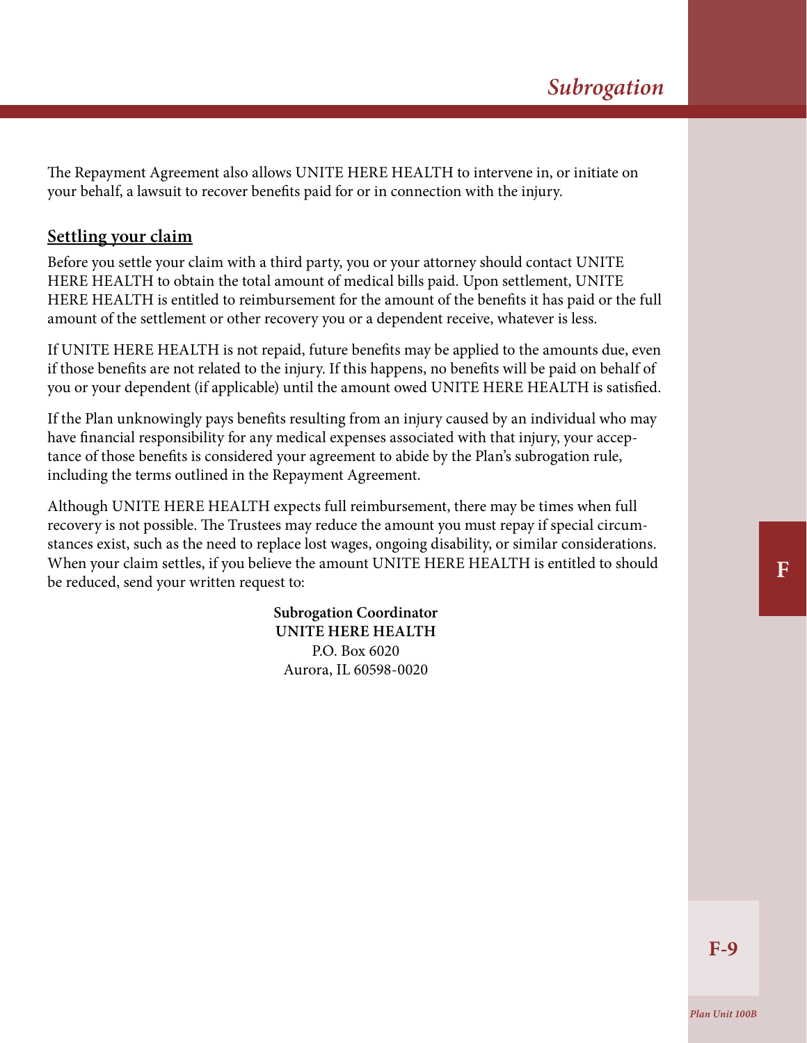The Repayment Agreement also allows UNITE HERE HEALTH to intervene in, or initiate on your behalf, a lawsuit to recover benefits paid for or in connection with the injury.

## Settling your claim

Before you settle your claim with a third party, you or your attorney should contact UNITE HERE HEALTH to obtain the total amount of medical bills paid. Upon settlement, UNITE HERE HEALTH is entitled to reimbursement for the amount of the benefits it has paid or the full amount of the settlement or other recovery you or a dependent receive, whatever is less.

If UNITE HERE HEALTH is not repaid, future benefits may be applied to the amounts due, even if those benefits are not related to the injury. If this happens, no benefits will be paid on behalf of you or your dependent (if applicable) until the amount owed UNITE HERE HEALTH is satisfied.

If the Plan unknowingly pays benefits resulting from an injury caused by an individual who may have financial responsibility for any medical expenses associated with that injury, your acceptance of those benefits is considered your agreement to abide by the Plan's subrogation rule, including the terms outlined in the Repayment Agreement.

Although UNITE HERE HEALTH expects full reimbursement, there may be times when full recovery is not possible. The Trustees may reduce the amount you must repay if special circumstances exist, such as the need to replace lost wages, ongoing disability, or similar considerations. When your claim settles, if you believe the amount UNITE HERE HEALTH is entitled to should be reduced, send your written request to:

**Subrogation Coordinator**
**UNITE HERE HEALTH**
P.O. Box 6020
Aurora, IL 60598-0020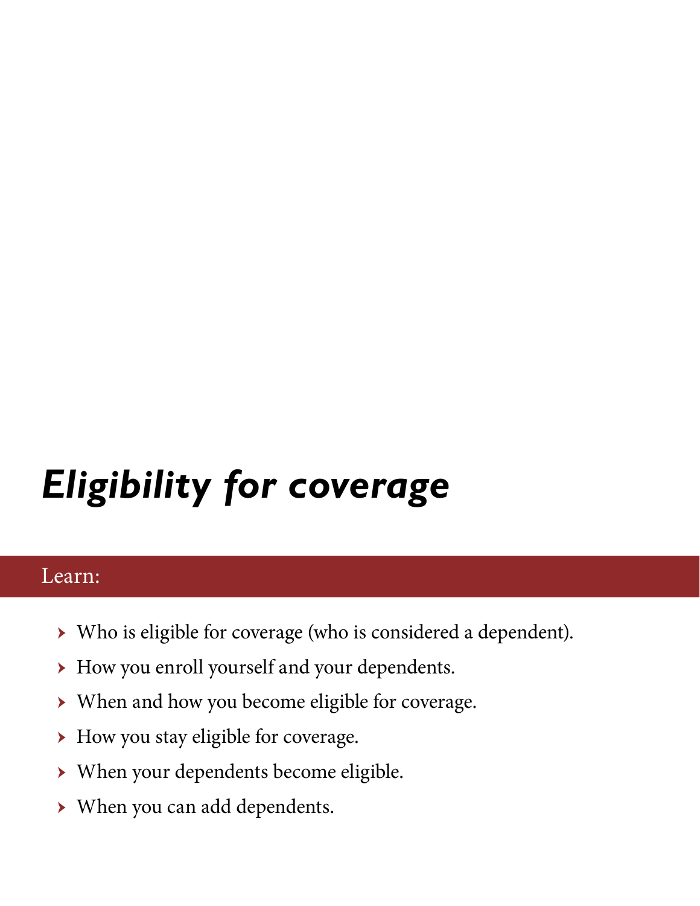# *Eligibility for coverage*

## Learn:

- Who is eligible for coverage (who is considered a dependent).
- How you enroll yourself and your dependents.
- When and how you become eligible for coverage.
- How you stay eligible for coverage.
- When your dependents become eligible.
- When you can add dependents.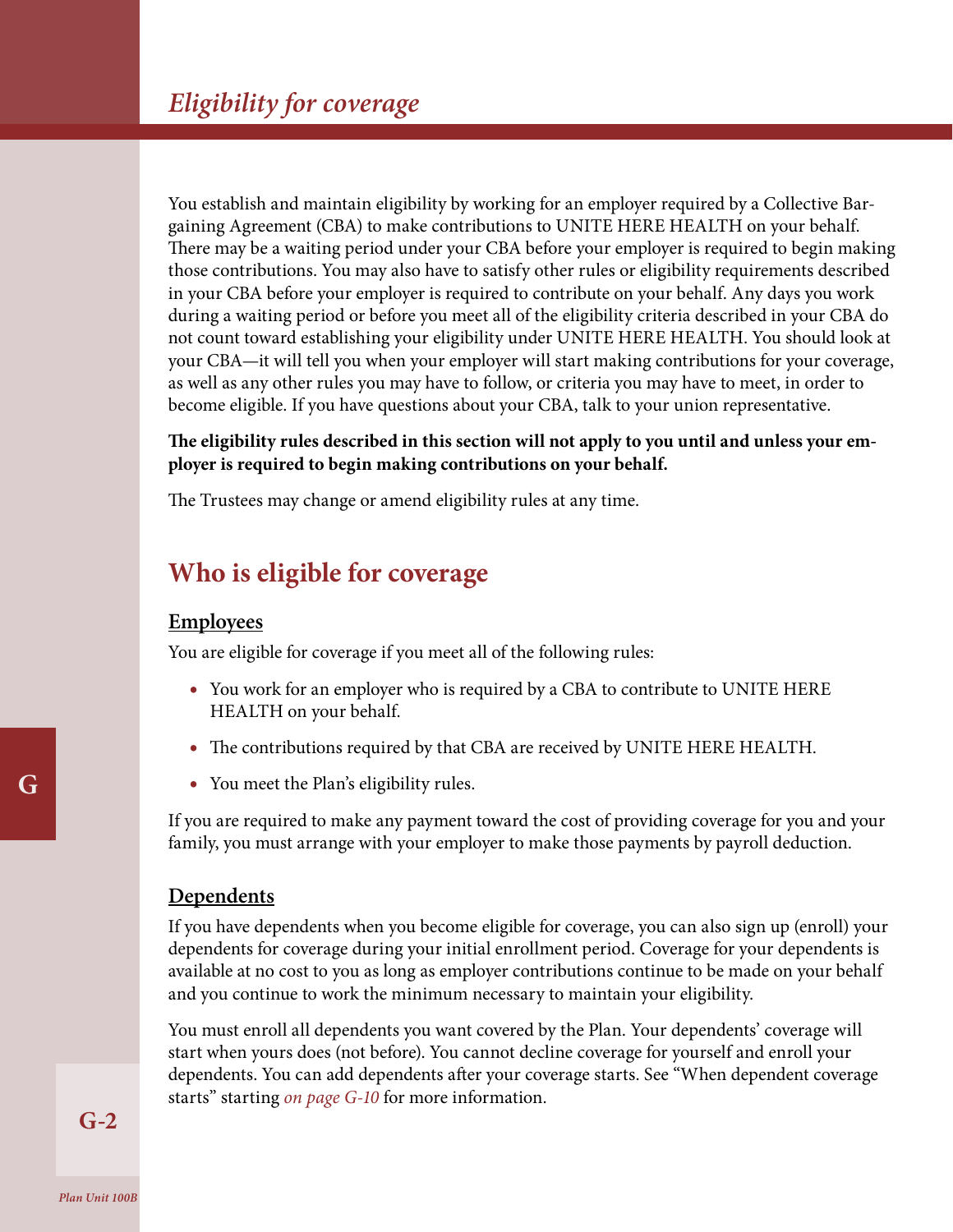# Eligibility for coverage

You establish and maintain eligibility by working for an employer required by a Collective Bargaining Agreement (CBA) to make contributions to UNITE HERE HEALTH on your behalf. There may be a waiting period under your CBA before your employer is required to begin making those contributions. You may also have to satisfy other rules or eligibility requirements described in your CBA before your employer is required to contribute on your behalf. Any days you work during a waiting period or before you meet all of the eligibility criteria described in your CBA do not count toward establishing your eligibility under UNITE HERE HEALTH. You should look at your CBA—it will tell you when your employer will start making contributions for your coverage, as well as any other rules you may have to follow, or criteria you may have to meet, in order to become eligible. If you have questions about your CBA, talk to your union representative.

**The eligibility rules described in this section will not apply to you until and unless your employer is required to begin making contributions on your behalf.**

The Trustees may change or amend eligibility rules at any time.

## Who is eligible for coverage

### Employees

You are eligible for coverage if you meet all of the following rules:

- You work for an employer who is required by a CBA to contribute to UNITE HERE HEALTH on your behalf.
- The contributions required by that CBA are received by UNITE HERE HEALTH.
- You meet the Plan's eligibility rules.

If you are required to make any payment toward the cost of providing coverage for you and your family, you must arrange with your employer to make those payments by payroll deduction.

### Dependents

If you have dependents when you become eligible for coverage, you can also sign up (enroll) your dependents for coverage during your initial enrollment period. Coverage for your dependents is available at no cost to you as long as employer contributions continue to be made on your behalf and you continue to work the minimum necessary to maintain your eligibility.

You must enroll all dependents you want covered by the Plan. Your dependents' coverage will start when yours does (not before). You cannot decline coverage for yourself and enroll your dependents. You can add dependents after your coverage starts. See "When dependent coverage starts" starting *on page G-10* for more information.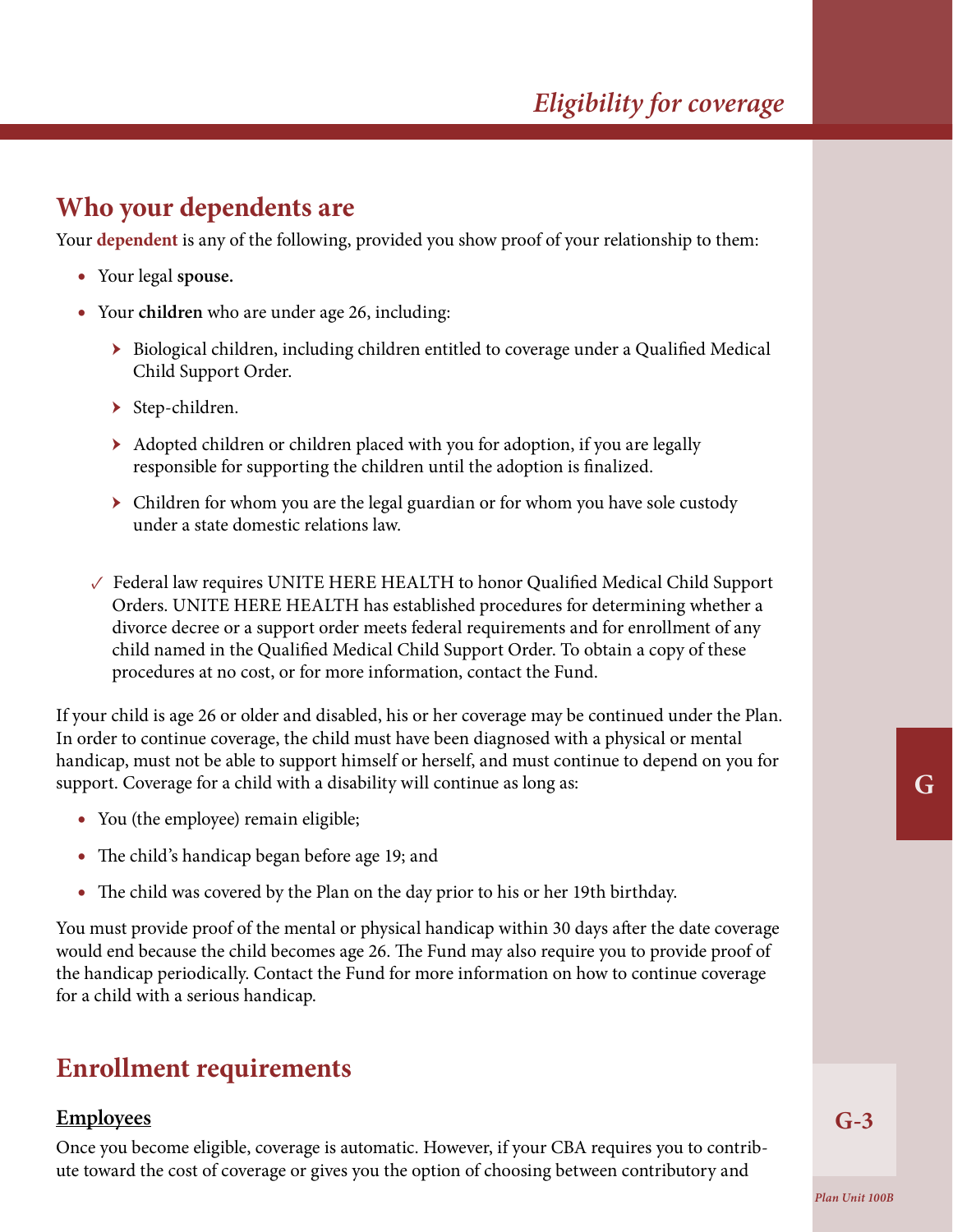## Who your dependents are

Your **dependent** is any of the following, provided you show proof of your relationship to them:

- Your legal **spouse.**
- Your **children** who are under age 26, including:
  - Biological children, including children entitled to coverage under a Qualified Medical Child Support Order.
  - Step-children.
  - Adopted children or children placed with you for adoption, if you are legally responsible for supporting the children until the adoption is finalized.
  - Children for whom you are the legal guardian or for whom you have sole custody under a state domestic relations law.

✓ Federal law requires UNITE HERE HEALTH to honor Qualified Medical Child Support Orders. UNITE HERE HEALTH has established procedures for determining whether a divorce decree or a support order meets federal requirements and for enrollment of any child named in the Qualified Medical Child Support Order. To obtain a copy of these procedures at no cost, or for more information, contact the Fund.

If your child is age 26 or older and disabled, his or her coverage may be continued under the Plan. In order to continue coverage, the child must have been diagnosed with a physical or mental handicap, must not be able to support himself or herself, and must continue to depend on you for support. Coverage for a child with a disability will continue as long as:

- You (the employee) remain eligible;
- The child's handicap began before age 19; and
- The child was covered by the Plan on the day prior to his or her 19th birthday.

You must provide proof of the mental or physical handicap within 30 days after the date coverage would end because the child becomes age 26. The Fund may also require you to provide proof of the handicap periodically. Contact the Fund for more information on how to continue coverage for a child with a serious handicap.

## Enrollment requirements

### Employees

Once you become eligible, coverage is automatic. However, if your CBA requires you to contribute toward the cost of coverage or gives you the option of choosing between contributory and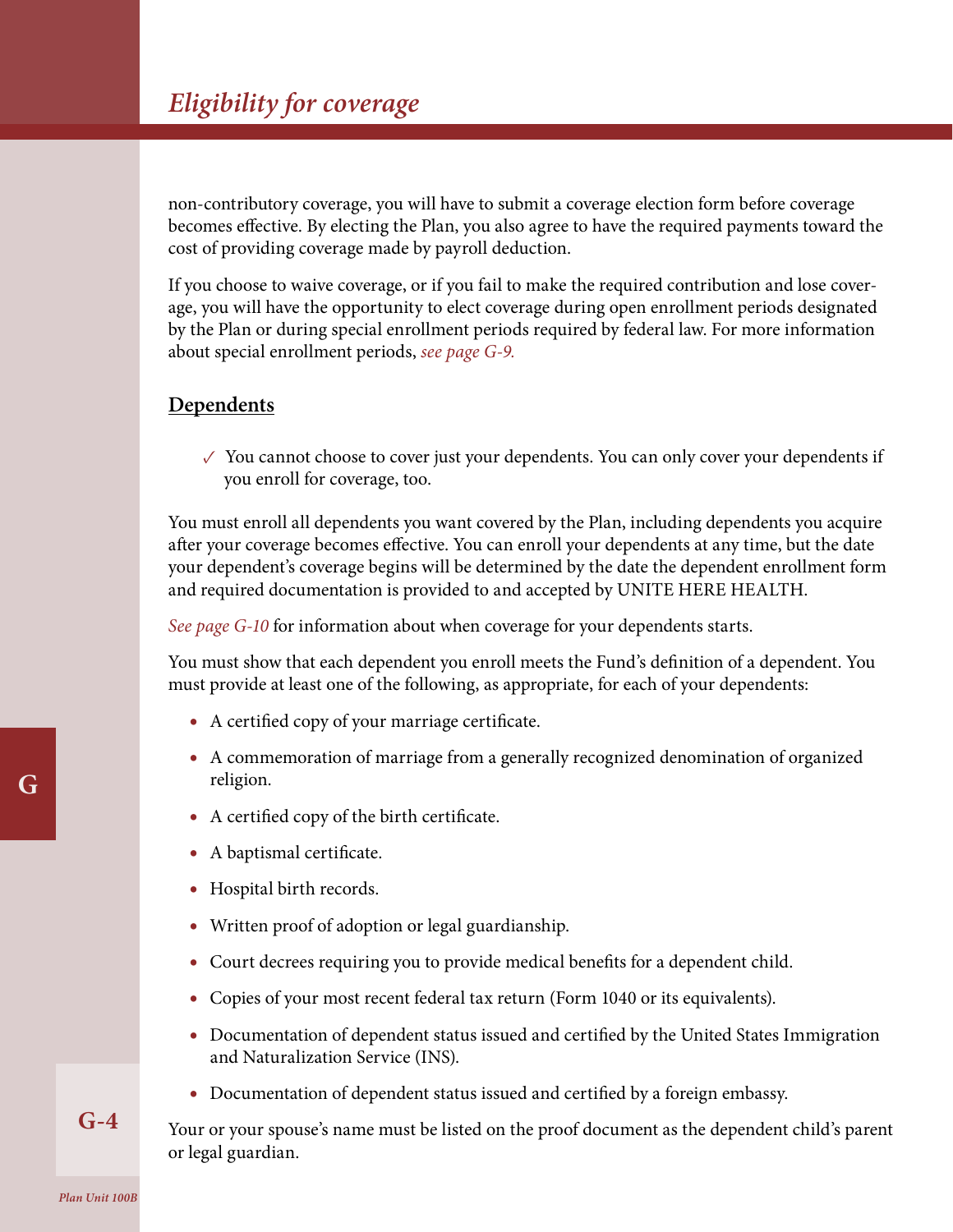non-contributory coverage, you will have to submit a coverage election form before coverage becomes effective. By electing the Plan, you also agree to have the required payments toward the cost of providing coverage made by payroll deduction.

If you choose to waive coverage, or if you fail to make the required contribution and lose coverage, you will have the opportunity to elect coverage during open enrollment periods designated by the Plan or during special enrollment periods required by federal law. For more information about special enrollment periods, *see page G-9.*

## Dependents

✓ You cannot choose to cover just your dependents. You can only cover your dependents if you enroll for coverage, too.

You must enroll all dependents you want covered by the Plan, including dependents you acquire after your coverage becomes effective. You can enroll your dependents at any time, but the date your dependent's coverage begins will be determined by the date the dependent enrollment form and required documentation is provided to and accepted by UNITE HERE HEALTH.

*See page G-10* for information about when coverage for your dependents starts.

You must show that each dependent you enroll meets the Fund's definition of a dependent. You must provide at least one of the following, as appropriate, for each of your dependents:

- A certified copy of your marriage certificate.
- A commemoration of marriage from a generally recognized denomination of organized religion.
- A certified copy of the birth certificate.
- A baptismal certificate.
- Hospital birth records.
- Written proof of adoption or legal guardianship.
- Court decrees requiring you to provide medical benefits for a dependent child.
- Copies of your most recent federal tax return (Form 1040 or its equivalents).
- Documentation of dependent status issued and certified by the United States Immigration and Naturalization Service (INS).
- Documentation of dependent status issued and certified by a foreign embassy.

Your or your spouse's name must be listed on the proof document as the dependent child's parent or legal guardian.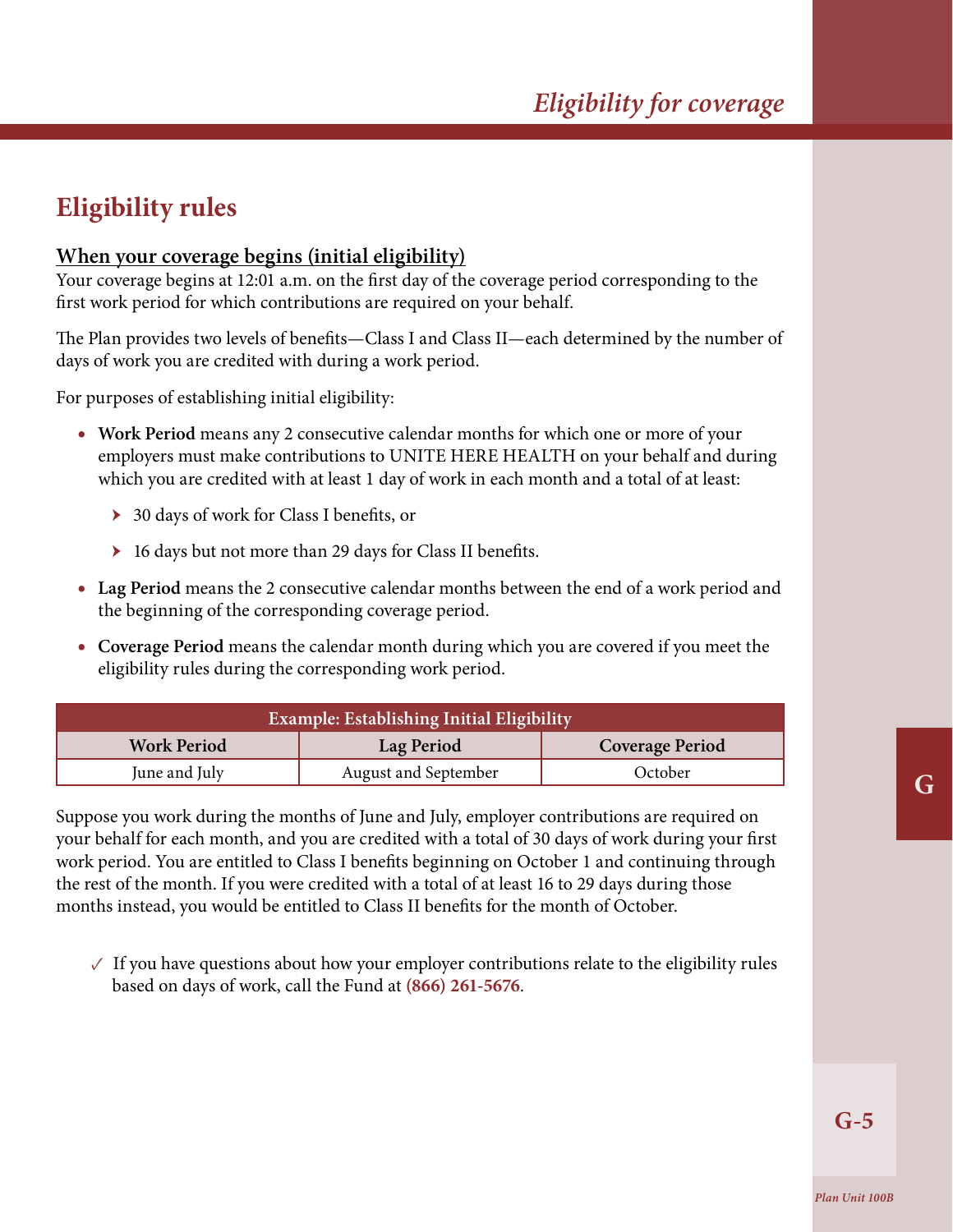## Eligibility rules

### When your coverage begins (initial eligibility)

Your coverage begins at 12:01 a.m. on the first day of the coverage period corresponding to the first work period for which contributions are required on your behalf.

The Plan provides two levels of benefits—Class I and Class II—each determined by the number of days of work you are credited with during a work period.

For purposes of establishing initial eligibility:

- **Work Period** means any 2 consecutive calendar months for which one or more of your employers must make contributions to UNITE HERE HEALTH on your behalf and during which you are credited with at least 1 day of work in each month and a total of at least:
  - 30 days of work for Class I benefits, or
  - 16 days but not more than 29 days for Class II benefits.
- **Lag Period** means the 2 consecutive calendar months between the end of a work period and the beginning of the corresponding coverage period.
- **Coverage Period** means the calendar month during which you are covered if you meet the eligibility rules during the corresponding work period.

| Example: Establishing Initial Eligibility | | |
|---|---|---|
| **Work Period** | **Lag Period** | **Coverage Period** |
| June and July | August and September | October |

Suppose you work during the months of June and July, employer contributions are required on your behalf for each month, and you are credited with a total of 30 days of work during your first work period. You are entitled to Class I benefits beginning on October 1 and continuing through the rest of the month. If you were credited with a total of at least 16 to 29 days during those months instead, you would be entitled to Class II benefits for the month of October.

✓ If you have questions about how your employer contributions relate to the eligibility rules based on days of work, call the Fund at **(866) 261-5676**.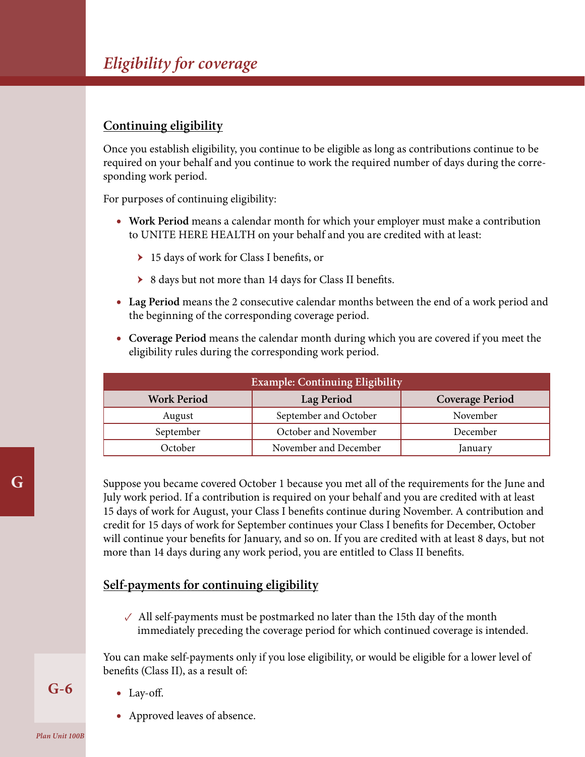## Continuing eligibility

Once you establish eligibility, you continue to be eligible as long as contributions continue to be required on your behalf and you continue to work the required number of days during the corresponding work period.

For purposes of continuing eligibility:

- **Work Period** means a calendar month for which your employer must make a contribution to UNITE HERE HEALTH on your behalf and you are credited with at least:
  - 15 days of work for Class I benefits, or
  - 8 days but not more than 14 days for Class II benefits.
- **Lag Period** means the 2 consecutive calendar months between the end of a work period and the beginning of the corresponding coverage period.
- **Coverage Period** means the calendar month during which you are covered if you meet the eligibility rules during the corresponding work period.

| Example: Continuing Eligibility | | |
|---|---|---|
| **Work Period** | **Lag Period** | **Coverage Period** |
| August | September and October | November |
| September | October and November | December |
| October | November and December | January |

Suppose you became covered October 1 because you met all of the requirements for the June and July work period. If a contribution is required on your behalf and you are credited with at least 15 days of work for August, your Class I benefits continue during November. A contribution and credit for 15 days of work for September continues your Class I benefits for December, October will continue your benefits for January, and so on. If you are credited with at least 8 days, but not more than 14 days during any work period, you are entitled to Class II benefits.

## Self-payments for continuing eligibility

✓ All self-payments must be postmarked no later than the 15th day of the month immediately preceding the coverage period for which continued coverage is intended.

You can make self-payments only if you lose eligibility, or would be eligible for a lower level of benefits (Class II), as a result of:

- Lay-off.
- Approved leaves of absence.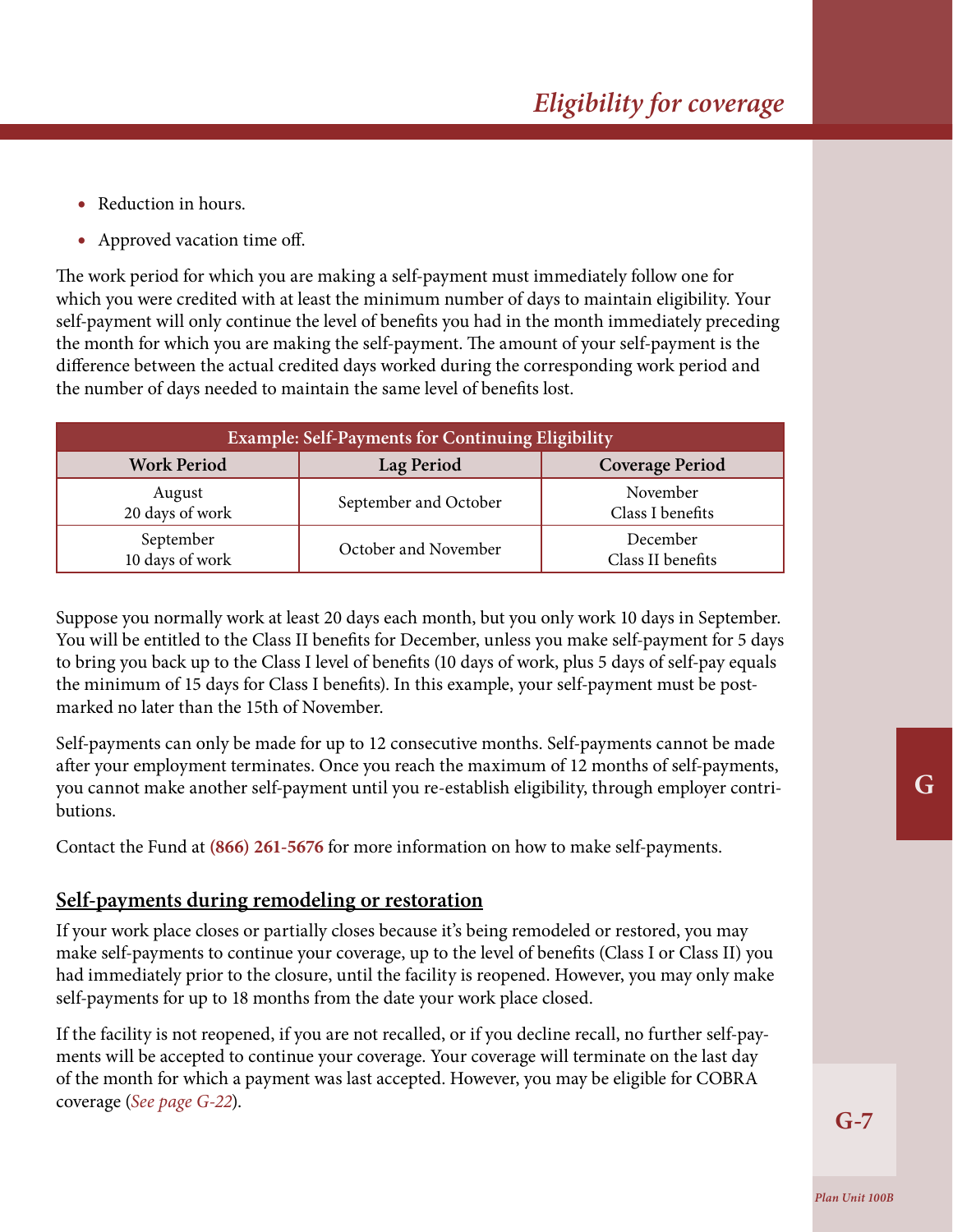- Reduction in hours.
- Approved vacation time off.

The work period for which you are making a self-payment must immediately follow one for which you were credited with at least the minimum number of days to maintain eligibility. Your self-payment will only continue the level of benefits you had in the month immediately preceding the month for which you are making the self-payment. The amount of your self-payment is the difference between the actual credited days worked during the corresponding work period and the number of days needed to maintain the same level of benefits lost.

| Example: Self-Payments for Continuing Eligibility | | |
|---|---|---|
| **Work Period** | **Lag Period** | **Coverage Period** |
| August<br>20 days of work | September and October | November<br>Class I benefits |
| September<br>10 days of work | October and November | December<br>Class II benefits |

Suppose you normally work at least 20 days each month, but you only work 10 days in September. You will be entitled to the Class II benefits for December, unless you make self-payment for 5 days to bring you back up to the Class I level of benefits (10 days of work, plus 5 days of self-pay equals the minimum of 15 days for Class I benefits). In this example, your self-payment must be postmarked no later than the 15th of November.

Self-payments can only be made for up to 12 consecutive months. Self-payments cannot be made after your employment terminates. Once you reach the maximum of 12 months of self-payments, you cannot make another self-payment until you re-establish eligibility, through employer contributions.

Contact the Fund at **(866) 261-5676** for more information on how to make self-payments.

## Self-payments during remodeling or restoration

If your work place closes or partially closes because it's being remodeled or restored, you may make self-payments to continue your coverage, up to the level of benefits (Class I or Class II) you had immediately prior to the closure, until the facility is reopened. However, you may only make self-payments for up to 18 months from the date your work place closed.

If the facility is not reopened, if you are not recalled, or if you decline recall, no further self-payments will be accepted to continue your coverage. Your coverage will terminate on the last day of the month for which a payment was last accepted. However, you may be eligible for COBRA coverage (*See page G-22*).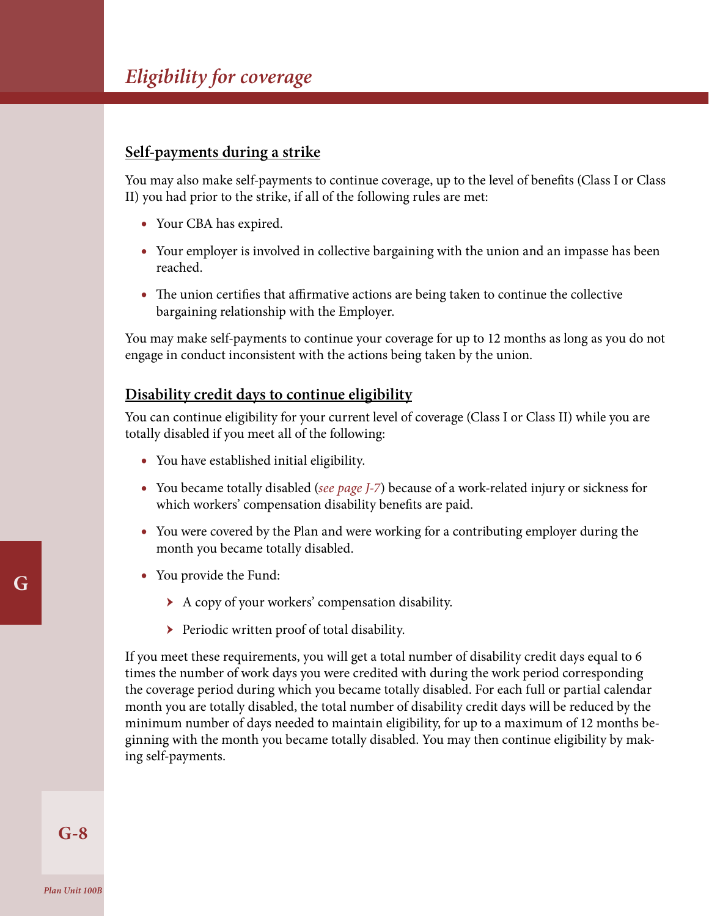## Self-payments during a strike

You may also make self-payments to continue coverage, up to the level of benefits (Class I or Class II) you had prior to the strike, if all of the following rules are met:

- Your CBA has expired.
- Your employer is involved in collective bargaining with the union and an impasse has been reached.
- The union certifies that affirmative actions are being taken to continue the collective bargaining relationship with the Employer.

You may make self-payments to continue your coverage for up to 12 months as long as you do not engage in conduct inconsistent with the actions being taken by the union.

## Disability credit days to continue eligibility

You can continue eligibility for your current level of coverage (Class I or Class II) while you are totally disabled if you meet all of the following:

- You have established initial eligibility.
- You became totally disabled (*see page J-7*) because of a work-related injury or sickness for which workers' compensation disability benefits are paid.
- You were covered by the Plan and were working for a contributing employer during the month you became totally disabled.
- You provide the Fund:
  - A copy of your workers' compensation disability.
  - Periodic written proof of total disability.

If you meet these requirements, you will get a total number of disability credit days equal to 6 times the number of work days you were credited with during the work period corresponding the coverage period during which you became totally disabled. For each full or partial calendar month you are totally disabled, the total number of disability credit days will be reduced by the minimum number of days needed to maintain eligibility, for up to a maximum of 12 months beginning with the month you became totally disabled. You may then continue eligibility by making self-payments.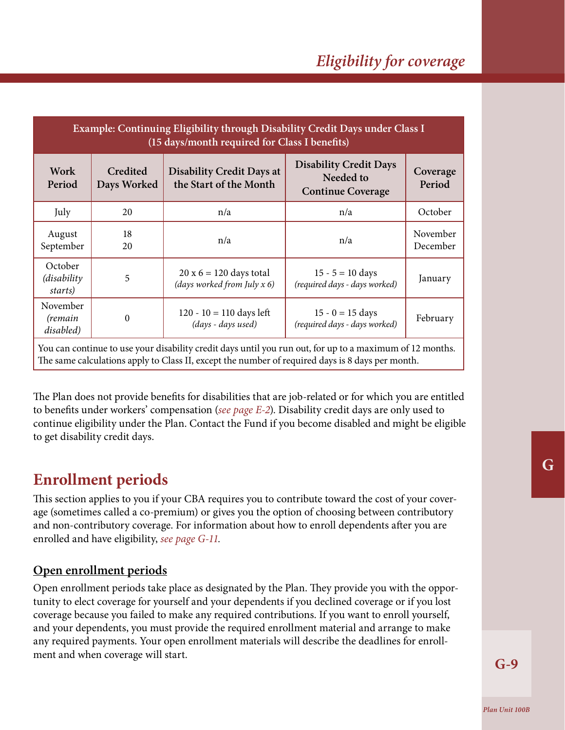| Example: Continuing Eligibility through Disability Credit Days under Class I (15 days/month required for Class I benefits) | | | | |
|---|---|---|---|---|
| **Work Period** | **Credited Days Worked** | **Disability Credit Days at the Start of the Month** | **Disability Credit Days Needed to Continue Coverage** | **Coverage Period** |
| July | 20 | n/a | n/a | October |
| August<br>September | 18<br>20 | n/a | n/a | November<br>December |
| October *(disability starts)* | 5 | 20 x 6 = 120 days total *(days worked from July x 6)* | 15 - 5 = 10 days *(required days - days worked)* | January |
| November *(remain disabled)* | 0 | 120 - 10 = 110 days left *(days - days used)* | 15 - 0 = 15 days *(required days - days worked)* | February |
| You can continue to use your disability credit days until you run out, for up to a maximum of 12 months. The same calculations apply to Class II, except the number of required days is 8 days per month. | | | | |

The Plan does not provide benefits for disabilities that are job-related or for which you are entitled to benefits under workers' compensation (*see page E-2*). Disability credit days are only used to continue eligibility under the Plan. Contact the Fund if you become disabled and might be eligible to get disability credit days.

## Enrollment periods

This section applies to you if your CBA requires you to contribute toward the cost of your coverage (sometimes called a co-premium) or gives you the option of choosing between contributory and non-contributory coverage. For information about how to enroll dependents after you are enrolled and have eligibility, *see page G-11.*

### Open enrollment periods

Open enrollment periods take place as designated by the Plan. They provide you with the opportunity to elect coverage for yourself and your dependents if you declined coverage or if you lost coverage because you failed to make any required contributions. If you want to enroll yourself, and your dependents, you must provide the required enrollment material and arrange to make any required payments. Your open enrollment materials will describe the deadlines for enrollment and when coverage will start.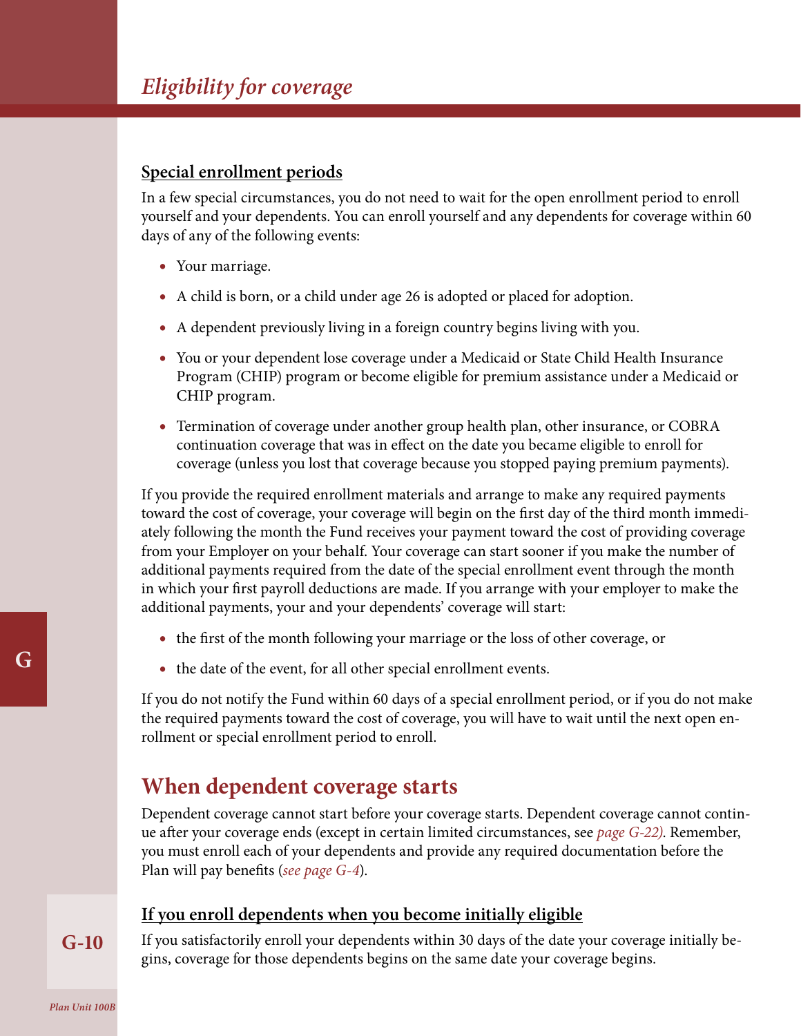### Special enrollment periods

In a few special circumstances, you do not need to wait for the open enrollment period to enroll yourself and your dependents. You can enroll yourself and any dependents for coverage within 60 days of any of the following events:

- Your marriage.
- A child is born, or a child under age 26 is adopted or placed for adoption.
- A dependent previously living in a foreign country begins living with you.
- You or your dependent lose coverage under a Medicaid or State Child Health Insurance Program (CHIP) program or become eligible for premium assistance under a Medicaid or CHIP program.
- Termination of coverage under another group health plan, other insurance, or COBRA continuation coverage that was in effect on the date you became eligible to enroll for coverage (unless you lost that coverage because you stopped paying premium payments).

If you provide the required enrollment materials and arrange to make any required payments toward the cost of coverage, your coverage will begin on the first day of the third month immediately following the month the Fund receives your payment toward the cost of providing coverage from your Employer on your behalf. Your coverage can start sooner if you make the number of additional payments required from the date of the special enrollment event through the month in which your first payroll deductions are made. If you arrange with your employer to make the additional payments, your and your dependents' coverage will start:

- the first of the month following your marriage or the loss of other coverage, or
- the date of the event, for all other special enrollment events.

If you do not notify the Fund within 60 days of a special enrollment period, or if you do not make the required payments toward the cost of coverage, you will have to wait until the next open enrollment or special enrollment period to enroll.

## When dependent coverage starts

Dependent coverage cannot start before your coverage starts. Dependent coverage cannot continue after your coverage ends (except in certain limited circumstances, see *page G-22)*. Remember, you must enroll each of your dependents and provide any required documentation before the Plan will pay benefits (*see page G-4*).

### If you enroll dependents when you become initially eligible

If you satisfactorily enroll your dependents within 30 days of the date your coverage initially begins, coverage for those dependents begins on the same date your coverage begins.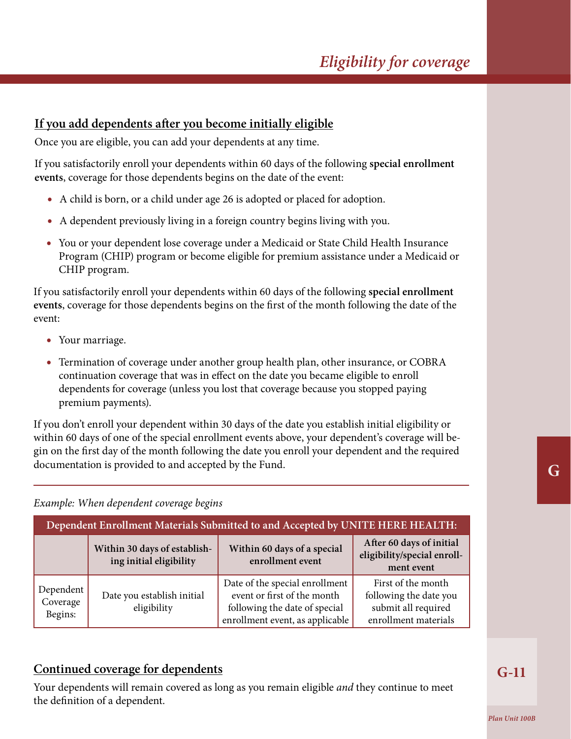## If you add dependents after you become initially eligible

Once you are eligible, you can add your dependents at any time.

If you satisfactorily enroll your dependents within 60 days of the following **special enrollment events**, coverage for those dependents begins on the date of the event:

- A child is born, or a child under age 26 is adopted or placed for adoption.
- A dependent previously living in a foreign country begins living with you.
- You or your dependent lose coverage under a Medicaid or State Child Health Insurance Program (CHIP) program or become eligible for premium assistance under a Medicaid or CHIP program.

If you satisfactorily enroll your dependents within 60 days of the following **special enrollment events**, coverage for those dependents begins on the first of the month following the date of the event:

- Your marriage.
- Termination of coverage under another group health plan, other insurance, or COBRA continuation coverage that was in effect on the date you became eligible to enroll dependents for coverage (unless you lost that coverage because you stopped paying premium payments).

If you don't enroll your dependent within 30 days of the date you establish initial eligibility or within 60 days of one of the special enrollment events above, your dependent's coverage will begin on the first day of the month following the date you enroll your dependent and the required documentation is provided to and accepted by the Fund.

*Example: When dependent coverage begins*

| Dependent Enrollment Materials Submitted to and Accepted by UNITE HERE HEALTH: | | | |
|---|---|---|---|
| | **Within 30 days of establishing initial eligibility** | **Within 60 days of a special enrollment event** | **After 60 days of initial eligibility/special enrollment event** |
| Dependent Coverage Begins: | Date you establish initial eligibility | Date of the special enrollment event or first of the month following the date of special enrollment event, as applicable | First of the month following the date you submit all required enrollment materials |

## Continued coverage for dependents

Your dependents will remain covered as long as you remain eligible *and* they continue to meet the definition of a dependent.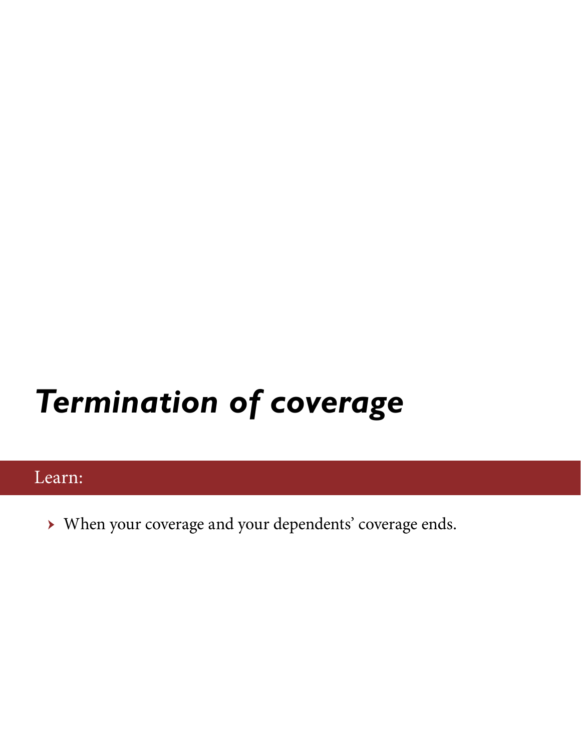# *Termination of coverage*

## Learn:

- When your coverage and your dependents' coverage ends.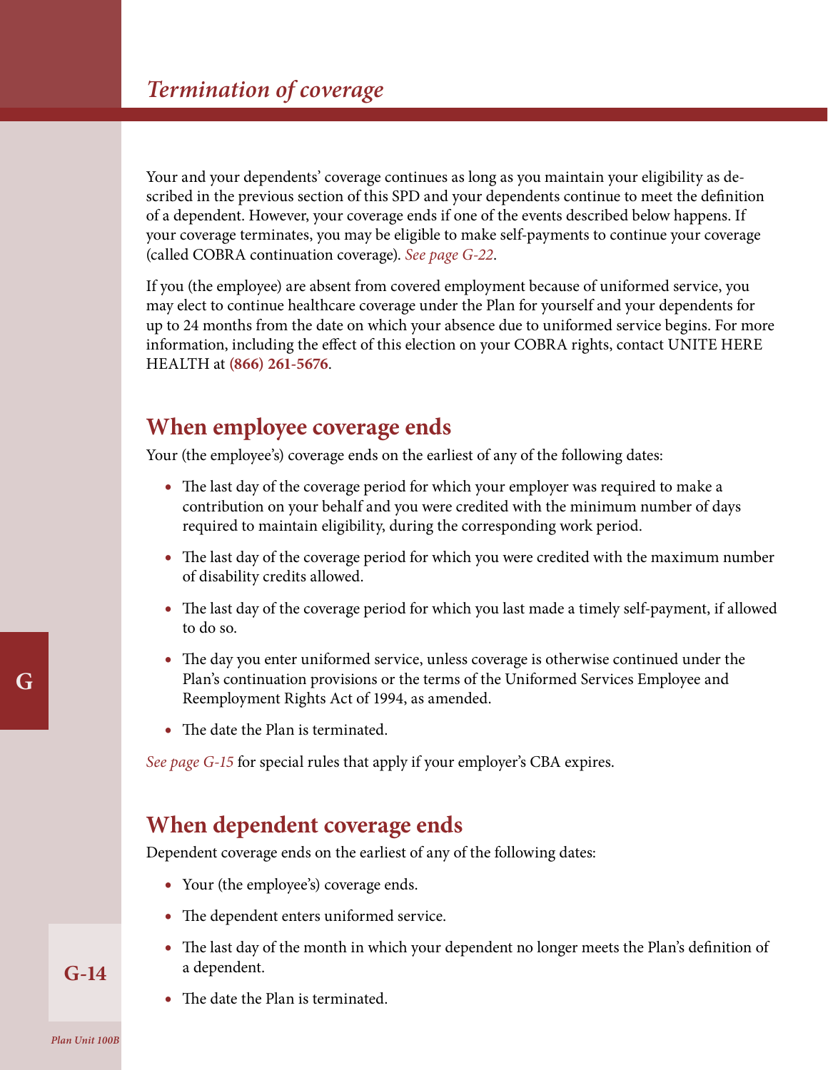# Termination of coverage

Your and your dependents' coverage continues as long as you maintain your eligibility as described in the previous section of this SPD and your dependents continue to meet the definition of a dependent. However, your coverage ends if one of the events described below happens. If your coverage terminates, you may be eligible to make self-payments to continue your coverage (called COBRA continuation coverage). *See page G-22*.

If you (the employee) are absent from covered employment because of uniformed service, you may elect to continue healthcare coverage under the Plan for yourself and your dependents for up to 24 months from the date on which your absence due to uniformed service begins. For more information, including the effect of this election on your COBRA rights, contact UNITE HERE HEALTH at **(866) 261-5676**.

## When employee coverage ends

Your (the employee's) coverage ends on the earliest of any of the following dates:

- The last day of the coverage period for which your employer was required to make a contribution on your behalf and you were credited with the minimum number of days required to maintain eligibility, during the corresponding work period.
- The last day of the coverage period for which you were credited with the maximum number of disability credits allowed.
- The last day of the coverage period for which you last made a timely self-payment, if allowed to do so.
- The day you enter uniformed service, unless coverage is otherwise continued under the Plan's continuation provisions or the terms of the Uniformed Services Employee and Reemployment Rights Act of 1994, as amended.
- The date the Plan is terminated.

*See page G-15* for special rules that apply if your employer's CBA expires.

## When dependent coverage ends

Dependent coverage ends on the earliest of any of the following dates:

- Your (the employee's) coverage ends.
- The dependent enters uniformed service.
- The last day of the month in which your dependent no longer meets the Plan's definition of a dependent.
- The date the Plan is terminated.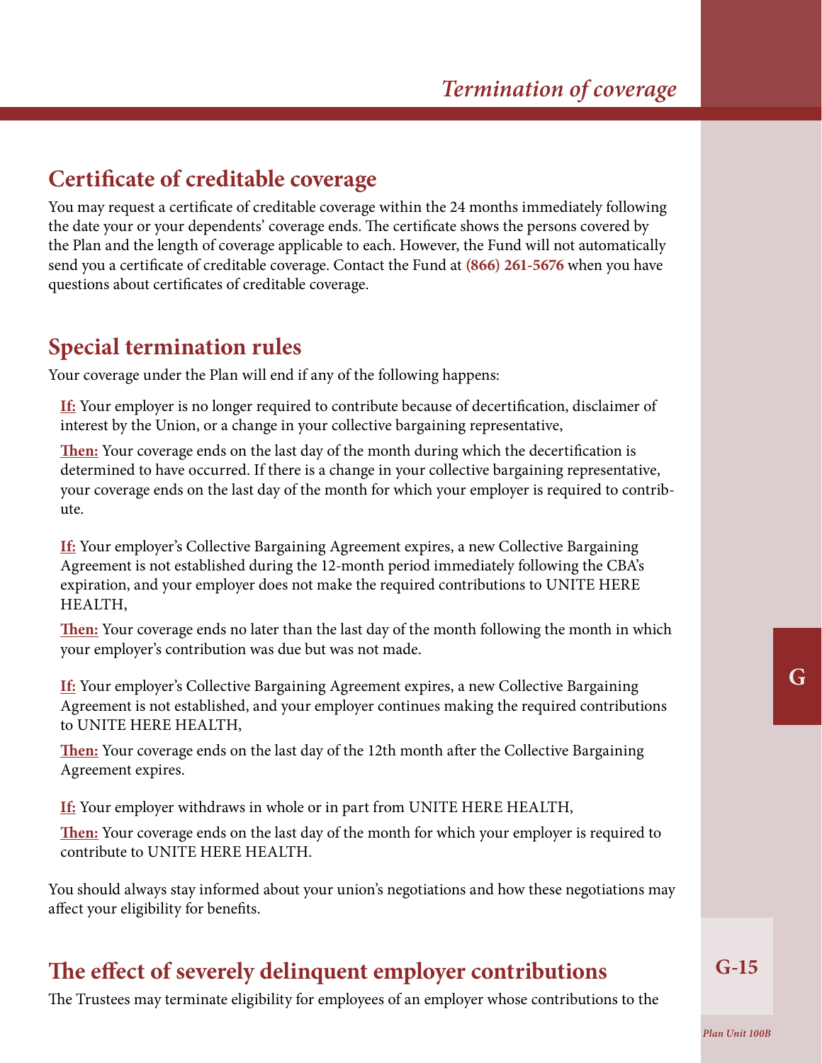## Certificate of creditable coverage

You may request a certificate of creditable coverage within the 24 months immediately following the date your or your dependents' coverage ends. The certificate shows the persons covered by the Plan and the length of coverage applicable to each. However, the Fund will not automatically send you a certificate of creditable coverage. Contact the Fund at **(866) 261-5676** when you have questions about certificates of creditable coverage.

## Special termination rules

Your coverage under the Plan will end if any of the following happens:

**If:** Your employer is no longer required to contribute because of decertification, disclaimer of interest by the Union, or a change in your collective bargaining representative,

**Then:** Your coverage ends on the last day of the month during which the decertification is determined to have occurred. If there is a change in your collective bargaining representative, your coverage ends on the last day of the month for which your employer is required to contribute.

**If:** Your employer's Collective Bargaining Agreement expires, a new Collective Bargaining Agreement is not established during the 12-month period immediately following the CBA's expiration, and your employer does not make the required contributions to UNITE HERE HEALTH,

**Then:** Your coverage ends no later than the last day of the month following the month in which your employer's contribution was due but was not made.

**If:** Your employer's Collective Bargaining Agreement expires, a new Collective Bargaining Agreement is not established, and your employer continues making the required contributions to UNITE HERE HEALTH,

**Then:** Your coverage ends on the last day of the 12th month after the Collective Bargaining Agreement expires.

**If:** Your employer withdraws in whole or in part from UNITE HERE HEALTH,

**Then:** Your coverage ends on the last day of the month for which your employer is required to contribute to UNITE HERE HEALTH.

You should always stay informed about your union's negotiations and how these negotiations may affect your eligibility for benefits.

## The effect of severely delinquent employer contributions

The Trustees may terminate eligibility for employees of an employer whose contributions to the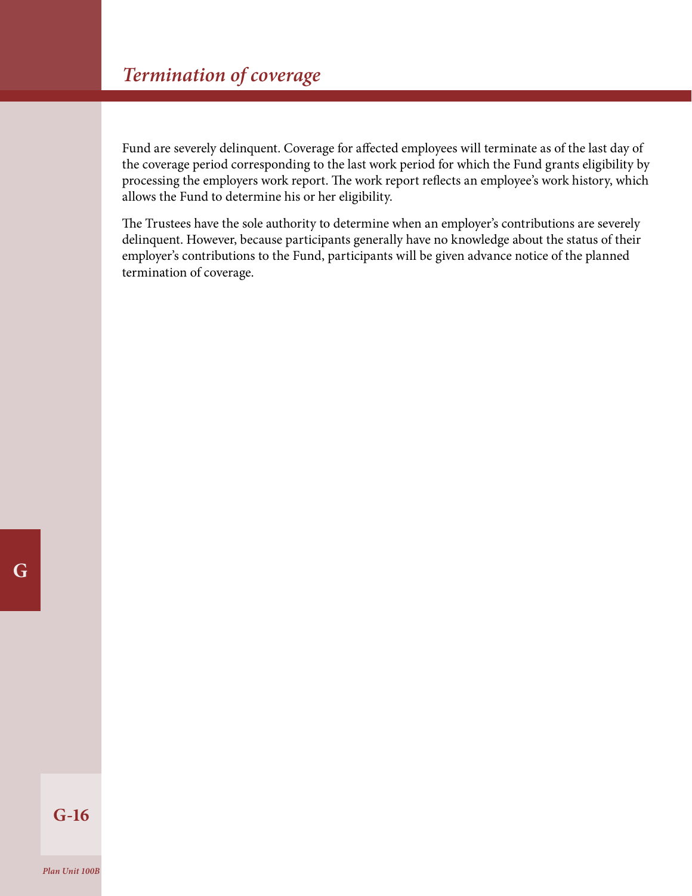## *Termination of coverage*

Fund are severely delinquent. Coverage for affected employees will terminate as of the last day of the coverage period corresponding to the last work period for which the Fund grants eligibility by processing the employers work report. The work report reflects an employee's work history, which allows the Fund to determine his or her eligibility.

The Trustees have the sole authority to determine when an employer's contributions are severely delinquent. However, because participants generally have no knowledge about the status of their employer's contributions to the Fund, participants will be given advance notice of the planned termination of coverage.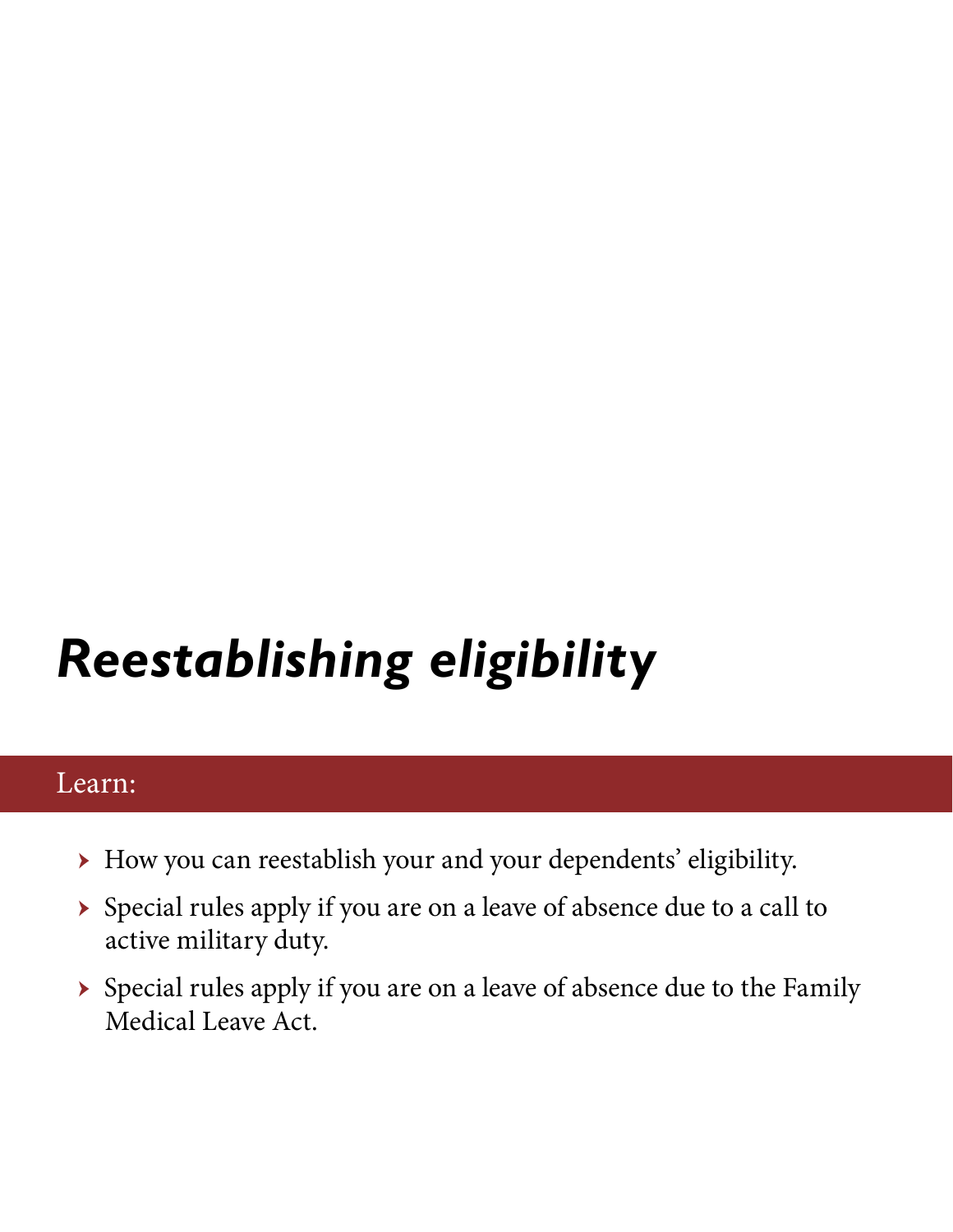# *Reestablishing eligibility*

Learn:

- How you can reestablish your and your dependents' eligibility.
- Special rules apply if you are on a leave of absence due to a call to active military duty.
- Special rules apply if you are on a leave of absence due to the Family Medical Leave Act.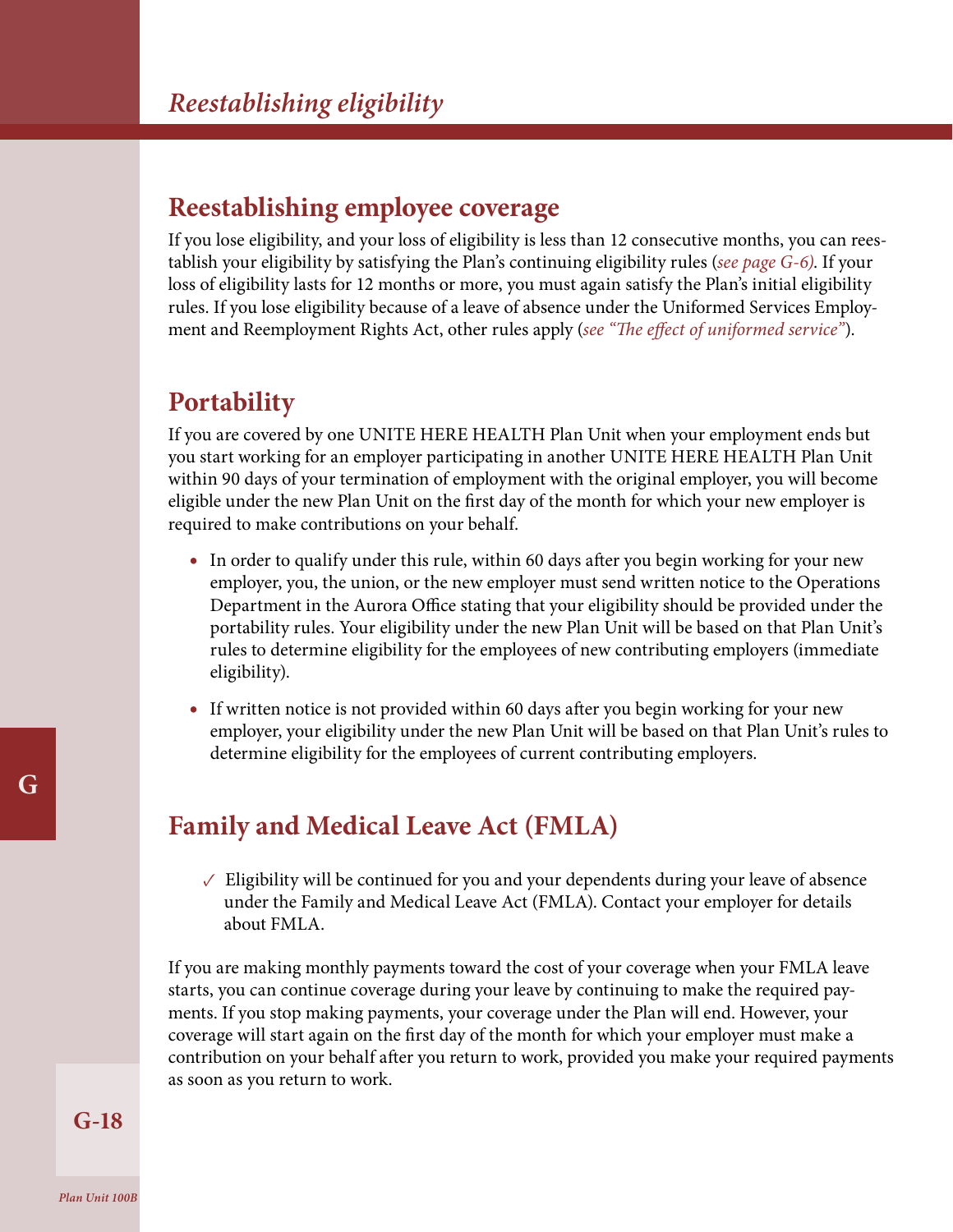# *Reestablishing eligibility*

## Reestablishing employee coverage

If you lose eligibility, and your loss of eligibility is less than 12 consecutive months, you can reestablish your eligibility by satisfying the Plan's continuing eligibility rules (*see page G-6)*. If your loss of eligibility lasts for 12 months or more, you must again satisfy the Plan's initial eligibility rules. If you lose eligibility because of a leave of absence under the Uniformed Services Employment and Reemployment Rights Act, other rules apply (*see "The effect of uniformed service"*).

## Portability

If you are covered by one UNITE HERE HEALTH Plan Unit when your employment ends but you start working for an employer participating in another UNITE HERE HEALTH Plan Unit within 90 days of your termination of employment with the original employer, you will become eligible under the new Plan Unit on the first day of the month for which your new employer is required to make contributions on your behalf.

- In order to qualify under this rule, within 60 days after you begin working for your new employer, you, the union, or the new employer must send written notice to the Operations Department in the Aurora Office stating that your eligibility should be provided under the portability rules. Your eligibility under the new Plan Unit will be based on that Plan Unit's rules to determine eligibility for the employees of new contributing employers (immediate eligibility).
- If written notice is not provided within 60 days after you begin working for your new employer, your eligibility under the new Plan Unit will be based on that Plan Unit's rules to determine eligibility for the employees of current contributing employers.

## Family and Medical Leave Act (FMLA)

✓ Eligibility will be continued for you and your dependents during your leave of absence under the Family and Medical Leave Act (FMLA). Contact your employer for details about FMLA.

If you are making monthly payments toward the cost of your coverage when your FMLA leave starts, you can continue coverage during your leave by continuing to make the required payments. If you stop making payments, your coverage under the Plan will end. However, your coverage will start again on the first day of the month for which your employer must make a contribution on your behalf after you return to work, provided you make your required payments as soon as you return to work.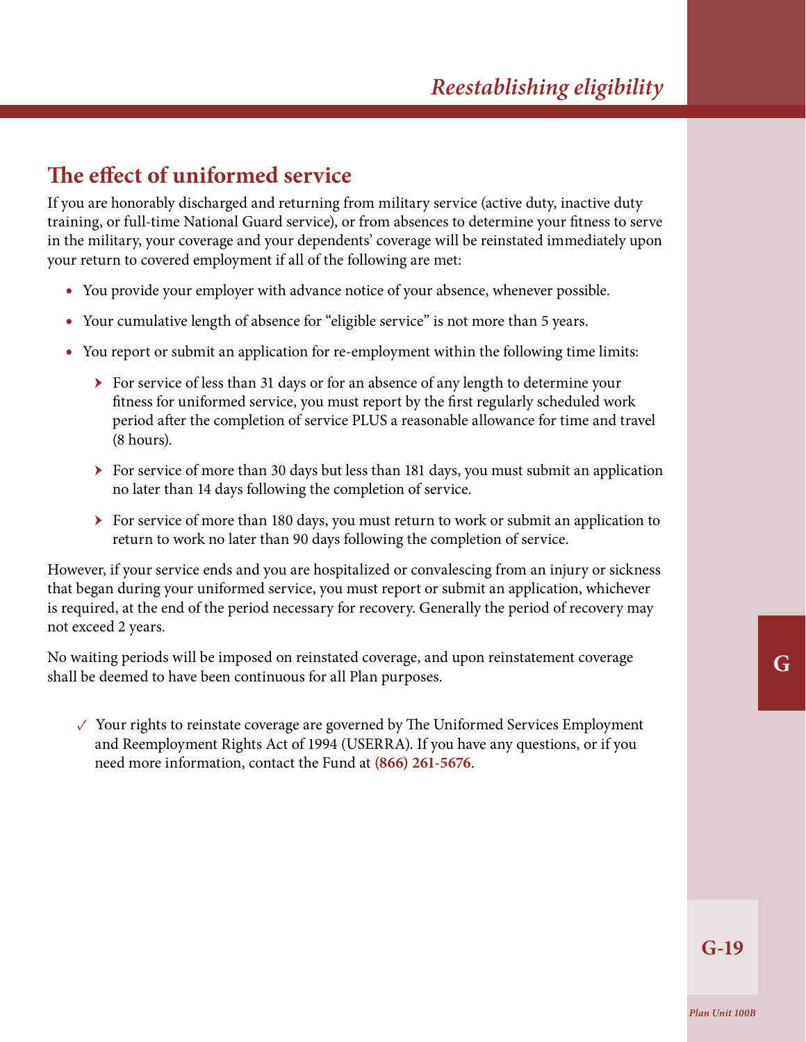## The effect of uniformed service

If you are honorably discharged and returning from military service (active duty, inactive duty training, or full-time National Guard service), or from absences to determine your fitness to serve in the military, your coverage and your dependents' coverage will be reinstated immediately upon your return to covered employment if all of the following are met:

- You provide your employer with advance notice of your absence, whenever possible.
- Your cumulative length of absence for "eligible service" is not more than 5 years.
- You report or submit an application for re-employment within the following time limits:
  - For service of less than 31 days or for an absence of any length to determine your fitness for uniformed service, you must report by the first regularly scheduled work period after the completion of service PLUS a reasonable allowance for time and travel (8 hours).
  - For service of more than 30 days but less than 181 days, you must submit an application no later than 14 days following the completion of service.
  - For service of more than 180 days, you must return to work or submit an application to return to work no later than 90 days following the completion of service.

However, if your service ends and you are hospitalized or convalescing from an injury or sickness that began during your uniformed service, you must report or submit an application, whichever is required, at the end of the period necessary for recovery. Generally the period of recovery may not exceed 2 years.

No waiting periods will be imposed on reinstated coverage, and upon reinstatement coverage shall be deemed to have been continuous for all Plan purposes.

✓ Your rights to reinstate coverage are governed by The Uniformed Services Employment and Reemployment Rights Act of 1994 (USERRA). If you have any questions, or if you need more information, contact the Fund at **(866) 261-5676**.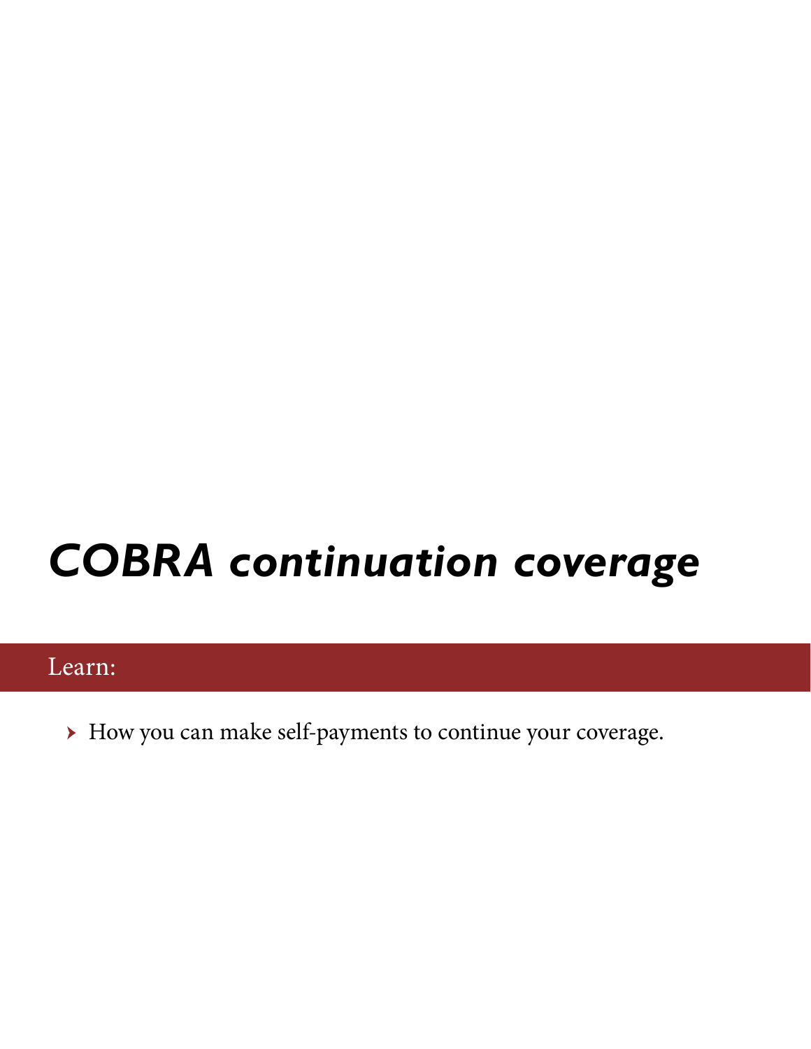# *COBRA continuation coverage*

Learn:

- How you can make self-payments to continue your coverage.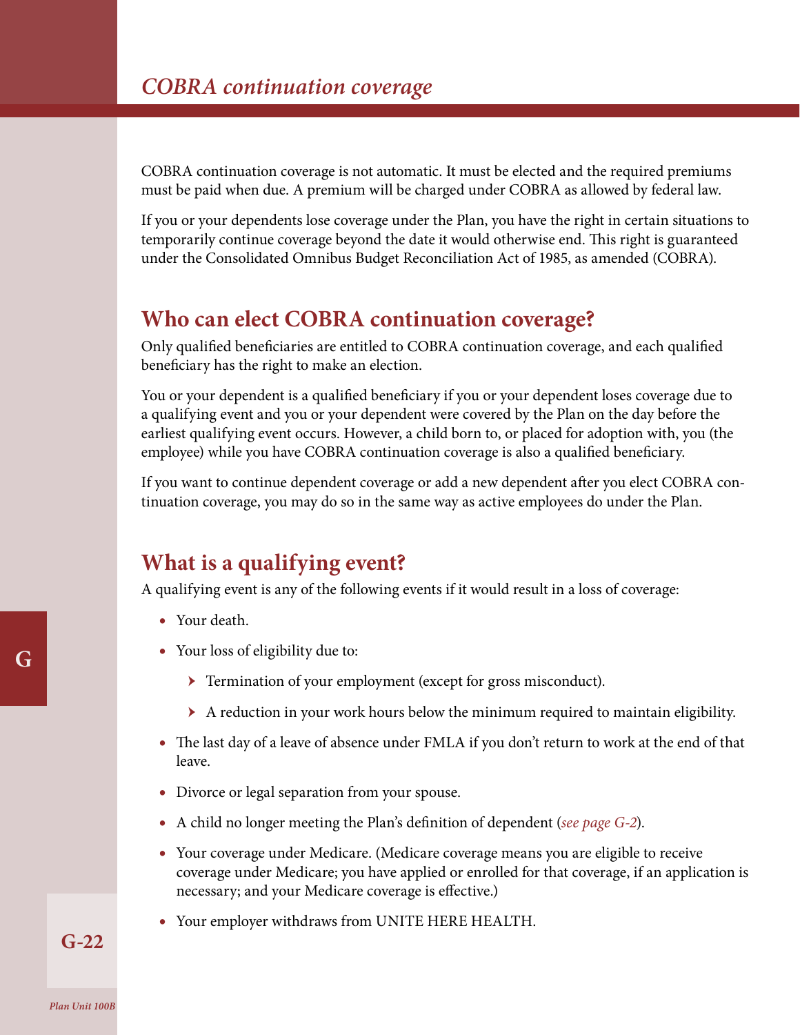# COBRA continuation coverage

COBRA continuation coverage is not automatic. It must be elected and the required premiums must be paid when due. A premium will be charged under COBRA as allowed by federal law.

If you or your dependents lose coverage under the Plan, you have the right in certain situations to temporarily continue coverage beyond the date it would otherwise end. This right is guaranteed under the Consolidated Omnibus Budget Reconciliation Act of 1985, as amended (COBRA).

## Who can elect COBRA continuation coverage?

Only qualified beneficiaries are entitled to COBRA continuation coverage, and each qualified beneficiary has the right to make an election.

You or your dependent is a qualified beneficiary if you or your dependent loses coverage due to a qualifying event and you or your dependent were covered by the Plan on the day before the earliest qualifying event occurs. However, a child born to, or placed for adoption with, you (the employee) while you have COBRA continuation coverage is also a qualified beneficiary.

If you want to continue dependent coverage or add a new dependent after you elect COBRA continuation coverage, you may do so in the same way as active employees do under the Plan.

## What is a qualifying event?

A qualifying event is any of the following events if it would result in a loss of coverage:

- Your death.
- Your loss of eligibility due to:
  - Termination of your employment (except for gross misconduct).
  - A reduction in your work hours below the minimum required to maintain eligibility.
- The last day of a leave of absence under FMLA if you don't return to work at the end of that leave.
- Divorce or legal separation from your spouse.
- A child no longer meeting the Plan's definition of dependent (*see page G-2*).
- Your coverage under Medicare. (Medicare coverage means you are eligible to receive coverage under Medicare; you have applied or enrolled for that coverage, if an application is necessary; and your Medicare coverage is effective.)
- Your employer withdraws from UNITE HERE HEALTH.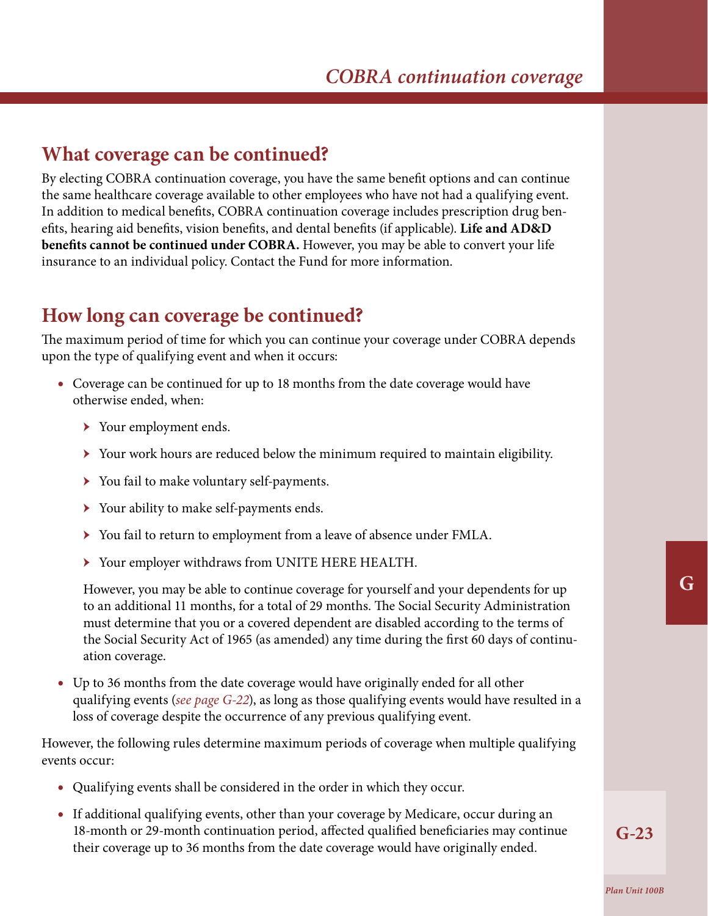## What coverage can be continued?

By electing COBRA continuation coverage, you have the same benefit options and can continue the same healthcare coverage available to other employees who have not had a qualifying event. In addition to medical benefits, COBRA continuation coverage includes prescription drug benefits, hearing aid benefits, vision benefits, and dental benefits (if applicable). **Life and AD&D benefits cannot be continued under COBRA.** However, you may be able to convert your life insurance to an individual policy. Contact the Fund for more information.

## How long can coverage be continued?

The maximum period of time for which you can continue your coverage under COBRA depends upon the type of qualifying event and when it occurs:

- Coverage can be continued for up to 18 months from the date coverage would have otherwise ended, when:
  - Your employment ends.
  - Your work hours are reduced below the minimum required to maintain eligibility.
  - You fail to make voluntary self-payments.
  - Your ability to make self-payments ends.
  - You fail to return to employment from a leave of absence under FMLA.
  - Your employer withdraws from UNITE HERE HEALTH.

  However, you may be able to continue coverage for yourself and your dependents for up to an additional 11 months, for a total of 29 months. The Social Security Administration must determine that you or a covered dependent are disabled according to the terms of the Social Security Act of 1965 (as amended) any time during the first 60 days of continuation coverage.

- Up to 36 months from the date coverage would have originally ended for all other qualifying events (*see page G-22*), as long as those qualifying events would have resulted in a loss of coverage despite the occurrence of any previous qualifying event.

However, the following rules determine maximum periods of coverage when multiple qualifying events occur:

- Qualifying events shall be considered in the order in which they occur.
- If additional qualifying events, other than your coverage by Medicare, occur during an 18-month or 29-month continuation period, affected qualified beneficiaries may continue their coverage up to 36 months from the date coverage would have originally ended.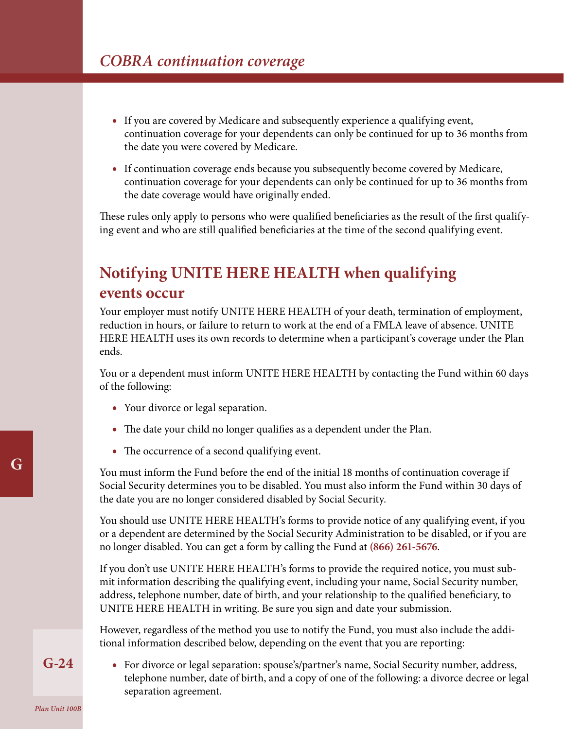- If you are covered by Medicare and subsequently experience a qualifying event, continuation coverage for your dependents can only be continued for up to 36 months from the date you were covered by Medicare.
- If continuation coverage ends because you subsequently become covered by Medicare, continuation coverage for your dependents can only be continued for up to 36 months from the date coverage would have originally ended.

These rules only apply to persons who were qualified beneficiaries as the result of the first qualifying event and who are still qualified beneficiaries at the time of the second qualifying event.

## Notifying UNITE HERE HEALTH when qualifying events occur

Your employer must notify UNITE HERE HEALTH of your death, termination of employment, reduction in hours, or failure to return to work at the end of a FMLA leave of absence. UNITE HERE HEALTH uses its own records to determine when a participant's coverage under the Plan ends.

You or a dependent must inform UNITE HERE HEALTH by contacting the Fund within 60 days of the following:

- Your divorce or legal separation.
- The date your child no longer qualifies as a dependent under the Plan.
- The occurrence of a second qualifying event.

You must inform the Fund before the end of the initial 18 months of continuation coverage if Social Security determines you to be disabled. You must also inform the Fund within 30 days of the date you are no longer considered disabled by Social Security.

You should use UNITE HERE HEALTH's forms to provide notice of any qualifying event, if you or a dependent are determined by the Social Security Administration to be disabled, or if you are no longer disabled. You can get a form by calling the Fund at **(866) 261-5676**.

If you don't use UNITE HERE HEALTH's forms to provide the required notice, you must submit information describing the qualifying event, including your name, Social Security number, address, telephone number, date of birth, and your relationship to the qualified beneficiary, to UNITE HERE HEALTH in writing. Be sure you sign and date your submission.

However, regardless of the method you use to notify the Fund, you must also include the additional information described below, depending on the event that you are reporting:

- For divorce or legal separation: spouse's/partner's name, Social Security number, address, telephone number, date of birth, and a copy of one of the following: a divorce decree or legal separation agreement.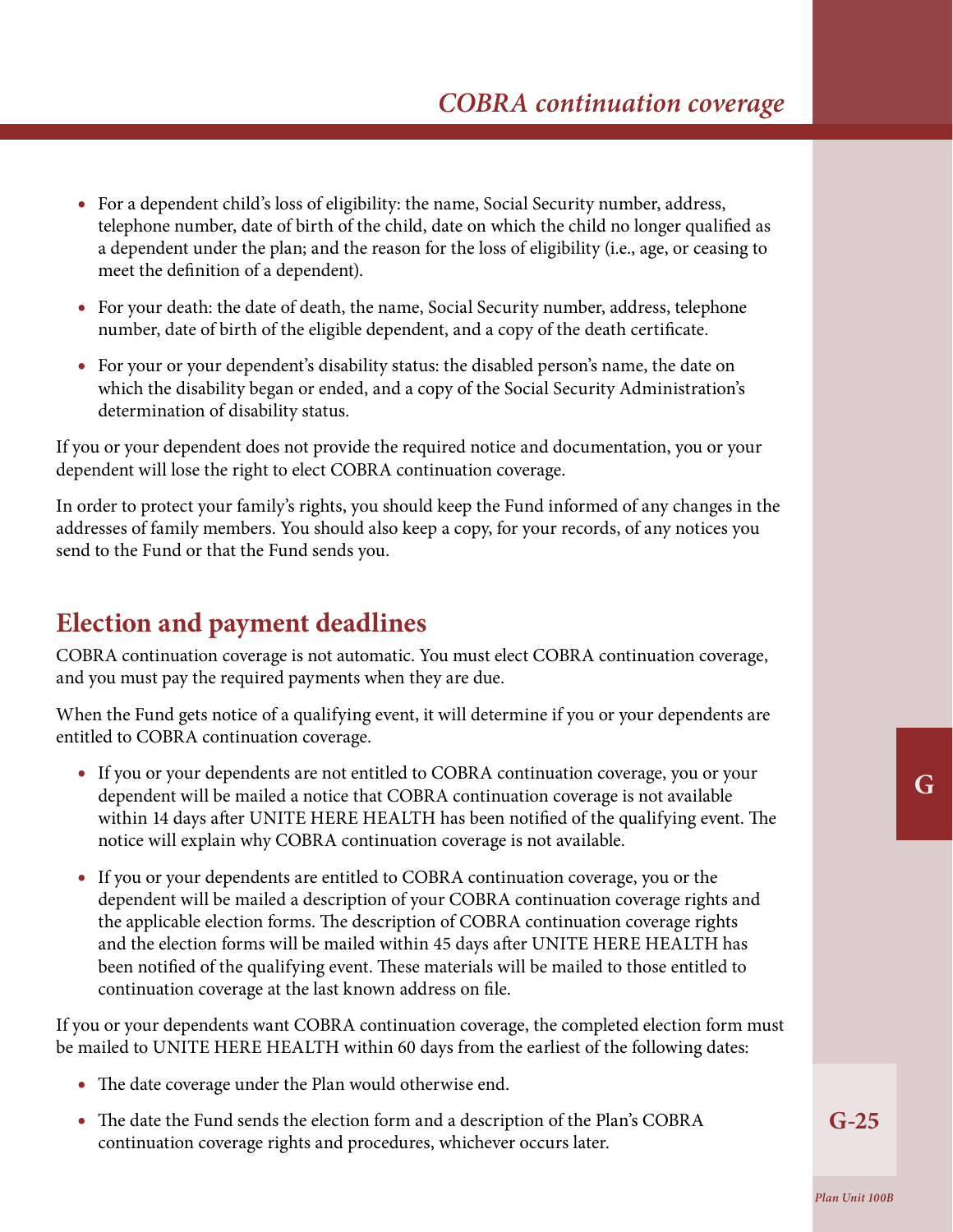- For a dependent child's loss of eligibility: the name, Social Security number, address, telephone number, date of birth of the child, date on which the child no longer qualified as a dependent under the plan; and the reason for the loss of eligibility (i.e., age, or ceasing to meet the definition of a dependent).
- For your death: the date of death, the name, Social Security number, address, telephone number, date of birth of the eligible dependent, and a copy of the death certificate.
- For your or your dependent's disability status: the disabled person's name, the date on which the disability began or ended, and a copy of the Social Security Administration's determination of disability status.

If you or your dependent does not provide the required notice and documentation, you or your dependent will lose the right to elect COBRA continuation coverage.

In order to protect your family's rights, you should keep the Fund informed of any changes in the addresses of family members. You should also keep a copy, for your records, of any notices you send to the Fund or that the Fund sends you.

## Election and payment deadlines

COBRA continuation coverage is not automatic. You must elect COBRA continuation coverage, and you must pay the required payments when they are due.

When the Fund gets notice of a qualifying event, it will determine if you or your dependents are entitled to COBRA continuation coverage.

- If you or your dependents are not entitled to COBRA continuation coverage, you or your dependent will be mailed a notice that COBRA continuation coverage is not available within 14 days after UNITE HERE HEALTH has been notified of the qualifying event. The notice will explain why COBRA continuation coverage is not available.
- If you or your dependents are entitled to COBRA continuation coverage, you or the dependent will be mailed a description of your COBRA continuation coverage rights and the applicable election forms. The description of COBRA continuation coverage rights and the election forms will be mailed within 45 days after UNITE HERE HEALTH has been notified of the qualifying event. These materials will be mailed to those entitled to continuation coverage at the last known address on file.

If you or your dependents want COBRA continuation coverage, the completed election form must be mailed to UNITE HERE HEALTH within 60 days from the earliest of the following dates:

- The date coverage under the Plan would otherwise end.
- The date the Fund sends the election form and a description of the Plan's COBRA continuation coverage rights and procedures, whichever occurs later.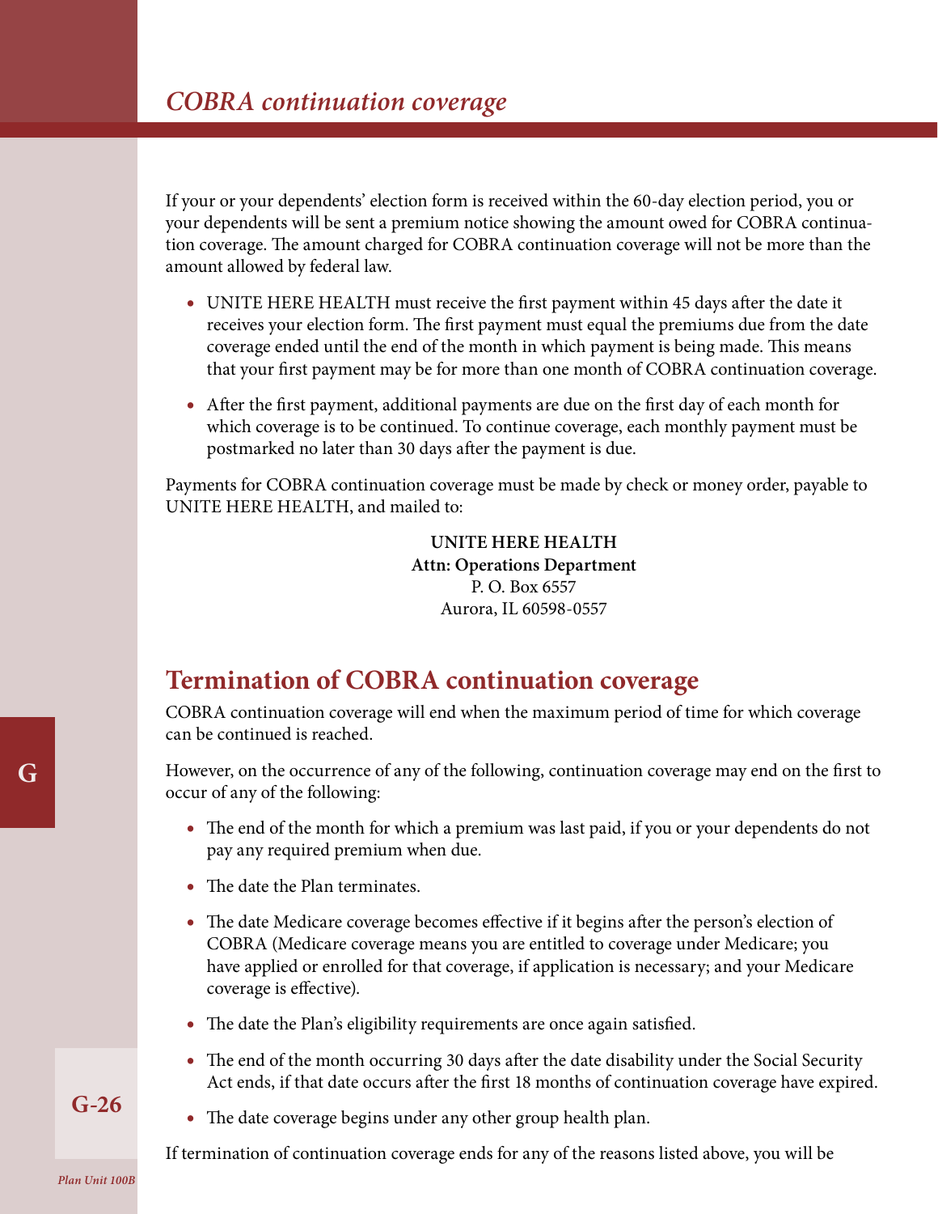If your or your dependents' election form is received within the 60-day election period, you or your dependents will be sent a premium notice showing the amount owed for COBRA continuation coverage. The amount charged for COBRA continuation coverage will not be more than the amount allowed by federal law.

- UNITE HERE HEALTH must receive the first payment within 45 days after the date it receives your election form. The first payment must equal the premiums due from the date coverage ended until the end of the month in which payment is being made. This means that your first payment may be for more than one month of COBRA continuation coverage.
- After the first payment, additional payments are due on the first day of each month for which coverage is to be continued. To continue coverage, each monthly payment must be postmarked no later than 30 days after the payment is due.

Payments for COBRA continuation coverage must be made by check or money order, payable to UNITE HERE HEALTH, and mailed to:

**UNITE HERE HEALTH**
**Attn: Operations Department**
P. O. Box 6557
Aurora, IL 60598-0557

## Termination of COBRA continuation coverage

COBRA continuation coverage will end when the maximum period of time for which coverage can be continued is reached.

However, on the occurrence of any of the following, continuation coverage may end on the first to occur of any of the following:

- The end of the month for which a premium was last paid, if you or your dependents do not pay any required premium when due.
- The date the Plan terminates.
- The date Medicare coverage becomes effective if it begins after the person's election of COBRA (Medicare coverage means you are entitled to coverage under Medicare; you have applied or enrolled for that coverage, if application is necessary; and your Medicare coverage is effective).
- The date the Plan's eligibility requirements are once again satisfied.
- The end of the month occurring 30 days after the date disability under the Social Security Act ends, if that date occurs after the first 18 months of continuation coverage have expired.
- The date coverage begins under any other group health plan.

If termination of continuation coverage ends for any of the reasons listed above, you will be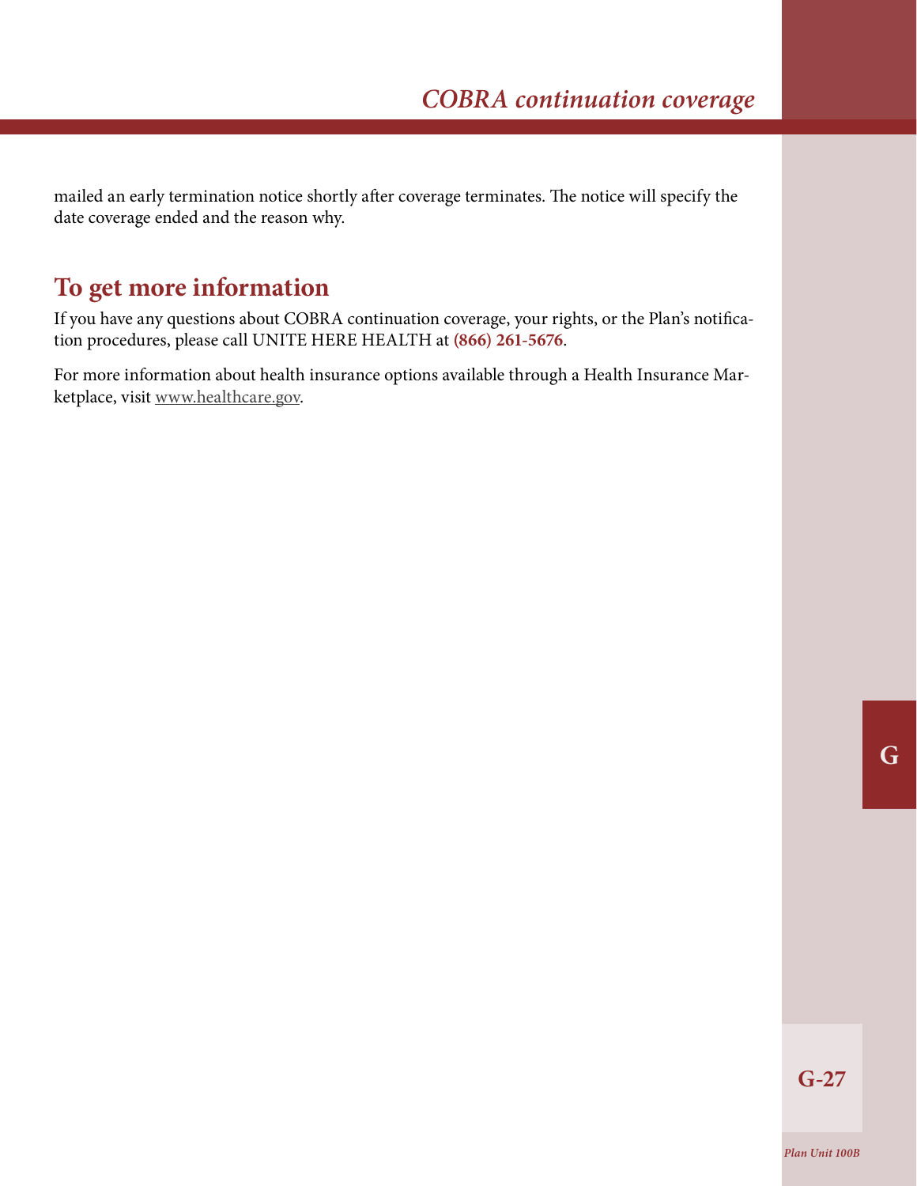mailed an early termination notice shortly after coverage terminates. The notice will specify the date coverage ended and the reason why.

## To get more information

If you have any questions about COBRA continuation coverage, your rights, or the Plan's notification procedures, please call UNITE HERE HEALTH at **(866) 261-5676**.

For more information about health insurance options available through a Health Insurance Marketplace, visit www.healthcare.gov.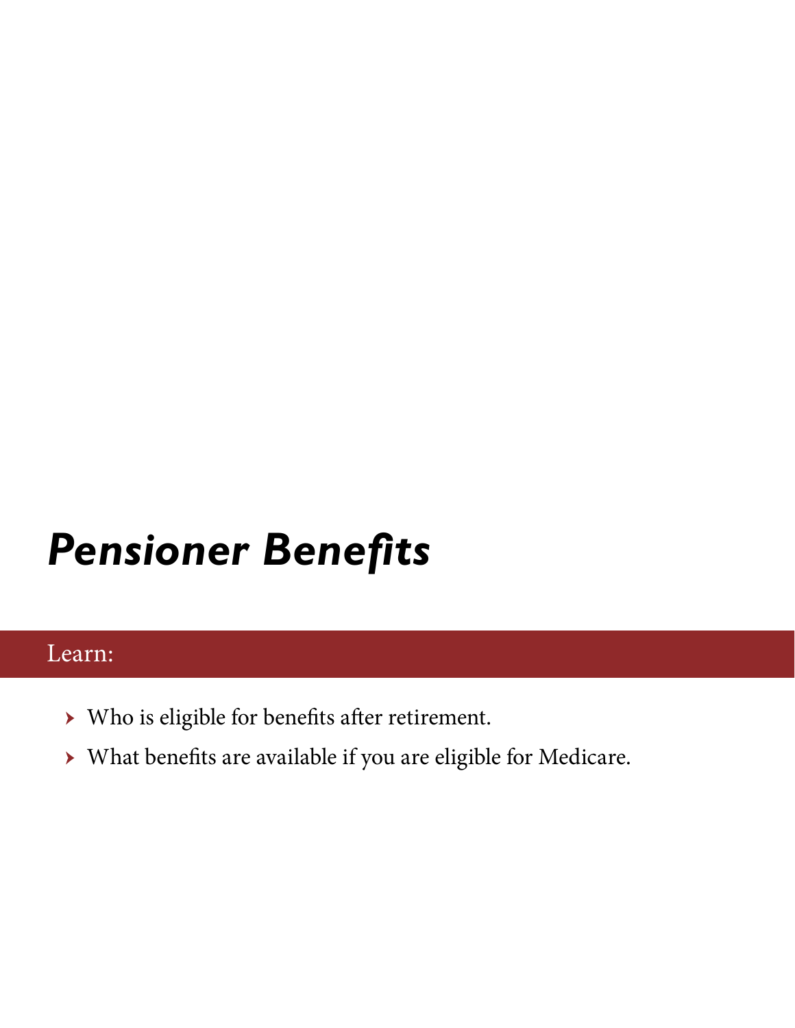# *Pensioner Benefits*

Learn:

- Who is eligible for benefits after retirement.
- What benefits are available if you are eligible for Medicare.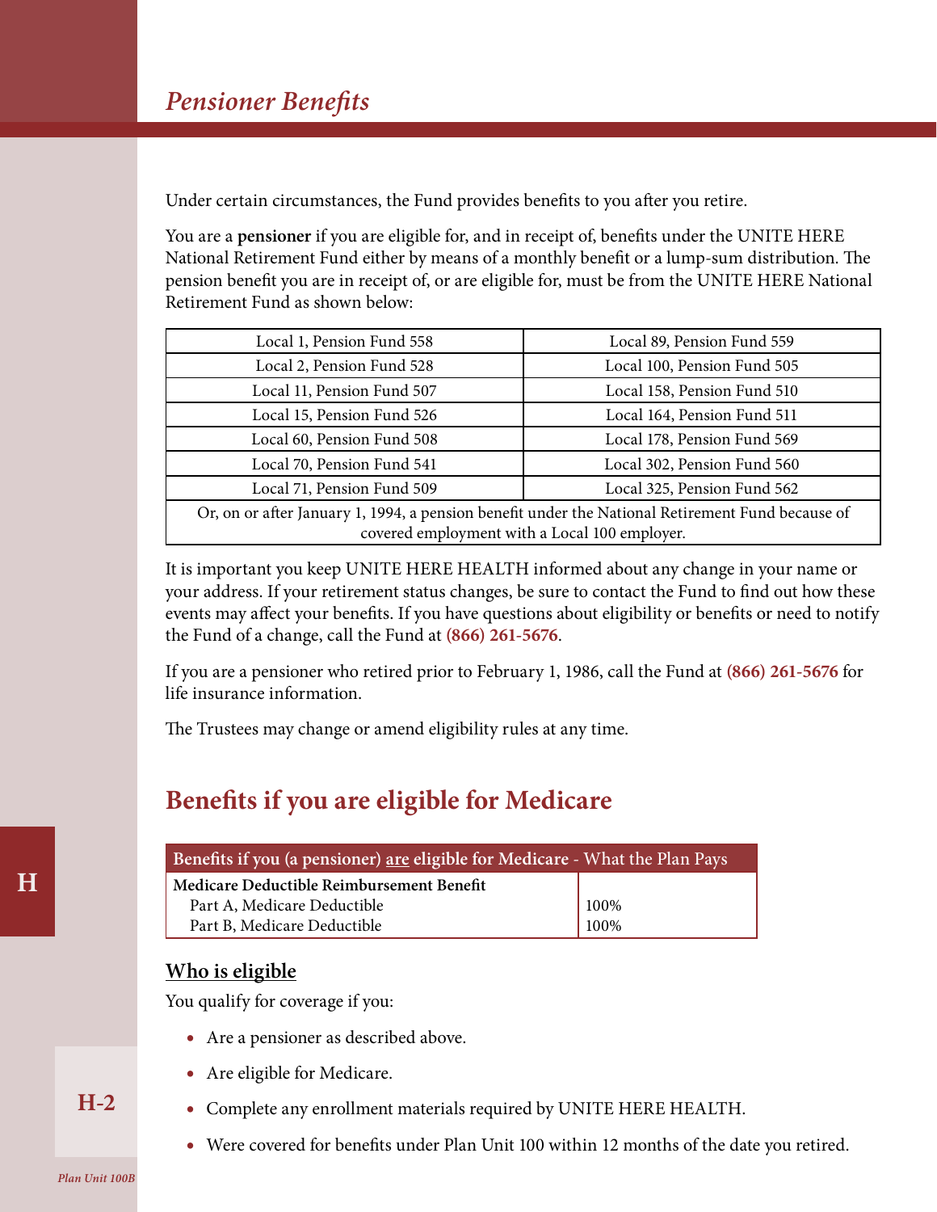# *Pensioner Benefits*

Under certain circumstances, the Fund provides benefits to you after you retire.

You are a **pensioner** if you are eligible for, and in receipt of, benefits under the UNITE HERE National Retirement Fund either by means of a monthly benefit or a lump-sum distribution. The pension benefit you are in receipt of, or are eligible for, must be from the UNITE HERE National Retirement Fund as shown below:

| | |
|---|---|
| Local 1, Pension Fund 558 | Local 89, Pension Fund 559 |
| Local 2, Pension Fund 528 | Local 100, Pension Fund 505 |
| Local 11, Pension Fund 507 | Local 158, Pension Fund 510 |
| Local 15, Pension Fund 526 | Local 164, Pension Fund 511 |
| Local 60, Pension Fund 508 | Local 178, Pension Fund 569 |
| Local 70, Pension Fund 541 | Local 302, Pension Fund 560 |
| Local 71, Pension Fund 509 | Local 325, Pension Fund 562 |
| Or, on or after January 1, 1994, a pension benefit under the National Retirement Fund because of covered employment with a Local 100 employer. | |

It is important you keep UNITE HERE HEALTH informed about any change in your name or your address. If your retirement status changes, be sure to contact the Fund to find out how these events may affect your benefits. If you have questions about eligibility or benefits or need to notify the Fund of a change, call the Fund at **(866) 261-5676**.

If you are a pensioner who retired prior to February 1, 1986, call the Fund at **(866) 261-5676** for life insurance information.

The Trustees may change or amend eligibility rules at any time.

## Benefits if you are eligible for Medicare

| Benefits if you (a pensioner) are eligible for Medicare - What the Plan Pays | |
|---|---|
| **Medicare Deductible Reimbursement Benefit** | |
| Part A, Medicare Deductible | 100% |
| Part B, Medicare Deductible | 100% |

### Who is eligible

You qualify for coverage if you:

- Are a pensioner as described above.
- Are eligible for Medicare.
- Complete any enrollment materials required by UNITE HERE HEALTH.
- Were covered for benefits under Plan Unit 100 within 12 months of the date you retired.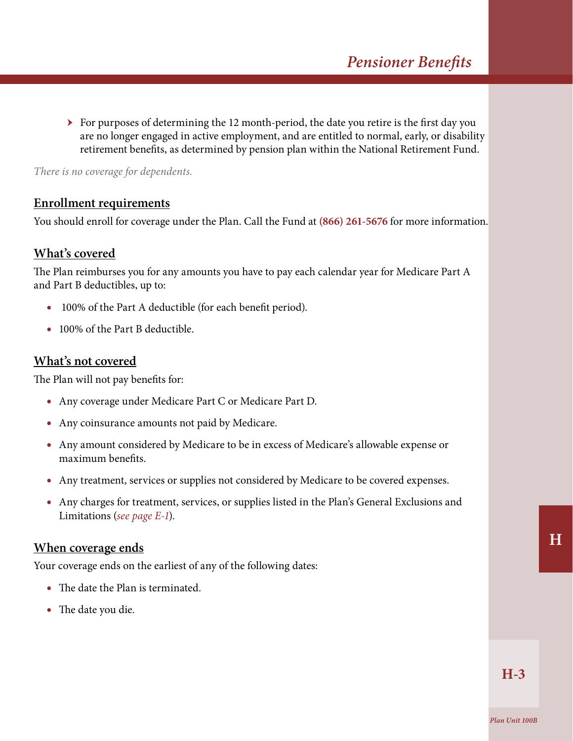- For purposes of determining the 12 month-period, the date you retire is the first day you are no longer engaged in active employment, and are entitled to normal, early, or disability retirement benefits, as determined by pension plan within the National Retirement Fund.

*There is no coverage for dependents.*

## Enrollment requirements

You should enroll for coverage under the Plan. Call the Fund at **(866) 261-5676** for more information.

## What's covered

The Plan reimburses you for any amounts you have to pay each calendar year for Medicare Part A and Part B deductibles, up to:

- 100% of the Part A deductible (for each benefit period).
- 100% of the Part B deductible.

## What's not covered

The Plan will not pay benefits for:

- Any coverage under Medicare Part C or Medicare Part D.
- Any coinsurance amounts not paid by Medicare.
- Any amount considered by Medicare to be in excess of Medicare's allowable expense or maximum benefits.
- Any treatment, services or supplies not considered by Medicare to be covered expenses.
- Any charges for treatment, services, or supplies listed in the Plan's General Exclusions and Limitations (*see page E-1*).

## When coverage ends

Your coverage ends on the earliest of any of the following dates:

- The date the Plan is terminated.
- The date you die.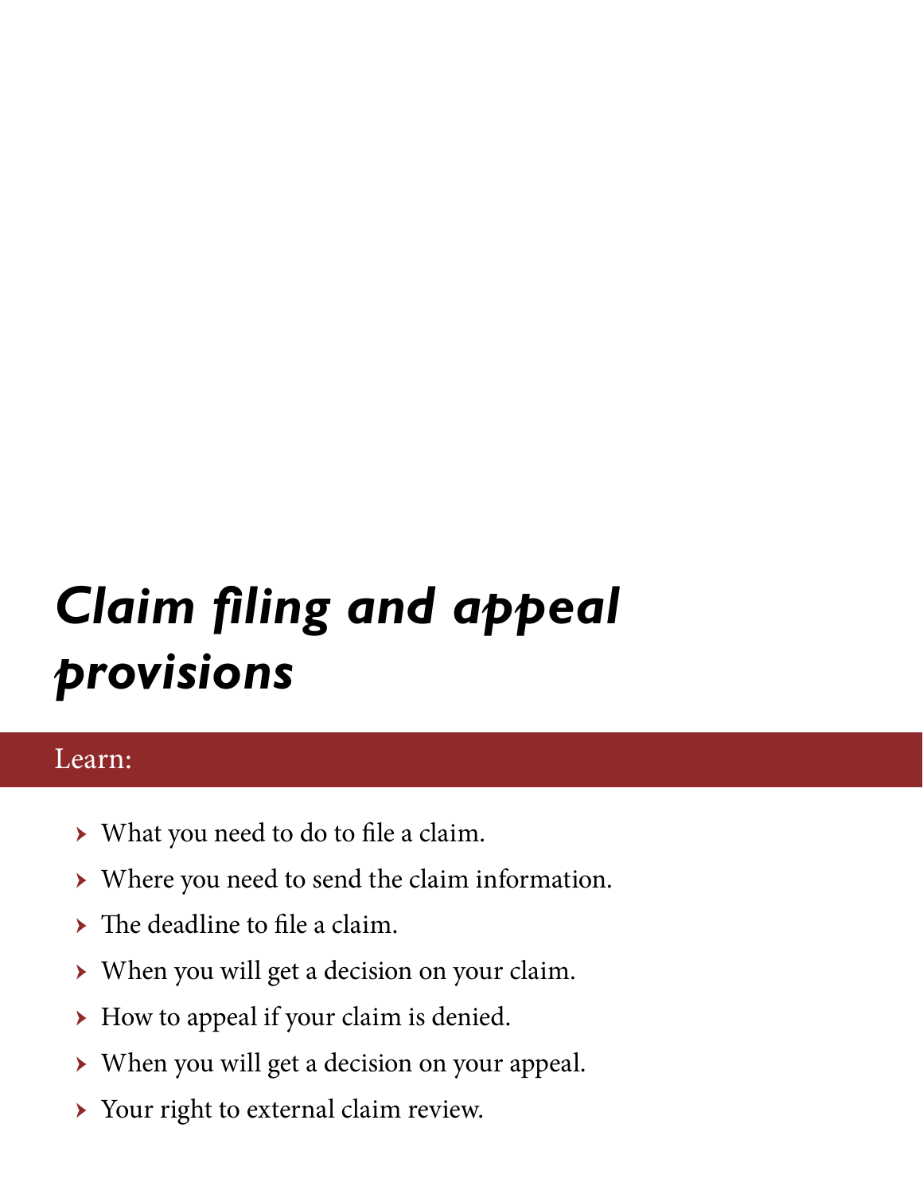# *Claim filing and appeal provisions*

Learn:

- What you need to do to file a claim.
- Where you need to send the claim information.
- The deadline to file a claim.
- When you will get a decision on your claim.
- How to appeal if your claim is denied.
- When you will get a decision on your appeal.
- Your right to external claim review.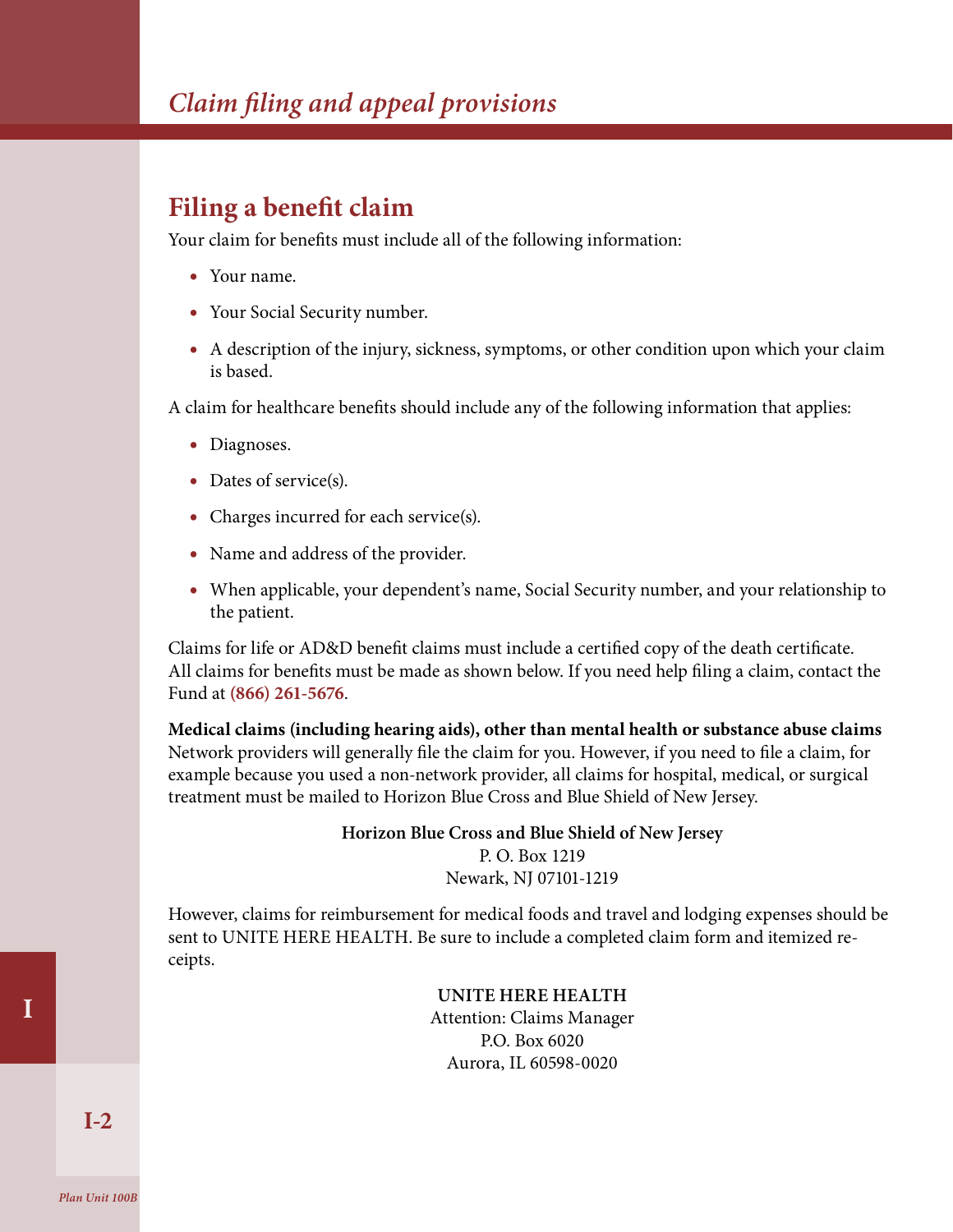## Filing a benefit claim

Your claim for benefits must include all of the following information:

- Your name.
- Your Social Security number.
- A description of the injury, sickness, symptoms, or other condition upon which your claim is based.

A claim for healthcare benefits should include any of the following information that applies:

- Diagnoses.
- Dates of service(s).
- Charges incurred for each service(s).
- Name and address of the provider.
- When applicable, your dependent's name, Social Security number, and your relationship to the patient.

Claims for life or AD&D benefit claims must include a certified copy of the death certificate. All claims for benefits must be made as shown below. If you need help filing a claim, contact the Fund at **(866) 261-5676**.

**Medical claims (including hearing aids), other than mental health or substance abuse claims**
Network providers will generally file the claim for you. However, if you need to file a claim, for example because you used a non-network provider, all claims for hospital, medical, or surgical treatment must be mailed to Horizon Blue Cross and Blue Shield of New Jersey.

**Horizon Blue Cross and Blue Shield of New Jersey**
P. O. Box 1219
Newark, NJ 07101-1219

However, claims for reimbursement for medical foods and travel and lodging expenses should be sent to UNITE HERE HEALTH. Be sure to include a completed claim form and itemized receipts.

**UNITE HERE HEALTH**
Attention: Claims Manager
P.O. Box 6020
Aurora, IL 60598-0020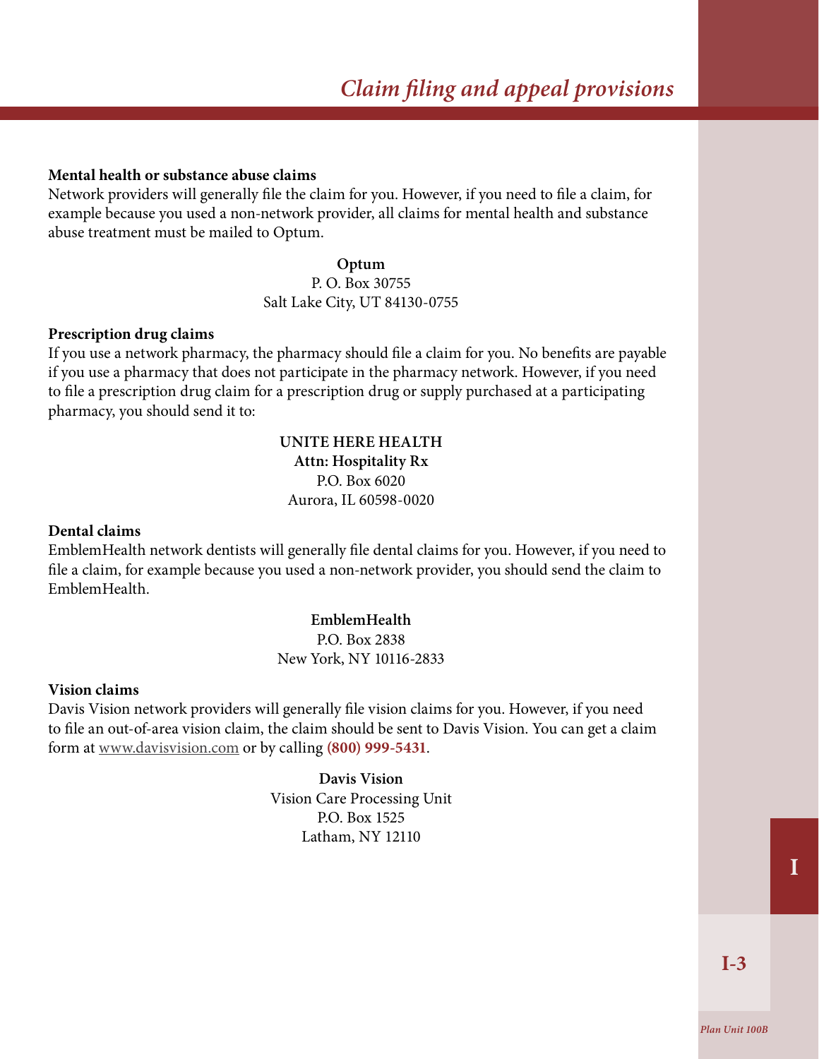### Mental health or substance abuse claims

Network providers will generally file the claim for you. However, if you need to file a claim, for example because you used a non-network provider, all claims for mental health and substance abuse treatment must be mailed to Optum.

**Optum**
P. O. Box 30755
Salt Lake City, UT 84130-0755

### Prescription drug claims

If you use a network pharmacy, the pharmacy should file a claim for you. No benefits are payable if you use a pharmacy that does not participate in the pharmacy network. However, if you need to file a prescription drug claim for a prescription drug or supply purchased at a participating pharmacy, you should send it to:

**UNITE HERE HEALTH**
**Attn: Hospitality Rx**
P.O. Box 6020
Aurora, IL 60598-0020

### Dental claims

EmblemHealth network dentists will generally file dental claims for you. However, if you need to file a claim, for example because you used a non-network provider, you should send the claim to EmblemHealth.

**EmblemHealth**
P.O. Box 2838
New York, NY 10116-2833

### Vision claims

Davis Vision network providers will generally file vision claims for you. However, if you need to file an out-of-area vision claim, the claim should be sent to Davis Vision. You can get a claim form at www.davisvision.com or by calling **(800) 999-5431**.

**Davis Vision**
Vision Care Processing Unit
P.O. Box 1525
Latham, NY 12110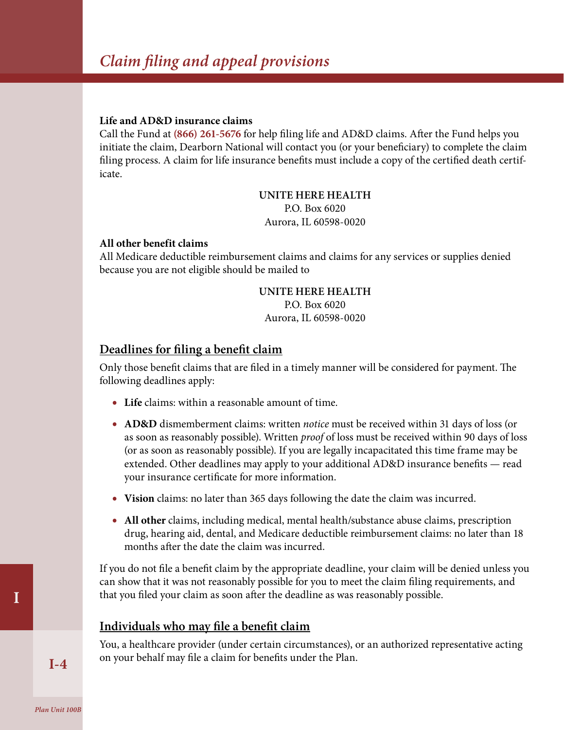**Life and AD&D insurance claims**

Call the Fund at **(866) 261-5676** for help filing life and AD&D claims. After the Fund helps you initiate the claim, Dearborn National will contact you (or your beneficiary) to complete the claim filing process. A claim for life insurance benefits must include a copy of the certified death certificate.

**UNITE HERE HEALTH**
P.O. Box 6020
Aurora, IL 60598-0020

**All other benefit claims**

All Medicare deductible reimbursement claims and claims for any services or supplies denied because you are not eligible should be mailed to

**UNITE HERE HEALTH**
P.O. Box 6020
Aurora, IL 60598-0020

## Deadlines for filing a benefit claim

Only those benefit claims that are filed in a timely manner will be considered for payment. The following deadlines apply:

- **Life** claims: within a reasonable amount of time.
- **AD&D** dismemberment claims: written *notice* must be received within 31 days of loss (or as soon as reasonably possible). Written *proof* of loss must be received within 90 days of loss (or as soon as reasonably possible). If you are legally incapacitated this time frame may be extended. Other deadlines may apply to your additional AD&D insurance benefits — read your insurance certificate for more information.
- **Vision** claims: no later than 365 days following the date the claim was incurred.
- **All other** claims, including medical, mental health/substance abuse claims, prescription drug, hearing aid, dental, and Medicare deductible reimbursement claims: no later than 18 months after the date the claim was incurred.

If you do not file a benefit claim by the appropriate deadline, your claim will be denied unless you can show that it was not reasonably possible for you to meet the claim filing requirements, and that you filed your claim as soon after the deadline as was reasonably possible.

## Individuals who may file a benefit claim

You, a healthcare provider (under certain circumstances), or an authorized representative acting on your behalf may file a claim for benefits under the Plan.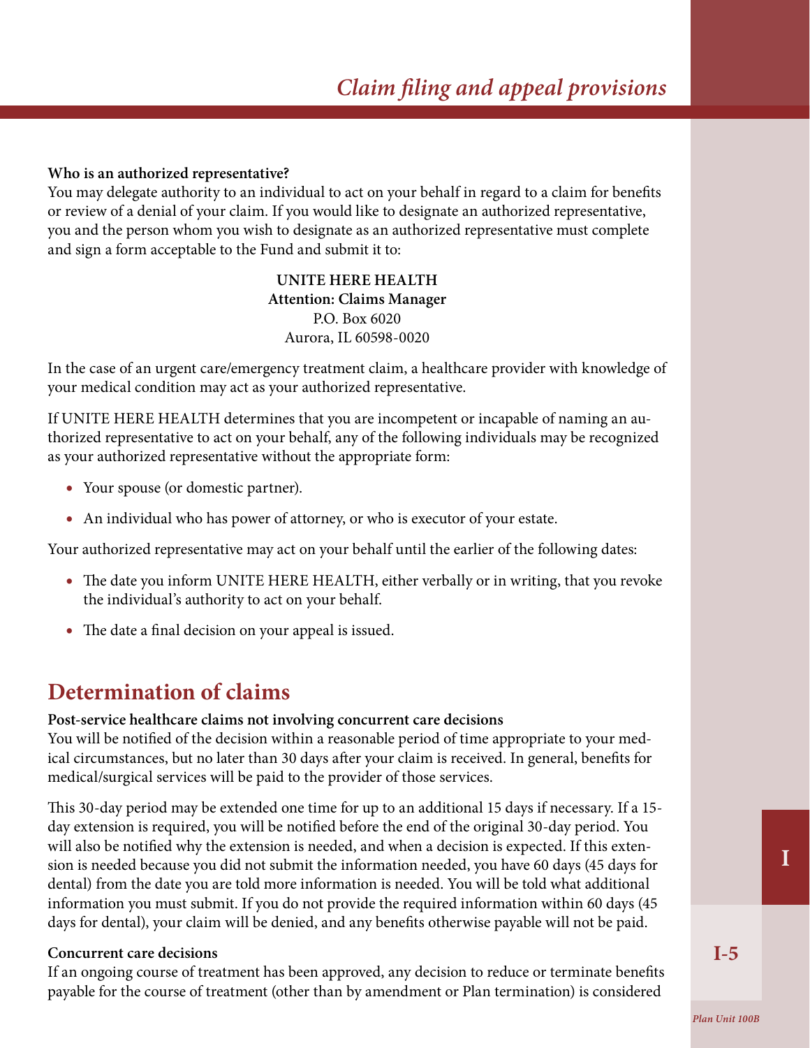**Who is an authorized representative?**

You may delegate authority to an individual to act on your behalf in regard to a claim for benefits or review of a denial of your claim. If you would like to designate an authorized representative, you and the person whom you wish to designate as an authorized representative must complete and sign a form acceptable to the Fund and submit it to:

**UNITE HERE HEALTH**
**Attention: Claims Manager**
P.O. Box 6020
Aurora, IL 60598-0020

In the case of an urgent care/emergency treatment claim, a healthcare provider with knowledge of your medical condition may act as your authorized representative.

If UNITE HERE HEALTH determines that you are incompetent or incapable of naming an authorized representative to act on your behalf, any of the following individuals may be recognized as your authorized representative without the appropriate form:

- Your spouse (or domestic partner).
- An individual who has power of attorney, or who is executor of your estate.

Your authorized representative may act on your behalf until the earlier of the following dates:

- The date you inform UNITE HERE HEALTH, either verbally or in writing, that you revoke the individual's authority to act on your behalf.
- The date a final decision on your appeal is issued.

## Determination of claims

**Post-service healthcare claims not involving concurrent care decisions**

You will be notified of the decision within a reasonable period of time appropriate to your medical circumstances, but no later than 30 days after your claim is received. In general, benefits for medical/surgical services will be paid to the provider of those services.

This 30-day period may be extended one time for up to an additional 15 days if necessary. If a 15-day extension is required, you will be notified before the end of the original 30-day period. You will also be notified why the extension is needed, and when a decision is expected. If this extension is needed because you did not submit the information needed, you have 60 days (45 days for dental) from the date you are told more information is needed. You will be told what additional information you must submit. If you do not provide the required information within 60 days (45 days for dental), your claim will be denied, and any benefits otherwise payable will not be paid.

**Concurrent care decisions**

If an ongoing course of treatment has been approved, any decision to reduce or terminate benefits payable for the course of treatment (other than by amendment or Plan termination) is considered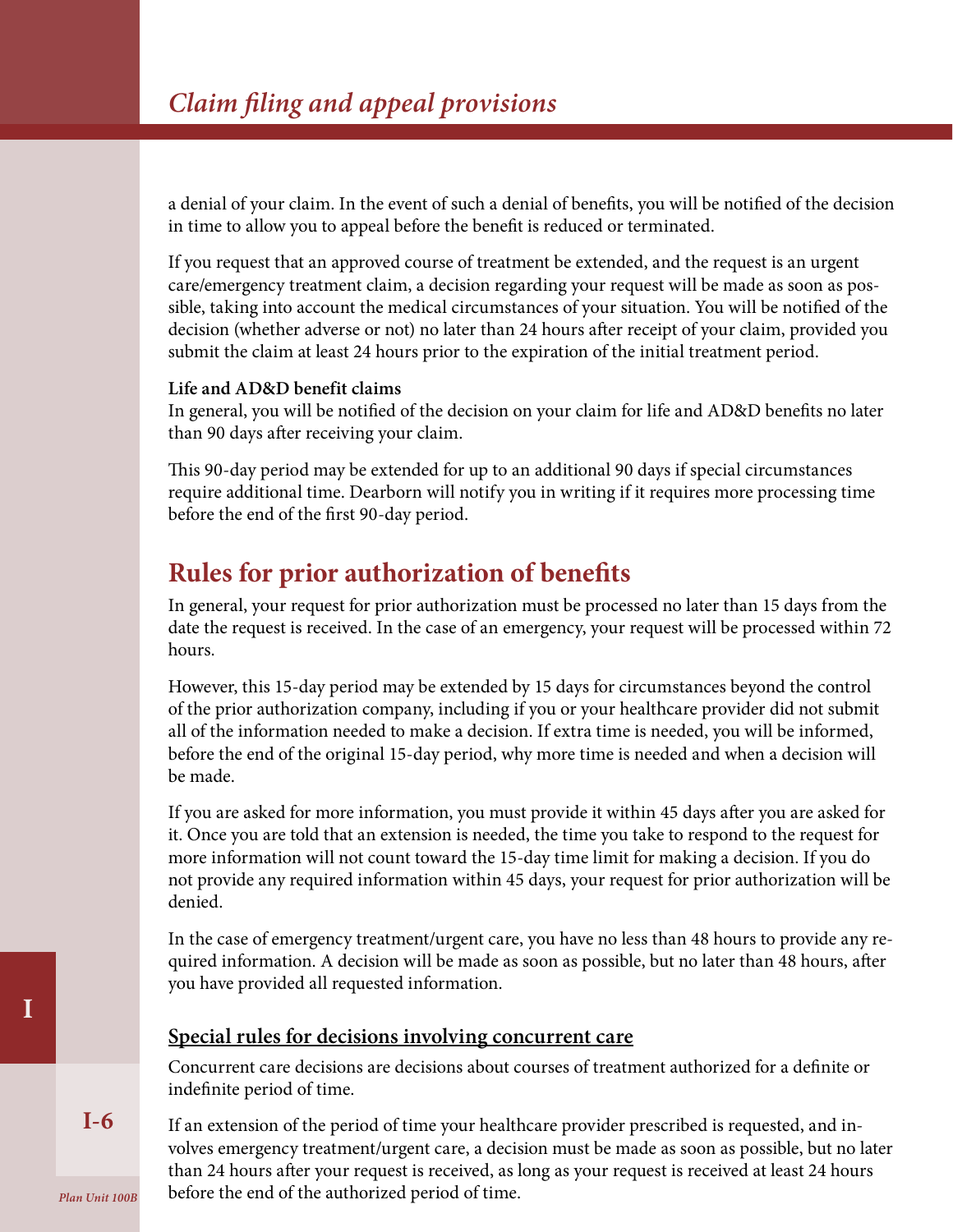a denial of your claim. In the event of such a denial of benefits, you will be notified of the decision in time to allow you to appeal before the benefit is reduced or terminated.

If you request that an approved course of treatment be extended, and the request is an urgent care/emergency treatment claim, a decision regarding your request will be made as soon as possible, taking into account the medical circumstances of your situation. You will be notified of the decision (whether adverse or not) no later than 24 hours after receipt of your claim, provided you submit the claim at least 24 hours prior to the expiration of the initial treatment period.

**Life and AD&D benefit claims**
In general, you will be notified of the decision on your claim for life and AD&D benefits no later than 90 days after receiving your claim.

This 90-day period may be extended for up to an additional 90 days if special circumstances require additional time. Dearborn will notify you in writing if it requires more processing time before the end of the first 90-day period.

## Rules for prior authorization of benefits

In general, your request for prior authorization must be processed no later than 15 days from the date the request is received. In the case of an emergency, your request will be processed within 72 hours.

However, this 15-day period may be extended by 15 days for circumstances beyond the control of the prior authorization company, including if you or your healthcare provider did not submit all of the information needed to make a decision. If extra time is needed, you will be informed, before the end of the original 15-day period, why more time is needed and when a decision will be made.

If you are asked for more information, you must provide it within 45 days after you are asked for it. Once you are told that an extension is needed, the time you take to respond to the request for more information will not count toward the 15-day time limit for making a decision. If you do not provide any required information within 45 days, your request for prior authorization will be denied.

In the case of emergency treatment/urgent care, you have no less than 48 hours to provide any required information. A decision will be made as soon as possible, but no later than 48 hours, after you have provided all requested information.

### Special rules for decisions involving concurrent care

Concurrent care decisions are decisions about courses of treatment authorized for a definite or indefinite period of time.

If an extension of the period of time your healthcare provider prescribed is requested, and involves emergency treatment/urgent care, a decision must be made as soon as possible, but no later than 24 hours after your request is received, as long as your request is received at least 24 hours before the end of the authorized period of time.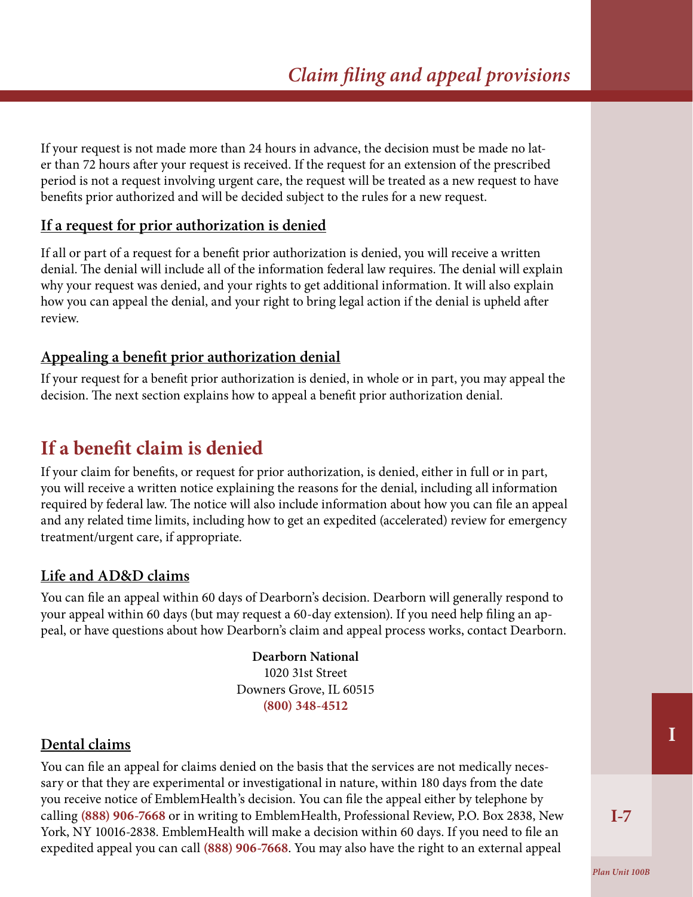If your request is not made more than 24 hours in advance, the decision must be made no later than 72 hours after your request is received. If the request for an extension of the prescribed period is not a request involving urgent care, the request will be treated as a new request to have benefits prior authorized and will be decided subject to the rules for a new request.

### If a request for prior authorization is denied

If all or part of a request for a benefit prior authorization is denied, you will receive a written denial. The denial will include all of the information federal law requires. The denial will explain why your request was denied, and your rights to get additional information. It will also explain how you can appeal the denial, and your right to bring legal action if the denial is upheld after review.

### Appealing a benefit prior authorization denial

If your request for a benefit prior authorization is denied, in whole or in part, you may appeal the decision. The next section explains how to appeal a benefit prior authorization denial.

## If a benefit claim is denied

If your claim for benefits, or request for prior authorization, is denied, either in full or in part, you will receive a written notice explaining the reasons for the denial, including all information required by federal law. The notice will also include information about how you can file an appeal and any related time limits, including how to get an expedited (accelerated) review for emergency treatment/urgent care, if appropriate.

### Life and AD&D claims

You can file an appeal within 60 days of Dearborn's decision. Dearborn will generally respond to your appeal within 60 days (but may request a 60-day extension). If you need help filing an appeal, or have questions about how Dearborn's claim and appeal process works, contact Dearborn.

**Dearborn National**
1020 31st Street
Downers Grove, IL 60515
**(800) 348-4512**

### Dental claims

You can file an appeal for claims denied on the basis that the services are not medically necessary or that they are experimental or investigational in nature, within 180 days from the date you receive notice of EmblemHealth's decision. You can file the appeal either by telephone by calling **(888) 906-7668** or in writing to EmblemHealth, Professional Review, P.O. Box 2838, New York, NY 10016-2838. EmblemHealth will make a decision within 60 days. If you need to file an expedited appeal you can call **(888) 906-7668**. You may also have the right to an external appeal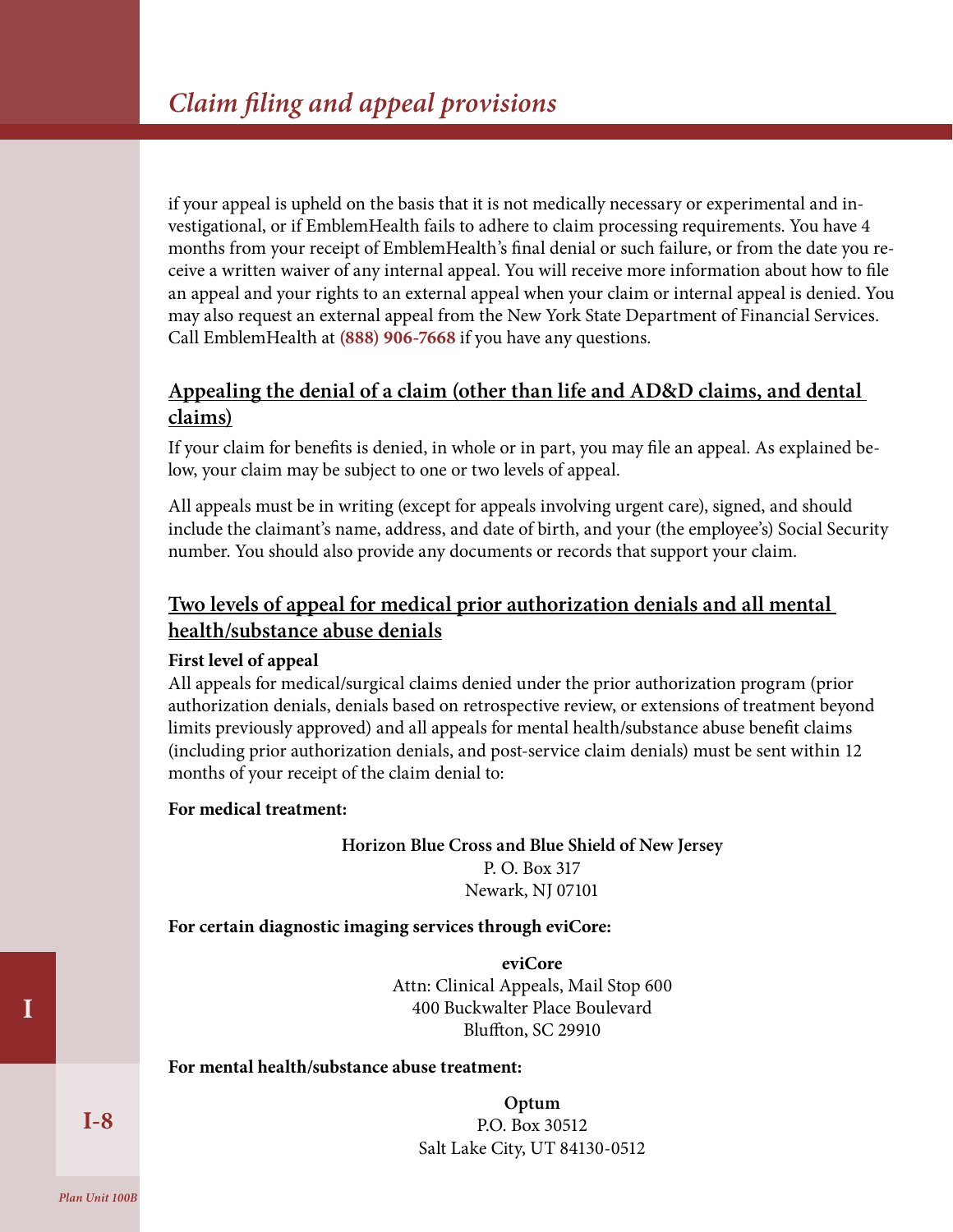if your appeal is upheld on the basis that it is not medically necessary or experimental and investigational, or if EmblemHealth fails to adhere to claim processing requirements. You have 4 months from your receipt of EmblemHealth's final denial or such failure, or from the date you receive a written waiver of any internal appeal. You will receive more information about how to file an appeal and your rights to an external appeal when your claim or internal appeal is denied. You may also request an external appeal from the New York State Department of Financial Services. Call EmblemHealth at **(888) 906-7668** if you have any questions.

## Appealing the denial of a claim (other than life and AD&D claims, and dental claims)

If your claim for benefits is denied, in whole or in part, you may file an appeal. As explained below, your claim may be subject to one or two levels of appeal.

All appeals must be in writing (except for appeals involving urgent care), signed, and should include the claimant's name, address, and date of birth, and your (the employee's) Social Security number. You should also provide any documents or records that support your claim.

## Two levels of appeal for medical prior authorization denials and all mental health/substance abuse denials

**First level of appeal**

All appeals for medical/surgical claims denied under the prior authorization program (prior authorization denials, denials based on retrospective review, or extensions of treatment beyond limits previously approved) and all appeals for mental health/substance abuse benefit claims (including prior authorization denials, and post-service claim denials) must be sent within 12 months of your receipt of the claim denial to:

**For medical treatment:**

**Horizon Blue Cross and Blue Shield of New Jersey**
P. O. Box 317
Newark, NJ 07101

**For certain diagnostic imaging services through eviCore:**

**eviCore**
Attn: Clinical Appeals, Mail Stop 600
400 Buckwalter Place Boulevard
Bluffton, SC 29910

**For mental health/substance abuse treatment:**

**Optum**
P.O. Box 30512
Salt Lake City, UT 84130-0512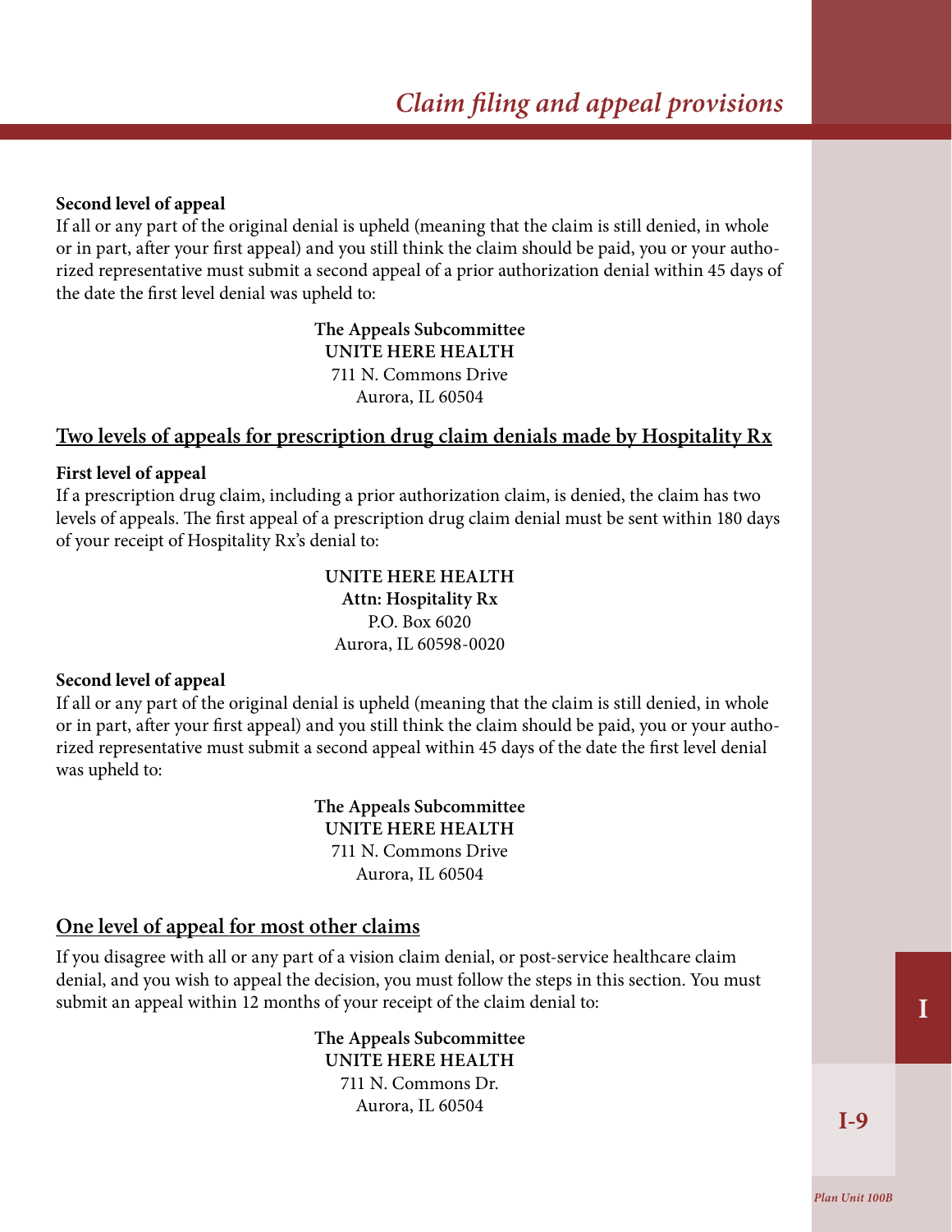**Second level of appeal**

If all or any part of the original denial is upheld (meaning that the claim is still denied, in whole or in part, after your first appeal) and you still think the claim should be paid, you or your authorized representative must submit a second appeal of a prior authorization denial within 45 days of the date the first level denial was upheld to:

**The Appeals Subcommittee**
**UNITE HERE HEALTH**
711 N. Commons Drive
Aurora, IL 60504

## Two levels of appeals for prescription drug claim denials made by Hospitality Rx

**First level of appeal**

If a prescription drug claim, including a prior authorization claim, is denied, the claim has two levels of appeals. The first appeal of a prescription drug claim denial must be sent within 180 days of your receipt of Hospitality Rx's denial to:

**UNITE HERE HEALTH**
**Attn: Hospitality Rx**
P.O. Box 6020
Aurora, IL 60598-0020

**Second level of appeal**

If all or any part of the original denial is upheld (meaning that the claim is still denied, in whole or in part, after your first appeal) and you still think the claim should be paid, you or your authorized representative must submit a second appeal within 45 days of the date the first level denial was upheld to:

**The Appeals Subcommittee**
**UNITE HERE HEALTH**
711 N. Commons Drive
Aurora, IL 60504

## One level of appeal for most other claims

If you disagree with all or any part of a vision claim denial, or post-service healthcare claim denial, and you wish to appeal the decision, you must follow the steps in this section. You must submit an appeal within 12 months of your receipt of the claim denial to:

**The Appeals Subcommittee**
**UNITE HERE HEALTH**
711 N. Commons Dr.
Aurora, IL 60504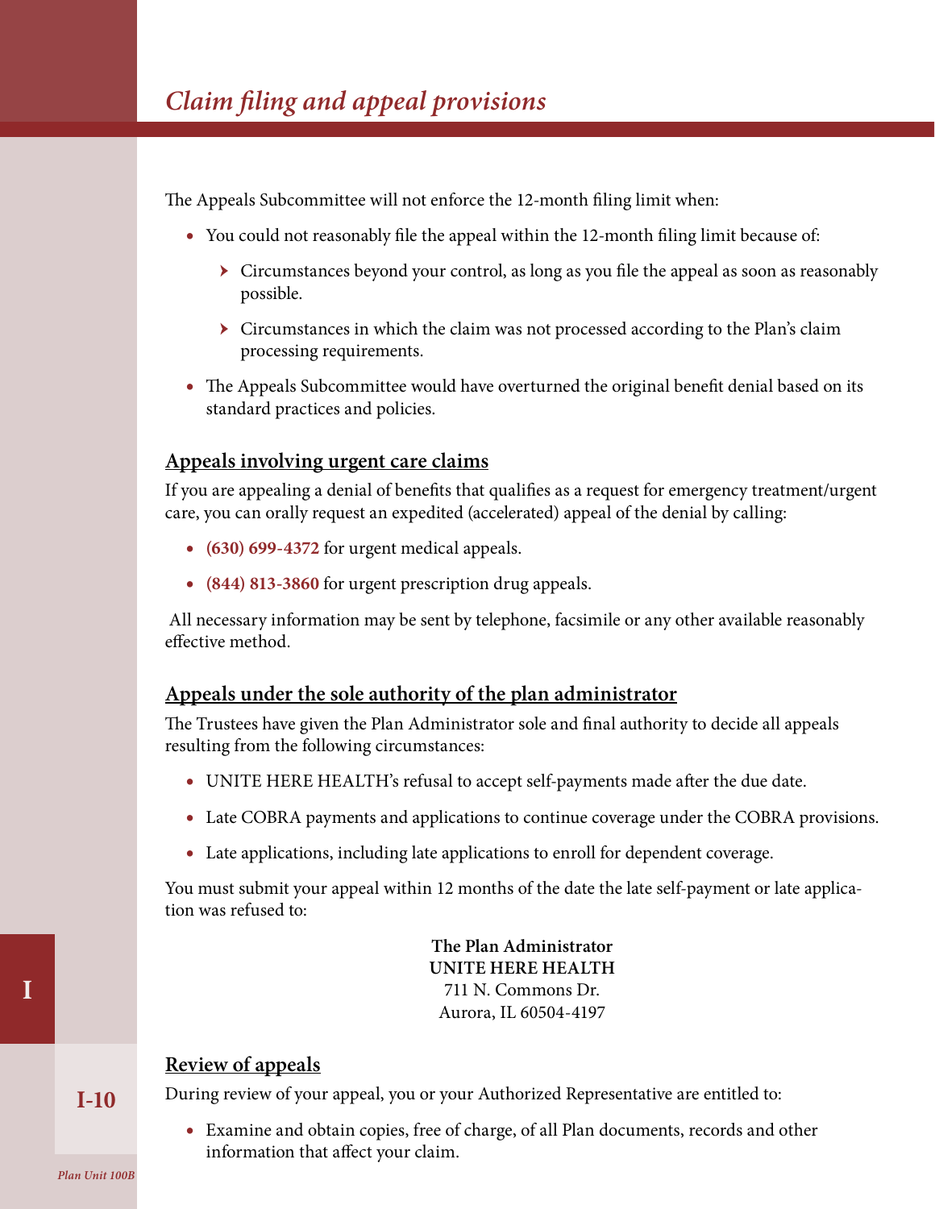The Appeals Subcommittee will not enforce the 12-month filing limit when:

- You could not reasonably file the appeal within the 12-month filing limit because of:
  - Circumstances beyond your control, as long as you file the appeal as soon as reasonably possible.
  - Circumstances in which the claim was not processed according to the Plan's claim processing requirements.
- The Appeals Subcommittee would have overturned the original benefit denial based on its standard practices and policies.

## Appeals involving urgent care claims

If you are appealing a denial of benefits that qualifies as a request for emergency treatment/urgent care, you can orally request an expedited (accelerated) appeal of the denial by calling:

- **(630) 699-4372** for urgent medical appeals.
- **(844) 813-3860** for urgent prescription drug appeals.

All necessary information may be sent by telephone, facsimile or any other available reasonably effective method.

## Appeals under the sole authority of the plan administrator

The Trustees have given the Plan Administrator sole and final authority to decide all appeals resulting from the following circumstances:

- UNITE HERE HEALTH's refusal to accept self-payments made after the due date.
- Late COBRA payments and applications to continue coverage under the COBRA provisions.
- Late applications, including late applications to enroll for dependent coverage.

You must submit your appeal within 12 months of the date the late self-payment or late application was refused to:

**The Plan Administrator**
**UNITE HERE HEALTH**
711 N. Commons Dr.
Aurora, IL 60504-4197

## Review of appeals

During review of your appeal, you or your Authorized Representative are entitled to:

- Examine and obtain copies, free of charge, of all Plan documents, records and other information that affect your claim.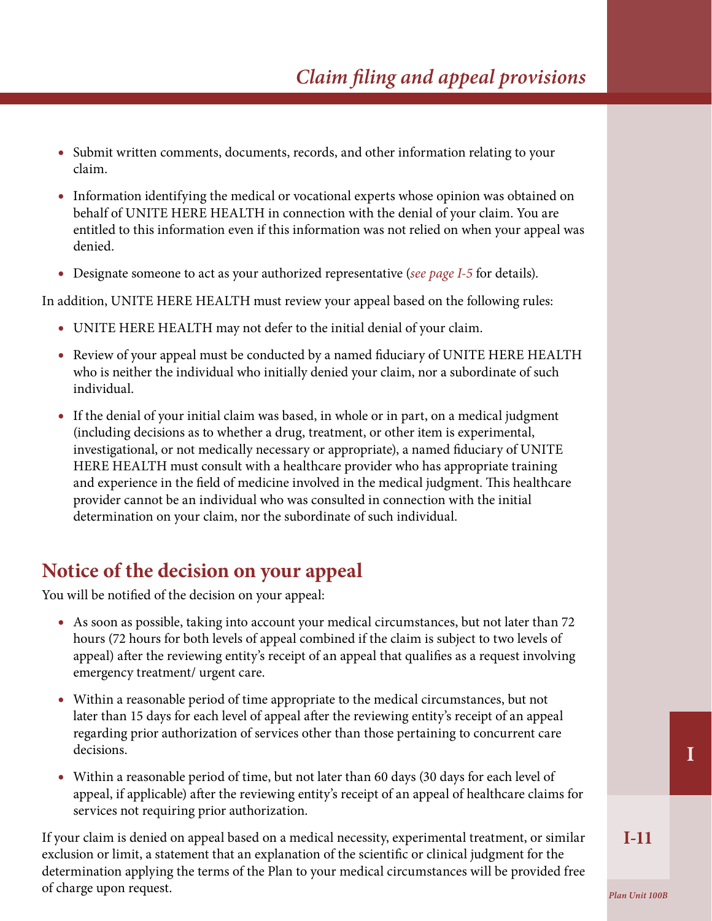- Submit written comments, documents, records, and other information relating to your claim.
- Information identifying the medical or vocational experts whose opinion was obtained on behalf of UNITE HERE HEALTH in connection with the denial of your claim. You are entitled to this information even if this information was not relied on when your appeal was denied.
- Designate someone to act as your authorized representative (*see page I-5* for details).

In addition, UNITE HERE HEALTH must review your appeal based on the following rules:

- UNITE HERE HEALTH may not defer to the initial denial of your claim.
- Review of your appeal must be conducted by a named fiduciary of UNITE HERE HEALTH who is neither the individual who initially denied your claim, nor a subordinate of such individual.
- If the denial of your initial claim was based, in whole or in part, on a medical judgment (including decisions as to whether a drug, treatment, or other item is experimental, investigational, or not medically necessary or appropriate), a named fiduciary of UNITE HERE HEALTH must consult with a healthcare provider who has appropriate training and experience in the field of medicine involved in the medical judgment. This healthcare provider cannot be an individual who was consulted in connection with the initial determination on your claim, nor the subordinate of such individual.

## Notice of the decision on your appeal

You will be notified of the decision on your appeal:

- As soon as possible, taking into account your medical circumstances, but not later than 72 hours (72 hours for both levels of appeal combined if the claim is subject to two levels of appeal) after the reviewing entity's receipt of an appeal that qualifies as a request involving emergency treatment/ urgent care.
- Within a reasonable period of time appropriate to the medical circumstances, but not later than 15 days for each level of appeal after the reviewing entity's receipt of an appeal regarding prior authorization of services other than those pertaining to concurrent care decisions.
- Within a reasonable period of time, but not later than 60 days (30 days for each level of appeal, if applicable) after the reviewing entity's receipt of an appeal of healthcare claims for services not requiring prior authorization.

If your claim is denied on appeal based on a medical necessity, experimental treatment, or similar exclusion or limit, a statement that an explanation of the scientific or clinical judgment for the determination applying the terms of the Plan to your medical circumstances will be provided free of charge upon request.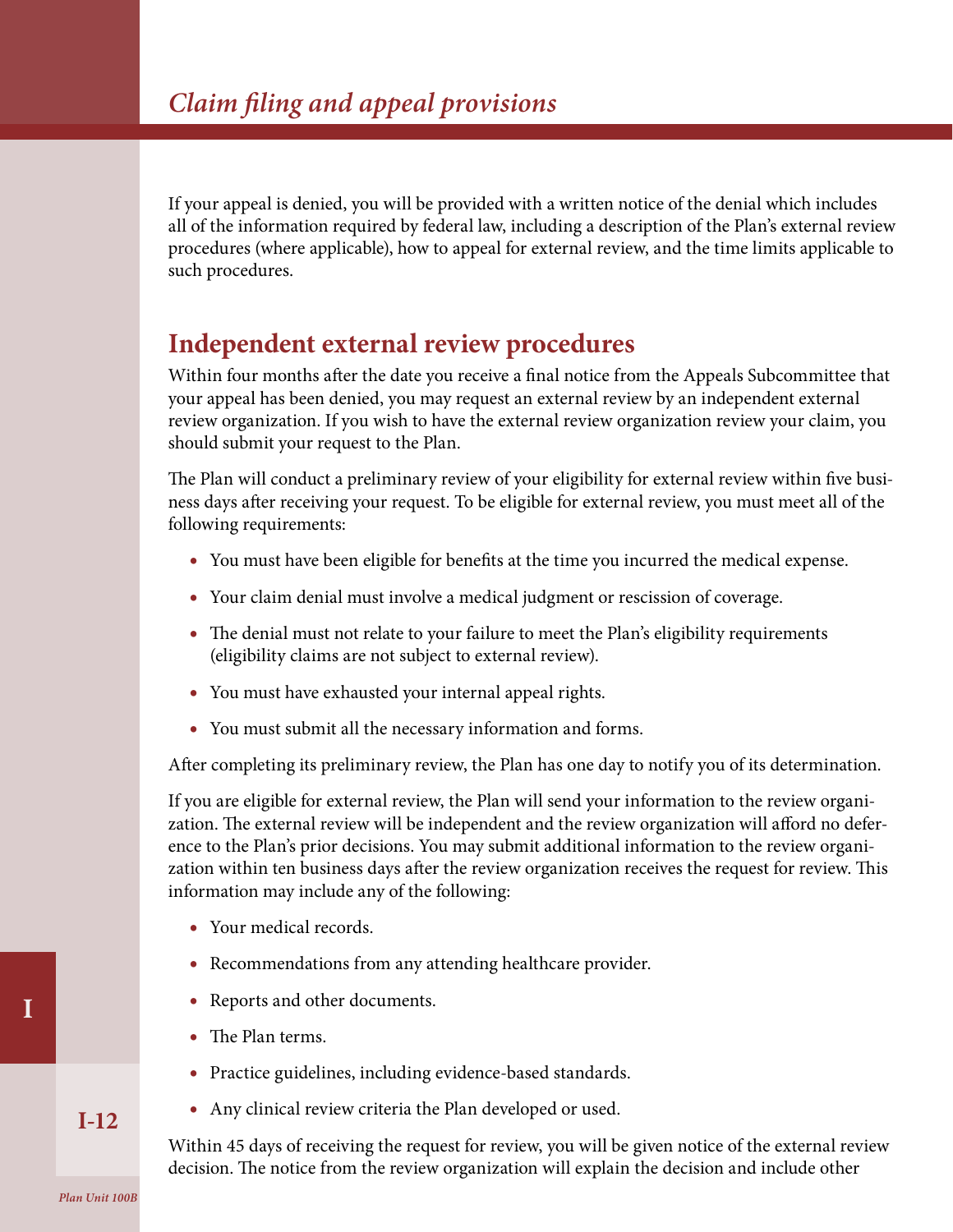If your appeal is denied, you will be provided with a written notice of the denial which includes all of the information required by federal law, including a description of the Plan's external review procedures (where applicable), how to appeal for external review, and the time limits applicable to such procedures.

## Independent external review procedures

Within four months after the date you receive a final notice from the Appeals Subcommittee that your appeal has been denied, you may request an external review by an independent external review organization. If you wish to have the external review organization review your claim, you should submit your request to the Plan.

The Plan will conduct a preliminary review of your eligibility for external review within five business days after receiving your request. To be eligible for external review, you must meet all of the following requirements:

- You must have been eligible for benefits at the time you incurred the medical expense.
- Your claim denial must involve a medical judgment or rescission of coverage.
- The denial must not relate to your failure to meet the Plan's eligibility requirements (eligibility claims are not subject to external review).
- You must have exhausted your internal appeal rights.
- You must submit all the necessary information and forms.

After completing its preliminary review, the Plan has one day to notify you of its determination.

If you are eligible for external review, the Plan will send your information to the review organization. The external review will be independent and the review organization will afford no deference to the Plan's prior decisions. You may submit additional information to the review organization within ten business days after the review organization receives the request for review. This information may include any of the following:

- Your medical records.
- Recommendations from any attending healthcare provider.
- Reports and other documents.
- The Plan terms.
- Practice guidelines, including evidence-based standards.
- Any clinical review criteria the Plan developed or used.

Within 45 days of receiving the request for review, you will be given notice of the external review decision. The notice from the review organization will explain the decision and include other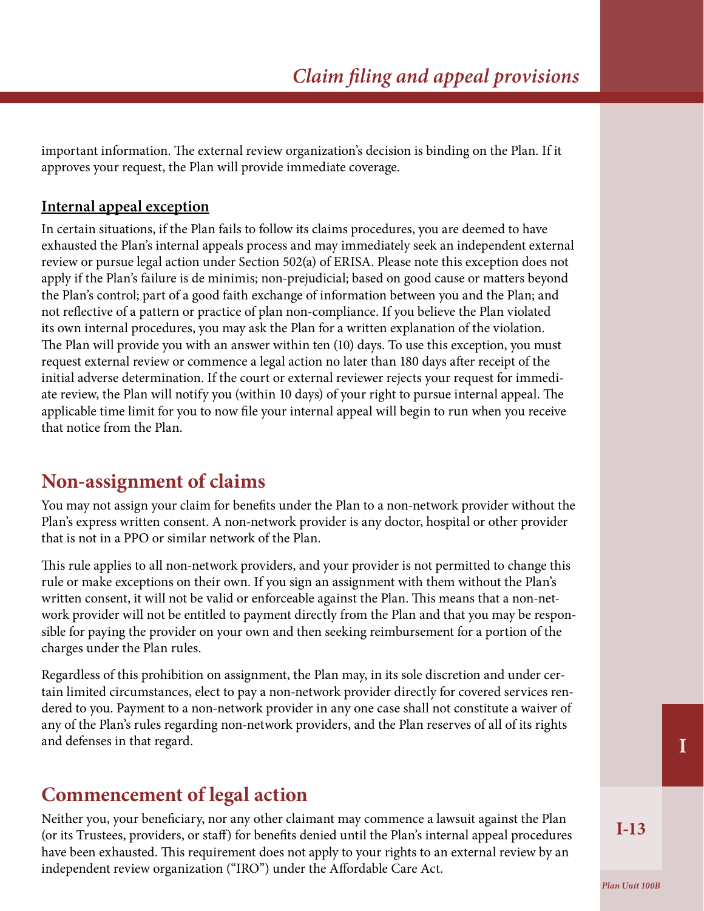important information. The external review organization's decision is binding on the Plan. If it approves your request, the Plan will provide immediate coverage.

**Internal appeal exception**

In certain situations, if the Plan fails to follow its claims procedures, you are deemed to have exhausted the Plan's internal appeals process and may immediately seek an independent external review or pursue legal action under Section 502(a) of ERISA. Please note this exception does not apply if the Plan's failure is de minimis; non-prejudicial; based on good cause or matters beyond the Plan's control; part of a good faith exchange of information between you and the Plan; and not reflective of a pattern or practice of plan non-compliance. If you believe the Plan violated its own internal procedures, you may ask the Plan for a written explanation of the violation. The Plan will provide you with an answer within ten (10) days. To use this exception, you must request external review or commence a legal action no later than 180 days after receipt of the initial adverse determination. If the court or external reviewer rejects your request for immediate review, the Plan will notify you (within 10 days) of your right to pursue internal appeal. The applicable time limit for you to now file your internal appeal will begin to run when you receive that notice from the Plan.

## Non-assignment of claims

You may not assign your claim for benefits under the Plan to a non-network provider without the Plan's express written consent. A non-network provider is any doctor, hospital or other provider that is not in a PPO or similar network of the Plan.

This rule applies to all non-network providers, and your provider is not permitted to change this rule or make exceptions on their own. If you sign an assignment with them without the Plan's written consent, it will not be valid or enforceable against the Plan. This means that a non-network provider will not be entitled to payment directly from the Plan and that you may be responsible for paying the provider on your own and then seeking reimbursement for a portion of the charges under the Plan rules.

Regardless of this prohibition on assignment, the Plan may, in its sole discretion and under certain limited circumstances, elect to pay a non-network provider directly for covered services rendered to you. Payment to a non-network provider in any one case shall not constitute a waiver of any of the Plan's rules regarding non-network providers, and the Plan reserves of all of its rights and defenses in that regard.

## Commencement of legal action

Neither you, your beneficiary, nor any other claimant may commence a lawsuit against the Plan (or its Trustees, providers, or staff) for benefits denied until the Plan's internal appeal procedures have been exhausted. This requirement does not apply to your rights to an external review by an independent review organization ("IRO") under the Affordable Care Act.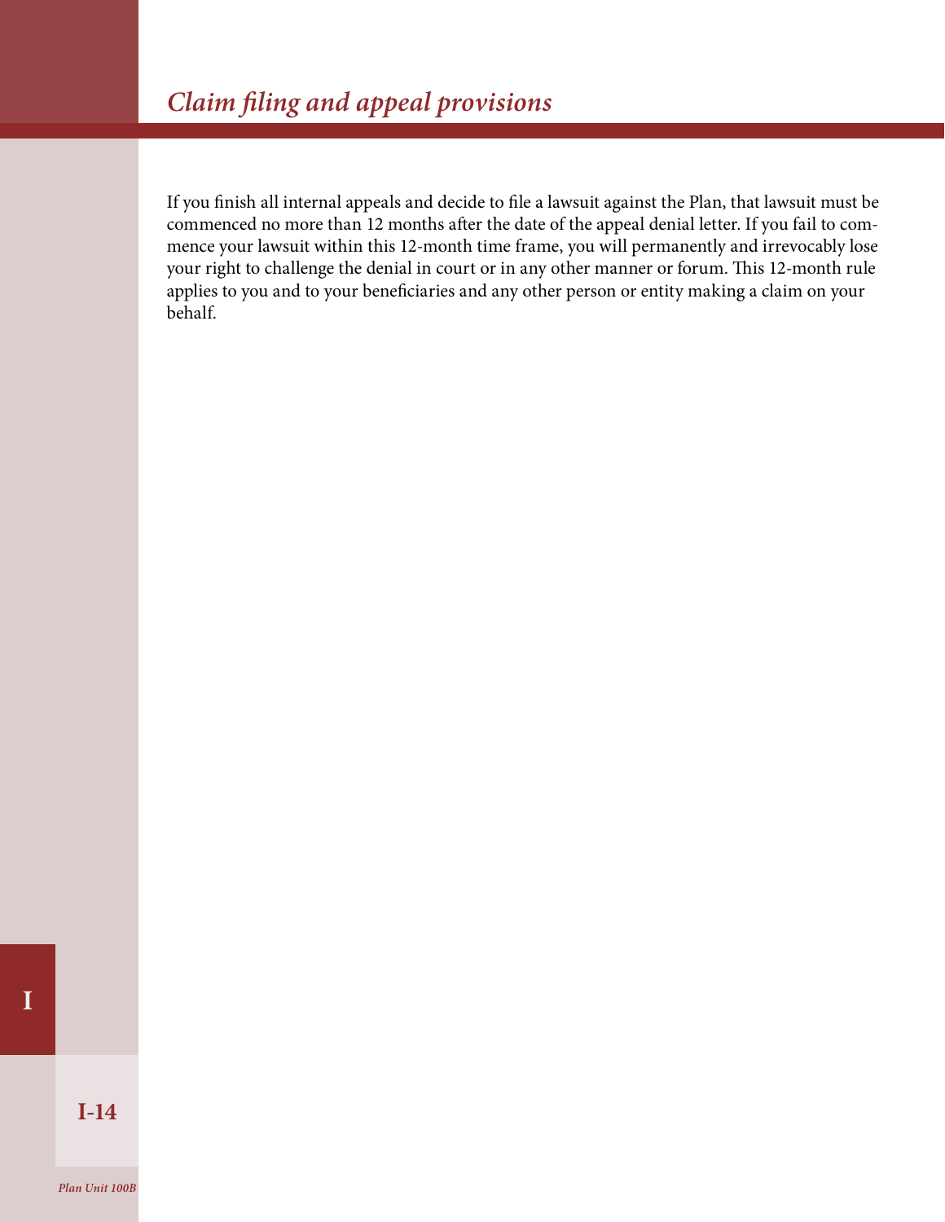*Claim filing and appeal provisions*

If you finish all internal appeals and decide to file a lawsuit against the Plan, that lawsuit must be commenced no more than 12 months after the date of the appeal denial letter. If you fail to commence your lawsuit within this 12-month time frame, you will permanently and irrevocably lose your right to challenge the denial in court or in any other manner or forum. This 12-month rule applies to you and to your beneficiaries and any other person or entity making a claim on your behalf.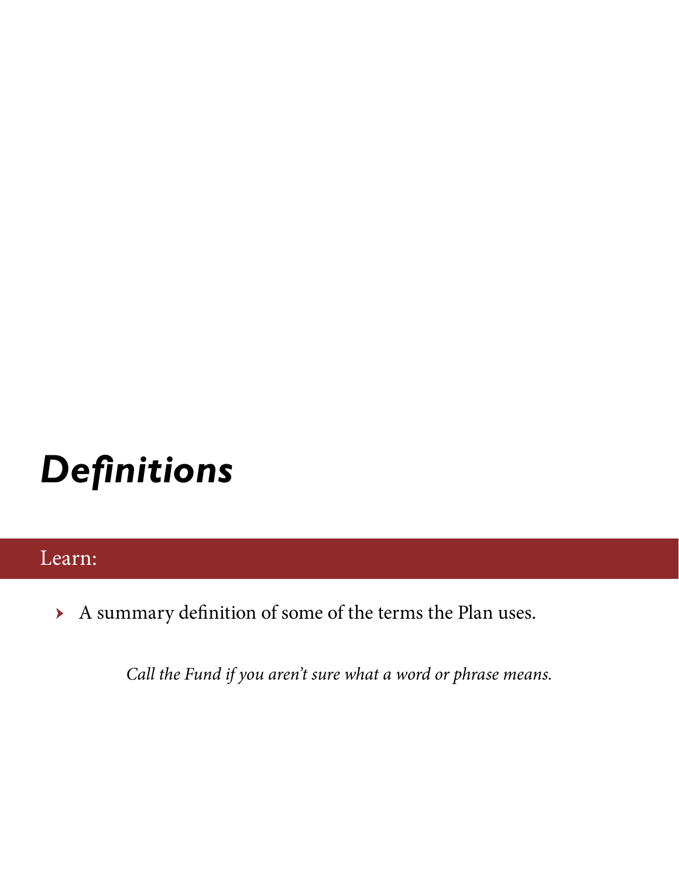# *Definitions*

## Learn:

- A summary definition of some of the terms the Plan uses.

*Call the Fund if you aren't sure what a word or phrase means.*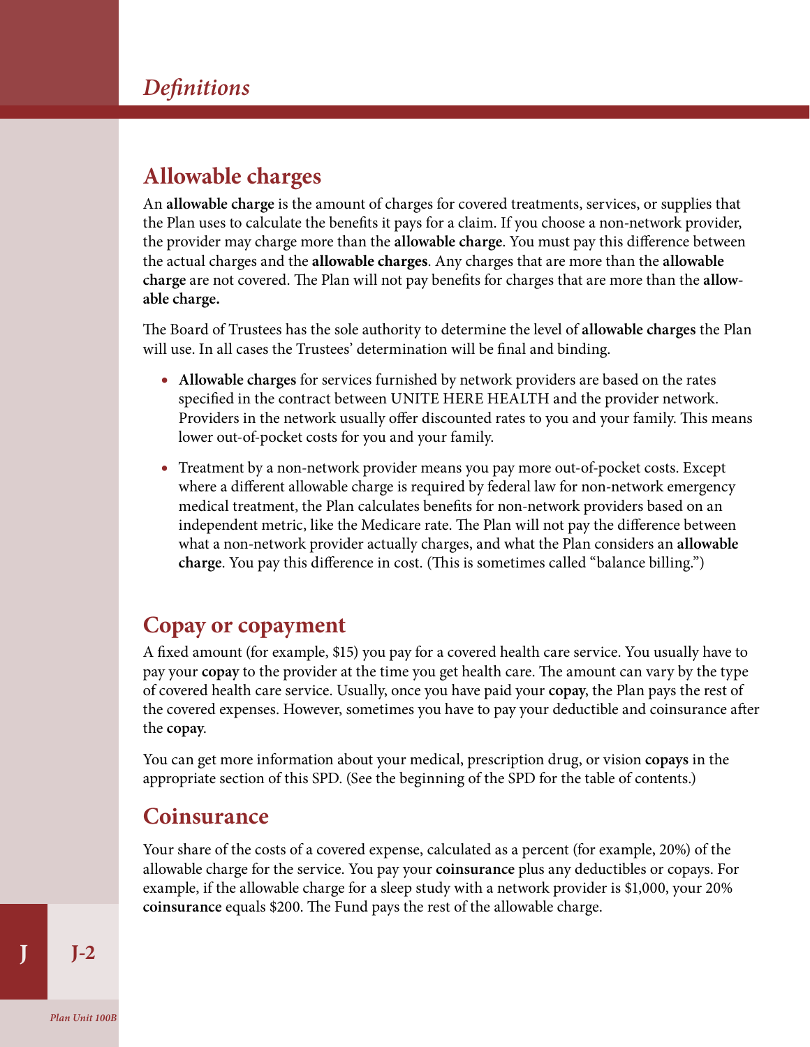## Allowable charges

An **allowable charge** is the amount of charges for covered treatments, services, or supplies that the Plan uses to calculate the benefits it pays for a claim. If you choose a non-network provider, the provider may charge more than the **allowable charge**. You must pay this difference between the actual charges and the **allowable charges**. Any charges that are more than the **allowable charge** are not covered. The Plan will not pay benefits for charges that are more than the **allowable charge.**

The Board of Trustees has the sole authority to determine the level of **allowable charges** the Plan will use. In all cases the Trustees' determination will be final and binding.

- **Allowable charges** for services furnished by network providers are based on the rates specified in the contract between UNITE HERE HEALTH and the provider network. Providers in the network usually offer discounted rates to you and your family. This means lower out-of-pocket costs for you and your family.
- Treatment by a non-network provider means you pay more out-of-pocket costs. Except where a different allowable charge is required by federal law for non-network emergency medical treatment, the Plan calculates benefits for non-network providers based on an independent metric, like the Medicare rate. The Plan will not pay the difference between what a non-network provider actually charges, and what the Plan considers an **allowable charge**. You pay this difference in cost. (This is sometimes called "balance billing.")

## Copay or copayment

A fixed amount (for example, $15) you pay for a covered health care service. You usually have to pay your **copay** to the provider at the time you get health care. The amount can vary by the type of covered health care service. Usually, once you have paid your **copay**, the Plan pays the rest of the covered expenses. However, sometimes you have to pay your deductible and coinsurance after the **copay**.

You can get more information about your medical, prescription drug, or vision **copays** in the appropriate section of this SPD. (See the beginning of the SPD for the table of contents.)

## Coinsurance

Your share of the costs of a covered expense, calculated as a percent (for example, 20%) of the allowable charge for the service. You pay your **coinsurance** plus any deductibles or copays. For example, if the allowable charge for a sleep study with a network provider is $1,000, your 20% **coinsurance** equals $200. The Fund pays the rest of the allowable charge.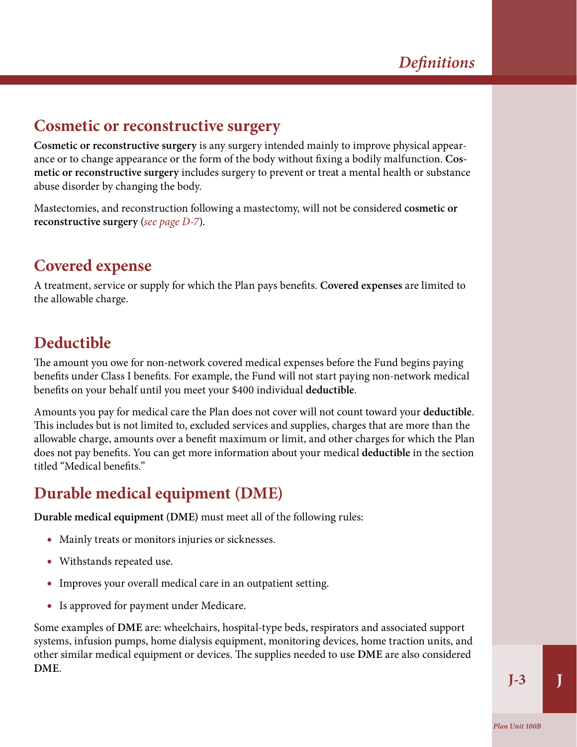## Cosmetic or reconstructive surgery

**Cosmetic or reconstructive surgery** is any surgery intended mainly to improve physical appearance or to change appearance or the form of the body without fixing a bodily malfunction. **Cosmetic or reconstructive surgery** includes surgery to prevent or treat a mental health or substance abuse disorder by changing the body.

Mastectomies, and reconstruction following a mastectomy, will not be considered **cosmetic or reconstructive surgery** (*see page D-7*).

## Covered expense

A treatment, service or supply for which the Plan pays benefits. **Covered expenses** are limited to the allowable charge.

## Deductible

The amount you owe for non-network covered medical expenses before the Fund begins paying benefits under Class I benefits. For example, the Fund will not start paying non-network medical benefits on your behalf until you meet your $400 individual **deductible**.

Amounts you pay for medical care the Plan does not cover will not count toward your **deductible**. This includes but is not limited to, excluded services and supplies, charges that are more than the allowable charge, amounts over a benefit maximum or limit, and other charges for which the Plan does not pay benefits. You can get more information about your medical **deductible** in the section titled "Medical benefits."

## Durable medical equipment (DME)

**Durable medical equipment (DME)** must meet all of the following rules:

- Mainly treats or monitors injuries or sicknesses.
- Withstands repeated use.
- Improves your overall medical care in an outpatient setting.
- Is approved for payment under Medicare.

Some examples of **DME** are: wheelchairs, hospital-type beds, respirators and associated support systems, infusion pumps, home dialysis equipment, monitoring devices, home traction units, and other similar medical equipment or devices. The supplies needed to use **DME** are also considered **DME**.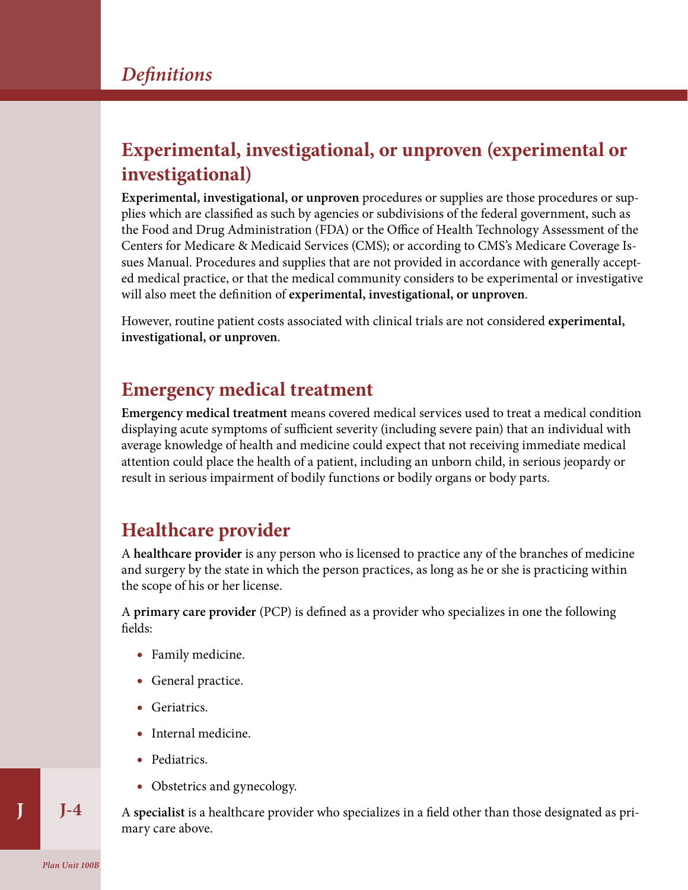## Experimental, investigational, or unproven (experimental or investigational)

**Experimental, investigational, or unproven** procedures or supplies are those procedures or supplies which are classified as such by agencies or subdivisions of the federal government, such as the Food and Drug Administration (FDA) or the Office of Health Technology Assessment of the Centers for Medicare & Medicaid Services (CMS); or according to CMS's Medicare Coverage Issues Manual. Procedures and supplies that are not provided in accordance with generally accepted medical practice, or that the medical community considers to be experimental or investigative will also meet the definition of **experimental, investigational, or unproven**.

However, routine patient costs associated with clinical trials are not considered **experimental, investigational, or unproven**.

## Emergency medical treatment

**Emergency medical treatment** means covered medical services used to treat a medical condition displaying acute symptoms of sufficient severity (including severe pain) that an individual with average knowledge of health and medicine could expect that not receiving immediate medical attention could place the health of a patient, including an unborn child, in serious jeopardy or result in serious impairment of bodily functions or bodily organs or body parts.

## Healthcare provider

A **healthcare provider** is any person who is licensed to practice any of the branches of medicine and surgery by the state in which the person practices, as long as he or she is practicing within the scope of his or her license.

A **primary care provider** (PCP) is defined as a provider who specializes in one the following fields:

- Family medicine.
- General practice.
- Geriatrics.
- Internal medicine.
- Pediatrics.
- Obstetrics and gynecology.

A **specialist** is a healthcare provider who specializes in a field other than those designated as primary care above.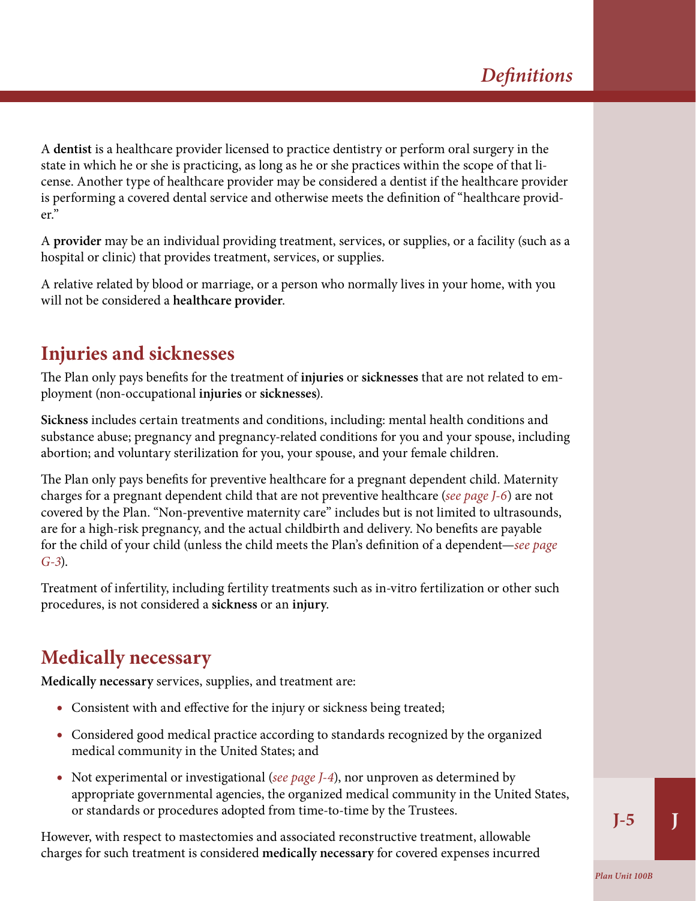A **dentist** is a healthcare provider licensed to practice dentistry or perform oral surgery in the state in which he or she is practicing, as long as he or she practices within the scope of that license. Another type of healthcare provider may be considered a dentist if the healthcare provider is performing a covered dental service and otherwise meets the definition of "healthcare provider."

A **provider** may be an individual providing treatment, services, or supplies, or a facility (such as a hospital or clinic) that provides treatment, services, or supplies.

A relative related by blood or marriage, or a person who normally lives in your home, with you will not be considered a **healthcare provider**.

## Injuries and sicknesses

The Plan only pays benefits for the treatment of **injuries** or **sicknesses** that are not related to employment (non-occupational **injuries** or **sicknesses**).

**Sickness** includes certain treatments and conditions, including: mental health conditions and substance abuse; pregnancy and pregnancy-related conditions for you and your spouse, including abortion; and voluntary sterilization for you, your spouse, and your female children.

The Plan only pays benefits for preventive healthcare for a pregnant dependent child. Maternity charges for a pregnant dependent child that are not preventive healthcare (*see page J-6*) are not covered by the Plan. "Non-preventive maternity care" includes but is not limited to ultrasounds, are for a high-risk pregnancy, and the actual childbirth and delivery. No benefits are payable for the child of your child (unless the child meets the Plan's definition of a dependent—*see page G-3*).

Treatment of infertility, including fertility treatments such as in-vitro fertilization or other such procedures, is not considered a **sickness** or an **injury**.

## Medically necessary

**Medically necessary** services, supplies, and treatment are:

- Consistent with and effective for the injury or sickness being treated;
- Considered good medical practice according to standards recognized by the organized medical community in the United States; and
- Not experimental or investigational (*see page J-4*), nor unproven as determined by appropriate governmental agencies, the organized medical community in the United States, or standards or procedures adopted from time-to-time by the Trustees.

However, with respect to mastectomies and associated reconstructive treatment, allowable charges for such treatment is considered **medically necessary** for covered expenses incurred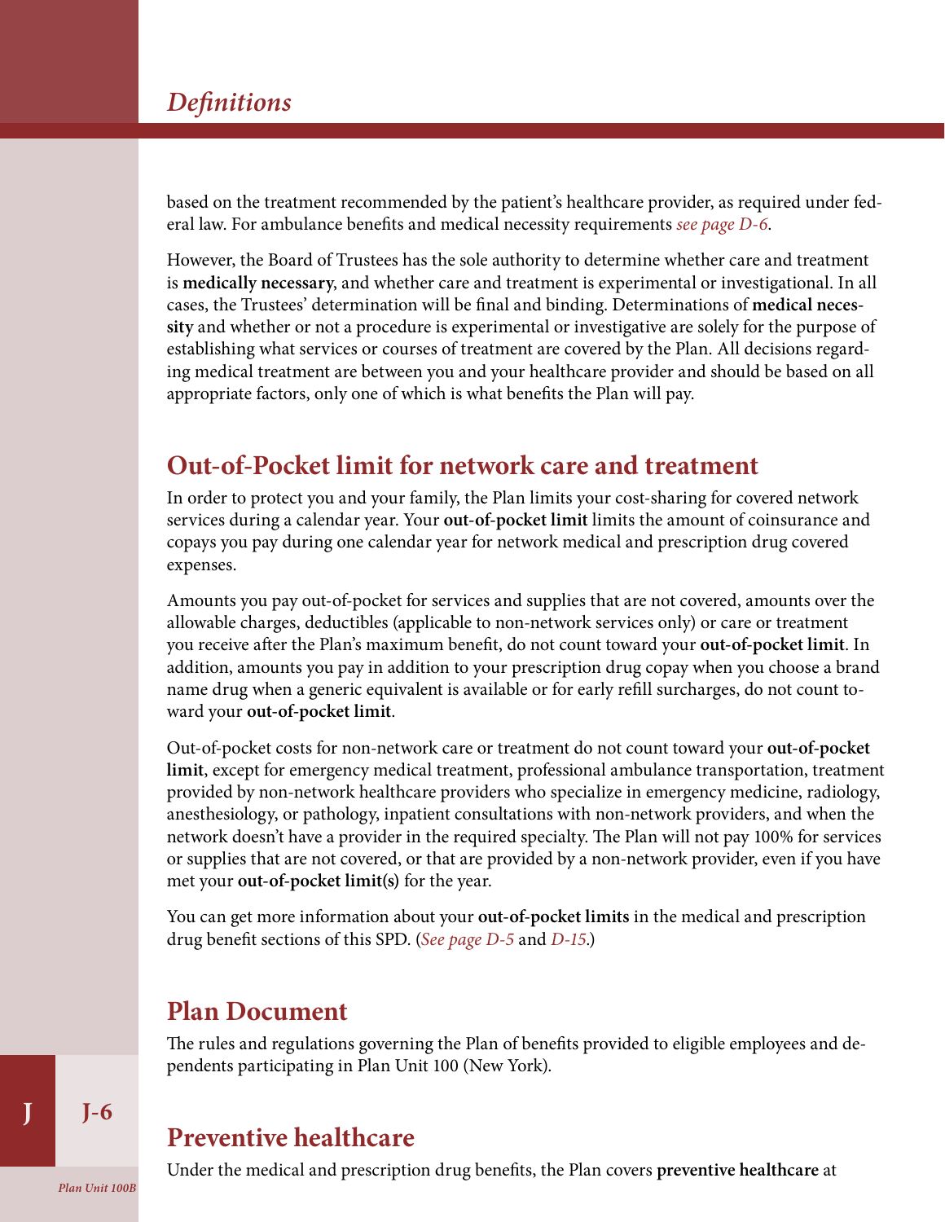based on the treatment recommended by the patient's healthcare provider, as required under federal law. For ambulance benefits and medical necessity requirements *see page D-6*.

However, the Board of Trustees has the sole authority to determine whether care and treatment is **medically necessary**, and whether care and treatment is experimental or investigational. In all cases, the Trustees' determination will be final and binding. Determinations of **medical necessity** and whether or not a procedure is experimental or investigative are solely for the purpose of establishing what services or courses of treatment are covered by the Plan. All decisions regarding medical treatment are between you and your healthcare provider and should be based on all appropriate factors, only one of which is what benefits the Plan will pay.

## Out-of-Pocket limit for network care and treatment

In order to protect you and your family, the Plan limits your cost-sharing for covered network services during a calendar year. Your **out-of-pocket limit** limits the amount of coinsurance and copays you pay during one calendar year for network medical and prescription drug covered expenses.

Amounts you pay out-of-pocket for services and supplies that are not covered, amounts over the allowable charges, deductibles (applicable to non-network services only) or care or treatment you receive after the Plan's maximum benefit, do not count toward your **out-of-pocket limit**. In addition, amounts you pay in addition to your prescription drug copay when you choose a brand name drug when a generic equivalent is available or for early refill surcharges, do not count toward your **out-of-pocket limit**.

Out-of-pocket costs for non-network care or treatment do not count toward your **out-of-pocket limit**, except for emergency medical treatment, professional ambulance transportation, treatment provided by non-network healthcare providers who specialize in emergency medicine, radiology, anesthesiology, or pathology, inpatient consultations with non-network providers, and when the network doesn't have a provider in the required specialty. The Plan will not pay 100% for services or supplies that are not covered, or that are provided by a non-network provider, even if you have met your **out-of-pocket limit(s)** for the year.

You can get more information about your **out-of-pocket limits** in the medical and prescription drug benefit sections of this SPD. (*See page D-5* and *D-15*.)

## Plan Document

The rules and regulations governing the Plan of benefits provided to eligible employees and dependents participating in Plan Unit 100 (New York).

## Preventive healthcare

Under the medical and prescription drug benefits, the Plan covers **preventive healthcare** at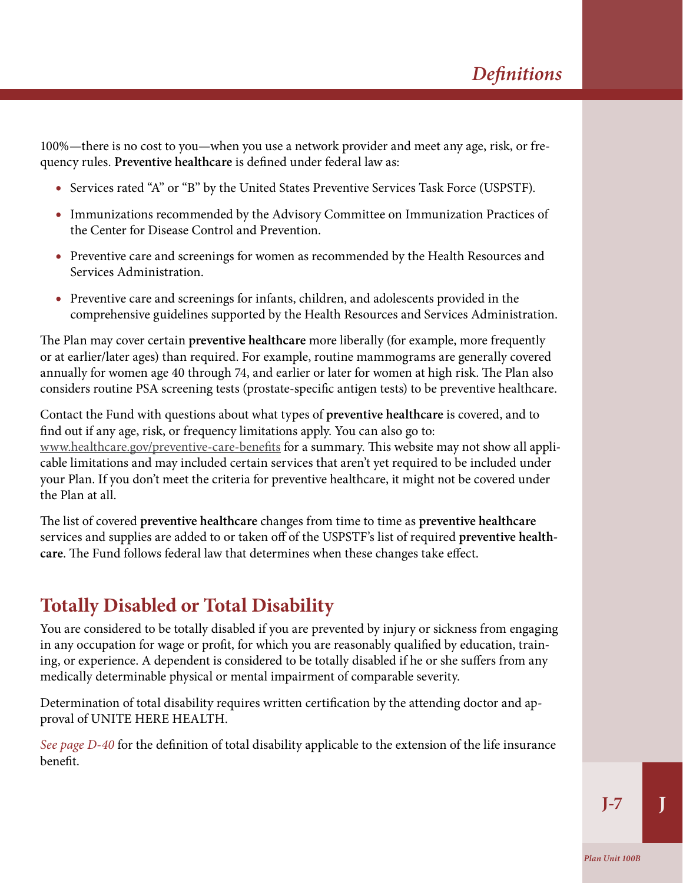100%—there is no cost to you—when you use a network provider and meet any age, risk, or frequency rules. **Preventive healthcare** is defined under federal law as:

- Services rated "A" or "B" by the United States Preventive Services Task Force (USPSTF).
- Immunizations recommended by the Advisory Committee on Immunization Practices of the Center for Disease Control and Prevention.
- Preventive care and screenings for women as recommended by the Health Resources and Services Administration.
- Preventive care and screenings for infants, children, and adolescents provided in the comprehensive guidelines supported by the Health Resources and Services Administration.

The Plan may cover certain **preventive healthcare** more liberally (for example, more frequently or at earlier/later ages) than required. For example, routine mammograms are generally covered annually for women age 40 through 74, and earlier or later for women at high risk. The Plan also considers routine PSA screening tests (prostate-specific antigen tests) to be preventive healthcare.

Contact the Fund with questions about what types of **preventive healthcare** is covered, and to find out if any age, risk, or frequency limitations apply. You can also go to: www.healthcare.gov/preventive-care-benefits for a summary. This website may not show all applicable limitations and may included certain services that aren't yet required to be included under your Plan. If you don't meet the criteria for preventive healthcare, it might not be covered under the Plan at all.

The list of covered **preventive healthcare** changes from time to time as **preventive healthcare** services and supplies are added to or taken off of the USPSTF's list of required **preventive healthcare**. The Fund follows federal law that determines when these changes take effect.

## Totally Disabled or Total Disability

You are considered to be totally disabled if you are prevented by injury or sickness from engaging in any occupation for wage or profit, for which you are reasonably qualified by education, training, or experience. A dependent is considered to be totally disabled if he or she suffers from any medically determinable physical or mental impairment of comparable severity.

Determination of total disability requires written certification by the attending doctor and approval of UNITE HERE HEALTH.

*See page D-40* for the definition of total disability applicable to the extension of the life insurance benefit.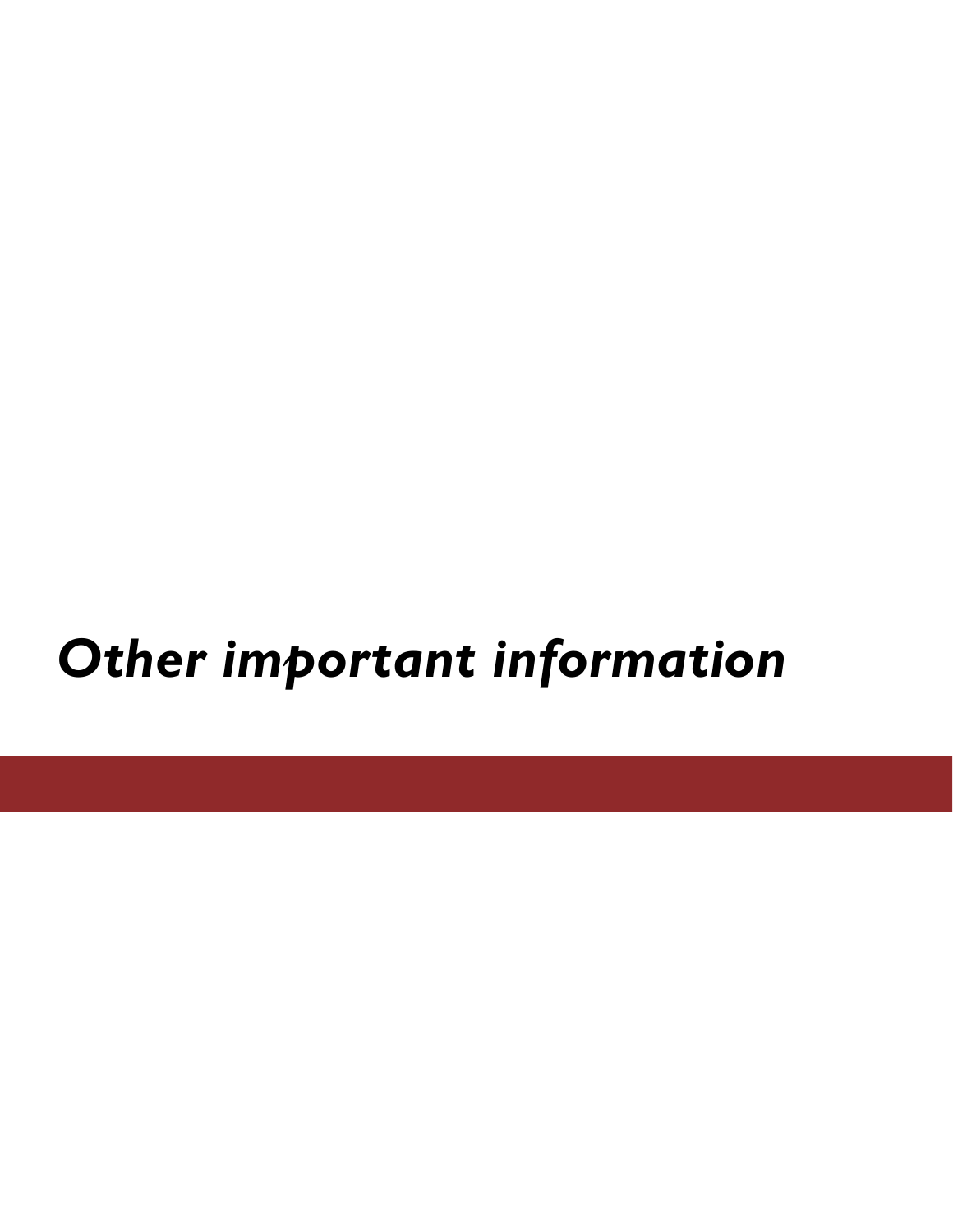# *Other important information*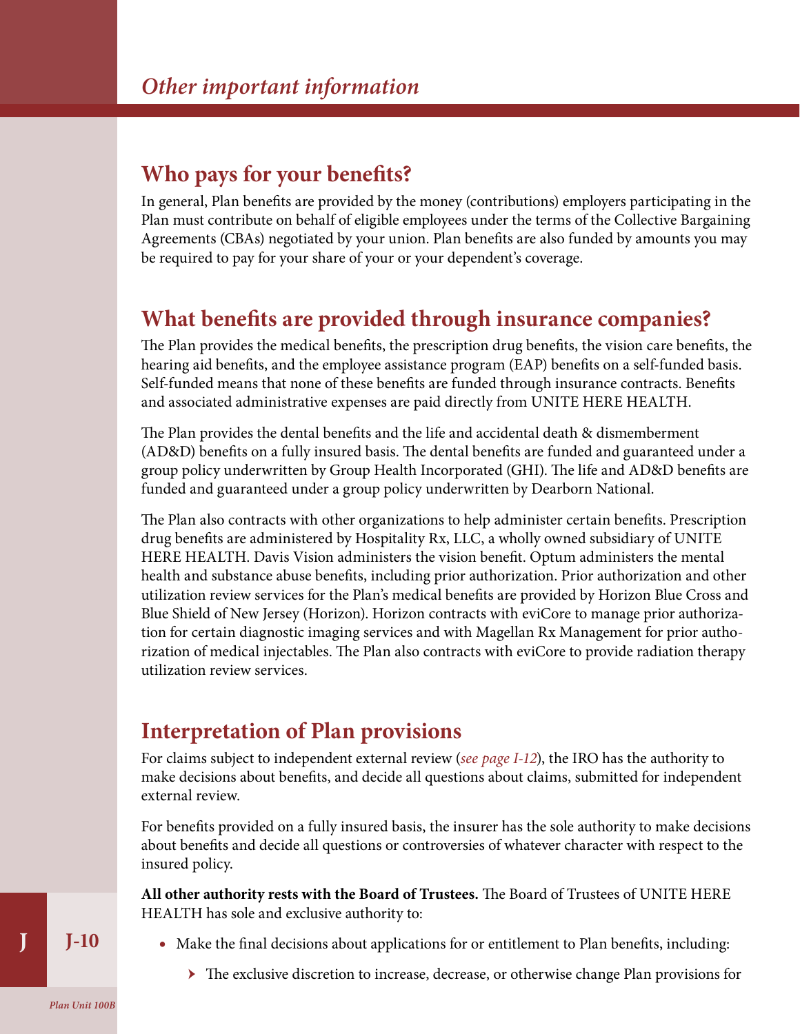# Other important information

## Who pays for your benefits?

In general, Plan benefits are provided by the money (contributions) employers participating in the Plan must contribute on behalf of eligible employees under the terms of the Collective Bargaining Agreements (CBAs) negotiated by your union. Plan benefits are also funded by amounts you may be required to pay for your share of your or your dependent's coverage.

## What benefits are provided through insurance companies?

The Plan provides the medical benefits, the prescription drug benefits, the vision care benefits, the hearing aid benefits, and the employee assistance program (EAP) benefits on a self-funded basis. Self-funded means that none of these benefits are funded through insurance contracts. Benefits and associated administrative expenses are paid directly from UNITE HERE HEALTH.

The Plan provides the dental benefits and the life and accidental death & dismemberment (AD&D) benefits on a fully insured basis. The dental benefits are funded and guaranteed under a group policy underwritten by Group Health Incorporated (GHI). The life and AD&D benefits are funded and guaranteed under a group policy underwritten by Dearborn National.

The Plan also contracts with other organizations to help administer certain benefits. Prescription drug benefits are administered by Hospitality Rx, LLC, a wholly owned subsidiary of UNITE HERE HEALTH. Davis Vision administers the vision benefit. Optum administers the mental health and substance abuse benefits, including prior authorization. Prior authorization and other utilization review services for the Plan's medical benefits are provided by Horizon Blue Cross and Blue Shield of New Jersey (Horizon). Horizon contracts with eviCore to manage prior authorization for certain diagnostic imaging services and with Magellan Rx Management for prior authorization of medical injectables. The Plan also contracts with eviCore to provide radiation therapy utilization review services.

## Interpretation of Plan provisions

For claims subject to independent external review (*see page I-12*), the IRO has the authority to make decisions about benefits, and decide all questions about claims, submitted for independent external review.

For benefits provided on a fully insured basis, the insurer has the sole authority to make decisions about benefits and decide all questions or controversies of whatever character with respect to the insured policy.

**All other authority rests with the Board of Trustees.** The Board of Trustees of UNITE HERE HEALTH has sole and exclusive authority to:

- Make the final decisions about applications for or entitlement to Plan benefits, including:
  - The exclusive discretion to increase, decrease, or otherwise change Plan provisions for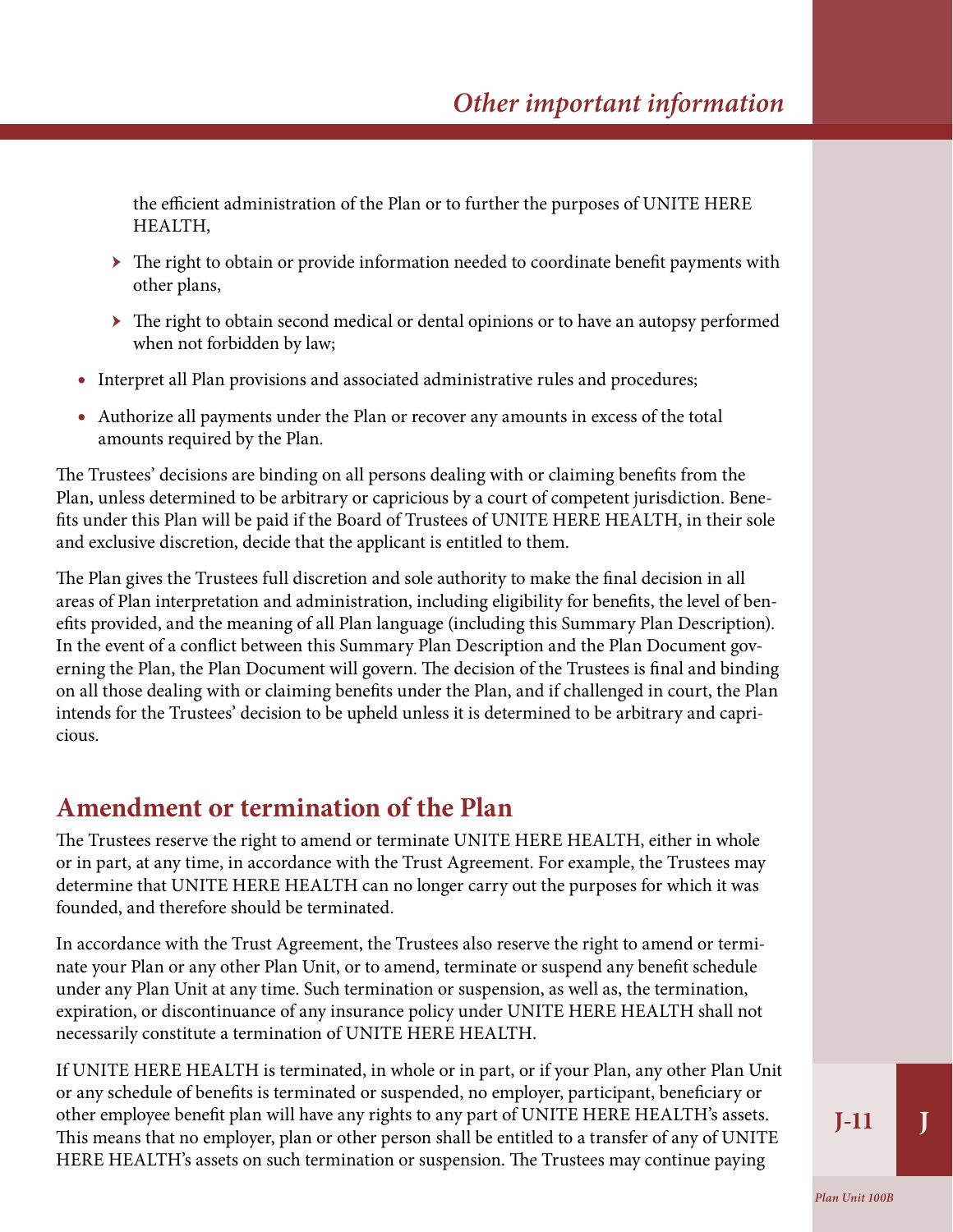the efficient administration of the Plan or to further the purposes of UNITE HERE HEALTH,

- The right to obtain or provide information needed to coordinate benefit payments with other plans,
- The right to obtain second medical or dental opinions or to have an autopsy performed when not forbidden by law;

- Interpret all Plan provisions and associated administrative rules and procedures;
- Authorize all payments under the Plan or recover any amounts in excess of the total amounts required by the Plan.

The Trustees' decisions are binding on all persons dealing with or claiming benefits from the Plan, unless determined to be arbitrary or capricious by a court of competent jurisdiction. Benefits under this Plan will be paid if the Board of Trustees of UNITE HERE HEALTH, in their sole and exclusive discretion, decide that the applicant is entitled to them.

The Plan gives the Trustees full discretion and sole authority to make the final decision in all areas of Plan interpretation and administration, including eligibility for benefits, the level of benefits provided, and the meaning of all Plan language (including this Summary Plan Description). In the event of a conflict between this Summary Plan Description and the Plan Document governing the Plan, the Plan Document will govern. The decision of the Trustees is final and binding on all those dealing with or claiming benefits under the Plan, and if challenged in court, the Plan intends for the Trustees' decision to be upheld unless it is determined to be arbitrary and capricious.

## Amendment or termination of the Plan

The Trustees reserve the right to amend or terminate UNITE HERE HEALTH, either in whole or in part, at any time, in accordance with the Trust Agreement. For example, the Trustees may determine that UNITE HERE HEALTH can no longer carry out the purposes for which it was founded, and therefore should be terminated.

In accordance with the Trust Agreement, the Trustees also reserve the right to amend or terminate your Plan or any other Plan Unit, or to amend, terminate or suspend any benefit schedule under any Plan Unit at any time. Such termination or suspension, as well as, the termination, expiration, or discontinuance of any insurance policy under UNITE HERE HEALTH shall not necessarily constitute a termination of UNITE HERE HEALTH.

If UNITE HERE HEALTH is terminated, in whole or in part, or if your Plan, any other Plan Unit or any schedule of benefits is terminated or suspended, no employer, participant, beneficiary or other employee benefit plan will have any rights to any part of UNITE HERE HEALTH's assets. This means that no employer, plan or other person shall be entitled to a transfer of any of UNITE HERE HEALTH's assets on such termination or suspension. The Trustees may continue paying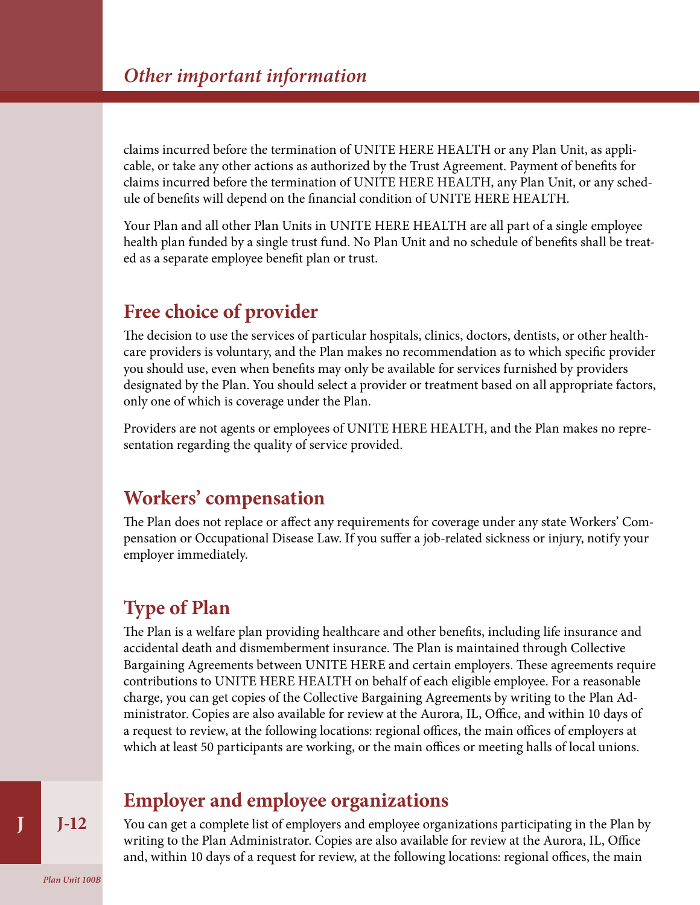claims incurred before the termination of UNITE HERE HEALTH or any Plan Unit, as applicable, or take any other actions as authorized by the Trust Agreement. Payment of benefits for claims incurred before the termination of UNITE HERE HEALTH, any Plan Unit, or any schedule of benefits will depend on the financial condition of UNITE HERE HEALTH.

Your Plan and all other Plan Units in UNITE HERE HEALTH are all part of a single employee health plan funded by a single trust fund. No Plan Unit and no schedule of benefits shall be treated as a separate employee benefit plan or trust.

## Free choice of provider

The decision to use the services of particular hospitals, clinics, doctors, dentists, or other healthcare providers is voluntary, and the Plan makes no recommendation as to which specific provider you should use, even when benefits may only be available for services furnished by providers designated by the Plan. You should select a provider or treatment based on all appropriate factors, only one of which is coverage under the Plan.

Providers are not agents or employees of UNITE HERE HEALTH, and the Plan makes no representation regarding the quality of service provided.

## Workers' compensation

The Plan does not replace or affect any requirements for coverage under any state Workers' Compensation or Occupational Disease Law. If you suffer a job-related sickness or injury, notify your employer immediately.

## Type of Plan

The Plan is a welfare plan providing healthcare and other benefits, including life insurance and accidental death and dismemberment insurance. The Plan is maintained through Collective Bargaining Agreements between UNITE HERE and certain employers. These agreements require contributions to UNITE HERE HEALTH on behalf of each eligible employee. For a reasonable charge, you can get copies of the Collective Bargaining Agreements by writing to the Plan Administrator. Copies are also available for review at the Aurora, IL, Office, and within 10 days of a request to review, at the following locations: regional offices, the main offices of employers at which at least 50 participants are working, or the main offices or meeting halls of local unions.

## Employer and employee organizations

You can get a complete list of employers and employee organizations participating in the Plan by writing to the Plan Administrator. Copies are also available for review at the Aurora, IL, Office and, within 10 days of a request for review, at the following locations: regional offices, the main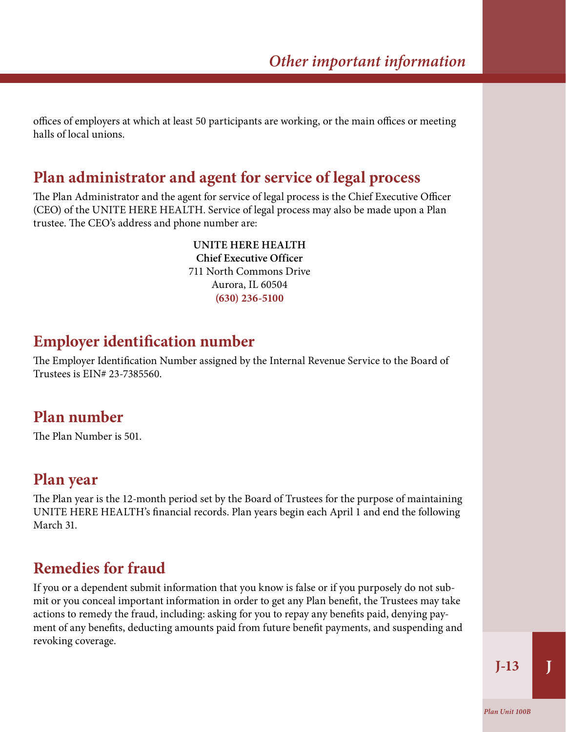offices of employers at which at least 50 participants are working, or the main offices or meeting halls of local unions.

## Plan administrator and agent for service of legal process

The Plan Administrator and the agent for service of legal process is the Chief Executive Officer (CEO) of the UNITE HERE HEALTH. Service of legal process may also be made upon a Plan trustee. The CEO's address and phone number are:

**UNITE HERE HEALTH**
**Chief Executive Officer**
711 North Commons Drive
Aurora, IL 60504
**(630) 236-5100**

## Employer identification number

The Employer Identification Number assigned by the Internal Revenue Service to the Board of Trustees is EIN# 23-7385560.

## Plan number

The Plan Number is 501.

## Plan year

The Plan year is the 12-month period set by the Board of Trustees for the purpose of maintaining UNITE HERE HEALTH's financial records. Plan years begin each April 1 and end the following March 31.

## Remedies for fraud

If you or a dependent submit information that you know is false or if you purposely do not submit or you conceal important information in order to get any Plan benefit, the Trustees may take actions to remedy the fraud, including: asking for you to repay any benefits paid, denying payment of any benefits, deducting amounts paid from future benefit payments, and suspending and revoking coverage.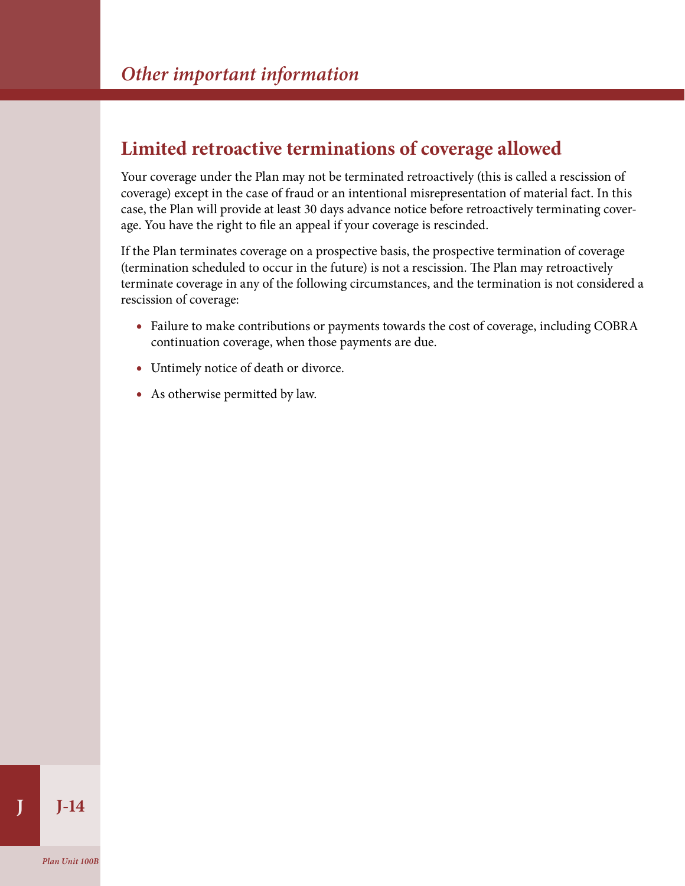## Limited retroactive terminations of coverage allowed

Your coverage under the Plan may not be terminated retroactively (this is called a rescission of coverage) except in the case of fraud or an intentional misrepresentation of material fact. In this case, the Plan will provide at least 30 days advance notice before retroactively terminating coverage. You have the right to file an appeal if your coverage is rescinded.

If the Plan terminates coverage on a prospective basis, the prospective termination of coverage (termination scheduled to occur in the future) is not a rescission. The Plan may retroactively terminate coverage in any of the following circumstances, and the termination is not considered a rescission of coverage:

- Failure to make contributions or payments towards the cost of coverage, including COBRA continuation coverage, when those payments are due.
- Untimely notice of death or divorce.
- As otherwise permitted by law.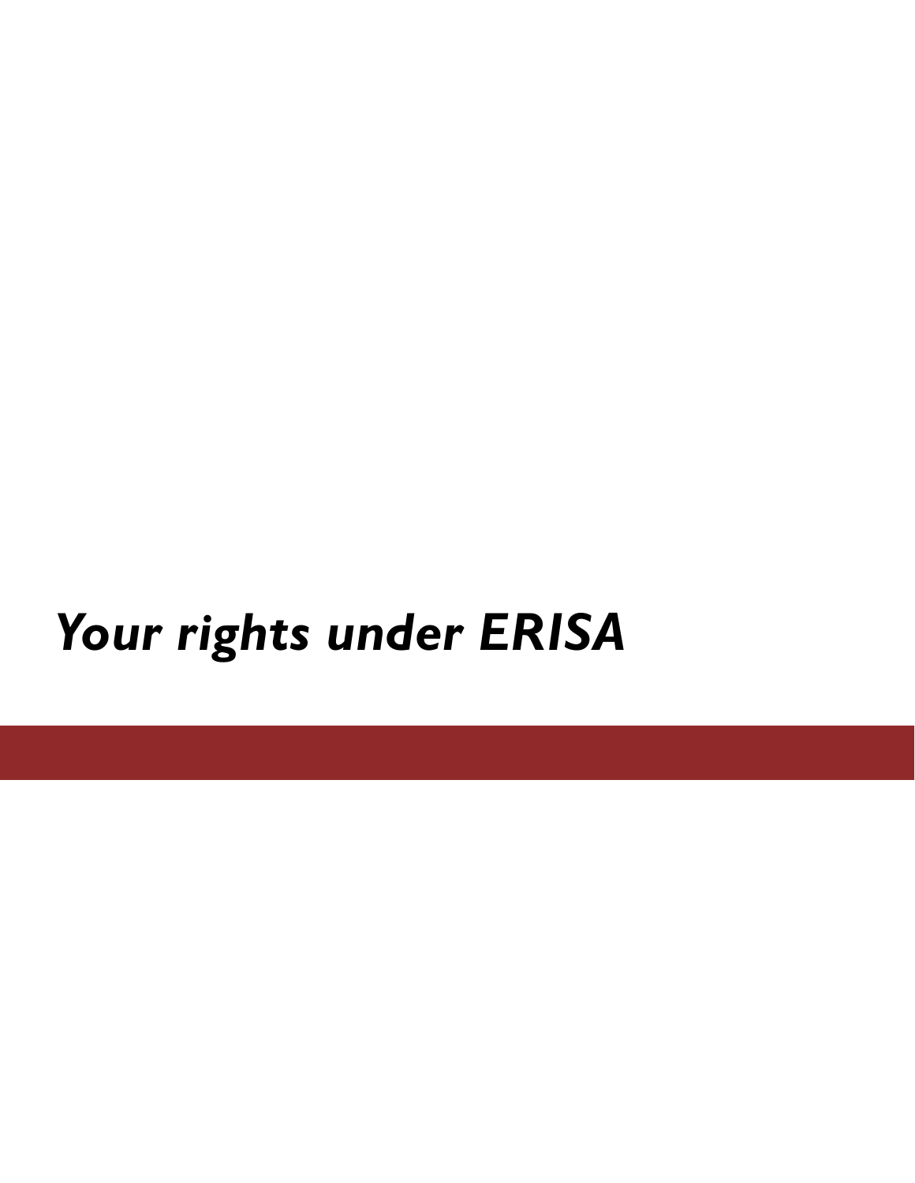# *Your rights under ERISA*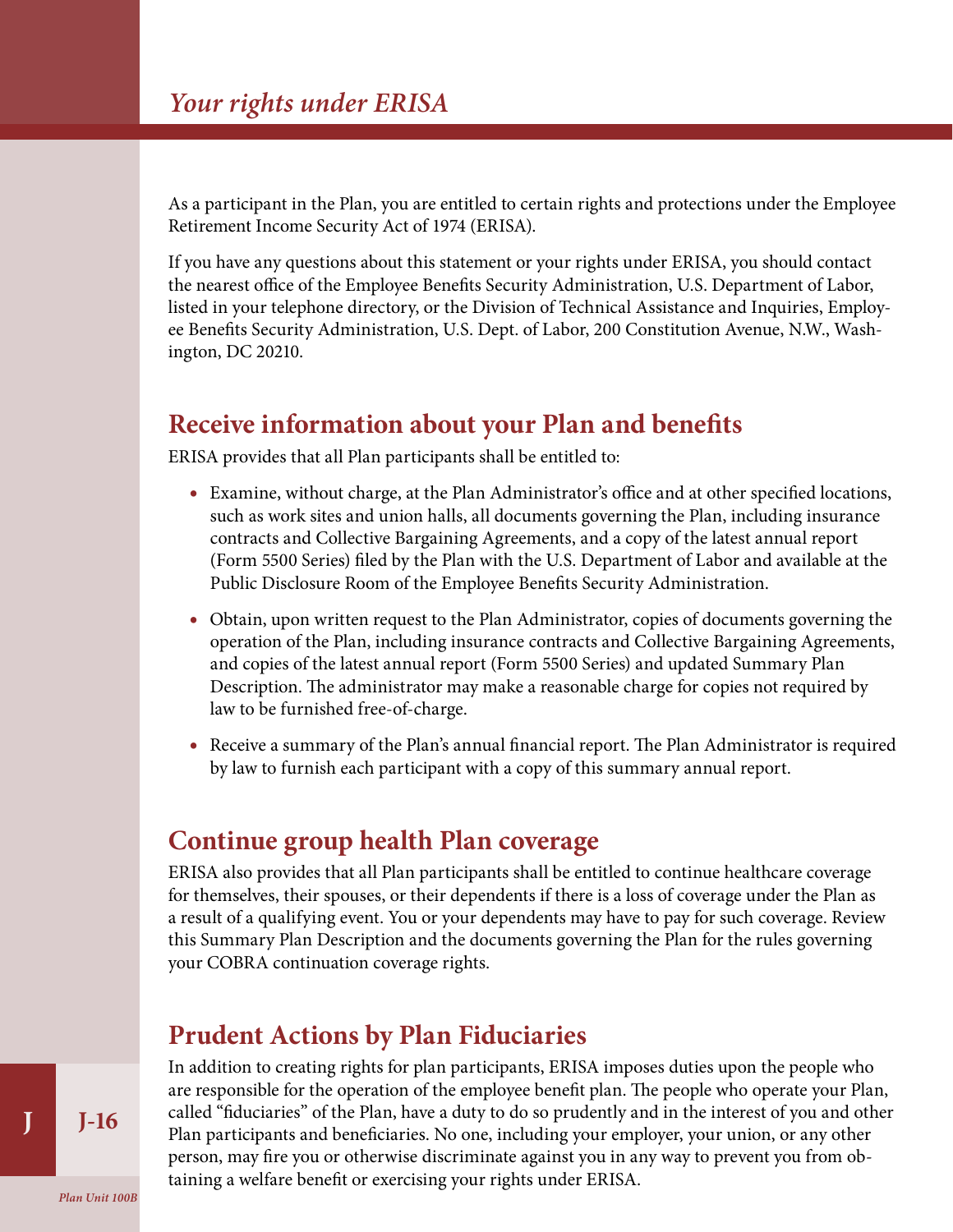# *Your rights under ERISA*

As a participant in the Plan, you are entitled to certain rights and protections under the Employee Retirement Income Security Act of 1974 (ERISA).

If you have any questions about this statement or your rights under ERISA, you should contact the nearest office of the Employee Benefits Security Administration, U.S. Department of Labor, listed in your telephone directory, or the Division of Technical Assistance and Inquiries, Employee Benefits Security Administration, U.S. Dept. of Labor, 200 Constitution Avenue, N.W., Washington, DC 20210.

## Receive information about your Plan and benefits

ERISA provides that all Plan participants shall be entitled to:

- Examine, without charge, at the Plan Administrator's office and at other specified locations, such as work sites and union halls, all documents governing the Plan, including insurance contracts and Collective Bargaining Agreements, and a copy of the latest annual report (Form 5500 Series) filed by the Plan with the U.S. Department of Labor and available at the Public Disclosure Room of the Employee Benefits Security Administration.
- Obtain, upon written request to the Plan Administrator, copies of documents governing the operation of the Plan, including insurance contracts and Collective Bargaining Agreements, and copies of the latest annual report (Form 5500 Series) and updated Summary Plan Description. The administrator may make a reasonable charge for copies not required by law to be furnished free-of-charge.
- Receive a summary of the Plan's annual financial report. The Plan Administrator is required by law to furnish each participant with a copy of this summary annual report.

## Continue group health Plan coverage

ERISA also provides that all Plan participants shall be entitled to continue healthcare coverage for themselves, their spouses, or their dependents if there is a loss of coverage under the Plan as a result of a qualifying event. You or your dependents may have to pay for such coverage. Review this Summary Plan Description and the documents governing the Plan for the rules governing your COBRA continuation coverage rights.

## Prudent Actions by Plan Fiduciaries

In addition to creating rights for plan participants, ERISA imposes duties upon the people who are responsible for the operation of the employee benefit plan. The people who operate your Plan, called "fiduciaries" of the Plan, have a duty to do so prudently and in the interest of you and other Plan participants and beneficiaries. No one, including your employer, your union, or any other person, may fire you or otherwise discriminate against you in any way to prevent you from obtaining a welfare benefit or exercising your rights under ERISA.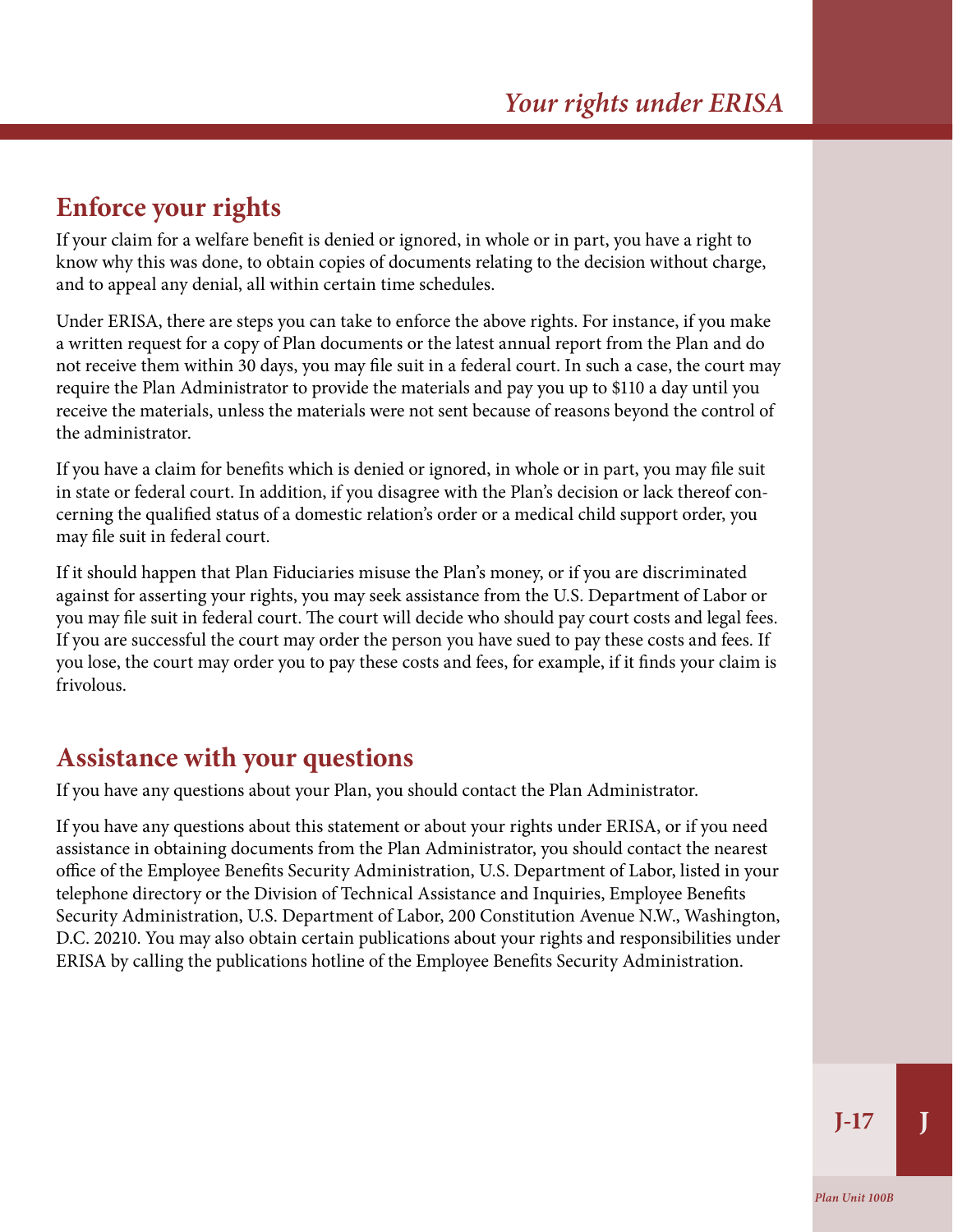## Enforce your rights

If your claim for a welfare benefit is denied or ignored, in whole or in part, you have a right to know why this was done, to obtain copies of documents relating to the decision without charge, and to appeal any denial, all within certain time schedules.

Under ERISA, there are steps you can take to enforce the above rights. For instance, if you make a written request for a copy of Plan documents or the latest annual report from the Plan and do not receive them within 30 days, you may file suit in a federal court. In such a case, the court may require the Plan Administrator to provide the materials and pay you up to $110 a day until you receive the materials, unless the materials were not sent because of reasons beyond the control of the administrator.

If you have a claim for benefits which is denied or ignored, in whole or in part, you may file suit in state or federal court. In addition, if you disagree with the Plan's decision or lack thereof concerning the qualified status of a domestic relation's order or a medical child support order, you may file suit in federal court.

If it should happen that Plan Fiduciaries misuse the Plan's money, or if you are discriminated against for asserting your rights, you may seek assistance from the U.S. Department of Labor or you may file suit in federal court. The court will decide who should pay court costs and legal fees. If you are successful the court may order the person you have sued to pay these costs and fees. If you lose, the court may order you to pay these costs and fees, for example, if it finds your claim is frivolous.

## Assistance with your questions

If you have any questions about your Plan, you should contact the Plan Administrator.

If you have any questions about this statement or about your rights under ERISA, or if you need assistance in obtaining documents from the Plan Administrator, you should contact the nearest office of the Employee Benefits Security Administration, U.S. Department of Labor, listed in your telephone directory or the Division of Technical Assistance and Inquiries, Employee Benefits Security Administration, U.S. Department of Labor, 200 Constitution Avenue N.W., Washington, D.C. 20210. You may also obtain certain publications about your rights and responsibilities under ERISA by calling the publications hotline of the Employee Benefits Security Administration.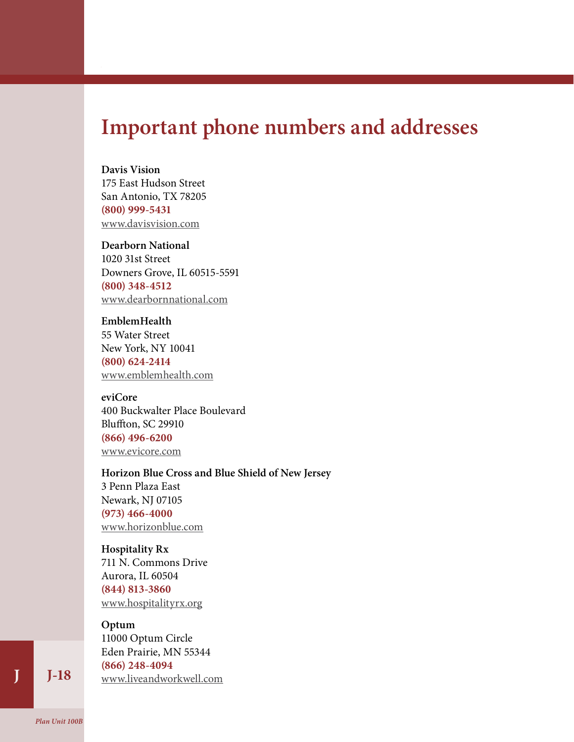# Important phone numbers and addresses

**Davis Vision**
175 East Hudson Street
San Antonio, TX 78205
**(800) 999-5431**
www.davisvision.com

**Dearborn National**
1020 31st Street
Downers Grove, IL 60515-5591
**(800) 348-4512**
www.dearbornnational.com

**EmblemHealth**
55 Water Street
New York, NY 10041
**(800) 624-2414**
www.emblemhealth.com

**eviCore**
400 Buckwalter Place Boulevard
Bluffton, SC 29910
**(866) 496-6200**
www.evicore.com

**Horizon Blue Cross and Blue Shield of New Jersey**
3 Penn Plaza East
Newark, NJ 07105
**(973) 466-4000**
www.horizonblue.com

**Hospitality Rx**
711 N. Commons Drive
Aurora, IL 60504
**(844) 813-3860**
www.hospitalityrx.org

**Optum**
11000 Optum Circle
Eden Prairie, MN 55344
**(866) 248-4094**
www.liveandworkwell.com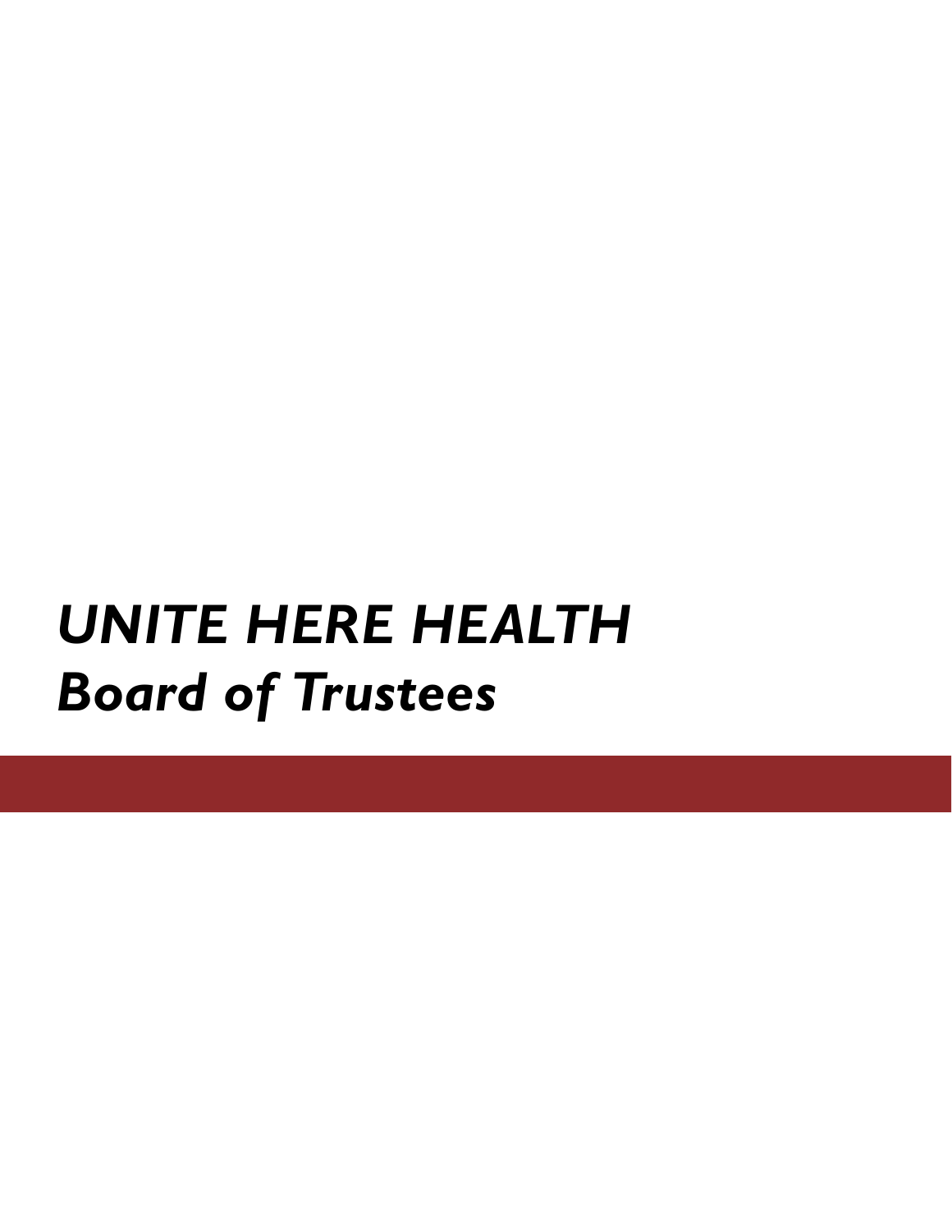# *UNITE HERE HEALTH*

## *Board of Trustees*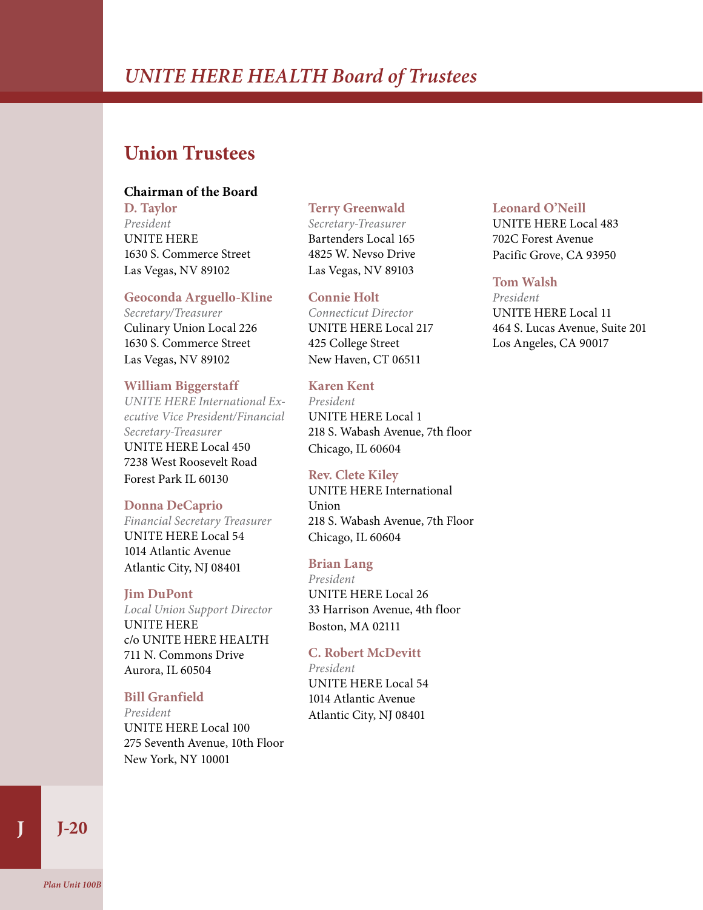# *UNITE HERE HEALTH Board of Trustees*

## Union Trustees

**Chairman of the Board**

**D. Taylor**
*President*
UNITE HERE
1630 S. Commerce Street
Las Vegas, NV 89102

**Geoconda Arguello-Kline**
*Secretary/Treasurer*
Culinary Union Local 226
1630 S. Commerce Street
Las Vegas, NV 89102

**William Biggerstaff**
*UNITE HERE International Executive Vice President/Financial Secretary-Treasurer*
UNITE HERE Local 450
7238 West Roosevelt Road
Forest Park IL 60130

**Donna DeCaprio**
*Financial Secretary Treasurer*
UNITE HERE Local 54
1014 Atlantic Avenue
Atlantic City, NJ 08401

**Jim DuPont**
*Local Union Support Director*
UNITE HERE
c/o UNITE HERE HEALTH
711 N. Commons Drive
Aurora, IL 60504

**Bill Granfield**
*President*
UNITE HERE Local 100
275 Seventh Avenue, 10th Floor
New York, NY 10001

**Terry Greenwald**
*Secretary-Treasurer*
Bartenders Local 165
4825 W. Nevso Drive
Las Vegas, NV 89103

**Connie Holt**
*Connecticut Director*
UNITE HERE Local 217
425 College Street
New Haven, CT 06511

**Karen Kent**
*President*
UNITE HERE Local 1
218 S. Wabash Avenue, 7th floor
Chicago, IL 60604

**Rev. Clete Kiley**
UNITE HERE International Union
218 S. Wabash Avenue, 7th Floor
Chicago, IL 60604

**Brian Lang**
*President*
UNITE HERE Local 26
33 Harrison Avenue, 4th floor
Boston, MA 02111

**C. Robert McDevitt**
*President*
UNITE HERE Local 54
1014 Atlantic Avenue
Atlantic City, NJ 08401

**Leonard O'Neill**
UNITE HERE Local 483
702C Forest Avenue
Pacific Grove, CA 93950

**Tom Walsh**
*President*
UNITE HERE Local 11
464 S. Lucas Avenue, Suite 201
Los Angeles, CA 90017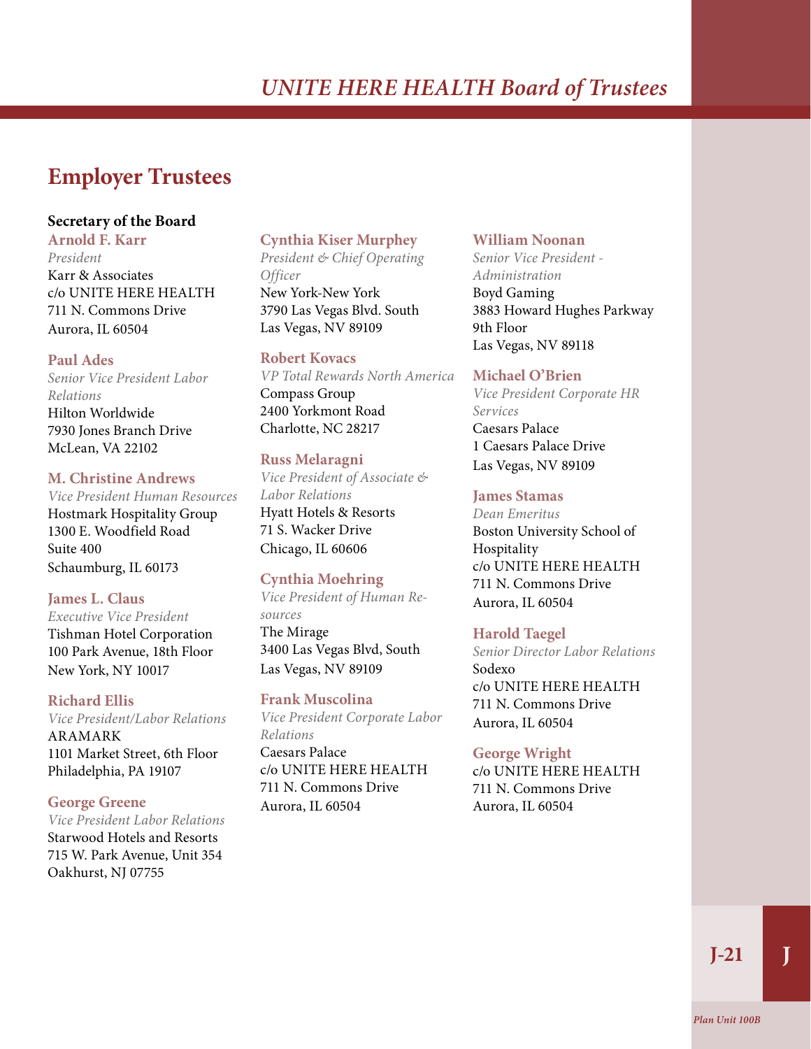# UNITE HERE HEALTH Board of Trustees

## Employer Trustees

**Secretary of the Board**

**Arnold F. Karr**
*President*
Karr & Associates
c/o UNITE HERE HEALTH
711 N. Commons Drive
Aurora, IL 60504

**Paul Ades**
*Senior Vice President Labor Relations*
Hilton Worldwide
7930 Jones Branch Drive
McLean, VA 22102

**M. Christine Andrews**
*Vice President Human Resources*
Hostmark Hospitality Group
1300 E. Woodfield Road
Suite 400
Schaumburg, IL 60173

**James L. Claus**
*Executive Vice President*
Tishman Hotel Corporation
100 Park Avenue, 18th Floor
New York, NY 10017

**Richard Ellis**
*Vice President/Labor Relations*
ARAMARK
1101 Market Street, 6th Floor
Philadelphia, PA 19107

**George Greene**
*Vice President Labor Relations*
Starwood Hotels and Resorts
715 W. Park Avenue, Unit 354
Oakhurst, NJ 07755

**Cynthia Kiser Murphey**
*President & Chief Operating Officer*
New York-New York
3790 Las Vegas Blvd. South
Las Vegas, NV 89109

**Robert Kovacs**
*VP Total Rewards North America*
Compass Group
2400 Yorkmont Road
Charlotte, NC 28217

**Russ Melaragni**
*Vice President of Associate & Labor Relations*
Hyatt Hotels & Resorts
71 S. Wacker Drive
Chicago, IL 60606

**Cynthia Moehring**
*Vice President of Human Resources*
The Mirage
3400 Las Vegas Blvd, South
Las Vegas, NV 89109

**Frank Muscolina**
*Vice President Corporate Labor Relations*
Caesars Palace
c/o UNITE HERE HEALTH
711 N. Commons Drive
Aurora, IL 60504

**William Noonan**
*Senior Vice President - Administration*
Boyd Gaming
3883 Howard Hughes Parkway
9th Floor
Las Vegas, NV 89118

**Michael O'Brien**
*Vice President Corporate HR Services*
Caesars Palace
1 Caesars Palace Drive
Las Vegas, NV 89109

**James Stamas**
*Dean Emeritus*
Boston University School of Hospitality
c/o UNITE HERE HEALTH
711 N. Commons Drive
Aurora, IL 60504

**Harold Taegel**
*Senior Director Labor Relations*
Sodexo
c/o UNITE HERE HEALTH
711 N. Commons Drive
Aurora, IL 60504

**George Wright**
c/o UNITE HERE HEALTH
711 N. Commons Drive
Aurora, IL 60504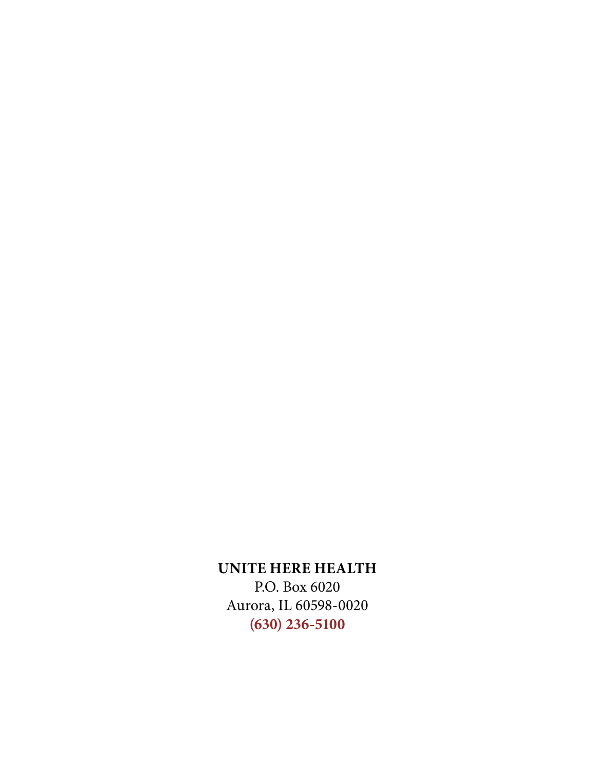**UNITE HERE HEALTH**

P.O. Box 6020

Aurora, IL 60598-0020

**(630) 236-5100**